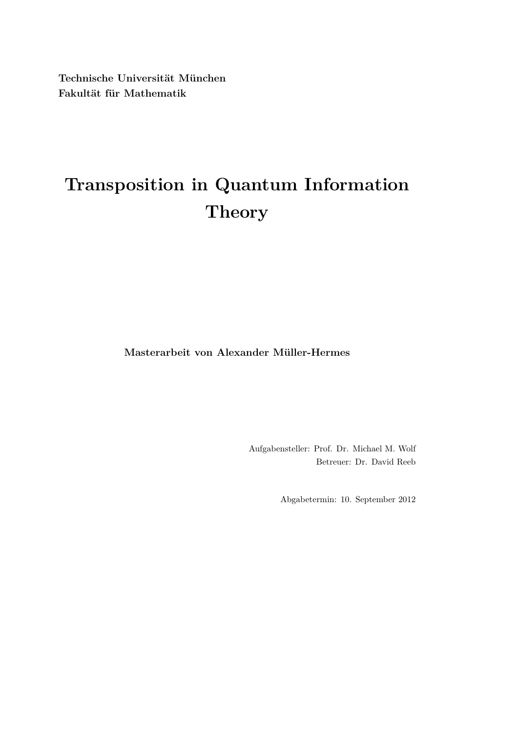**Technische Universität München**
**Fakultät für Mathematik**

# Transposition in Quantum Information Theory

**Masterarbeit von Alexander Müller-Hermes**

Aufgabensteller: Prof. Dr. Michael M. Wolf
Betreuer: Dr. David Reeb

Abgabetermin: 10. September 2012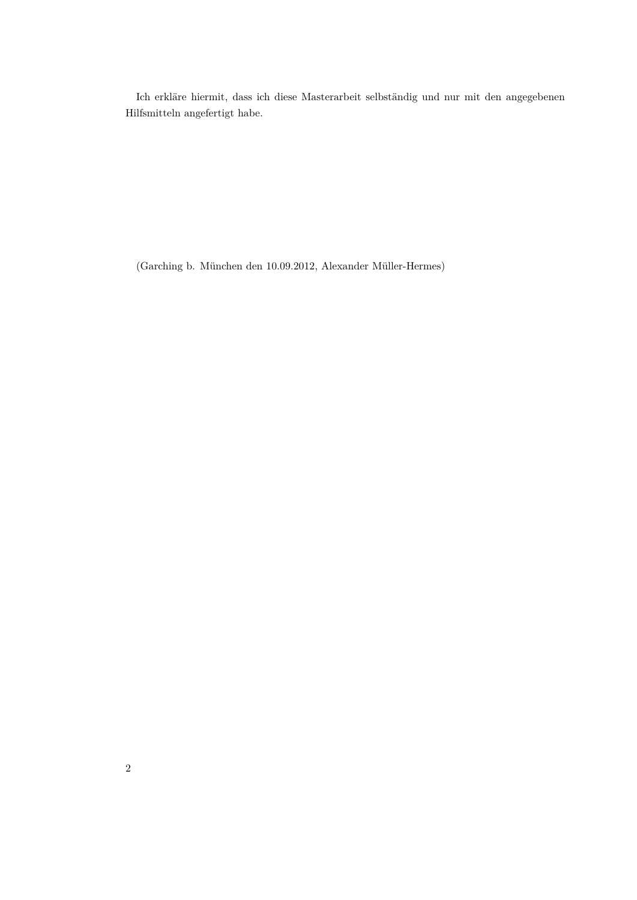Ich erkläre hiermit, dass ich diese Masterarbeit selbständig und nur mit den angegebenen Hilfsmitteln angefertigt habe.

(Garching b. München den 10.09.2012, Alexander Müller-Hermes)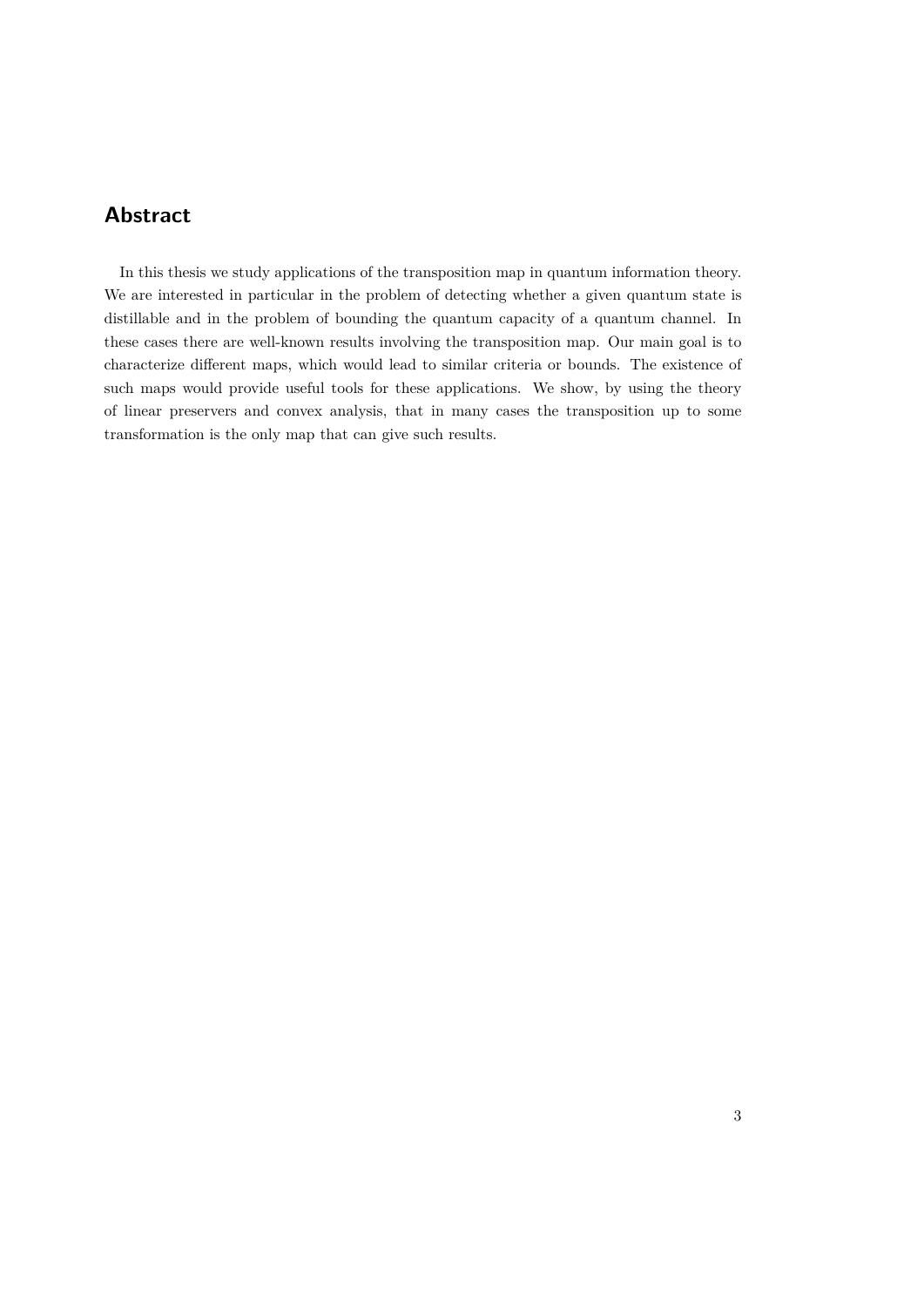## Abstract

In this thesis we study applications of the transposition map in quantum information theory. We are interested in particular in the problem of detecting whether a given quantum state is distillable and in the problem of bounding the quantum capacity of a quantum channel. In these cases there are well-known results involving the transposition map. Our main goal is to characterize different maps, which would lead to similar criteria or bounds. The existence of such maps would provide useful tools for these applications. We show, by using the theory of linear preservers and convex analysis, that in many cases the transposition up to some transformation is the only map that can give such results.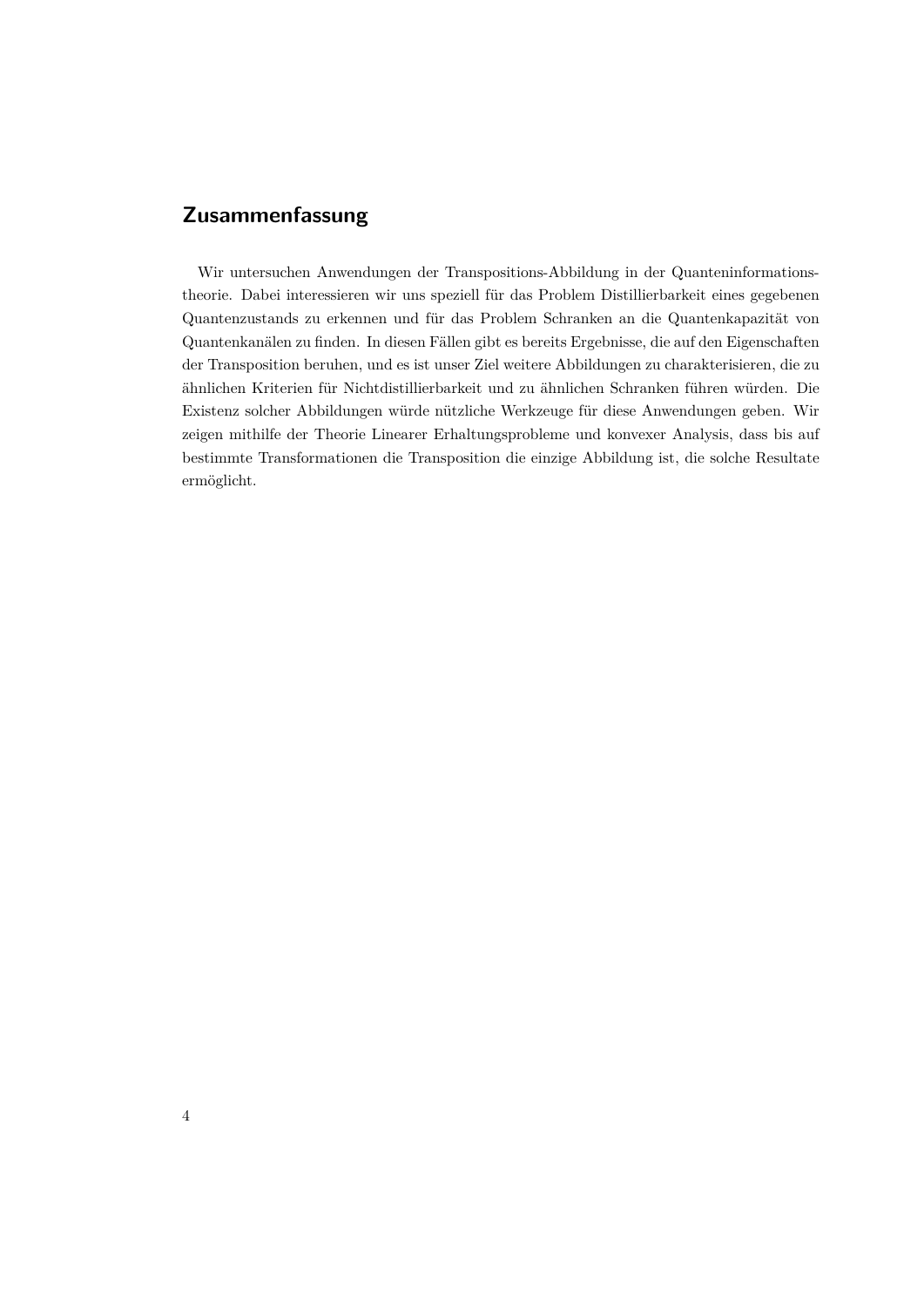## Zusammenfassung

Wir untersuchen Anwendungen der Transpositions-Abbildung in der Quanteninformationstheorie. Dabei interessieren wir uns speziell für das Problem Distillierbarkeit eines gegebenen Quantenzustands zu erkennen und für das Problem Schranken an die Quantenkapazität von Quantenkanälen zu finden. In diesen Fällen gibt es bereits Ergebnisse, die auf den Eigenschaften der Transposition beruhen, und es ist unser Ziel weitere Abbildungen zu charakterisieren, die zu ähnlichen Kriterien für Nichtdistillierbarkeit und zu ähnlichen Schranken führen würden. Die Existenz solcher Abbildungen würde nützliche Werkzeuge für diese Anwendungen geben. Wir zeigen mithilfe der Theorie Linearer Erhaltungsprobleme und konvexer Analysis, dass bis auf bestimmte Transformationen die Transposition die einzige Abbildung ist, die solche Resultate ermöglicht.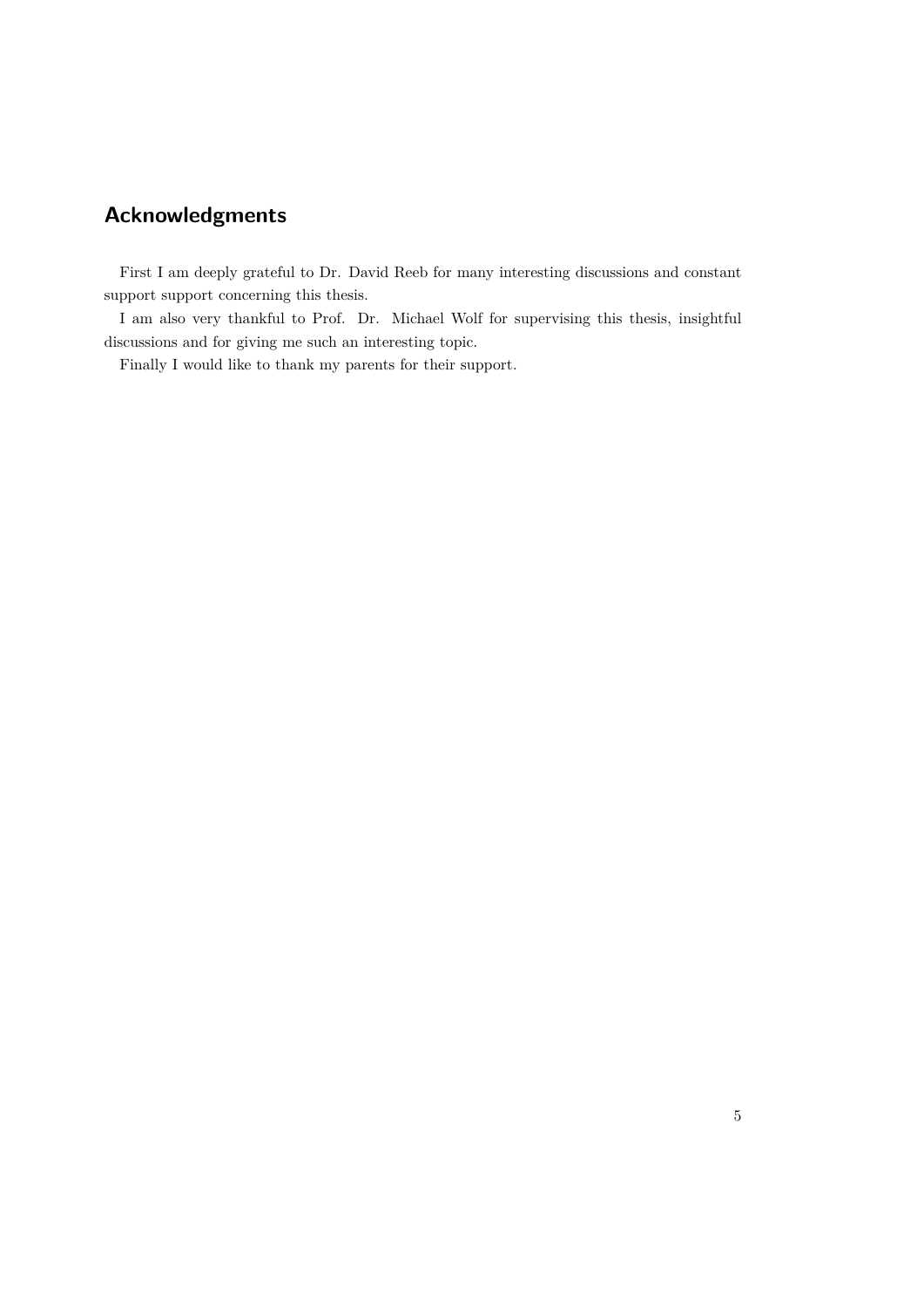## Acknowledgments

First I am deeply grateful to Dr. David Reeb for many interesting discussions and constant support support concerning this thesis.

I am also very thankful to Prof. Dr. Michael Wolf for supervising this thesis, insightful discussions and for giving me such an interesting topic.

Finally I would like to thank my parents for their support.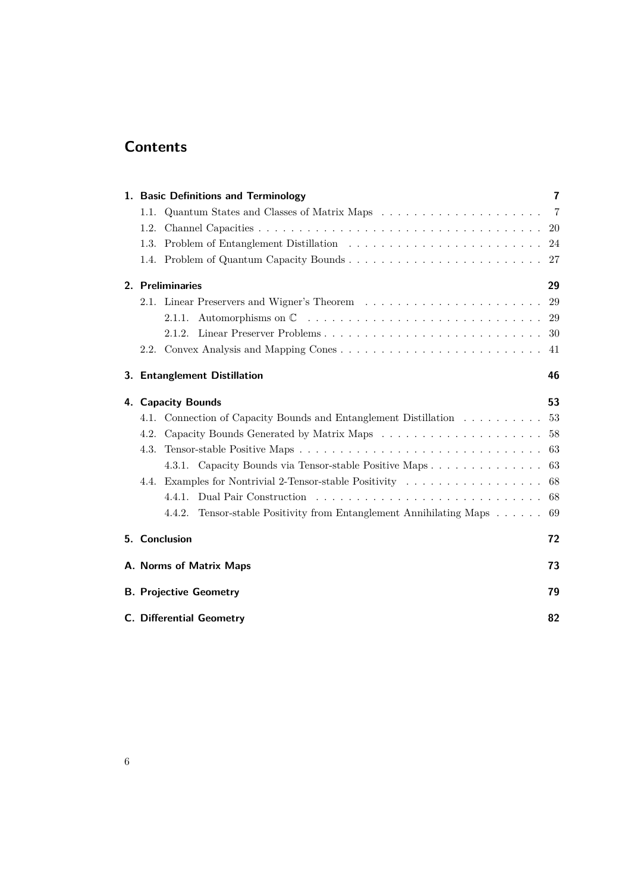# Contents

**1. Basic Definitions and Terminology** — 7

- 1.1. Quantum States and Classes of Matrix Maps — 7
- 1.2. Channel Capacities — 20
- 1.3. Problem of Entanglement Distillation — 24
- 1.4. Problem of Quantum Capacity Bounds — 27

**2. Preliminaries** — 29

- 2.1. Linear Preservers and Wigner's Theorem — 29
  - 2.1.1. Automorphisms on $\mathbb{C}$ — 29
  - 2.1.2. Linear Preserver Problems — 30
- 2.2. Convex Analysis and Mapping Cones — 41

**3. Entanglement Distillation** — 46

**4. Capacity Bounds** — 53

- 4.1. Connection of Capacity Bounds and Entanglement Distillation — 53
- 4.2. Capacity Bounds Generated by Matrix Maps — 58
- 4.3. Tensor-stable Positive Maps — 63
  - 4.3.1. Capacity Bounds via Tensor-stable Positive Maps — 63
- 4.4. Examples for Nontrivial 2-Tensor-stable Positivity — 68
  - 4.4.1. Dual Pair Construction — 68
  - 4.4.2. Tensor-stable Positivity from Entanglement Annihilating Maps — 69

**5. Conclusion** — 72

**A. Norms of Matrix Maps** — 73

**B. Projective Geometry** — 79

**C. Differential Geometry** — 82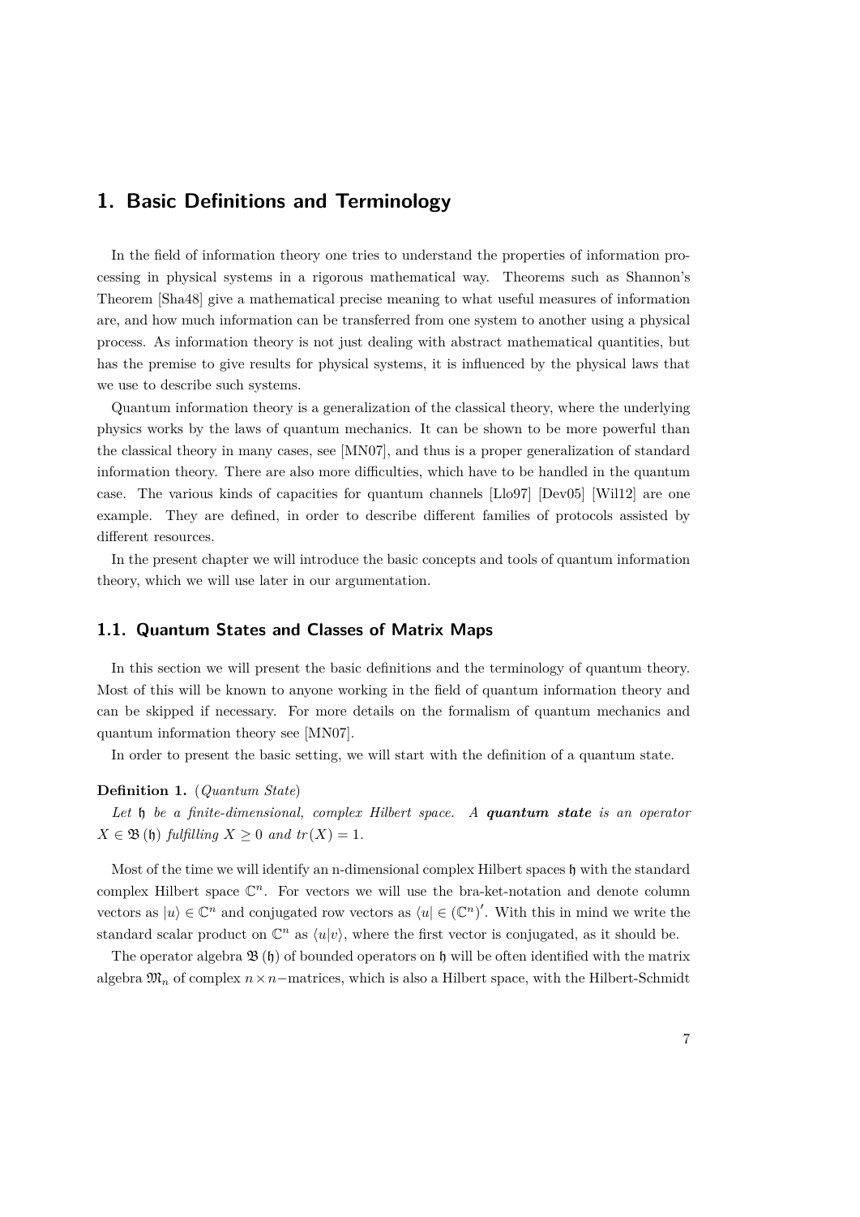# 1. Basic Definitions and Terminology

In the field of information theory one tries to understand the properties of information processing in physical systems in a rigorous mathematical way. Theorems such as Shannon's Theorem [Sha48] give a mathematical precise meaning to what useful measures of information are, and how much information can be transferred from one system to another using a physical process. As information theory is not just dealing with abstract mathematical quantities, but has the premise to give results for physical systems, it is influenced by the physical laws that we use to describe such systems.

Quantum information theory is a generalization of the classical theory, where the underlying physics works by the laws of quantum mechanics. It can be shown to be more powerful than the classical theory in many cases, see [MN07], and thus is a proper generalization of standard information theory. There are also more difficulties, which have to be handled in the quantum case. The various kinds of capacities for quantum channels [Llo97] [Dev05] [Wil12] are one example. They are defined, in order to describe different families of protocols assisted by different resources.

In the present chapter we will introduce the basic concepts and tools of quantum information theory, which we will use later in our argumentation.

## 1.1. Quantum States and Classes of Matrix Maps

In this section we will present the basic definitions and the terminology of quantum theory. Most of this will be known to anyone working in the field of quantum information theory and can be skipped if necessary. For more details on the formalism of quantum mechanics and quantum information theory see [MN07].

In order to present the basic setting, we will start with the definition of a quantum state.

**Definition 1.** (*Quantum State*)

*Let $\mathfrak{h}$ be a finite-dimensional, complex Hilbert space. A **quantum state** is an operator $X \in \mathfrak{B}(\mathfrak{h})$ fulfilling $X \geq 0$ and $tr(X) = 1$.*

Most of the time we will identify an n-dimensional complex Hilbert spaces $\mathfrak{h}$ with the standard complex Hilbert space $\mathbb{C}^n$. For vectors we will use the bra-ket-notation and denote column vectors as $|u\rangle \in \mathbb{C}^n$ and conjugated row vectors as $\langle u| \in (\mathbb{C}^n)'$. With this in mind we write the standard scalar product on $\mathbb{C}^n$ as $\langle u|v\rangle$, where the first vector is conjugated, as it should be.

The operator algebra $\mathfrak{B}(\mathfrak{h})$ of bounded operators on $\mathfrak{h}$ will be often identified with the matrix algebra $\mathfrak{M}_n$ of complex $n \times n$−matrices, which is also a Hilbert space, with the Hilbert-Schmidt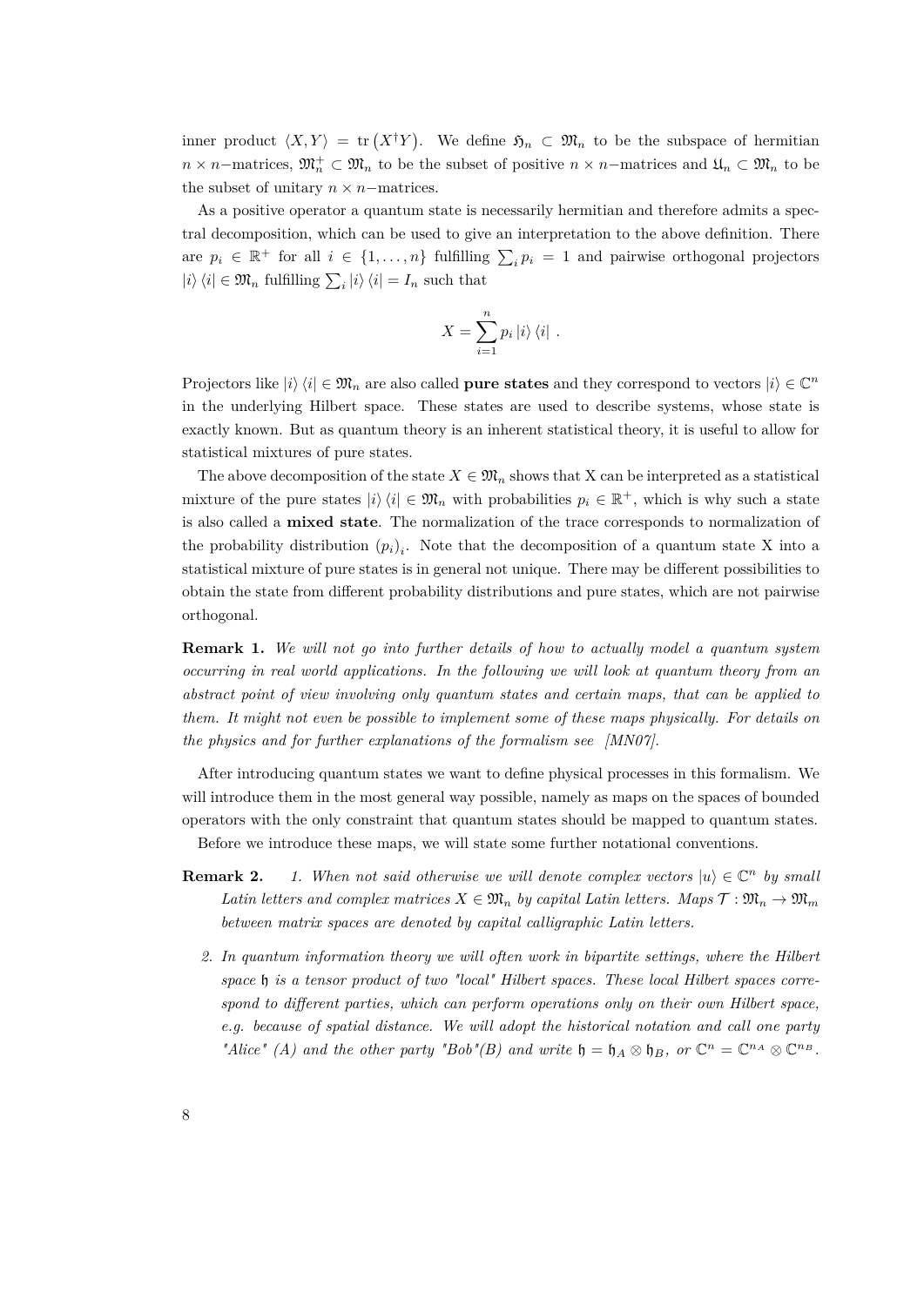inner product $\langle X, Y\rangle = \operatorname{tr}\left(X^\dagger Y\right)$. We define $\mathfrak{H}_n \subset \mathfrak{M}_n$ to be the subspace of hermitian $n\times n-$matrices, $\mathfrak{M}_n^+ \subset \mathfrak{M}_n$ to be the subset of positive $n\times n-$matrices and $\mathfrak{U}_n \subset \mathfrak{M}_n$ to be the subset of unitary $n \times n-$matrices.

As a positive operator a quantum state is necessarily hermitian and therefore admits a spectral decomposition, which can be used to give an interpretation to the above definition. There are $p_i \in \mathbb{R}^+$ for all $i \in \{1, \ldots, n\}$ fulfilling $\sum_i p_i = 1$ and pairwise orthogonal projectors $|i\rangle\langle i| \in \mathfrak{M}_n$ fulfilling $\sum_i |i\rangle\langle i| = I_n$ such that

$$X = \sum_{i=1}^{n} p_i |i\rangle\langle i| \ .$$

Projectors like $|i\rangle\langle i| \in \mathfrak{M}_n$ are also called **pure states** and they correspond to vectors $|i\rangle \in \mathbb{C}^n$ in the underlying Hilbert space. These states are used to describe systems, whose state is exactly known. But as quantum theory is an inherent statistical theory, it is useful to allow for statistical mixtures of pure states.

The above decomposition of the state $X \in \mathfrak{M}_n$ shows that X can be interpreted as a statistical mixture of the pure states $|i\rangle\langle i| \in \mathfrak{M}_n$ with probabilities $p_i \in \mathbb{R}^+$, which is why such a state is also called a **mixed state**. The normalization of the trace corresponds to normalization of the probability distribution $(p_i)_i$. Note that the decomposition of a quantum state X into a statistical mixture of pure states is in general not unique. There may be different possibilities to obtain the state from different probability distributions and pure states, which are not pairwise orthogonal.

**Remark 1.** *We will not go into further details of how to actually model a quantum system occurring in real world applications. In the following we will look at quantum theory from an abstract point of view involving only quantum states and certain maps, that can be applied to them. It might not even be possible to implement some of these maps physically. For details on the physics and for further explanations of the formalism see [MN07].*

After introducing quantum states we want to define physical processes in this formalism. We will introduce them in the most general way possible, namely as maps on the spaces of bounded operators with the only constraint that quantum states should be mapped to quantum states.

Before we introduce these maps, we will state some further notational conventions.

**Remark 2.**

1. *When not said otherwise we will denote complex vectors $|u\rangle \in \mathbb{C}^n$ by small Latin letters and complex matrices $X \in \mathfrak{M}_n$ by capital Latin letters. Maps $\mathcal{T} : \mathfrak{M}_n \to \mathfrak{M}_m$ between matrix spaces are denoted by capital calligraphic Latin letters.*
2. *In quantum information theory we will often work in bipartite settings, where the Hilbert space $\mathfrak{h}$ is a tensor product of two "local" Hilbert spaces. These local Hilbert spaces correspond to different parties, which can perform operations only on their own Hilbert space, e.g. because of spatial distance. We will adopt the historical notation and call one party "Alice" (A) and the other party "Bob"(B) and write $\mathfrak{h} = \mathfrak{h}_A \otimes \mathfrak{h}_B$, or $\mathbb{C}^n = \mathbb{C}^{n_A} \otimes \mathbb{C}^{n_B}$.*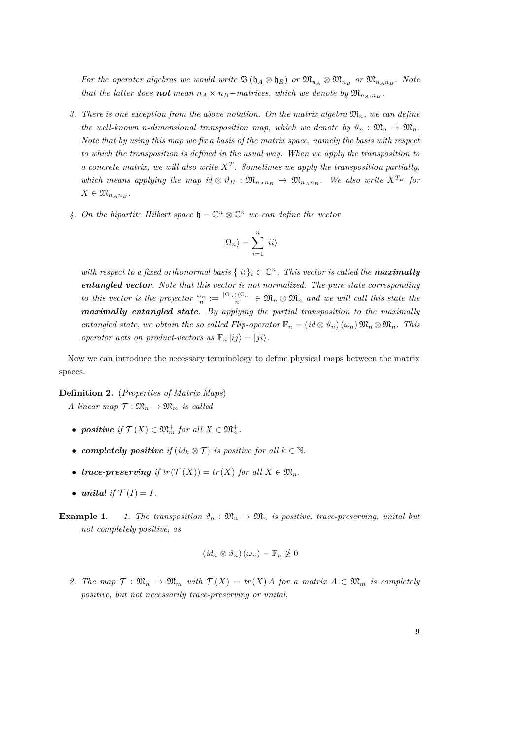*For the operator algebras we would write $\mathfrak{B}(\mathfrak{h}_A \otimes \mathfrak{h}_B)$ or $\mathfrak{M}_{n_A} \otimes \mathfrak{M}_{n_B}$ or $\mathfrak{M}_{n_A n_B}$. Note that the latter does **not** mean $n_A \times n_B-$matrices, which we denote by $\mathfrak{M}_{n_A,n_B}$.*

3. *There is one exception from the above notation. On the matrix algebra $\mathfrak{M}_n$, we can define the well-known n-dimensional transposition map, which we denote by $\vartheta_n : \mathfrak{M}_n \to \mathfrak{M}_n$. Note that by using this map we fix a basis of the matrix space, namely the basis with respect to which the transposition is defined in the usual way. When we apply the transposition to a concrete matrix, we will also write $X^T$. Sometimes we apply the transposition partially, which means applying the map $id \otimes \vartheta_B : \mathfrak{M}_{n_A n_B} \to \mathfrak{M}_{n_A n_B}$. We also write $X^{T_B}$ for $X \in \mathfrak{M}_{n_A n_B}$.*

4. *On the bipartite Hilbert space $\mathfrak{h} = \mathbb{C}^n \otimes \mathbb{C}^n$ we can define the vector*

$$|\Omega_n\rangle = \sum_{i=1}^{n} |ii\rangle$$

*with respect to a fixed orthonormal basis $\{|i\rangle\}_i \subset \mathbb{C}^n$. This vector is called the **maximally entangled vector**. Note that this vector is not normalized. The pure state corresponding to this vector is the projector $\frac{\omega_n}{n} := \frac{|\Omega_n\rangle\langle\Omega_n|}{n} \in \mathfrak{M}_n \otimes \mathfrak{M}_n$ and we will call this state the **maximally entangled state**. By applying the partial transposition to the maximally entangled state, we obtain the so called Flip-operator $\mathbb{F}_n = (id \otimes \vartheta_n)(\omega_n)\, \mathfrak{M}_n \otimes \mathfrak{M}_n$. This operator acts on product-vectors as $\mathbb{F}_n |ij\rangle = |ji\rangle$.*

Now we can introduce the necessary terminology to define physical maps between the matrix spaces.

**Definition 2.** (*Properties of Matrix Maps*)
*A linear map $\mathcal{T} : \mathfrak{M}_n \to \mathfrak{M}_m$ is called*

- ***positive*** *if $\mathcal{T}(X) \in \mathfrak{M}_m^+$ for all $X \in \mathfrak{M}_n^+$.*
- ***completely positive*** *if $(id_k \otimes \mathcal{T})$ is positive for all $k \in \mathbb{N}$.*
- ***trace-preserving*** *if $tr(\mathcal{T}(X)) = tr(X)$ for all $X \in \mathfrak{M}_n$.*
- ***unital*** *if $\mathcal{T}(I) = I$.*

**Example 1.**

1. *The transposition $\vartheta_n : \mathfrak{M}_n \to \mathfrak{M}_n$ is positive, trace-preserving, unital but not completely positive, as*

$$(id_n \otimes \vartheta_n)(\omega_n) = \mathbb{F}_n \ngeq 0$$

2. *The map $\mathcal{T} : \mathfrak{M}_n \to \mathfrak{M}_m$ with $\mathcal{T}(X) = tr(X)\, A$ for a matrix $A \in \mathfrak{M}_m$ is completely positive, but not necessarily trace-preserving or unital.*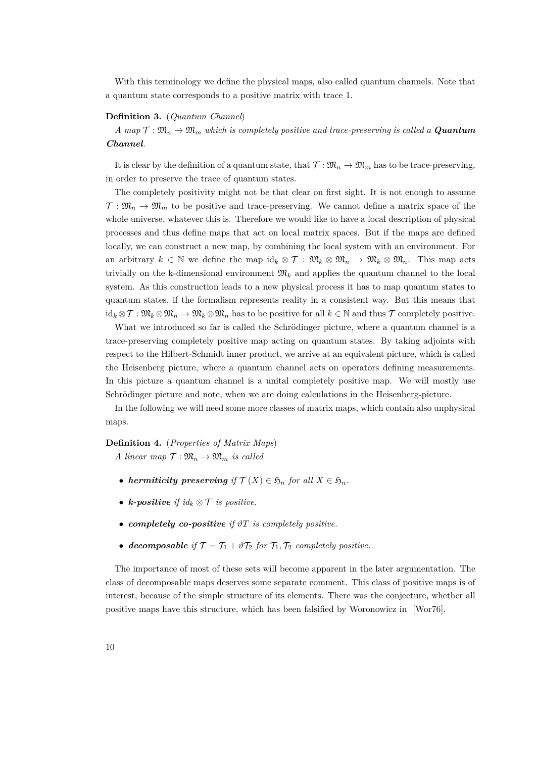With this terminology we define the physical maps, also called quantum channels. Note that a quantum state corresponds to a positive matrix with trace 1.

**Definition 3.** (*Quantum Channel*)
*A map $\mathcal{T} : \mathfrak{M}_n \to \mathfrak{M}_m$ which is completely positive and trace-preserving is called a* ***Quantum Channel****.*

It is clear by the definition of a quantum state, that $\mathcal{T} : \mathfrak{M}_n \to \mathfrak{M}_m$ has to be trace-preserving, in order to preserve the trace of quantum states.

The completely positivity might not be that clear on first sight. It is not enough to assume $\mathcal{T} : \mathfrak{M}_n \to \mathfrak{M}_m$ to be positive and trace-preserving. We cannot define a matrix space of the whole universe, whatever this is. Therefore we would like to have a local description of physical processes and thus define maps that act on local matrix spaces. But if the maps are defined locally, we can construct a new map, by combining the local system with an environment. For an arbitrary $k \in \mathbb{N}$ we define the map $\mathrm{id}_k \otimes \mathcal{T} : \mathfrak{M}_k \otimes \mathfrak{M}_n \to \mathfrak{M}_k \otimes \mathfrak{M}_n$. This map acts trivially on the k-dimensional environment $\mathfrak{M}_k$ and applies the quantum channel to the local system. As this construction leads to a new physical process it has to map quantum states to quantum states, if the formalism represents reality in a consistent way. But this means that $\mathrm{id}_k \otimes \mathcal{T} : \mathfrak{M}_k \otimes \mathfrak{M}_n \to \mathfrak{M}_k \otimes \mathfrak{M}_n$ has to be positive for all $k \in \mathbb{N}$ and thus $\mathcal{T}$ completely positive.

What we introduced so far is called the Schrödinger picture, where a quantum channel is a trace-preserving completely positive map acting on quantum states. By taking adjoints with respect to the Hilbert-Schmidt inner product, we arrive at an equivalent picture, which is called the Heisenberg picture, where a quantum channel acts on operators defining measurements. In this picture a quantum channel is a unital completely positive map. We will mostly use Schrödinger picture and note, when we are doing calculations in the Heisenberg-picture.

In the following we will need some more classes of matrix maps, which contain also unphysical maps.

**Definition 4.** (*Properties of Matrix Maps*)
*A linear map $\mathcal{T} : \mathfrak{M}_n \to \mathfrak{M}_m$ is called*

- ***hermiticity preserving*** *if $\mathcal{T}(X) \in \mathfrak{H}_n$ for all $X \in \mathfrak{H}_n$.*
- ***k-positive*** *if $id_k \otimes \mathcal{T}$ is positive.*
- ***completely co-positive*** *if $\vartheta T$ is completely positive.*
- ***decomposable*** *if $\mathcal{T} = \mathcal{T}_1 + \vartheta \mathcal{T}_2$ for $\mathcal{T}_1, \mathcal{T}_2$ completely positive.*

The importance of most of these sets will become apparent in the later argumentation. The class of decomposable maps deserves some separate comment. This class of positive maps is of interest, because of the simple structure of its elements. There was the conjecture, whether all positive maps have this structure, which has been falsified by Woronowicz in [Wor76].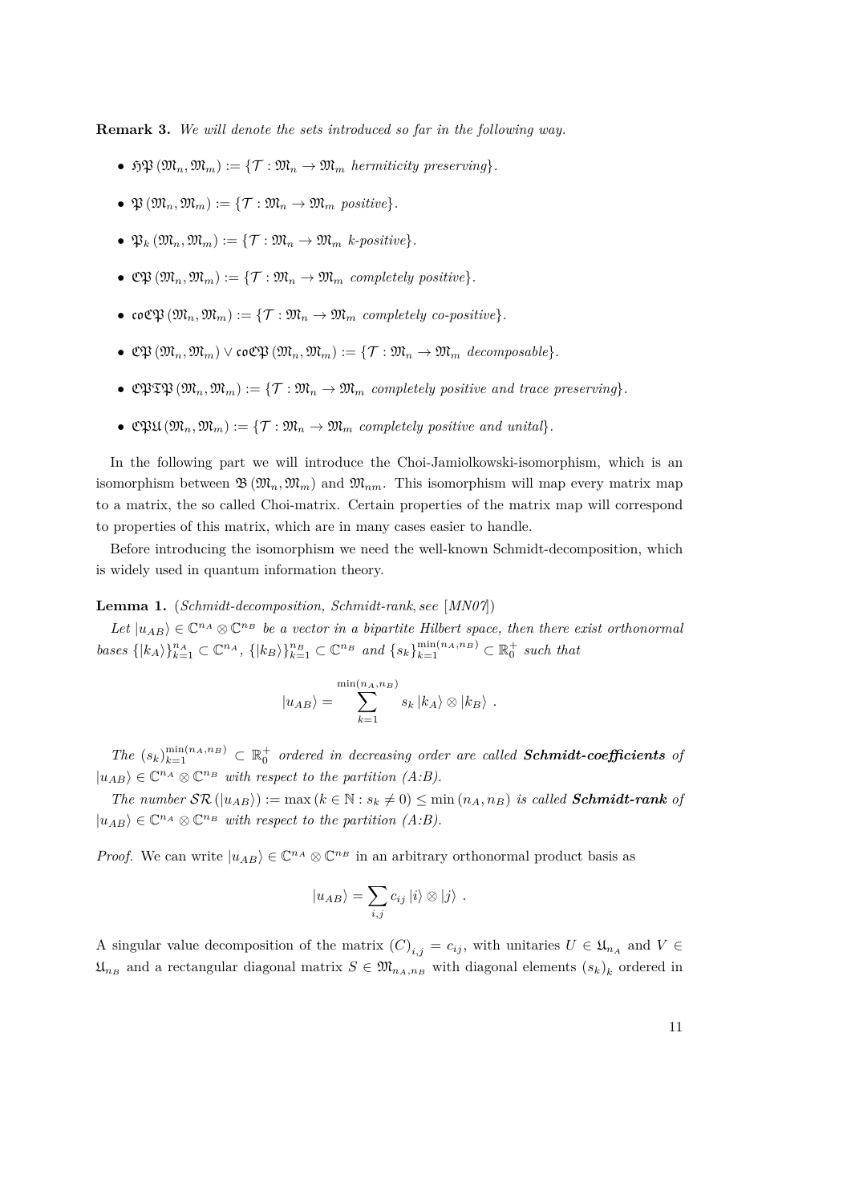**Remark 3.** *We will denote the sets introduced so far in the following way.*

- $\mathfrak{HP}(\mathfrak{M}_n, \mathfrak{M}_m) := \{\mathcal{T} : \mathfrak{M}_n \to \mathfrak{M}_m \text{ hermiticity preserving}\}$.
- $\mathfrak{P}(\mathfrak{M}_n, \mathfrak{M}_m) := \{\mathcal{T} : \mathfrak{M}_n \to \mathfrak{M}_m \text{ positive}\}$.
- $\mathfrak{P}_k(\mathfrak{M}_n, \mathfrak{M}_m) := \{\mathcal{T} : \mathfrak{M}_n \to \mathfrak{M}_m \text{ } k\text{-positive}\}$.
- $\mathfrak{CP}(\mathfrak{M}_n, \mathfrak{M}_m) := \{\mathcal{T} : \mathfrak{M}_n \to \mathfrak{M}_m \text{ completely positive}\}$.
- $\mathfrak{coCP}(\mathfrak{M}_n, \mathfrak{M}_m) := \{\mathcal{T} : \mathfrak{M}_n \to \mathfrak{M}_m \text{ completely co-positive}\}$.
- $\mathfrak{CP}(\mathfrak{M}_n, \mathfrak{M}_m) \vee \mathfrak{coCP}(\mathfrak{M}_n, \mathfrak{M}_m) := \{\mathcal{T} : \mathfrak{M}_n \to \mathfrak{M}_m \text{ decomposable}\}$.
- $\mathfrak{CPTP}(\mathfrak{M}_n, \mathfrak{M}_m) := \{\mathcal{T} : \mathfrak{M}_n \to \mathfrak{M}_m \text{ completely positive and trace preserving}\}$.
- $\mathfrak{CPU}(\mathfrak{M}_n, \mathfrak{M}_m) := \{\mathcal{T} : \mathfrak{M}_n \to \mathfrak{M}_m \text{ completely positive and unital}\}$.

In the following part we will introduce the Choi-Jamiolkowski-isomorphism, which is an isomorphism between $\mathfrak{B}(\mathfrak{M}_n, \mathfrak{M}_m)$ and $\mathfrak{M}_{nm}$. This isomorphism will map every matrix map to a matrix, the so called Choi-matrix. Certain properties of the matrix map will correspond to properties of this matrix, which are in many cases easier to handle.

Before introducing the isomorphism we need the well-known Schmidt-decomposition, which is widely used in quantum information theory.

**Lemma 1.** (*Schmidt-decomposition, Schmidt-rank, see* [MN07])

*Let $|u_{AB}\rangle \in \mathbb{C}^{n_A} \otimes \mathbb{C}^{n_B}$ be a vector in a bipartite Hilbert space, then there exist orthonormal bases $\{|k_A\rangle\}_{k=1}^{n_A} \subset \mathbb{C}^{n_A}$, $\{|k_B\rangle\}_{k=1}^{n_B} \subset \mathbb{C}^{n_B}$ and $\{s_k\}_{k=1}^{\min(n_A,n_B)} \subset \mathbb{R}_0^+$ such that*

$$|u_{AB}\rangle = \sum_{k=1}^{\min(n_A,n_B)} s_k \, |k_A\rangle \otimes |k_B\rangle \ .$$

*The $(s_k)_{k=1}^{\min(n_A,n_B)} \subset \mathbb{R}_0^+$ ordered in decreasing order are called **Schmidt-coefficients** of $|u_{AB}\rangle \in \mathbb{C}^{n_A} \otimes \mathbb{C}^{n_B}$ with respect to the partition (A:B).*

*The number $\mathcal{SR}(|u_{AB}\rangle) := \max(k \in \mathbb{N} : s_k \neq 0) \leq \min(n_A, n_B)$ is called **Schmidt-rank** of $|u_{AB}\rangle \in \mathbb{C}^{n_A} \otimes \mathbb{C}^{n_B}$ with respect to the partition (A:B).*

*Proof.* We can write $|u_{AB}\rangle \in \mathbb{C}^{n_A} \otimes \mathbb{C}^{n_B}$ in an arbitrary orthonormal product basis as

$$|u_{AB}\rangle = \sum_{i,j} c_{ij} \, |i\rangle \otimes |j\rangle \ .$$

A singular value decomposition of the matrix $(C)_{i,j} = c_{ij}$, with unitaries $U \in \mathfrak{U}_{n_A}$ and $V \in \mathfrak{U}_{n_B}$ and a rectangular diagonal matrix $S \in \mathfrak{M}_{n_A,n_B}$ with diagonal elements $(s_k)_k$ ordered in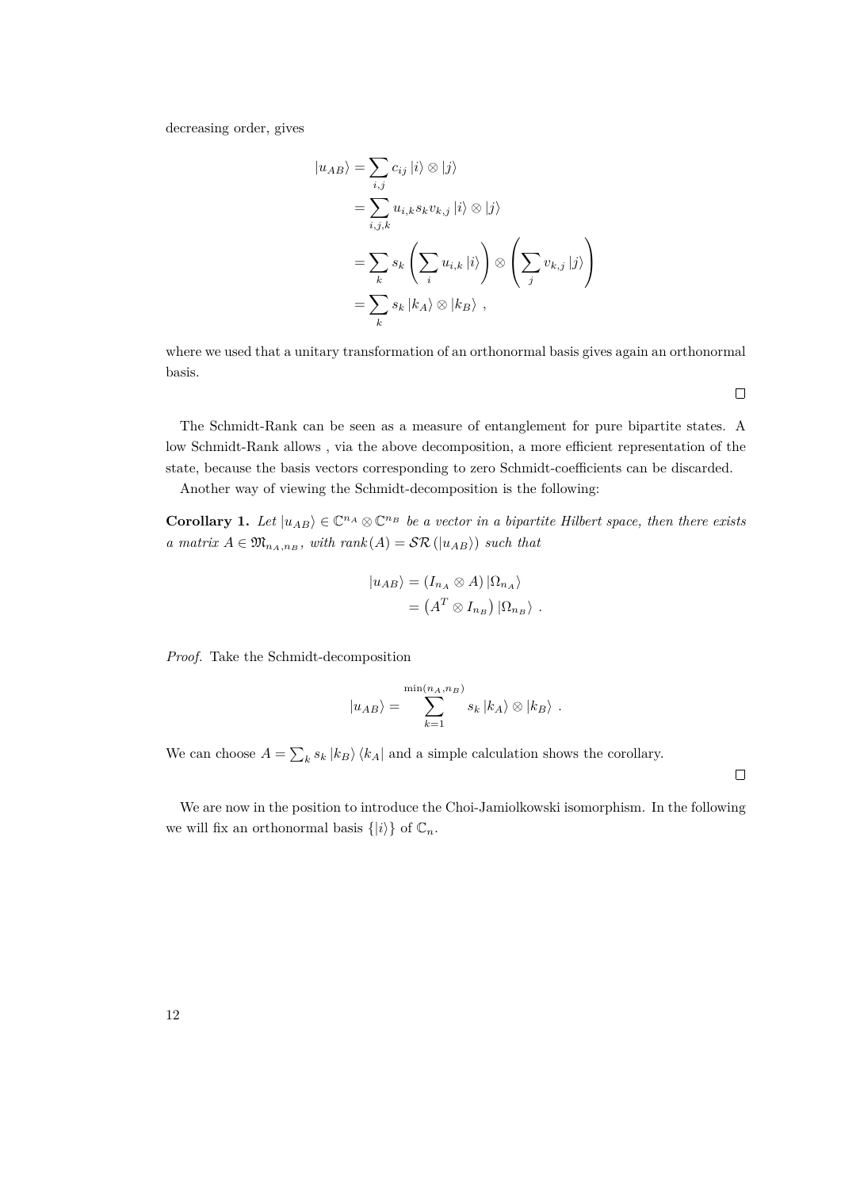decreasing order, gives

$$
\begin{aligned}
|u_{AB}\rangle &= \sum_{i,j} c_{ij} |i\rangle \otimes |j\rangle \\
&= \sum_{i,j,k} u_{i,k} s_k v_{k,j} |i\rangle \otimes |j\rangle \\
&= \sum_k s_k \left( \sum_i u_{i,k} |i\rangle \right) \otimes \left( \sum_j v_{k,j} |j\rangle \right) \\
&= \sum_k s_k |k_A\rangle \otimes |k_B\rangle \ ,
\end{aligned}
$$

where we used that a unitary transformation of an orthonormal basis gives again an orthonormal basis.

□

The Schmidt-Rank can be seen as a measure of entanglement for pure bipartite states. A low Schmidt-Rank allows , via the above decomposition, a more efficient representation of the state, because the basis vectors corresponding to zero Schmidt-coefficients can be discarded.

Another way of viewing the Schmidt-decomposition is the following:

**Corollary 1.** *Let $|u_{AB}\rangle \in \mathbb{C}^{n_A} \otimes \mathbb{C}^{n_B}$ be a vector in a bipartite Hilbert space, then there exists a matrix $A \in \mathfrak{M}_{n_A,n_B}$, with $rank(A) = \mathcal{SR}(|u_{AB}\rangle)$ such that*

$$
\begin{aligned}
|u_{AB}\rangle &= (I_{n_A} \otimes A) |\Omega_{n_A}\rangle \\
&= \left(A^T \otimes I_{n_B}\right) |\Omega_{n_B}\rangle \ .
\end{aligned}
$$

*Proof.* Take the Schmidt-decomposition

$$
|u_{AB}\rangle = \sum_{k=1}^{\min(n_A,n_B)} s_k |k_A\rangle \otimes |k_B\rangle \ .
$$

We can choose $A = \sum_k s_k |k_B\rangle \langle k_A|$ and a simple calculation shows the corollary.

□

We are now in the position to introduce the Choi-Jamiolkowski isomorphism. In the following we will fix an orthonormal basis $\{|i\rangle\}$ of $\mathbb{C}_n$.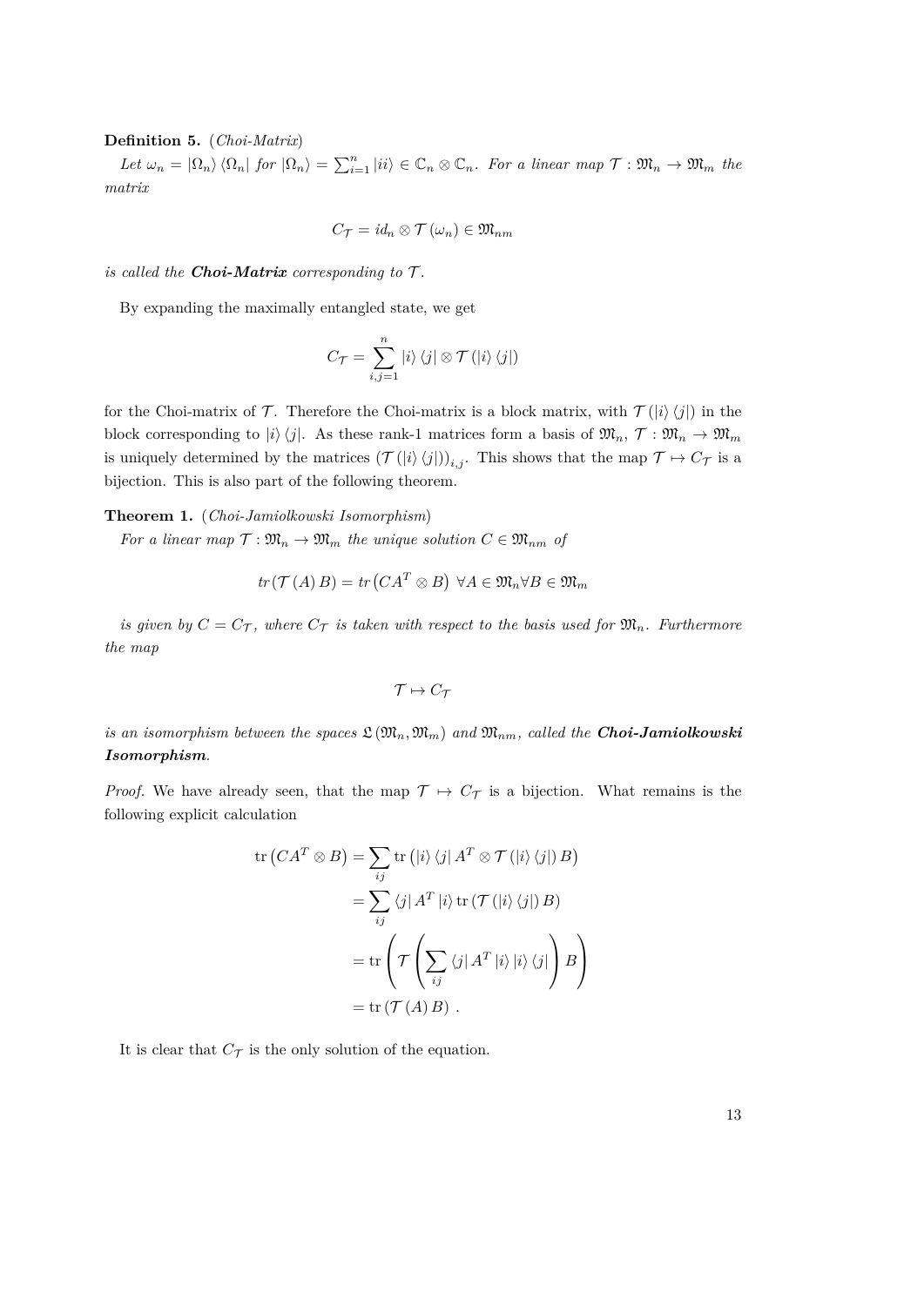**Definition 5.** (*Choi-Matrix*)

*Let $\omega_n = |\Omega_n\rangle\langle\Omega_n|$ for $|\Omega_n\rangle = \sum_{i=1}^{n} |ii\rangle \in \mathbb{C}_n \otimes \mathbb{C}_n$. For a linear map $\mathcal{T} : \mathfrak{M}_n \to \mathfrak{M}_m$ the matrix*

$$C_{\mathcal{T}} = id_n \otimes \mathcal{T}(\omega_n) \in \mathfrak{M}_{nm}$$

*is called the **Choi-Matrix** corresponding to $\mathcal{T}$.*

By expanding the maximally entangled state, we get

$$C_{\mathcal{T}} = \sum_{i,j=1}^{n} |i\rangle\langle j| \otimes \mathcal{T}(|i\rangle\langle j|)$$

for the Choi-matrix of $\mathcal{T}$. Therefore the Choi-matrix is a block matrix, with $\mathcal{T}(|i\rangle\langle j|)$ in the block corresponding to $|i\rangle\langle j|$. As these rank-1 matrices form a basis of $\mathfrak{M}_n$, $\mathcal{T} : \mathfrak{M}_n \to \mathfrak{M}_m$ is uniquely determined by the matrices $(\mathcal{T}(|i\rangle\langle j|))_{i,j}$. This shows that the map $\mathcal{T} \mapsto C_{\mathcal{T}}$ is a bijection. This is also part of the following theorem.

**Theorem 1.** (*Choi-Jamiolkowski Isomorphism*)

*For a linear map $\mathcal{T} : \mathfrak{M}_n \to \mathfrak{M}_m$ the unique solution $C \in \mathfrak{M}_{nm}$ of*

$$tr(\mathcal{T}(A) B) = tr\left(CA^T \otimes B\right) \ \forall A \in \mathfrak{M}_n \forall B \in \mathfrak{M}_m$$

*is given by $C = C_{\mathcal{T}}$, where $C_{\mathcal{T}}$ is taken with respect to the basis used for $\mathfrak{M}_n$. Furthermore the map*

$$\mathcal{T} \mapsto C_{\mathcal{T}}$$

*is an isomorphism between the spaces $\mathfrak{L}(\mathfrak{M}_n, \mathfrak{M}_m)$ and $\mathfrak{M}_{nm}$, called the **Choi-Jamiolkowski Isomorphism**.*

*Proof.* We have already seen, that the map $\mathcal{T} \mapsto C_{\mathcal{T}}$ is a bijection. What remains is the following explicit calculation

$$\begin{aligned}
\operatorname{tr}\left(CA^T \otimes B\right) &= \sum_{ij} \operatorname{tr}\left(|i\rangle\langle j| A^T \otimes \mathcal{T}(|i\rangle\langle j|) B\right) \\
&= \sum_{ij} \langle j| A^T |i\rangle \operatorname{tr}\left(\mathcal{T}(|i\rangle\langle j|) B\right) \\
&= \operatorname{tr}\left(\mathcal{T}\left(\sum_{ij} \langle j| A^T |i\rangle |i\rangle\langle j|\right) B\right) \\
&= \operatorname{tr}\left(\mathcal{T}(A) B\right) .
\end{aligned}$$

It is clear that $C_{\mathcal{T}}$ is the only solution of the equation.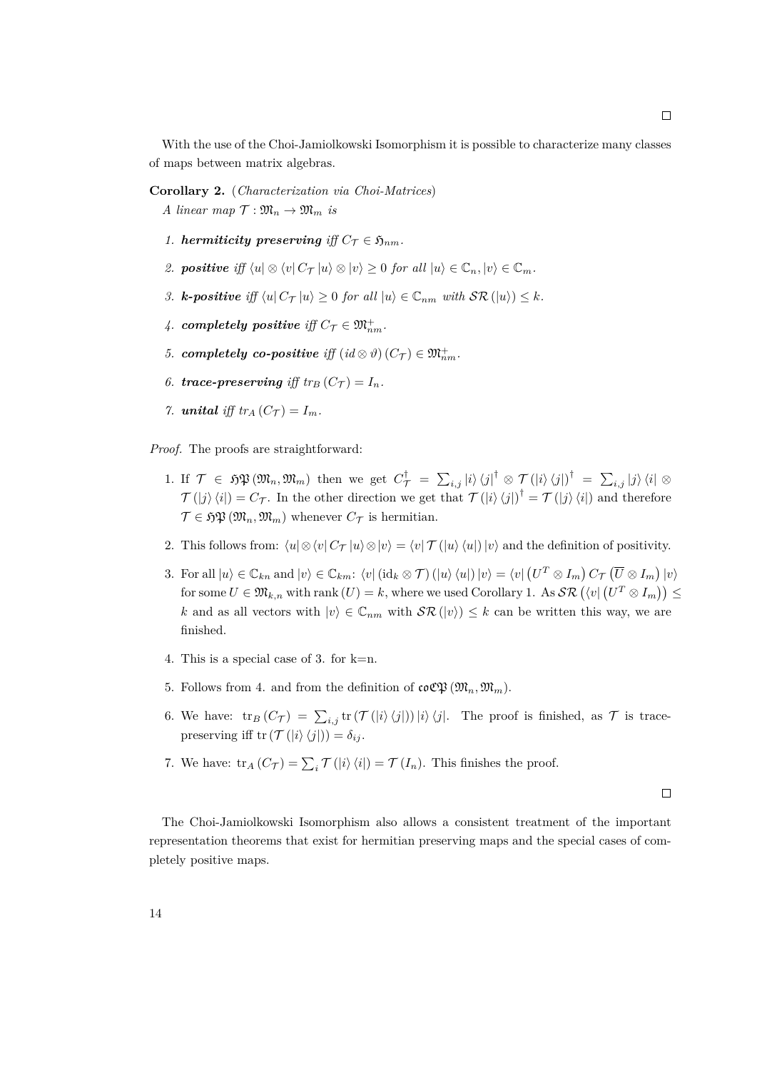□

With the use of the Choi-Jamiolkowski Isomorphism it is possible to characterize many classes of maps between matrix algebras.

**Corollary 2.** (*Characterization via Choi-Matrices*)
*A linear map* $\mathcal{T} : \mathfrak{M}_n \to \mathfrak{M}_m$ *is*

1. ***hermiticity preserving*** *iff* $C_\mathcal{T} \in \mathfrak{H}_{nm}$.
2. ***positive*** *iff* $\langle u| \otimes \langle v| C_\mathcal{T} |u\rangle \otimes |v\rangle \geq 0$ *for all* $|u\rangle \in \mathbb{C}_n, |v\rangle \in \mathbb{C}_m$.
3. ***k-positive*** *iff* $\langle u| C_\mathcal{T} |u\rangle \geq 0$ *for all* $|u\rangle \in \mathbb{C}_{nm}$ *with* $\mathcal{SR}(|u\rangle) \leq k$.
4. ***completely positive*** *iff* $C_\mathcal{T} \in \mathfrak{M}_{nm}^+$.
5. ***completely co-positive*** *iff* $(id \otimes \vartheta)(C_\mathcal{T}) \in \mathfrak{M}_{nm}^+$.
6. ***trace-preserving*** *iff* $tr_B(C_\mathcal{T}) = I_n$.
7. ***unital*** *iff* $tr_A(C_\mathcal{T}) = I_m$.

*Proof.* The proofs are straightforward:

1. If $\mathcal{T} \in \mathfrak{HP}(\mathfrak{M}_n, \mathfrak{M}_m)$ then we get $C_\mathcal{T}^\dagger = \sum_{i,j} |i\rangle\langle j|^\dagger \otimes \mathcal{T}(|i\rangle\langle j|)^\dagger = \sum_{i,j} |j\rangle\langle i| \otimes \mathcal{T}(|j\rangle\langle i|) = C_\mathcal{T}$. In the other direction we get that $\mathcal{T}(|i\rangle\langle j|)^\dagger = \mathcal{T}(|j\rangle\langle i|)$ and therefore $\mathcal{T} \in \mathfrak{HP}(\mathfrak{M}_n, \mathfrak{M}_m)$ whenever $C_\mathcal{T}$ is hermitian.
2. This follows from: $\langle u| \otimes \langle v| C_\mathcal{T} |u\rangle \otimes |v\rangle = \langle v| \mathcal{T}(|u\rangle\langle u|) |v\rangle$ and the definition of positivity.
3. For all $|u\rangle \in \mathbb{C}_{kn}$ and $|v\rangle \in \mathbb{C}_{km}$: $\langle v| (\mathrm{id}_k \otimes \mathcal{T})(|u\rangle\langle u|) |v\rangle = \langle v| \left(U^T \otimes I_m\right) C_\mathcal{T} \left(\overline{U} \otimes I_m\right) |v\rangle$ for some $U \in \mathfrak{M}_{k,n}$ with $\mathrm{rank}(U) = k$, where we used Corollary 1. As $\mathcal{SR}\left(\langle v| \left(U^T \otimes I_m\right)\right) \leq k$ and as all vectors with $|v\rangle \in \mathbb{C}_{nm}$ with $\mathcal{SR}(|v\rangle) \leq k$ can be written this way, we are finished.
4. This is a special case of 3. for k=n.
5. Follows from 4. and from the definition of $\mathfrak{coCP}(\mathfrak{M}_n, \mathfrak{M}_m)$.
6. We have: $\mathrm{tr}_B(C_\mathcal{T}) = \sum_{i,j} \mathrm{tr}(\mathcal{T}(|i\rangle\langle j|)) |i\rangle\langle j|$. The proof is finished, as $\mathcal{T}$ is trace-preserving iff $\mathrm{tr}(\mathcal{T}(|i\rangle\langle j|)) = \delta_{ij}$.
7. We have: $\mathrm{tr}_A(C_\mathcal{T}) = \sum_i \mathcal{T}(|i\rangle\langle i|) = \mathcal{T}(I_n)$. This finishes the proof.

□

The Choi-Jamiolkowski Isomorphism also allows a consistent treatment of the important representation theorems that exist for hermitian preserving maps and the special cases of completely positive maps.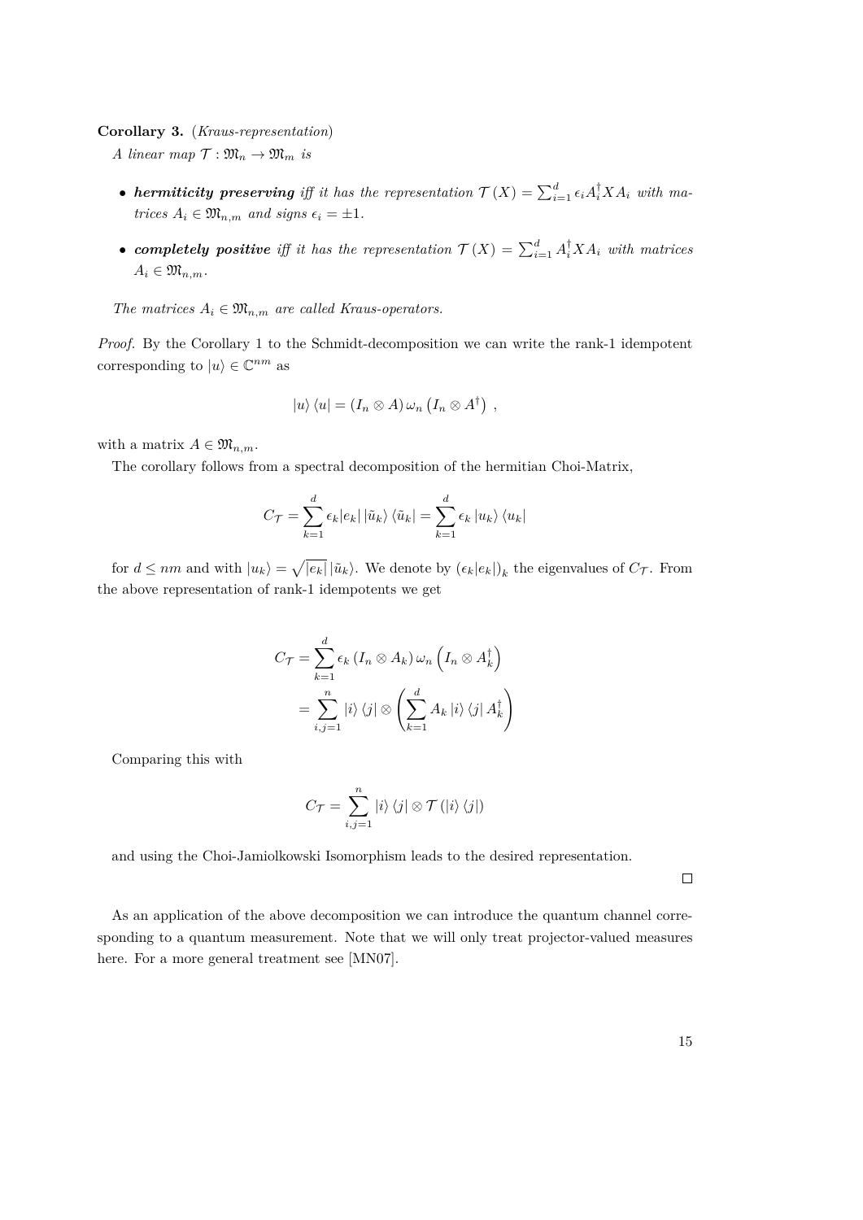**Corollary 3.** (*Kraus-representation*)

*A linear map $\mathcal{T} : \mathfrak{M}_n \to \mathfrak{M}_m$ is*

- ***hermiticity preserving*** *iff it has the representation $\mathcal{T}(X) = \sum_{i=1}^{d} \epsilon_i A_i^\dagger X A_i$ with matrices $A_i \in \mathfrak{M}_{n,m}$ and signs $\epsilon_i = \pm 1$.*
- ***completely positive*** *iff it has the representation $\mathcal{T}(X) = \sum_{i=1}^{d} A_i^\dagger X A_i$ with matrices $A_i \in \mathfrak{M}_{n,m}$.*

*The matrices $A_i \in \mathfrak{M}_{n,m}$ are called Kraus-operators.*

*Proof.* By the Corollary 1 to the Schmidt-decomposition we can write the rank-1 idempotent corresponding to $|u\rangle \in \mathbb{C}^{nm}$ as

$$|u\rangle\langle u| = (I_n \otimes A)\,\omega_n\left(I_n \otimes A^\dagger\right),$$

with a matrix $A \in \mathfrak{M}_{n,m}$.

The corollary follows from a spectral decomposition of the hermitian Choi-Matrix,

$$C_\mathcal{T} = \sum_{k=1}^{d} \epsilon_k |e_k| \,|\tilde{u}_k\rangle\langle\tilde{u}_k| = \sum_{k=1}^{d} \epsilon_k \,|u_k\rangle\langle u_k|$$

for $d \leq nm$ and with $|u_k\rangle = \sqrt{|e_k|}\,|\tilde{u}_k\rangle$. We denote by $(\epsilon_k |e_k|)_k$ the eigenvalues of $C_\mathcal{T}$. From the above representation of rank-1 idempotents we get

$$\begin{aligned}
C_\mathcal{T} &= \sum_{k=1}^{d} \epsilon_k \left(I_n \otimes A_k\right)\omega_n\left(I_n \otimes A_k^\dagger\right) \\
&= \sum_{i,j=1}^{n} |i\rangle\langle j| \otimes \left(\sum_{k=1}^{d} A_k |i\rangle\langle j| A_k^\dagger\right)
\end{aligned}$$

Comparing this with

$$C_\mathcal{T} = \sum_{i,j=1}^{n} |i\rangle\langle j| \otimes \mathcal{T}\left(|i\rangle\langle j|\right)$$

and using the Choi-Jamiolkowski Isomorphism leads to the desired representation.

□

As an application of the above decomposition we can introduce the quantum channel corresponding to a quantum measurement. Note that we will only treat projector-valued measures here. For a more general treatment see [MN07].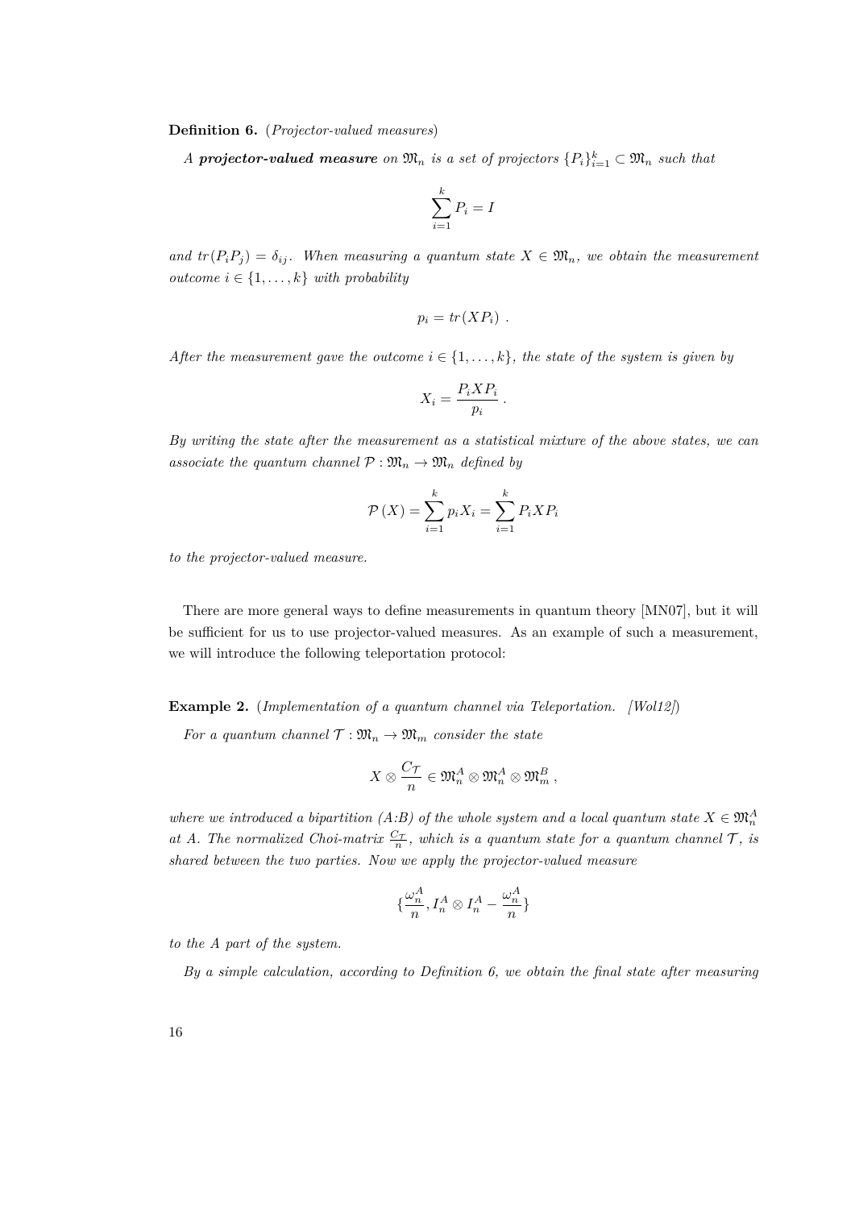**Definition 6.** (*Projector-valued measures*)

*A **projector-valued measure** on $\mathfrak{M}_n$ is a set of projectors $\{P_i\}_{i=1}^k \subset \mathfrak{M}_n$ such that*

$$\sum_{i=1}^{k} P_i = I$$

*and $tr(P_i P_j) = \delta_{ij}$. When measuring a quantum state $X \in \mathfrak{M}_n$, we obtain the measurement outcome $i \in \{1, \ldots, k\}$ with probability*

$$p_i = tr(X P_i) \ .$$

*After the measurement gave the outcome $i \in \{1, \ldots, k\}$, the state of the system is given by*

$$X_i = \frac{P_i X P_i}{p_i} \ .$$

*By writing the state after the measurement as a statistical mixture of the above states, we can associate the quantum channel $\mathcal{P} : \mathfrak{M}_n \to \mathfrak{M}_n$ defined by*

$$\mathcal{P}(X) = \sum_{i=1}^{k} p_i X_i = \sum_{i=1}^{k} P_i X P_i$$

*to the projector-valued measure.*

There are more general ways to define measurements in quantum theory [MN07], but it will be sufficient for us to use projector-valued measures. As an example of such a measurement, we will introduce the following teleportation protocol:

**Example 2.** (*Implementation of a quantum channel via Teleportation. [Wol12]*)

*For a quantum channel $\mathcal{T} : \mathfrak{M}_n \to \mathfrak{M}_m$ consider the state*

$$X \otimes \frac{C_{\mathcal{T}}}{n} \in \mathfrak{M}_n^A \otimes \mathfrak{M}_n^A \otimes \mathfrak{M}_m^B \ ,$$

*where we introduced a bipartition (A:B) of the whole system and a local quantum state $X \in \mathfrak{M}_n^A$ at A. The normalized Choi-matrix $\frac{C_{\mathcal{T}}}{n}$, which is a quantum state for a quantum channel $\mathcal{T}$, is shared between the two parties. Now we apply the projector-valued measure*

$$\{\frac{\omega_n^A}{n}, I_n^A \otimes I_n^A - \frac{\omega_n^A}{n}\}$$

*to the A part of the system.*

*By a simple calculation, according to Definition 6, we obtain the final state after measuring*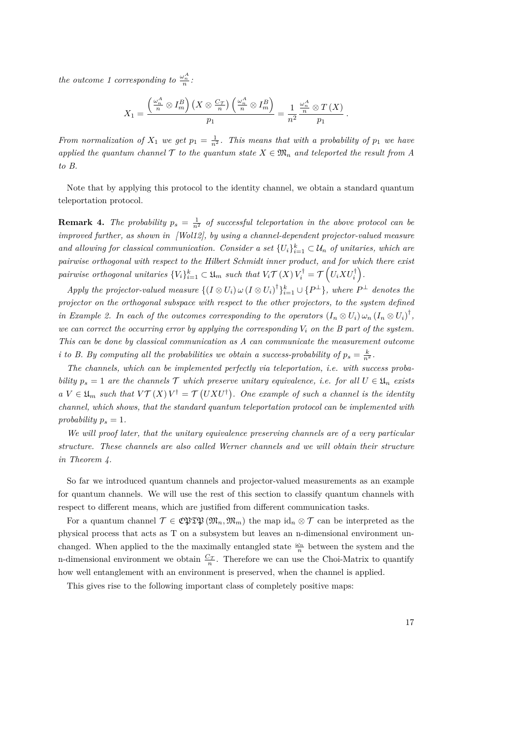*the outcome 1 corresponding to $\frac{\omega_n^A}{n}$:*

$$X_1 = \frac{\left(\frac{\omega_n^A}{n} \otimes I_m^B\right)\left(X \otimes \frac{C_{\mathcal{T}}}{n}\right)\left(\frac{\omega_n^A}{n} \otimes I_m^B\right)}{p_1} = \frac{1}{n^2}\frac{\frac{\omega_n^A}{n} \otimes T(X)}{p_1}.$$

*From normalization of $X_1$ we get $p_1 = \frac{1}{n^2}$. This means that with a probability of $p_1$ we have applied the quantum channel $\mathcal{T}$ to the quantum state $X \in \mathfrak{M}_n$ and teleported the result from A to B.*

Note that by applying this protocol to the identity channel, we obtain a standard quantum teleportation protocol.

**Remark 4.** *The probability $p_s = \frac{1}{n^2}$ of successful teleportation in the above protocol can be improved further, as shown in [Wol12], by using a channel-dependent projector-valued measure and allowing for classical communication. Consider a set $\{U_i\}_{i=1}^k \subset \mathcal{U}_n$ of unitaries, which are pairwise orthogonal with respect to the Hilbert Schmidt inner product, and for which there exist pairwise orthogonal unitaries $\{V_i\}_{i=1}^k \subset \mathfrak{U}_m$ such that $V_i \mathcal{T}(X) V_i^\dagger = \mathcal{T}\left(U_i X U_i^\dagger\right)$.*

*Apply the projector-valued measure $\{(I \otimes U_i)\,\omega\,(I \otimes U_i)^\dagger\}_{i=1}^k \cup \{P^\perp\}$, where $P^\perp$ denotes the projector on the orthogonal subspace with respect to the other projectors, to the system defined in Example 2. In each of the outcomes corresponding to the operators $(I_n \otimes U_i)\,\omega_n\,(I_n \otimes U_i)^\dagger$, we can correct the occurring error by applying the corresponding $V_i$ on the B part of the system. This can be done by classical communication as A can communicate the measurement outcome i to B. By computing all the probabilities we obtain a success-probability of $p_s = \frac{k}{n^2}$.*

*The channels, which can be implemented perfectly via teleportation, i.e. with success probability $p_s = 1$ are the channels $\mathcal{T}$ which preserve unitary equivalence, i.e. for all $U \in \mathfrak{U}_n$ exists a $V \in \mathfrak{U}_m$ such that $V\mathcal{T}(X)V^\dagger = \mathcal{T}\left(UXU^\dagger\right)$. One example of such a channel is the identity channel, which shows, that the standard quantum teleportation protocol can be implemented with probability $p_s = 1$.*

*We will proof later, that the unitary equivalence preserving channels are of a very particular structure. These channels are also called Werner channels and we will obtain their structure in Theorem 4.*

So far we introduced quantum channels and projector-valued measurements as an example for quantum channels. We will use the rest of this section to classify quantum channels with respect to different means, which are justified from different communication tasks.

For a quantum channel $\mathcal{T} \in \mathfrak{CPTP}(\mathfrak{M}_n, \mathfrak{M}_m)$ the map $\mathrm{id}_n \otimes \mathcal{T}$ can be interpreted as the physical process that acts as T on a subsystem but leaves an n-dimensional environment unchanged. When applied to the the maximally entangled state $\frac{\omega_n}{n}$ between the system and the n-dimensional environment we obtain $\frac{C_{\mathcal{T}}}{n}$. Therefore we can use the Choi-Matrix to quantify how well entanglement with an environment is preserved, when the channel is applied.

This gives rise to the following important class of completely positive maps: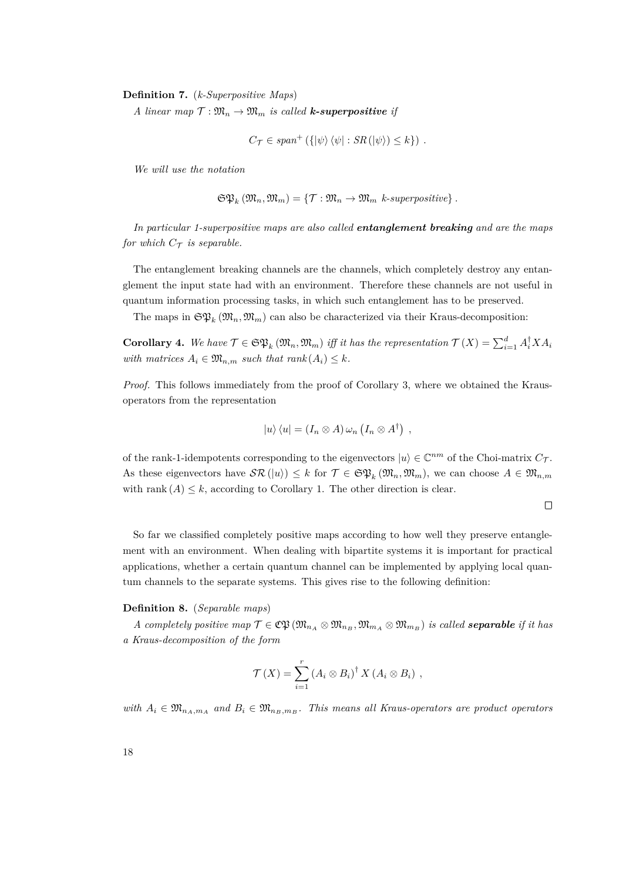**Definition 7.** (*k-Superpositive Maps*)

*A linear map $\mathcal{T} : \mathfrak{M}_n \to \mathfrak{M}_m$ is called **k-superpositive** if*

$$C_{\mathcal{T}} \in span^{+}\left(\{|\psi\rangle\langle\psi| : SR(|\psi\rangle) \leq k\}\right) .$$

*We will use the notation*

$$\mathfrak{SP}_k\left(\mathfrak{M}_n, \mathfrak{M}_m\right) = \{\mathcal{T} : \mathfrak{M}_n \to \mathfrak{M}_m \text{ } k\text{-superpositive}\} .$$

*In particular 1-superpositive maps are also called **entanglement breaking** and are the maps for which $C_{\mathcal{T}}$ is separable.*

The entanglement breaking channels are the channels, which completely destroy any entanglement the input state had with an environment. Therefore these channels are not useful in quantum information processing tasks, in which such entanglement has to be preserved.

The maps in $\mathfrak{SP}_k\left(\mathfrak{M}_n, \mathfrak{M}_m\right)$ can also be characterized via their Kraus-decomposition:

**Corollary 4.** *We have $\mathcal{T} \in \mathfrak{SP}_k\left(\mathfrak{M}_n, \mathfrak{M}_m\right)$ iff it has the representation $\mathcal{T}(X) = \sum_{i=1}^{d} A_i^{\dagger} X A_i$ with matrices $A_i \in \mathfrak{M}_{n,m}$ such that $rank(A_i) \leq k$.*

*Proof.* This follows immediately from the proof of Corollary 3, where we obtained the Kraus-operators from the representation

$$|u\rangle\langle u| = (I_n \otimes A)\,\omega_n\left(I_n \otimes A^{\dagger}\right) ,$$

of the rank-1-idempotents corresponding to the eigenvectors $|u\rangle \in \mathbb{C}^{nm}$ of the Choi-matrix $C_{\mathcal{T}}$. As these eigenvectors have $\mathcal{SR}(|u\rangle) \leq k$ for $\mathcal{T} \in \mathfrak{SP}_k\left(\mathfrak{M}_n, \mathfrak{M}_m\right)$, we can choose $A \in \mathfrak{M}_{n,m}$ with $\text{rank}(A) \leq k$, according to Corollary 1. The other direction is clear. □

So far we classified completely positive maps according to how well they preserve entanglement with an environment. When dealing with bipartite systems it is important for practical applications, whether a certain quantum channel can be implemented by applying local quantum channels to the separate systems. This gives rise to the following definition:

**Definition 8.** (*Separable maps*)

*A completely positive map $\mathcal{T} \in \mathfrak{CP}\left(\mathfrak{M}_{n_A} \otimes \mathfrak{M}_{n_B}, \mathfrak{M}_{m_A} \otimes \mathfrak{M}_{m_B}\right)$ is called **separable** if it has a Kraus-decomposition of the form*

$$\mathcal{T}(X) = \sum_{i=1}^{r} \left(A_i \otimes B_i\right)^{\dagger} X \left(A_i \otimes B_i\right) ,$$

*with $A_i \in \mathfrak{M}_{n_A, m_A}$ and $B_i \in \mathfrak{M}_{n_B, m_B}$. This means all Kraus-operators are product operators*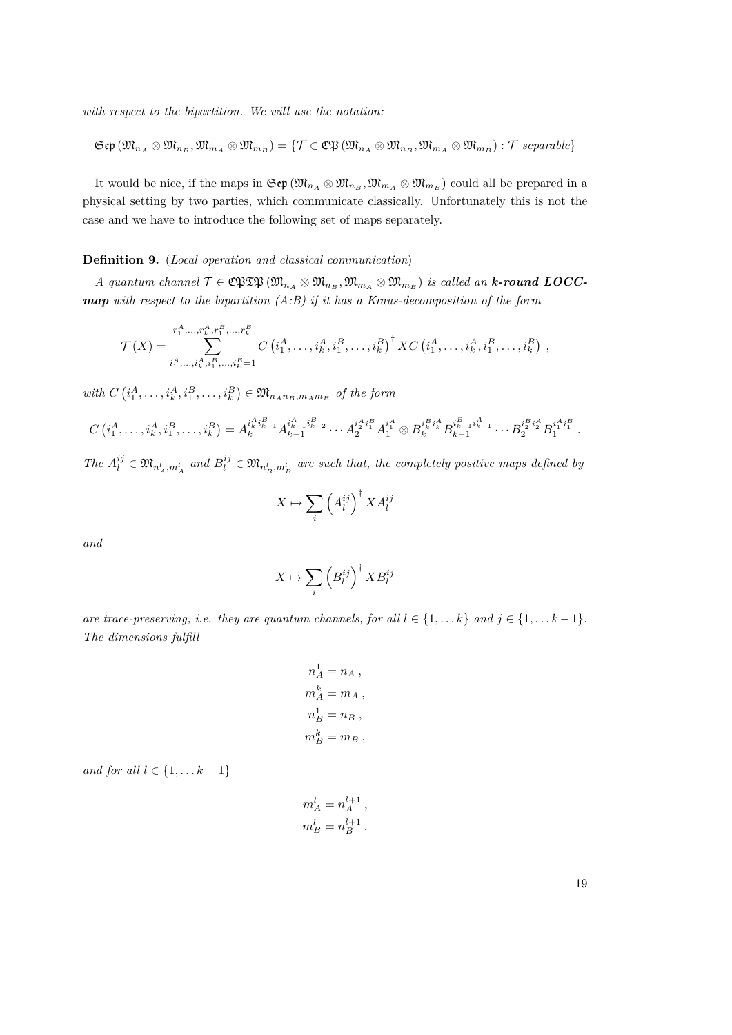*with respect to the bipartition. We will use the notation:*

$$\mathfrak{Sep}\left(\mathfrak{M}_{n_A}\otimes\mathfrak{M}_{n_B},\mathfrak{M}_{m_A}\otimes\mathfrak{M}_{m_B}\right)=\left\{\mathcal{T}\in\mathfrak{CP}\left(\mathfrak{M}_{n_A}\otimes\mathfrak{M}_{n_B},\mathfrak{M}_{m_A}\otimes\mathfrak{M}_{m_B}\right):\mathcal{T}\text{ separable}\right\}$$

It would be nice, if the maps in $\mathfrak{Sep}\left(\mathfrak{M}_{n_A}\otimes\mathfrak{M}_{n_B},\mathfrak{M}_{m_A}\otimes\mathfrak{M}_{m_B}\right)$ could all be prepared in a physical setting by two parties, which communicate classically. Unfortunately this is not the case and we have to introduce the following set of maps separately.

**Definition 9.** (*Local operation and classical communication*)

*A quantum channel $\mathcal{T}\in\mathfrak{CPTP}\left(\mathfrak{M}_{n_A}\otimes\mathfrak{M}_{n_B},\mathfrak{M}_{m_A}\otimes\mathfrak{M}_{m_B}\right)$ is called an **k-round LOCC-map** with respect to the bipartition (A:B) if it has a Kraus-decomposition of the form*

$$\mathcal{T}(X)=\sum_{i_1^A,\dots,i_k^A,i_1^B,\dots,i_k^B=1}^{r_1^A,\dots,r_k^A,r_1^B,\dots,r_k^B}C\left(i_1^A,\dots,i_k^A,i_1^B,\dots,i_k^B\right)^\dagger XC\left(i_1^A,\dots,i_k^A,i_1^B,\dots,i_k^B\right)\,,$$

*with $C\left(i_1^A,\dots,i_k^A,i_1^B,\dots,i_k^B\right)\in\mathfrak{M}_{n_An_B,m_Am_B}$ of the form*

$$C\left(i_1^A,\dots,i_k^A,i_1^B,\dots,i_k^B\right)=A_k^{i_k^Ai_{k-1}^B}A_{k-1}^{i_{k-1}^Ai_{k-2}^B}\cdots A_2^{i_2^Ai_1^B}A_1^{i_1^A}\otimes B_k^{i_k^Bi_k^A}B_{k-1}^{i_{k-1}^Bi_{k-1}^A}\cdots B_2^{i_2^Bi_2^A}B_1^{i_1^Ai_1^B}\,.$$

*The $A_l^{ij}\in\mathfrak{M}_{n_A^l,m_A^l}$ and $B_l^{ij}\in\mathfrak{M}_{n_B^l,m_B^l}$ are such that, the completely positive maps defined by*

$$X\mapsto\sum_i\left(A_l^{ij}\right)^\dagger XA_l^{ij}$$

*and*

$$X\mapsto\sum_i\left(B_l^{ij}\right)^\dagger XB_l^{ij}$$

*are trace-preserving, i.e. they are quantum channels, for all $l\in\{1,\dots k\}$ and $j\in\{1,\dots k-1\}$. The dimensions fulfill*

$$\begin{aligned}n_A^1&=n_A\,,\\m_A^k&=m_A\,,\\n_B^1&=n_B\,,\\m_B^k&=m_B\,,\end{aligned}$$

*and for all $l\in\{1,\dots k-1\}$*

$$\begin{aligned}m_A^l&=n_A^{l+1}\,,\\m_B^l&=n_B^{l+1}\,.\end{aligned}$$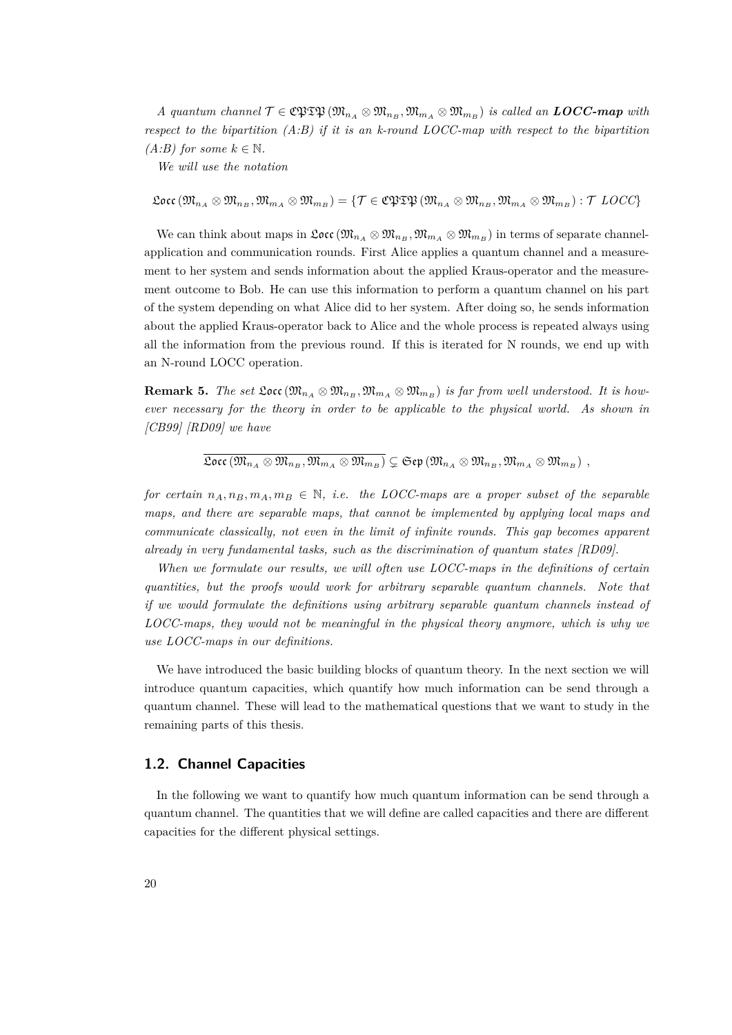*A quantum channel $\mathcal{T} \in \mathfrak{CPTP}\left(\mathfrak{M}_{n_A} \otimes \mathfrak{M}_{n_B}, \mathfrak{M}_{m_A} \otimes \mathfrak{M}_{m_B}\right)$ is called an* ***LOCC-map*** *with respect to the bipartition (A:B) if it is an k-round LOCC-map with respect to the bipartition (A:B) for some $k \in \mathbb{N}$.*

*We will use the notation*

$$\mathfrak{Locc}\left(\mathfrak{M}_{n_A} \otimes \mathfrak{M}_{n_B}, \mathfrak{M}_{m_A} \otimes \mathfrak{M}_{m_B}\right) = \left\{\mathcal{T} \in \mathfrak{CPTP}\left(\mathfrak{M}_{n_A} \otimes \mathfrak{M}_{n_B}, \mathfrak{M}_{m_A} \otimes \mathfrak{M}_{m_B}\right) : \mathcal{T} \text{ LOCC}\right\}$$

We can think about maps in $\mathfrak{Locc}\left(\mathfrak{M}_{n_A} \otimes \mathfrak{M}_{n_B}, \mathfrak{M}_{m_A} \otimes \mathfrak{M}_{m_B}\right)$ in terms of separate channel-application and communication rounds. First Alice applies a quantum channel and a measurement to her system and sends information about the applied Kraus-operator and the measurement outcome to Bob. He can use this information to perform a quantum channel on his part of the system depending on what Alice did to her system. After doing so, he sends information about the applied Kraus-operator back to Alice and the whole process is repeated always using all the information from the previous round. If this is iterated for N rounds, we end up with an N-round LOCC operation.

**Remark 5.** *The set $\mathfrak{Locc}\left(\mathfrak{M}_{n_A} \otimes \mathfrak{M}_{n_B}, \mathfrak{M}_{m_A} \otimes \mathfrak{M}_{m_B}\right)$ is far from well understood. It is however necessary for the theory in order to be applicable to the physical world. As shown in [CB99] [RD09] we have*

$$\overline{\mathfrak{Locc}\left(\mathfrak{M}_{n_A} \otimes \mathfrak{M}_{n_B}, \mathfrak{M}_{m_A} \otimes \mathfrak{M}_{m_B}\right)} \subsetneq \mathfrak{Sep}\left(\mathfrak{M}_{n_A} \otimes \mathfrak{M}_{n_B}, \mathfrak{M}_{m_A} \otimes \mathfrak{M}_{m_B}\right) ,$$

*for certain $n_A, n_B, m_A, m_B \in \mathbb{N}$, i.e. the LOCC-maps are a proper subset of the separable maps, and there are separable maps, that cannot be implemented by applying local maps and communicate classically, not even in the limit of infinite rounds. This gap becomes apparent already in very fundamental tasks, such as the discrimination of quantum states [RD09].*

*When we formulate our results, we will often use LOCC-maps in the definitions of certain quantities, but the proofs would work for arbitrary separable quantum channels. Note that if we would formulate the definitions using arbitrary separable quantum channels instead of LOCC-maps, they would not be meaningful in the physical theory anymore, which is why we use LOCC-maps in our definitions.*

We have introduced the basic building blocks of quantum theory. In the next section we will introduce quantum capacities, which quantify how much information can be send through a quantum channel. These will lead to the mathematical questions that we want to study in the remaining parts of this thesis.

## 1.2. Channel Capacities

In the following we want to quantify how much quantum information can be send through a quantum channel. The quantities that we will define are called capacities and there are different capacities for the different physical settings.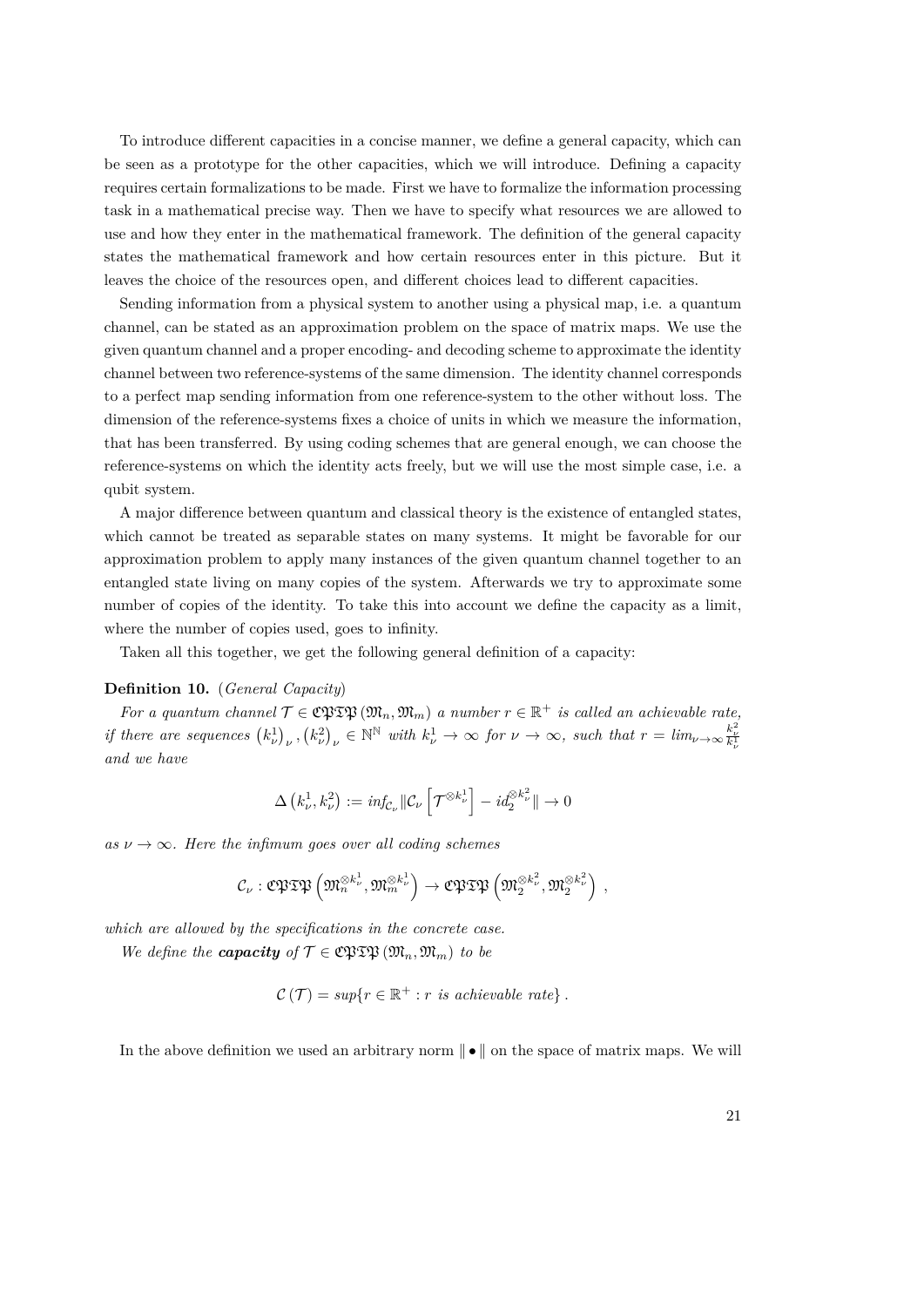To introduce different capacities in a concise manner, we define a general capacity, which can be seen as a prototype for the other capacities, which we will introduce. Defining a capacity requires certain formalizations to be made. First we have to formalize the information processing task in a mathematical precise way. Then we have to specify what resources we are allowed to use and how they enter in the mathematical framework. The definition of the general capacity states the mathematical framework and how certain resources enter in this picture. But it leaves the choice of the resources open, and different choices lead to different capacities.

Sending information from a physical system to another using a physical map, i.e. a quantum channel, can be stated as an approximation problem on the space of matrix maps. We use the given quantum channel and a proper encoding- and decoding scheme to approximate the identity channel between two reference-systems of the same dimension. The identity channel corresponds to a perfect map sending information from one reference-system to the other without loss. The dimension of the reference-systems fixes a choice of units in which we measure the information, that has been transferred. By using coding schemes that are general enough, we can choose the reference-systems on which the identity acts freely, but we will use the most simple case, i.e. a qubit system.

A major difference between quantum and classical theory is the existence of entangled states, which cannot be treated as separable states on many systems. It might be favorable for our approximation problem to apply many instances of the given quantum channel together to an entangled state living on many copies of the system. Afterwards we try to approximate some number of copies of the identity. To take this into account we define the capacity as a limit, where the number of copies used, goes to infinity.

Taken all this together, we get the following general definition of a capacity:

**Definition 10.** (*General Capacity*)

*For a quantum channel $\mathcal{T} \in \mathfrak{CPTP}(\mathfrak{M}_n, \mathfrak{M}_m)$ a number $r \in \mathbb{R}^+$ is called an achievable rate, if there are sequences $\left(k^1_\nu\right)_\nu, \left(k^2_\nu\right)_\nu \in \mathbb{N}^\mathbb{N}$ with $k^1_\nu \to \infty$ for $\nu \to \infty$, such that $r = lim_{\nu\to\infty} \frac{k^2_\nu}{k^1_\nu}$ and we have*

$$\Delta\left(k^1_\nu, k^2_\nu\right) := inf_{\mathcal{C}_\nu} \|\mathcal{C}_\nu\left[\mathcal{T}^{\otimes k^1_\nu}\right] - id_2^{\otimes k^2_\nu}\| \to 0$$

*as $\nu \to \infty$. Here the infimum goes over all coding schemes*

$$\mathcal{C}_\nu : \mathfrak{CPTP}\left(\mathfrak{M}_n^{\otimes k^1_\nu}, \mathfrak{M}_m^{\otimes k^1_\nu}\right) \to \mathfrak{CPTP}\left(\mathfrak{M}_2^{\otimes k^2_\nu}, \mathfrak{M}_2^{\otimes k^2_\nu}\right) ,$$

*which are allowed by the specifications in the concrete case.*

*We define the **capacity** of $\mathcal{T} \in \mathfrak{CPTP}(\mathfrak{M}_n, \mathfrak{M}_m)$ to be*

$$\mathcal{C}(\mathcal{T}) = sup\{r \in \mathbb{R}^+ : r \text{ is achievable rate}\} .$$

In the above definition we used an arbitrary norm $\|\bullet\|$ on the space of matrix maps. We will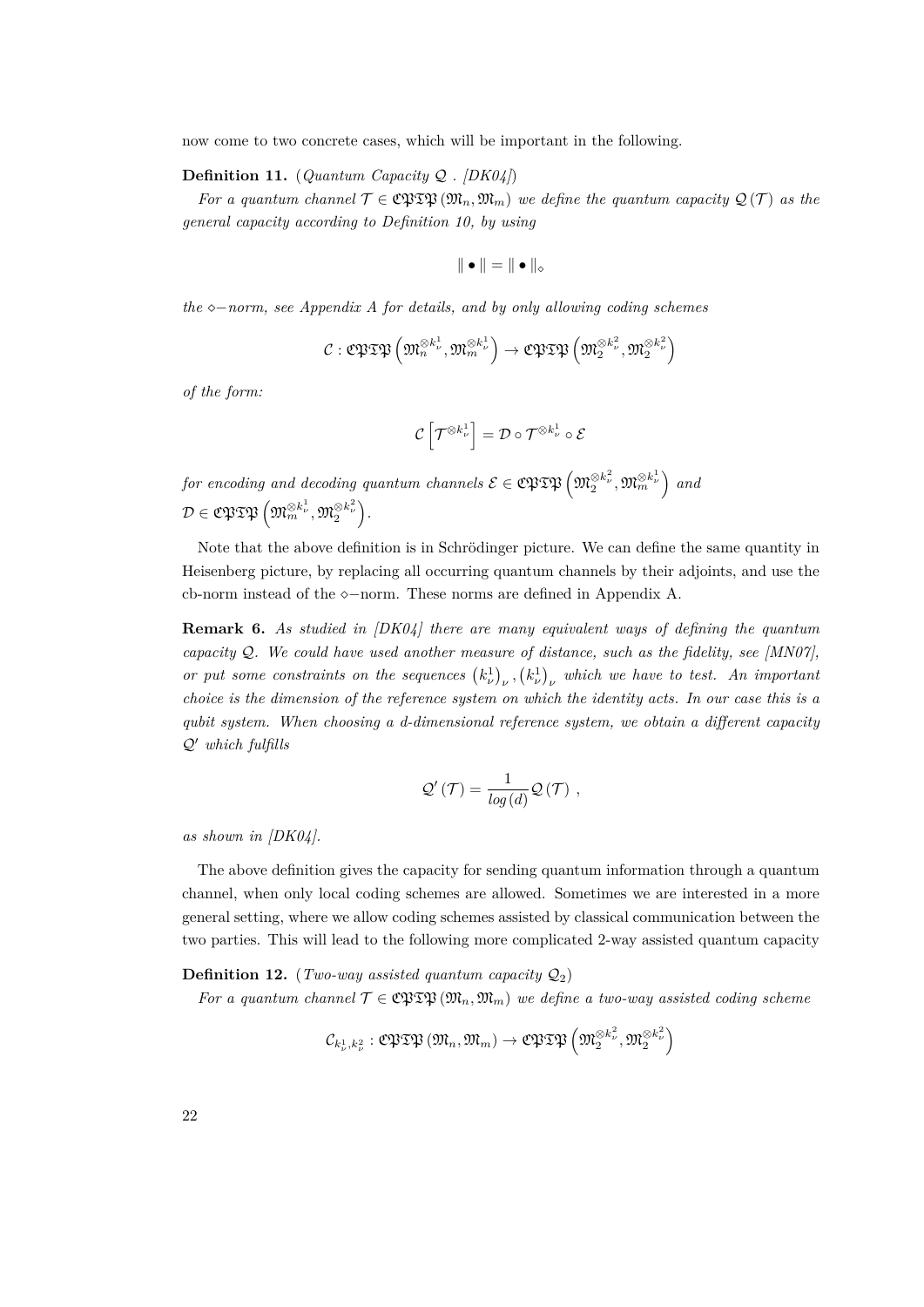now come to two concrete cases, which will be important in the following.

**Definition 11.** (*Quantum Capacity $\mathcal{Q}$ . [DK04]*)

*For a quantum channel $\mathcal{T} \in \mathfrak{CPTP}(\mathfrak{M}_n, \mathfrak{M}_m)$ we define the quantum capacity $\mathcal{Q}(\mathcal{T})$ as the general capacity according to Definition 10, by using*

$$\| \bullet \| = \| \bullet \|_{\diamond}$$

*the $\diamond-$norm, see Appendix A for details, and by only allowing coding schemes*

$$\mathcal{C} : \mathfrak{CPTP}\left(\mathfrak{M}_n^{\otimes k_\nu^1}, \mathfrak{M}_m^{\otimes k_\nu^1}\right) \to \mathfrak{CPTP}\left(\mathfrak{M}_2^{\otimes k_\nu^2}, \mathfrak{M}_2^{\otimes k_\nu^2}\right)$$

*of the form:*

$$\mathcal{C}\left[\mathcal{T}^{\otimes k_\nu^1}\right] = \mathcal{D} \circ \mathcal{T}^{\otimes k_\nu^1} \circ \mathcal{E}$$

*for encoding and decoding quantum channels $\mathcal{E} \in \mathfrak{CPTP}\left(\mathfrak{M}_2^{\otimes k_\nu^2}, \mathfrak{M}_m^{\otimes k_\nu^1}\right)$ and $\mathcal{D} \in \mathfrak{CPTP}\left(\mathfrak{M}_m^{\otimes k_\nu^1}, \mathfrak{M}_2^{\otimes k_\nu^2}\right)$.*

Note that the above definition is in Schrödinger picture. We can define the same quantity in Heisenberg picture, by replacing all occurring quantum channels by their adjoints, and use the cb-norm instead of the $\diamond-$norm. These norms are defined in Appendix A.

**Remark 6.** *As studied in [DK04] there are many equivalent ways of defining the quantum capacity $\mathcal{Q}$. We could have used another measure of distance, such as the fidelity, see [MN07], or put some constraints on the sequences $\left(k_\nu^1\right)_\nu, \left(k_\nu^1\right)_\nu$ which we have to test. An important choice is the dimension of the reference system on which the identity acts. In our case this is a qubit system. When choosing a d-dimensional reference system, we obtain a different capacity $\mathcal{Q}'$ which fulfills*

$$\mathcal{Q}'(\mathcal{T}) = \frac{1}{log(d)} \mathcal{Q}(\mathcal{T}) \ ,$$

*as shown in [DK04].*

The above definition gives the capacity for sending quantum information through a quantum channel, when only local coding schemes are allowed. Sometimes we are interested in a more general setting, where we allow coding schemes assisted by classical communication between the two parties. This will lead to the following more complicated 2-way assisted quantum capacity

**Definition 12.** (*Two-way assisted quantum capacity $\mathcal{Q}_2$*)

*For a quantum channel $\mathcal{T} \in \mathfrak{CPTP}(\mathfrak{M}_n, \mathfrak{M}_m)$ we define a two-way assisted coding scheme*

$$\mathcal{C}_{k_\nu^1, k_\nu^2} : \mathfrak{CPTP}(\mathfrak{M}_n, \mathfrak{M}_m) \to \mathfrak{CPTP}\left(\mathfrak{M}_2^{\otimes k_\nu^2}, \mathfrak{M}_2^{\otimes k_\nu^2}\right)$$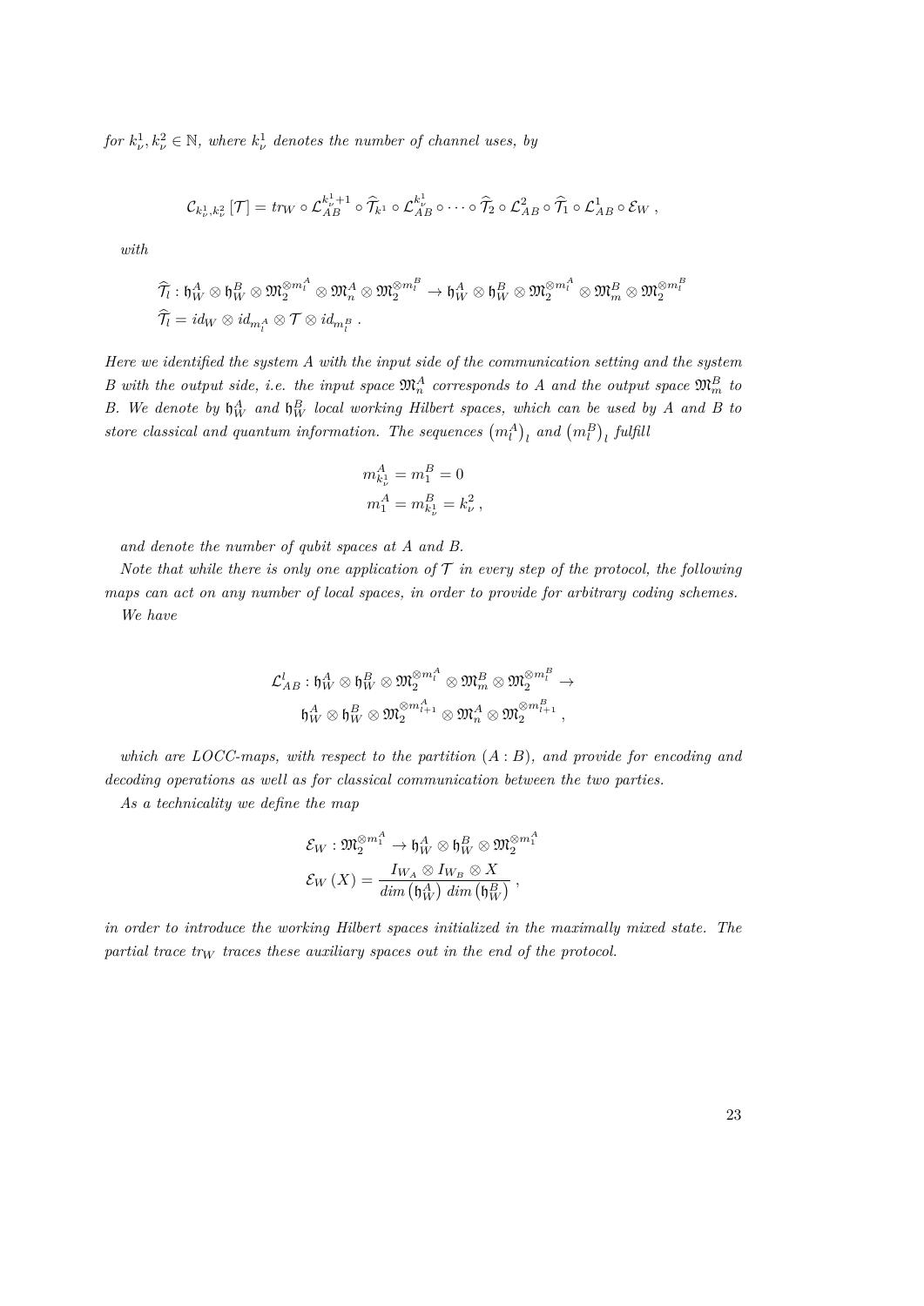*for $k_\nu^1, k_\nu^2 \in \mathbb{N}$, where $k_\nu^1$ denotes the number of channel uses, by*

$$\mathcal{C}_{k_\nu^1,k_\nu^2}\left[\mathcal{T}\right] = tr_W \circ \mathcal{L}_{AB}^{k_\nu^1+1} \circ \widehat{\mathcal{T}}_{k^1} \circ \mathcal{L}_{AB}^{k_\nu^1} \circ \dots \circ \widehat{\mathcal{T}}_2 \circ \mathcal{L}_{AB}^2 \circ \widehat{\mathcal{T}}_1 \circ \mathcal{L}_{AB}^1 \circ \mathcal{E}_W \,,$$

*with*

$$\widehat{\mathcal{T}}_l : \mathfrak{h}_W^A \otimes \mathfrak{h}_W^B \otimes \mathfrak{M}_2^{\otimes m_l^A} \otimes \mathfrak{M}_n^A \otimes \mathfrak{M}_2^{\otimes m_l^B} \to \mathfrak{h}_W^A \otimes \mathfrak{h}_W^B \otimes \mathfrak{M}_2^{\otimes m_l^A} \otimes \mathfrak{M}_m^B \otimes \mathfrak{M}_2^{\otimes m_l^B}$$
$$\widehat{\mathcal{T}}_l = id_W \otimes id_{m_l^A} \otimes \mathcal{T} \otimes id_{m_l^B} \,.$$

*Here we identified the system $A$ with the input side of the communication setting and the system $B$ with the output side, i.e. the input space $\mathfrak{M}_n^A$ corresponds to $A$ and the output space $\mathfrak{M}_m^B$ to $B$. We denote by $\mathfrak{h}_W^A$ and $\mathfrak{h}_W^B$ local working Hilbert spaces, which can be used by $A$ and $B$ to store classical and quantum information. The sequences $\left(m_l^A\right)_l$ and $\left(m_l^B\right)_l$ fulfill*

$$m_{k_\nu^1}^A = m_1^B = 0$$
$$m_1^A = m_{k_\nu^1}^B = k_\nu^2 \,,$$

*and denote the number of qubit spaces at $A$ and $B$.*

*Note that while there is only one application of $\mathcal{T}$ in every step of the protocol, the following maps can act on any number of local spaces, in order to provide for arbitrary coding schemes.*

*We have*

$$\mathcal{L}_{AB}^l : \mathfrak{h}_W^A \otimes \mathfrak{h}_W^B \otimes \mathfrak{M}_2^{\otimes m_l^A} \otimes \mathfrak{M}_m^B \otimes \mathfrak{M}_2^{\otimes m_l^B} \to \mathfrak{h}_W^A \otimes \mathfrak{h}_W^B \otimes \mathfrak{M}_2^{\otimes m_{l+1}^A} \otimes \mathfrak{M}_n^A \otimes \mathfrak{M}_2^{\otimes m_{l+1}^B} \,,$$

*which are LOCC-maps, with respect to the partition $(A:B)$, and provide for encoding and decoding operations as well as for classical communication between the two parties.*

*As a technicality we define the map*

$$\mathcal{E}_W : \mathfrak{M}_2^{\otimes m_1^A} \to \mathfrak{h}_W^A \otimes \mathfrak{h}_W^B \otimes \mathfrak{M}_2^{\otimes m_1^A}$$
$$\mathcal{E}_W\left(X\right) = \frac{I_{W_A} \otimes I_{W_B} \otimes X}{dim\left(\mathfrak{h}_W^A\right)\, dim\left(\mathfrak{h}_W^B\right)} \,,$$

*in order to introduce the working Hilbert spaces initialized in the maximally mixed state. The partial trace $tr_W$ traces these auxiliary spaces out in the end of the protocol.*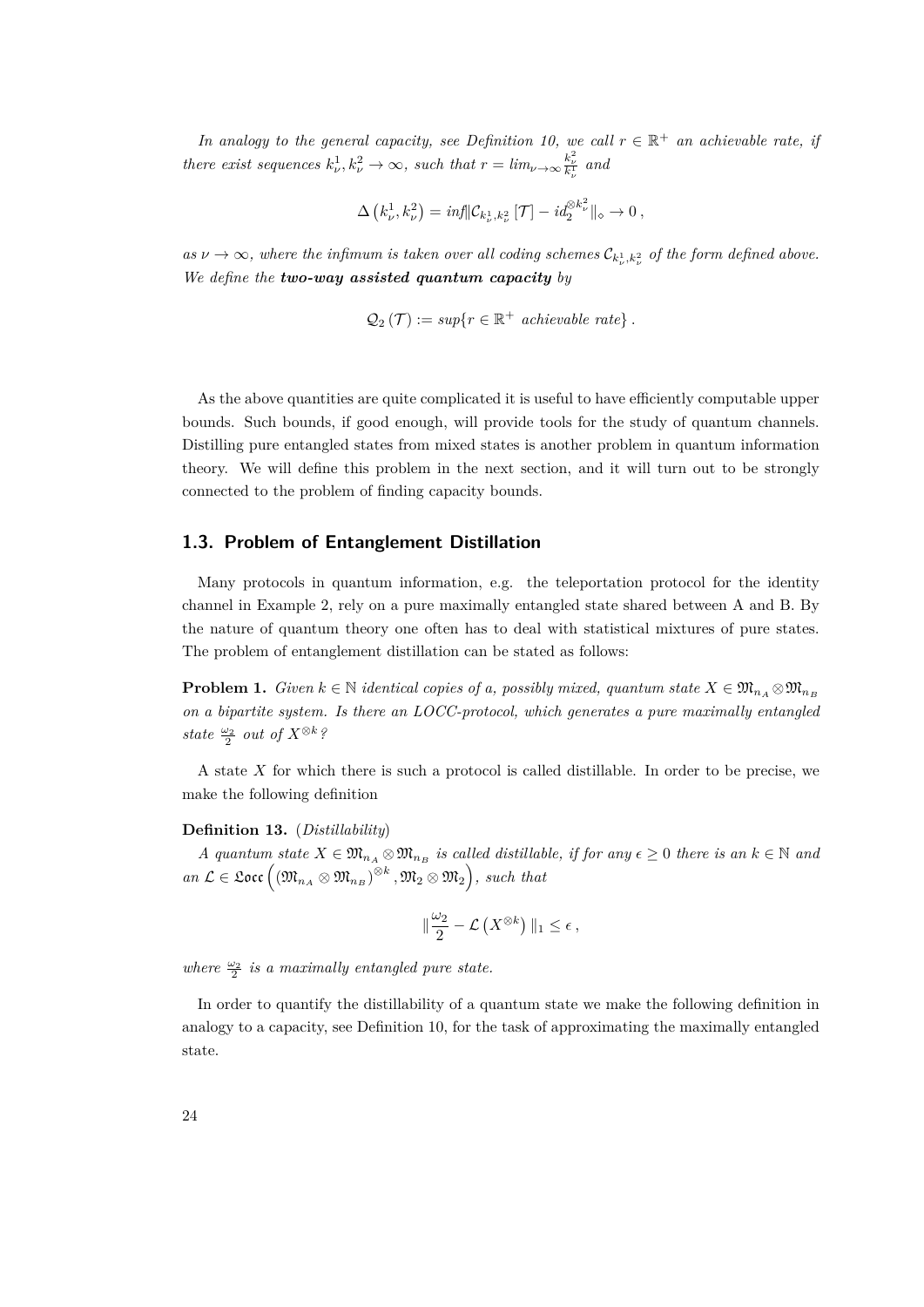*In analogy to the general capacity, see Definition 10, we call $r \in \mathbb{R}^+$ an achievable rate, if there exist sequences $k_\nu^1, k_\nu^2 \to \infty$, such that $r = lim_{\nu\to\infty} \frac{k_\nu^2}{k_\nu^1}$ and*

$$\Delta\left(k_\nu^1, k_\nu^2\right) = inf \|\mathcal{C}_{k_\nu^1, k_\nu^2}\left[\mathcal{T}\right] - id_2^{\otimes k_\nu^2}\|_\diamond \to 0\,,$$

*as $\nu \to \infty$, where the infimum is taken over all coding schemes $\mathcal{C}_{k_\nu^1, k_\nu^2}$ of the form defined above. We define the* ***two-way assisted quantum capacity*** *by*

$$\mathcal{Q}_2\left(\mathcal{T}\right) := sup\{r \in \mathbb{R}^+ \text{ achievable rate}\}\,.$$

As the above quantities are quite complicated it is useful to have efficiently computable upper bounds. Such bounds, if good enough, will provide tools for the study of quantum channels. Distilling pure entangled states from mixed states is another problem in quantum information theory. We will define this problem in the next section, and it will turn out to be strongly connected to the problem of finding capacity bounds.

## 1.3. Problem of Entanglement Distillation

Many protocols in quantum information, e.g. the teleportation protocol for the identity channel in Example 2, rely on a pure maximally entangled state shared between A and B. By the nature of quantum theory one often has to deal with statistical mixtures of pure states. The problem of entanglement distillation can be stated as follows:

**Problem 1.** *Given $k \in \mathbb{N}$ identical copies of a, possibly mixed, quantum state $X \in \mathfrak{M}_{n_A} \otimes \mathfrak{M}_{n_B}$ on a bipartite system. Is there an LOCC-protocol, which generates a pure maximally entangled state $\frac{\omega_2}{2}$ out of $X^{\otimes k}$?*

A state $X$ for which there is such a protocol is called distillable. In order to be precise, we make the following definition

**Definition 13.** (*Distillability*)

*A quantum state $X \in \mathfrak{M}_{n_A} \otimes \mathfrak{M}_{n_B}$ is called distillable, if for any $\epsilon \geq 0$ there is an $k \in \mathbb{N}$ and an $\mathcal{L} \in \mathfrak{Locc}\left(\left(\mathfrak{M}_{n_A} \otimes \mathfrak{M}_{n_B}\right)^{\otimes k}, \mathfrak{M}_2 \otimes \mathfrak{M}_2\right)$, such that*

$$\|\frac{\omega_2}{2} - \mathcal{L}\left(X^{\otimes k}\right)\|_1 \leq \epsilon\,,$$

*where $\frac{\omega_2}{2}$ is a maximally entangled pure state.*

In order to quantify the distillability of a quantum state we make the following definition in analogy to a capacity, see Definition 10, for the task of approximating the maximally entangled state.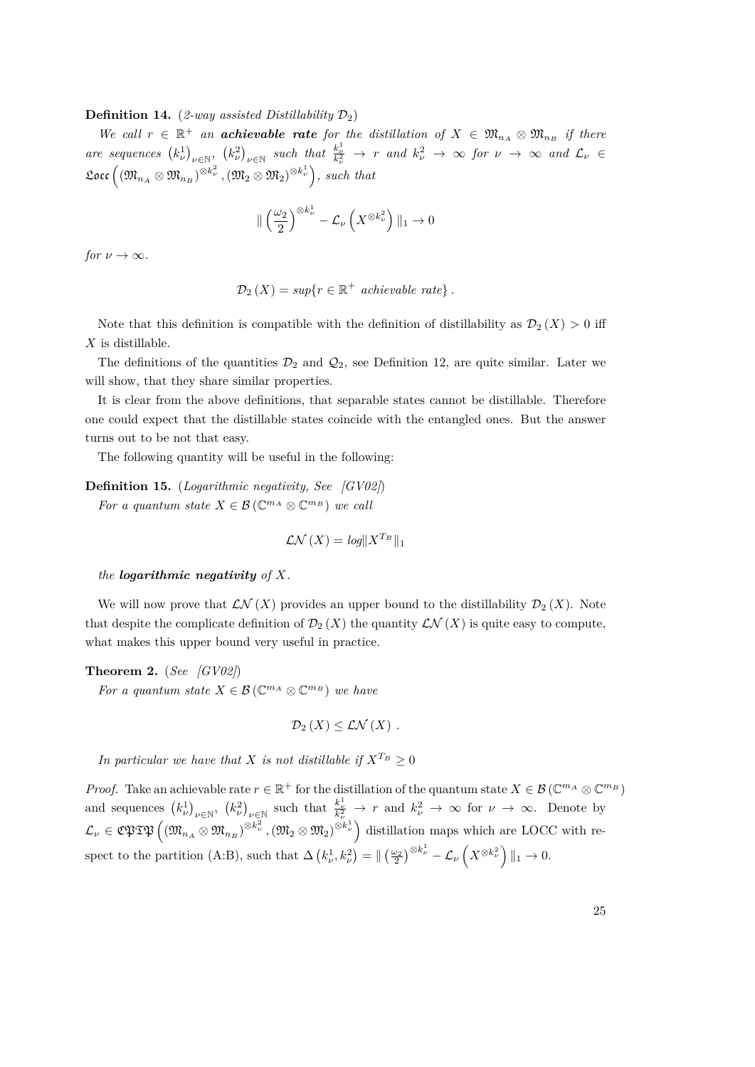**Definition 14.** (*2-way assisted Distillability* $\mathcal{D}_2$)

*We call* $r \in \mathbb{R}^+$ *an* ***achievable rate*** *for the distillation of* $X \in \mathfrak{M}_{n_A} \otimes \mathfrak{M}_{n_B}$ *if there are sequences* $\left(k^1_\nu\right)_{\nu\in\mathbb{N}}$, $\left(k^2_\nu\right)_{\nu\in\mathbb{N}}$ *such that* $\frac{k^1_\nu}{k^2_\nu} \to r$ *and* $k^2_\nu \to \infty$ *for* $\nu \to \infty$ *and* $\mathcal{L}_\nu \in \mathfrak{Locc}\left(\left(\mathfrak{M}_{n_A} \otimes \mathfrak{M}_{n_B}\right)^{\otimes k^2_\nu}, \left(\mathfrak{M}_2 \otimes \mathfrak{M}_2\right)^{\otimes k^1_\nu}\right)$, *such that*

$$\| \left(\frac{\omega_2}{2}\right)^{\otimes k^1_\nu} - \mathcal{L}_\nu\left(X^{\otimes k^2_\nu}\right) \|_1 \to 0$$

*for* $\nu \to \infty$.

$$\mathcal{D}_2\left(X\right) = sup\{r \in \mathbb{R}^+ \text{ achievable rate}\}\ .$$

Note that this definition is compatible with the definition of distillability as $\mathcal{D}_2\left(X\right) > 0$ iff $X$ is distillable.

The definitions of the quantities $\mathcal{D}_2$ and $\mathcal{Q}_2$, see Definition 12, are quite similar. Later we will show, that they share similar properties.

It is clear from the above definitions, that separable states cannot be distillable. Therefore one could expect that the distillable states coincide with the entangled ones. But the answer turns out to be not that easy.

The following quantity will be useful in the following:

**Definition 15.** (*Logarithmic negativity, See [GV02]*)

*For a quantum state* $X \in \mathcal{B}\left(\mathbb{C}^{m_A} \otimes \mathbb{C}^{m_B}\right)$ *we call*

$$\mathcal{LN}\left(X\right) = log\|X^{T_B}\|_1$$

*the* ***logarithmic negativity*** *of* $X$.

We will now prove that $\mathcal{LN}\left(X\right)$ provides an upper bound to the distillability $\mathcal{D}_2\left(X\right)$. Note that despite the complicate definition of $\mathcal{D}_2\left(X\right)$ the quantity $\mathcal{LN}\left(X\right)$ is quite easy to compute, what makes this upper bound very useful in practice.

**Theorem 2.** (*See [GV02]*)

*For a quantum state* $X \in \mathcal{B}\left(\mathbb{C}^{m_A} \otimes \mathbb{C}^{m_B}\right)$ *we have*

$$\mathcal{D}_2\left(X\right) \leq \mathcal{LN}\left(X\right)\ .$$

*In particular we have that* $X$ *is not distillable if* $X^{T_B} \geq 0$

*Proof.* Take an achievable rate $r \in \mathbb{R}^+$ for the distillation of the quantum state $X \in \mathcal{B}\left(\mathbb{C}^{m_A} \otimes \mathbb{C}^{m_B}\right)$ and sequences $\left(k^1_\nu\right)_{\nu\in\mathbb{N}}$, $\left(k^2_\nu\right)_{\nu\in\mathbb{N}}$ such that $\frac{k^1_\nu}{k^2_\nu} \to r$ and $k^2_\nu \to \infty$ for $\nu \to \infty$. Denote by $\mathcal{L}_\nu \in \mathfrak{CPTP}\left(\left(\mathfrak{M}_{n_A} \otimes \mathfrak{M}_{n_B}\right)^{\otimes k^2_\nu}, \left(\mathfrak{M}_2 \otimes \mathfrak{M}_2\right)^{\otimes k^1_\nu}\right)$ distillation maps which are LOCC with respect to the partition (A:B), such that $\Delta\left(k^1_\nu, k^2_\nu\right) = \| \left(\frac{\omega_2}{2}\right)^{\otimes k^1_\nu} - \mathcal{L}_\nu\left(X^{\otimes k^2_\nu}\right) \|_1 \to 0$.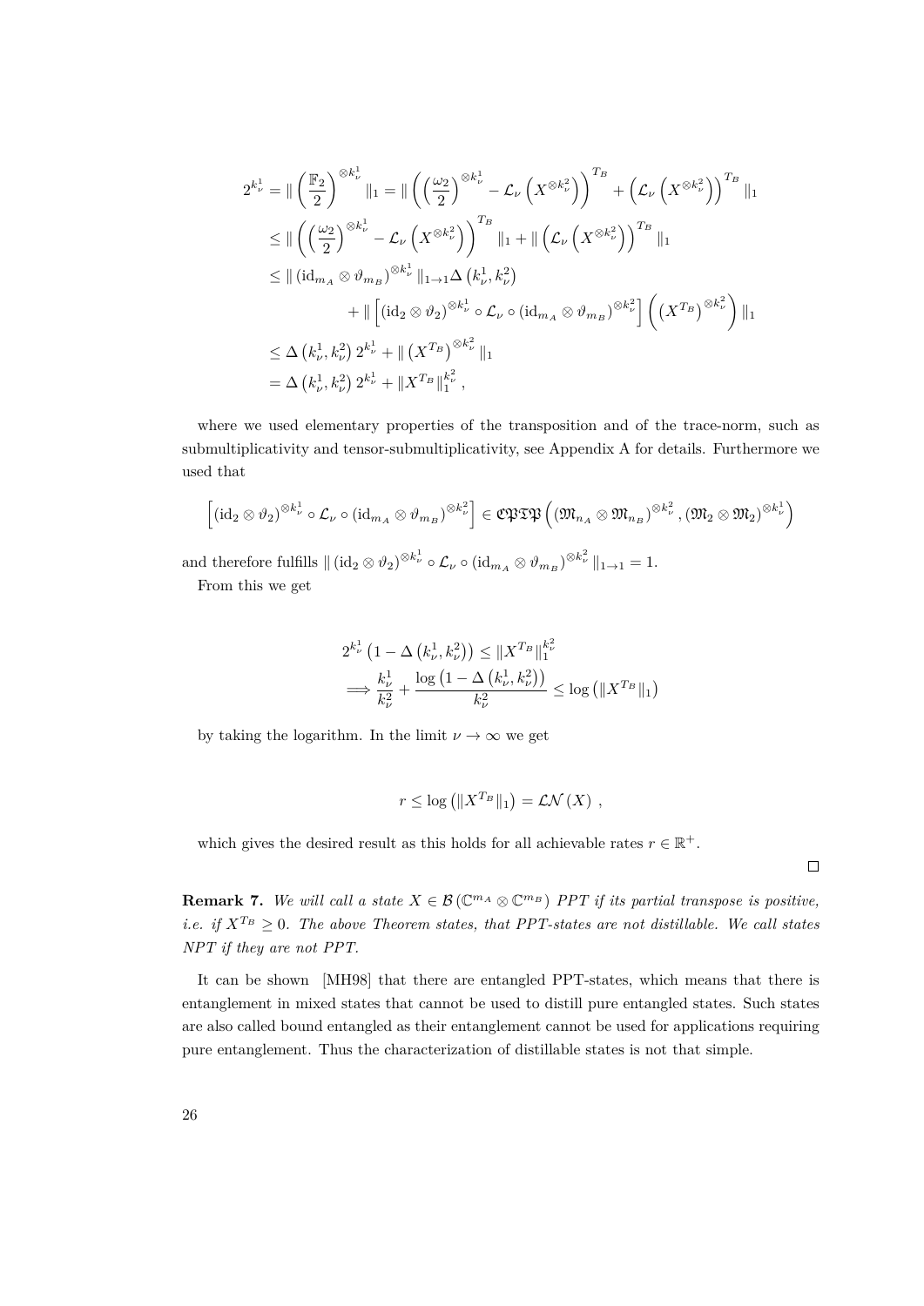$$
\begin{aligned}
2^{k_\nu^1} &= \| \left(\frac{\mathbb{F}_2}{2}\right)^{\otimes k_\nu^1} \|_1 = \| \left( \left(\frac{\omega_2}{2}\right)^{\otimes k_\nu^1} - \mathcal{L}_\nu\left(X^{\otimes k_\nu^2}\right)\right)^{T_B} + \left(\mathcal{L}_\nu\left(X^{\otimes k_\nu^2}\right)\right)^{T_B} \|_1 \\
&\leq \| \left( \left(\frac{\omega_2}{2}\right)^{\otimes k_\nu^1} - \mathcal{L}_\nu\left(X^{\otimes k_\nu^2}\right)\right)^{T_B} \|_1 + \| \left(\mathcal{L}_\nu\left(X^{\otimes k_\nu^2}\right)\right)^{T_B} \|_1 \\
&\leq \| \left(\mathrm{id}_{m_A} \otimes \vartheta_{m_B}\right)^{\otimes k_\nu^1} \|_{1\to 1} \Delta\left(k_\nu^1, k_\nu^2\right) \\
&\qquad + \| \left[ \left(\mathrm{id}_2 \otimes \vartheta_2\right)^{\otimes k_\nu^1} \circ \mathcal{L}_\nu \circ \left(\mathrm{id}_{m_A} \otimes \vartheta_{m_B}\right)^{\otimes k_\nu^2} \right] \left( \left(X^{T_B}\right)^{\otimes k_\nu^2} \right) \|_1 \\
&\leq \Delta\left(k_\nu^1, k_\nu^2\right) 2^{k_\nu^1} + \| \left(X^{T_B}\right)^{\otimes k_\nu^2} \|_1 \\
&= \Delta\left(k_\nu^1, k_\nu^2\right) 2^{k_\nu^1} + \|X^{T_B}\|_1^{k_\nu^2},
\end{aligned}
$$

where we used elementary properties of the transposition and of the trace-norm, such as submultiplicativity and tensor-submultiplicativity, see Appendix A for details. Furthermore we used that

$$
\left[ \left(\mathrm{id}_2 \otimes \vartheta_2\right)^{\otimes k_\nu^1} \circ \mathcal{L}_\nu \circ \left(\mathrm{id}_{m_A} \otimes \vartheta_{m_B}\right)^{\otimes k_\nu^2} \right] \in \mathfrak{CPTP}\left( \left(\mathfrak{M}_{n_A} \otimes \mathfrak{M}_{n_B}\right)^{\otimes k_\nu^2}, \left(\mathfrak{M}_2 \otimes \mathfrak{M}_2\right)^{\otimes k_\nu^1} \right)
$$

and therefore fulfills $\| \left(\mathrm{id}_2 \otimes \vartheta_2\right)^{\otimes k_\nu^1} \circ \mathcal{L}_\nu \circ \left(\mathrm{id}_{m_A} \otimes \vartheta_{m_B}\right)^{\otimes k_\nu^2} \|_{1\to 1} = 1$.

From this we get

$$
\begin{aligned}
& 2^{k_\nu^1}\left(1 - \Delta\left(k_\nu^1, k_\nu^2\right)\right) \leq \|X^{T_B}\|_1^{k_\nu^2} \\
\implies & \frac{k_\nu^1}{k_\nu^2} + \frac{\log\left(1 - \Delta\left(k_\nu^1, k_\nu^2\right)\right)}{k_\nu^2} \leq \log\left(\|X^{T_B}\|_1\right)
\end{aligned}
$$

by taking the logarithm. In the limit $\nu \to \infty$ we get

$$
r \leq \log\left(\|X^{T_B}\|_1\right) = \mathcal{LN}\left(X\right),
$$

which gives the desired result as this holds for all achievable rates $r \in \mathbb{R}^+$.

□

**Remark 7.** *We will call a state $X \in \mathcal{B}\left(\mathbb{C}^{m_A} \otimes \mathbb{C}^{m_B}\right)$ PPT if its partial transpose is positive, i.e. if $X^{T_B} \geq 0$. The above Theorem states, that PPT-states are not distillable. We call states NPT if they are not PPT.*

It can be shown [MH98] that there are entangled PPT-states, which means that there is entanglement in mixed states that cannot be used to distill pure entangled states. Such states are also called bound entangled as their entanglement cannot be used for applications requiring pure entanglement. Thus the characterization of distillable states is not that simple.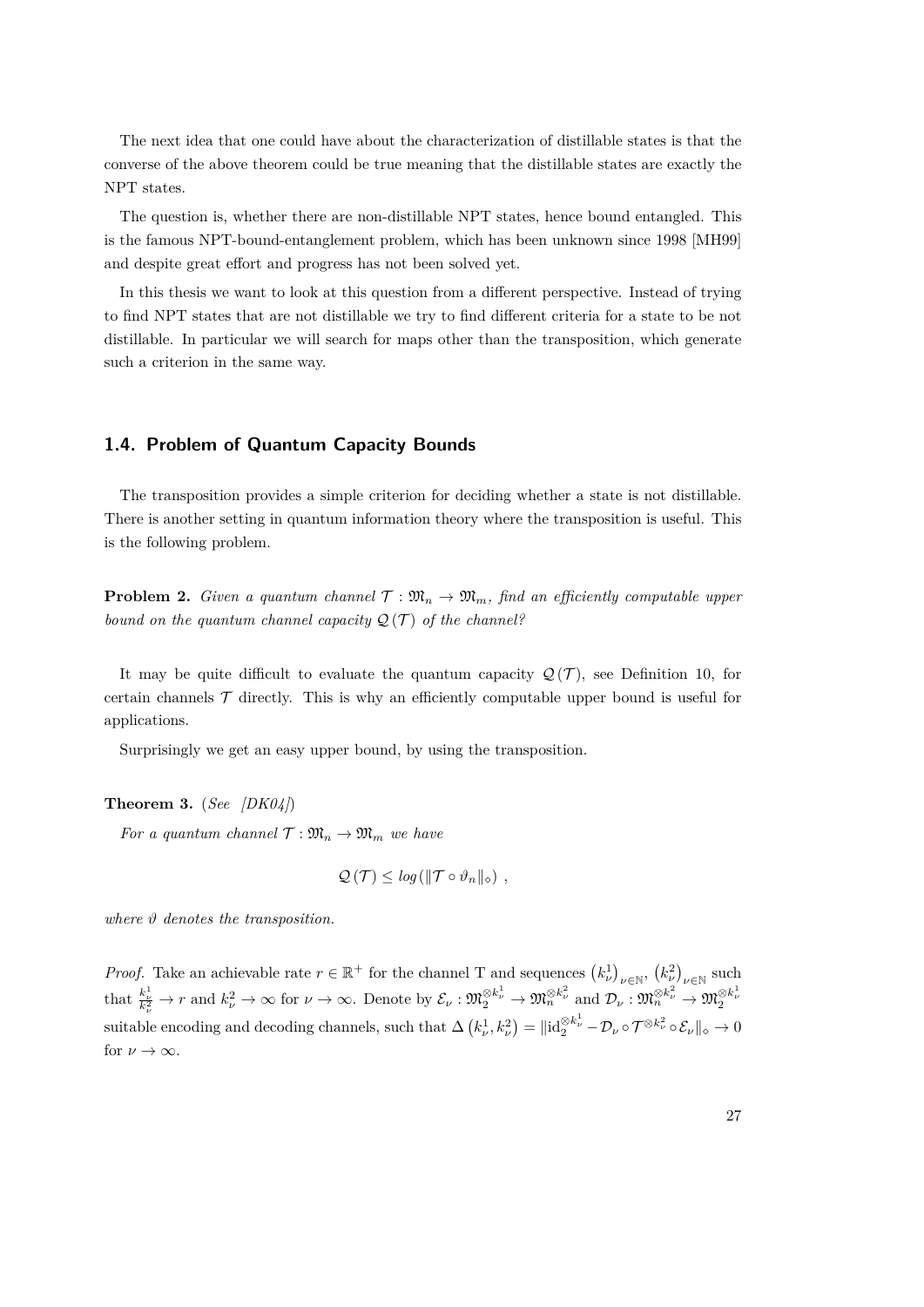The next idea that one could have about the characterization of distillable states is that the converse of the above theorem could be true meaning that the distillable states are exactly the NPT states.

The question is, whether there are non-distillable NPT states, hence bound entangled. This is the famous NPT-bound-entanglement problem, which has been unknown since 1998 [MH99] and despite great effort and progress has not been solved yet.

In this thesis we want to look at this question from a different perspective. Instead of trying to find NPT states that are not distillable we try to find different criteria for a state to be not distillable. In particular we will search for maps other than the transposition, which generate such a criterion in the same way.

## 1.4. Problem of Quantum Capacity Bounds

The transposition provides a simple criterion for deciding whether a state is not distillable. There is another setting in quantum information theory where the transposition is useful. This is the following problem.

**Problem 2.** *Given a quantum channel $\mathcal{T} : \mathfrak{M}_n \to \mathfrak{M}_m$, find an efficiently computable upper bound on the quantum channel capacity $\mathcal{Q}(\mathcal{T})$ of the channel?*

It may be quite difficult to evaluate the quantum capacity $\mathcal{Q}(\mathcal{T})$, see Definition 10, for certain channels $\mathcal{T}$ directly. This is why an efficiently computable upper bound is useful for applications.

Surprisingly we get an easy upper bound, by using the transposition.

**Theorem 3.** (*See [DK04]*)

*For a quantum channel $\mathcal{T} : \mathfrak{M}_n \to \mathfrak{M}_m$ we have*

$$\mathcal{Q}(\mathcal{T}) \leq log(\|\mathcal{T} \circ \vartheta_n\|_\diamond) \ ,$$

*where $\vartheta$ denotes the transposition.*

*Proof.* Take an achievable rate $r \in \mathbb{R}^+$ for the channel T and sequences $\left(k^1_\nu\right)_{\nu\in\mathbb{N}}$, $\left(k^2_\nu\right)_{\nu\in\mathbb{N}}$ such that $\frac{k^1_\nu}{k^2_\nu} \to r$ and $k^2_\nu \to \infty$ for $\nu \to \infty$. Denote by $\mathcal{E}_\nu : \mathfrak{M}_2^{\otimes k^1_\nu} \to \mathfrak{M}_n^{\otimes k^2_\nu}$ and $\mathcal{D}_\nu : \mathfrak{M}_n^{\otimes k^2_\nu} \to \mathfrak{M}_2^{\otimes k^1_\nu}$ suitable encoding and decoding channels, such that $\Delta\left(k^1_\nu, k^2_\nu\right) = \|\text{id}_2^{\otimes k^1_\nu} - \mathcal{D}_\nu \circ \mathcal{T}^{\otimes k^2_\nu} \circ \mathcal{E}_\nu\|_\diamond \to 0$ for $\nu \to \infty$.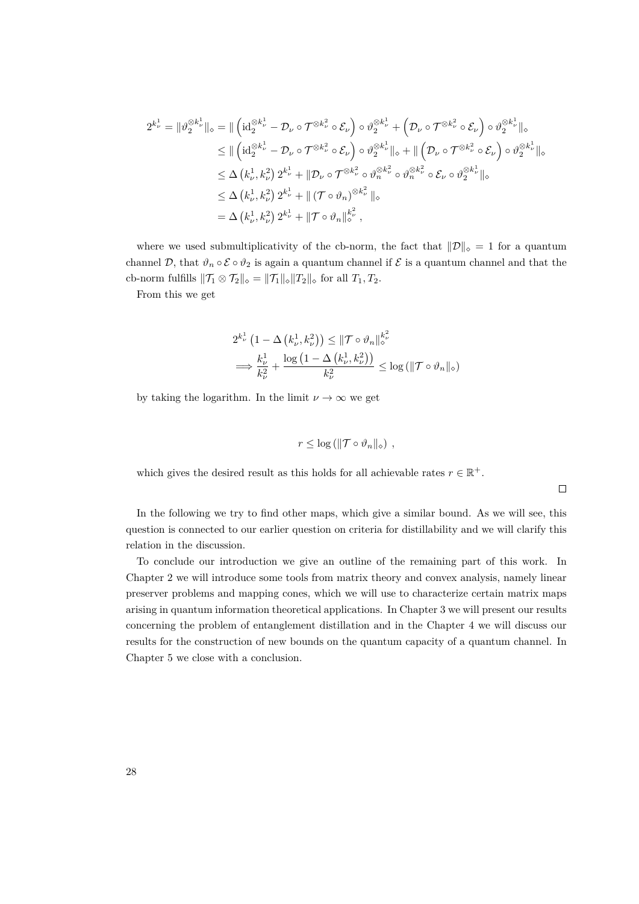$$
\begin{aligned}
2^{k_\nu^1} = \|\vartheta_2^{\otimes k_\nu^1}\|_\diamond &= \| \left(\mathrm{id}_2^{\otimes k_\nu^1} - \mathcal{D}_\nu \circ \mathcal{T}^{\otimes k_\nu^2} \circ \mathcal{E}_\nu\right) \circ \vartheta_2^{\otimes k_\nu^1} + \left(\mathcal{D}_\nu \circ \mathcal{T}^{\otimes k_\nu^2} \circ \mathcal{E}_\nu\right) \circ \vartheta_2^{\otimes k_\nu^1} \|_\diamond \\
&\leq \| \left(\mathrm{id}_2^{\otimes k_\nu^1} - \mathcal{D}_\nu \circ \mathcal{T}^{\otimes k_\nu^2} \circ \mathcal{E}_\nu\right) \circ \vartheta_2^{\otimes k_\nu^1} \|_\diamond + \| \left(\mathcal{D}_\nu \circ \mathcal{T}^{\otimes k_\nu^2} \circ \mathcal{E}_\nu\right) \circ \vartheta_2^{\otimes k_\nu^1} \|_\diamond \\
&\leq \Delta\left(k_\nu^1, k_\nu^2\right) 2^{k_\nu^1} + \|\mathcal{D}_\nu \circ \mathcal{T}^{\otimes k_\nu^2} \circ \vartheta_n^{\otimes k_\nu^2} \circ \vartheta_n^{\otimes k_\nu^2} \circ \mathcal{E}_\nu \circ \vartheta_2^{\otimes k_\nu^1}\|_\diamond \\
&\leq \Delta\left(k_\nu^1, k_\nu^2\right) 2^{k_\nu^1} + \| \left(\mathcal{T} \circ \vartheta_n\right)^{\otimes k_\nu^2} \|_\diamond \\
&= \Delta\left(k_\nu^1, k_\nu^2\right) 2^{k_\nu^1} + \|\mathcal{T} \circ \vartheta_n\|_\diamond^{k_\nu^2},
\end{aligned}
$$

where we used submultiplicativity of the cb-norm, the fact that $\|\mathcal{D}\|_\diamond = 1$ for a quantum channel $\mathcal{D}$, that $\vartheta_n \circ \mathcal{E} \circ \vartheta_2$ is again a quantum channel if $\mathcal{E}$ is a quantum channel and that the cb-norm fulfills $\|\mathcal{T}_1 \otimes \mathcal{T}_2\|_\diamond = \|\mathcal{T}_1\|_\diamond \|T_2\|_\diamond$ for all $T_1, T_2$.

From this we get

$$
\begin{aligned}
&2^{k_\nu^1}\left(1 - \Delta\left(k_\nu^1, k_\nu^2\right)\right) \leq \|\mathcal{T} \circ \vartheta_n\|_\diamond^{k_\nu^2} \\
&\implies \frac{k_\nu^1}{k_\nu^2} + \frac{\log\left(1 - \Delta\left(k_\nu^1, k_\nu^2\right)\right)}{k_\nu^2} \leq \log\left(\|\mathcal{T} \circ \vartheta_n\|_\diamond\right)
\end{aligned}
$$

by taking the logarithm. In the limit $\nu \to \infty$ we get

$$
r \leq \log\left(\|\mathcal{T} \circ \vartheta_n\|_\diamond\right) ,
$$

which gives the desired result as this holds for all achievable rates $r \in \mathbb{R}^+$.

□

In the following we try to find other maps, which give a similar bound. As we will see, this question is connected to our earlier question on criteria for distillability and we will clarify this relation in the discussion.

To conclude our introduction we give an outline of the remaining part of this work. In Chapter 2 we will introduce some tools from matrix theory and convex analysis, namely linear preserver problems and mapping cones, which we will use to characterize certain matrix maps arising in quantum information theoretical applications. In Chapter 3 we will present our results concerning the problem of entanglement distillation and in the Chapter 4 we will discuss our results for the construction of new bounds on the quantum capacity of a quantum channel. In Chapter 5 we close with a conclusion.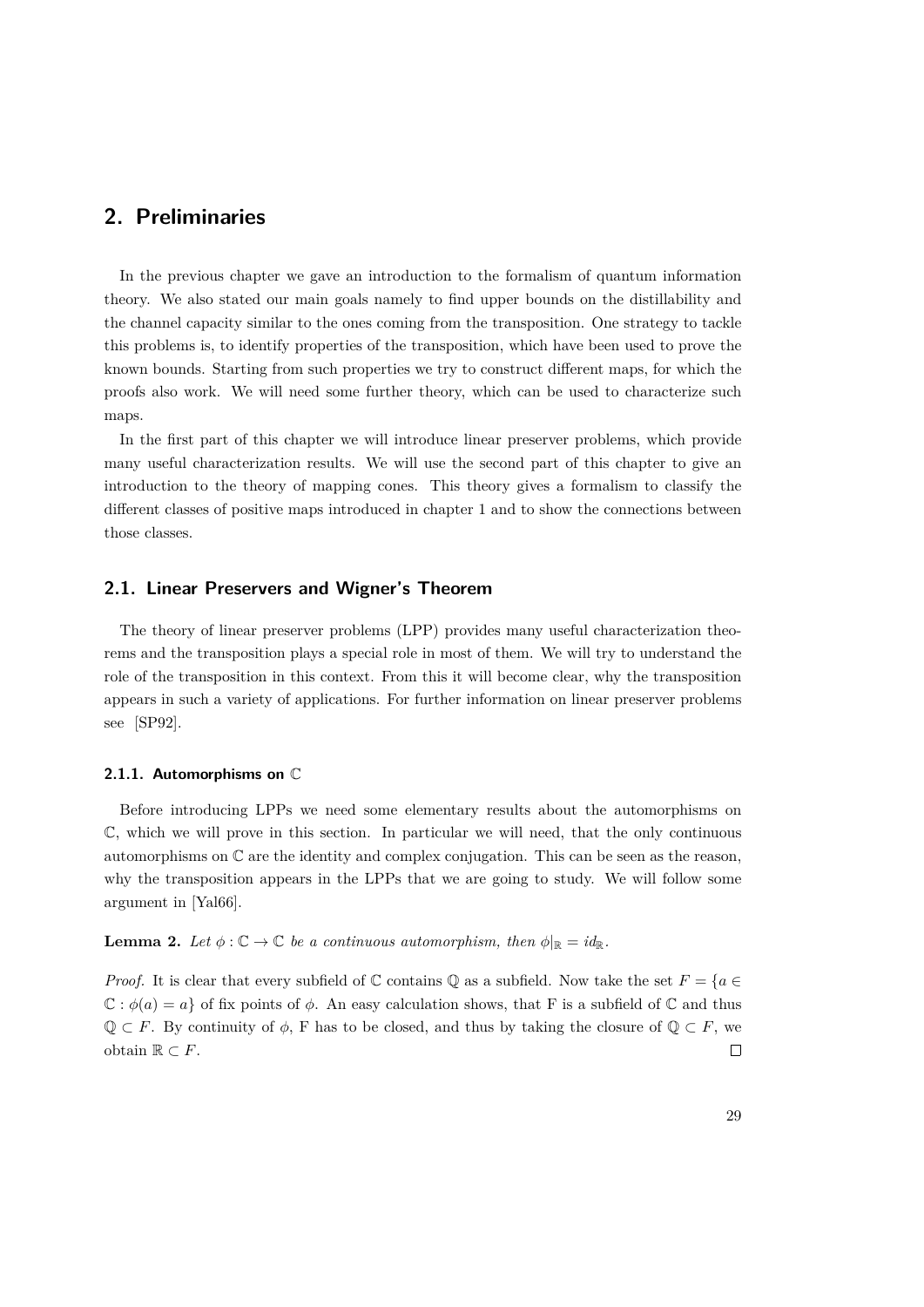# 2. Preliminaries

In the previous chapter we gave an introduction to the formalism of quantum information theory. We also stated our main goals namely to find upper bounds on the distillability and the channel capacity similar to the ones coming from the transposition. One strategy to tackle this problems is, to identify properties of the transposition, which have been used to prove the known bounds. Starting from such properties we try to construct different maps, for which the proofs also work. We will need some further theory, which can be used to characterize such maps.

In the first part of this chapter we will introduce linear preserver problems, which provide many useful characterization results. We will use the second part of this chapter to give an introduction to the theory of mapping cones. This theory gives a formalism to classify the different classes of positive maps introduced in chapter 1 and to show the connections between those classes.

## 2.1. Linear Preservers and Wigner's Theorem

The theory of linear preserver problems (LPP) provides many useful characterization theorems and the transposition plays a special role in most of them. We will try to understand the role of the transposition in this context. From this it will become clear, why the transposition appears in such a variety of applications. For further information on linear preserver problems see [SP92].

### 2.1.1. Automorphisms on $\mathbb{C}$

Before introducing LPPs we need some elementary results about the automorphisms on $\mathbb{C}$, which we will prove in this section. In particular we will need, that the only continuous automorphisms on $\mathbb{C}$ are the identity and complex conjugation. This can be seen as the reason, why the transposition appears in the LPPs that we are going to study. We will follow some argument in [Yal66].

**Lemma 2.** *Let $\phi : \mathbb{C} \to \mathbb{C}$ be a continuous automorphism, then $\phi|_{\mathbb{R}} = id_{\mathbb{R}}$.*

*Proof.* It is clear that every subfield of $\mathbb{C}$ contains $\mathbb{Q}$ as a subfield. Now take the set $F = \{a \in \mathbb{C} : \phi(a) = a\}$ of fix points of $\phi$. An easy calculation shows, that F is a subfield of $\mathbb{C}$ and thus $\mathbb{Q} \subset F$. By continuity of $\phi$, F has to be closed, and thus by taking the closure of $\mathbb{Q} \subset F$, we obtain $\mathbb{R} \subset F$. ◻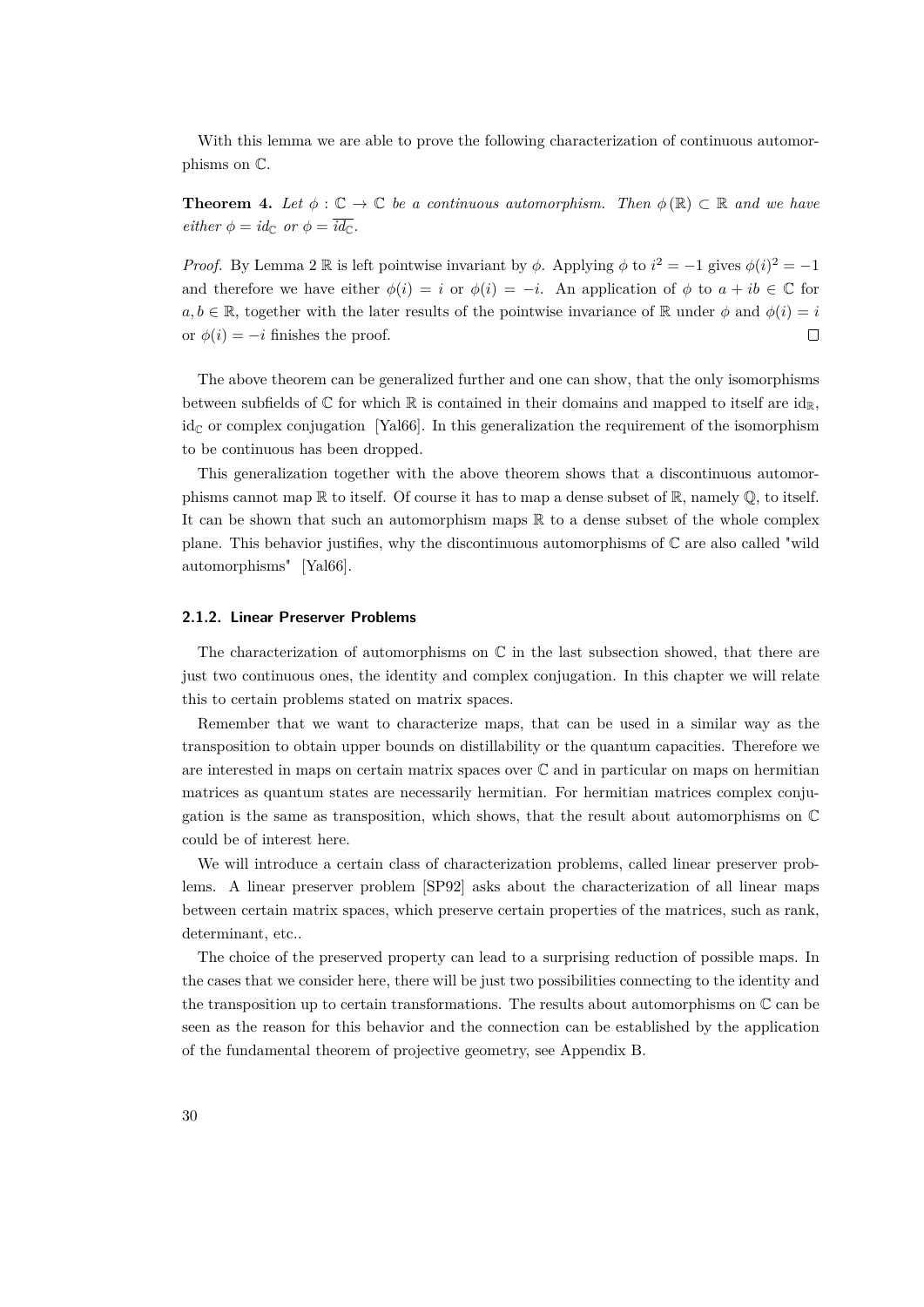With this lemma we are able to prove the following characterization of continuous automorphisms on $\mathbb{C}$.

**Theorem 4.** *Let $\phi : \mathbb{C} \to \mathbb{C}$ be a continuous automorphism. Then $\phi(\mathbb{R}) \subset \mathbb{R}$ and we have either $\phi = id_{\mathbb{C}}$ or $\phi = \overline{id_{\mathbb{C}}}$.*

*Proof.* By Lemma 2 $\mathbb{R}$ is left pointwise invariant by $\phi$. Applying $\phi$ to $i^2 = -1$ gives $\phi(i)^2 = -1$ and therefore we have either $\phi(i) = i$ or $\phi(i) = -i$. An application of $\phi$ to $a + ib \in \mathbb{C}$ for $a, b \in \mathbb{R}$, together with the later results of the pointwise invariance of $\mathbb{R}$ under $\phi$ and $\phi(i) = i$ or $\phi(i) = -i$ finishes the proof. $\square$

The above theorem can be generalized further and one can show, that the only isomorphisms between subfields of $\mathbb{C}$ for which $\mathbb{R}$ is contained in their domains and mapped to itself are $\mathrm{id}_{\mathbb{R}}$, $\mathrm{id}_{\mathbb{C}}$ or complex conjugation [Yal66]. In this generalization the requirement of the isomorphism to be continuous has been dropped.

This generalization together with the above theorem shows that a discontinuous automorphisms cannot map $\mathbb{R}$ to itself. Of course it has to map a dense subset of $\mathbb{R}$, namely $\mathbb{Q}$, to itself. It can be shown that such an automorphism maps $\mathbb{R}$ to a dense subset of the whole complex plane. This behavior justifies, why the discontinuous automorphisms of $\mathbb{C}$ are also called "wild automorphisms" [Yal66].

### 2.1.2. Linear Preserver Problems

The characterization of automorphisms on $\mathbb{C}$ in the last subsection showed, that there are just two continuous ones, the identity and complex conjugation. In this chapter we will relate this to certain problems stated on matrix spaces.

Remember that we want to characterize maps, that can be used in a similar way as the transposition to obtain upper bounds on distillability or the quantum capacities. Therefore we are interested in maps on certain matrix spaces over $\mathbb{C}$ and in particular on maps on hermitian matrices as quantum states are necessarily hermitian. For hermitian matrices complex conjugation is the same as transposition, which shows, that the result about automorphisms on $\mathbb{C}$ could be of interest here.

We will introduce a certain class of characterization problems, called linear preserver problems. A linear preserver problem [SP92] asks about the characterization of all linear maps between certain matrix spaces, which preserve certain properties of the matrices, such as rank, determinant, etc..

The choice of the preserved property can lead to a surprising reduction of possible maps. In the cases that we consider here, there will be just two possibilities connecting to the identity and the transposition up to certain transformations. The results about automorphisms on $\mathbb{C}$ can be seen as the reason for this behavior and the connection can be established by the application of the fundamental theorem of projective geometry, see Appendix B.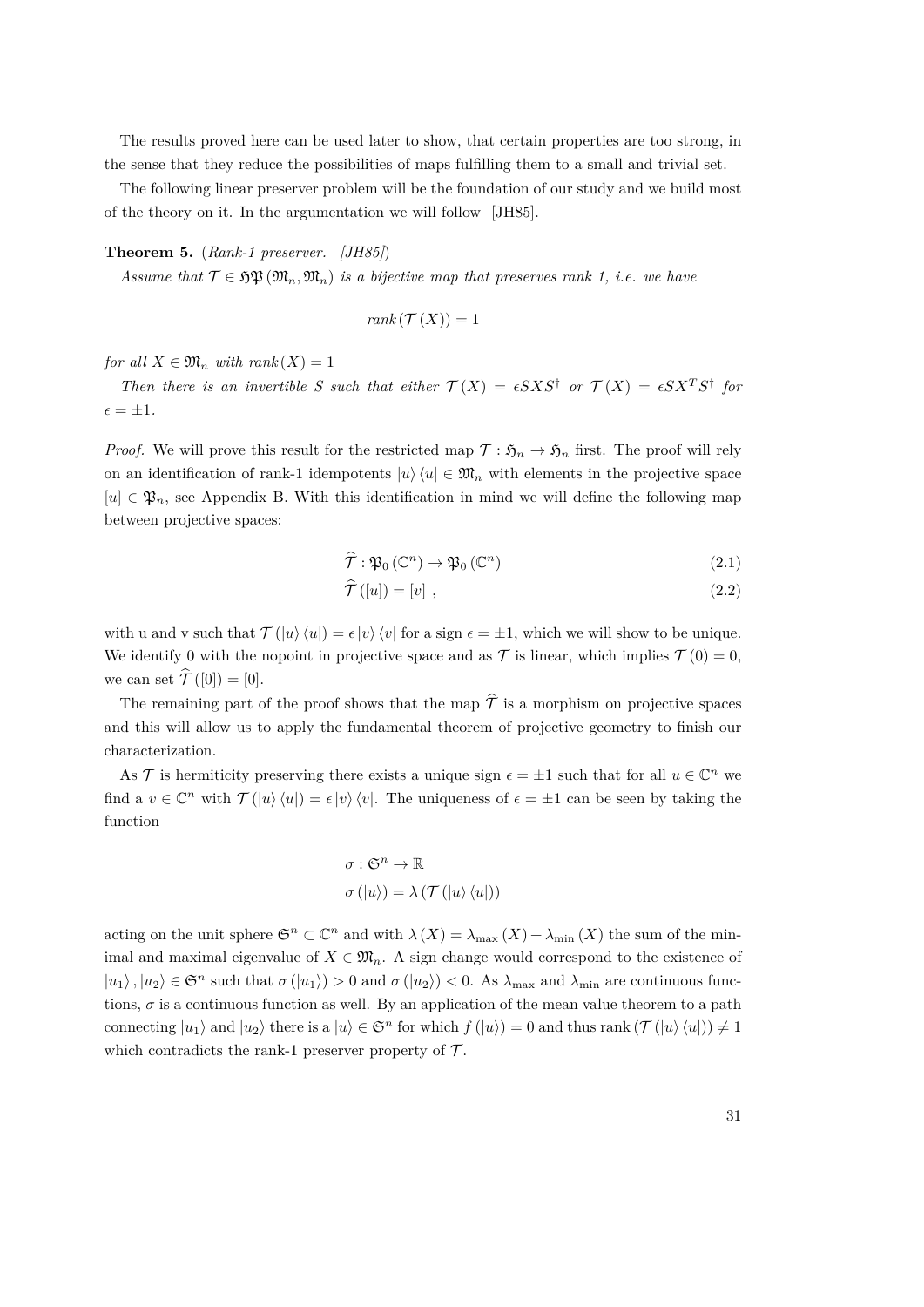The results proved here can be used later to show, that certain properties are too strong, in the sense that they reduce the possibilities of maps fulfilling them to a small and trivial set.

The following linear preserver problem will be the foundation of our study and we build most of the theory on it. In the argumentation we will follow [JH85].

**Theorem 5.** (*Rank-1 preserver. [JH85]*)

*Assume that $\mathcal{T} \in \mathfrak{HP}(\mathfrak{M}_n, \mathfrak{M}_n)$ is a bijective map that preserves rank 1, i.e. we have*

$$rank(\mathcal{T}(X)) = 1$$

*for all $X \in \mathfrak{M}_n$ with $rank(X) = 1$*

*Then there is an invertible $S$ such that either $\mathcal{T}(X) = \epsilon S X S^{\dagger}$ or $\mathcal{T}(X) = \epsilon S X^{T} S^{\dagger}$ for $\epsilon = \pm 1$.*

*Proof.* We will prove this result for the restricted map $\mathcal{T} : \mathfrak{H}_n \to \mathfrak{H}_n$ first. The proof will rely on an identification of rank-1 idempotents $|u\rangle\langle u| \in \mathfrak{M}_n$ with elements in the projective space $[u] \in \mathfrak{P}_n$, see Appendix B. With this identification in mind we will define the following map between projective spaces:

$$\widehat{\mathcal{T}} : \mathfrak{P}_0(\mathbb{C}^n) \to \mathfrak{P}_0(\mathbb{C}^n) \tag{2.1}$$

$$\widehat{\mathcal{T}}([u]) = [v] \ , \tag{2.2}$$

with u and v such that $\mathcal{T}(|u\rangle\langle u|) = \epsilon |v\rangle\langle v|$ for a sign $\epsilon = \pm 1$, which we will show to be unique. We identify 0 with the nopoint in projective space and as $\mathcal{T}$ is linear, which implies $\mathcal{T}(0) = 0$, we can set $\widehat{\mathcal{T}}([0]) = [0]$.

The remaining part of the proof shows that the map $\widehat{\mathcal{T}}$ is a morphism on projective spaces and this will allow us to apply the fundamental theorem of projective geometry to finish our characterization.

As $\mathcal{T}$ is hermiticity preserving there exists a unique sign $\epsilon = \pm 1$ such that for all $u \in \mathbb{C}^n$ we find a $v \in \mathbb{C}^n$ with $\mathcal{T}(|u\rangle\langle u|) = \epsilon |v\rangle\langle v|$. The uniqueness of $\epsilon = \pm 1$ can be seen by taking the function

$$\sigma : \mathfrak{S}^n \to \mathbb{R}$$

$$\sigma(|u\rangle) = \lambda(\mathcal{T}(|u\rangle\langle u|))$$

acting on the unit sphere $\mathfrak{S}^n \subset \mathbb{C}^n$ and with $\lambda(X) = \lambda_{\max}(X) + \lambda_{\min}(X)$ the sum of the minimal and maximal eigenvalue of $X \in \mathfrak{M}_n$. A sign change would correspond to the existence of $|u_1\rangle, |u_2\rangle \in \mathfrak{S}^n$ such that $\sigma(|u_1\rangle) > 0$ and $\sigma(|u_2\rangle) < 0$. As $\lambda_{\max}$ and $\lambda_{\min}$ are continuous functions, $\sigma$ is a continuous function as well. By an application of the mean value theorem to a path connecting $|u_1\rangle$ and $|u_2\rangle$ there is a $|u\rangle \in \mathfrak{S}^n$ for which $f(|u\rangle) = 0$ and thus $\mathrm{rank}(\mathcal{T}(|u\rangle\langle u|)) \neq 1$ which contradicts the rank-1 preserver property of $\mathcal{T}$.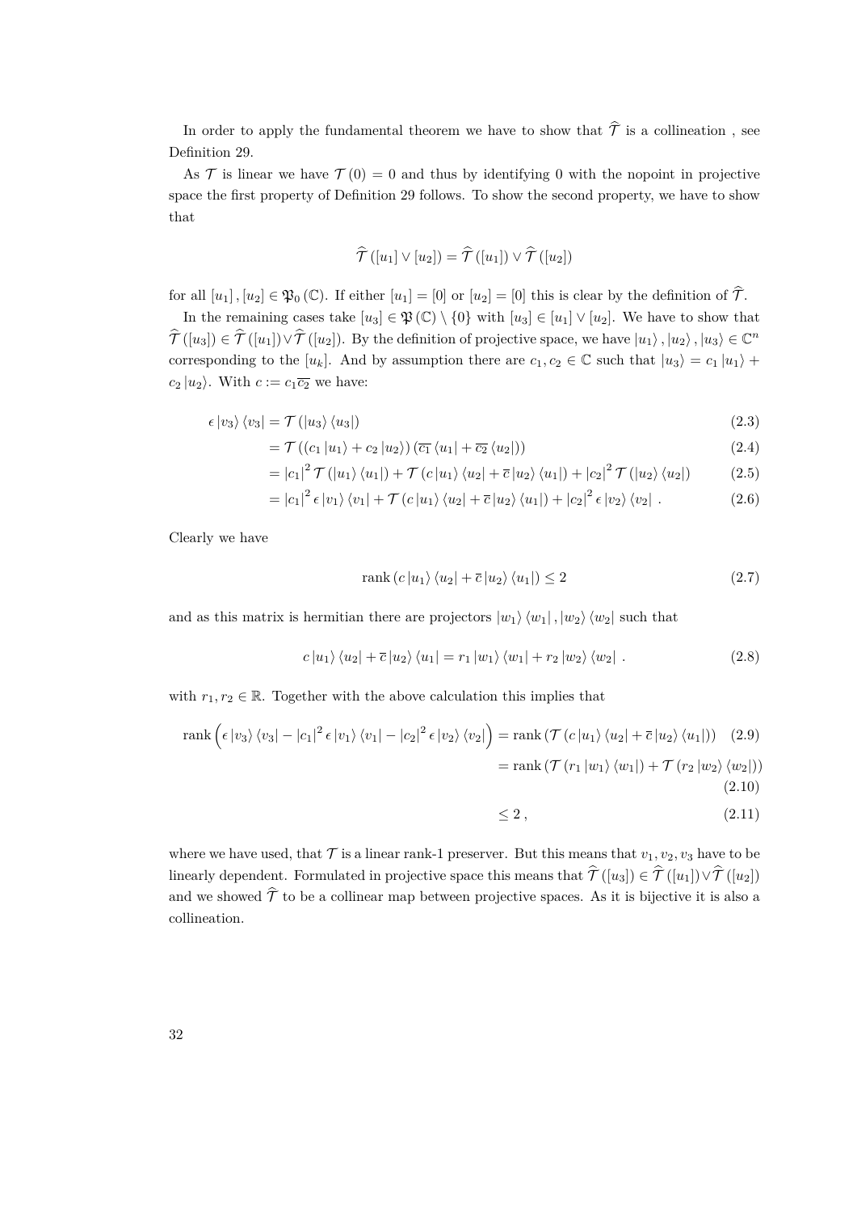In order to apply the fundamental theorem we have to show that $\widehat{\mathcal{T}}$ is a collineation , see Definition 29.

As $\mathcal{T}$ is linear we have $\mathcal{T}(0) = 0$ and thus by identifying 0 with the nopoint in projective space the first property of Definition 29 follows. To show the second property, we have to show that

$$\widehat{\mathcal{T}}([u_1] \vee [u_2]) = \widehat{\mathcal{T}}([u_1]) \vee \widehat{\mathcal{T}}([u_2])$$

for all $[u_1], [u_2] \in \mathfrak{P}_0(\mathbb{C})$. If either $[u_1] = [0]$ or $[u_2] = [0]$ this is clear by the definition of $\widehat{\mathcal{T}}$.

In the remaining cases take $[u_3] \in \mathfrak{P}(\mathbb{C}) \setminus \{0\}$ with $[u_3] \in [u_1] \vee [u_2]$. We have to show that $\widehat{\mathcal{T}}([u_3]) \in \widehat{\mathcal{T}}([u_1]) \vee \widehat{\mathcal{T}}([u_2])$. By the definition of projective space, we have $|u_1\rangle, |u_2\rangle, |u_3\rangle \in \mathbb{C}^n$ corresponding to the $[u_k]$. And by assumption there are $c_1, c_2 \in \mathbb{C}$ such that $|u_3\rangle = c_1 |u_1\rangle + c_2 |u_2\rangle$. With $c := c_1 \overline{c_2}$ we have:

$$\begin{aligned}
\epsilon |v_3\rangle \langle v_3| &= \mathcal{T}(|u_3\rangle \langle u_3|) && (2.3)\\
&= \mathcal{T}((c_1 |u_1\rangle + c_2 |u_2\rangle)(\overline{c_1} \langle u_1| + \overline{c_2} \langle u_2|)) && (2.4)\\
&= |c_1|^2 \mathcal{T}(|u_1\rangle \langle u_1|) + \mathcal{T}(c |u_1\rangle \langle u_2| + \overline{c} |u_2\rangle \langle u_1|) + |c_2|^2 \mathcal{T}(|u_2\rangle \langle u_2|) && (2.5)\\
&= |c_1|^2 \epsilon |v_1\rangle \langle v_1| + \mathcal{T}(c |u_1\rangle \langle u_2| + \overline{c} |u_2\rangle \langle u_1|) + |c_2|^2 \epsilon |v_2\rangle \langle v_2| \,. && (2.6)
\end{aligned}$$

Clearly we have

$$\operatorname{rank}(c |u_1\rangle \langle u_2| + \overline{c} |u_2\rangle \langle u_1|) \leq 2 \tag{2.7}$$

and as this matrix is hermitian there are projectors $|w_1\rangle \langle w_1|, |w_2\rangle \langle w_2|$ such that

$$c |u_1\rangle \langle u_2| + \overline{c} |u_2\rangle \langle u_1| = r_1 |w_1\rangle \langle w_1| + r_2 |w_2\rangle \langle w_2| \,. \tag{2.8}$$

with $r_1, r_2 \in \mathbb{R}$. Together with the above calculation this implies that

$$\begin{aligned}
\operatorname{rank}\Big(\epsilon |v_3\rangle \langle v_3| - |c_1|^2 \epsilon |v_1\rangle \langle v_1| - |c_2|^2 \epsilon |v_2\rangle \langle v_2|\Big) &= \operatorname{rank}(\mathcal{T}(c |u_1\rangle \langle u_2| + \overline{c} |u_2\rangle \langle u_1|)) && (2.9)\\
&= \operatorname{rank}(\mathcal{T}(r_1 |w_1\rangle \langle w_1|) + \mathcal{T}(r_2 |w_2\rangle \langle w_2|)) && (2.10)\\
&\leq 2 \,, && (2.11)
\end{aligned}$$

where we have used, that $\mathcal{T}$ is a linear rank-1 preserver. But this means that $v_1, v_2, v_3$ have to be linearly dependent. Formulated in projective space this means that $\widehat{\mathcal{T}}([u_3]) \in \widehat{\mathcal{T}}([u_1]) \vee \widehat{\mathcal{T}}([u_2])$ and we showed $\widehat{\mathcal{T}}$ to be a collinear map between projective spaces. As it is bijective it is also a collineation.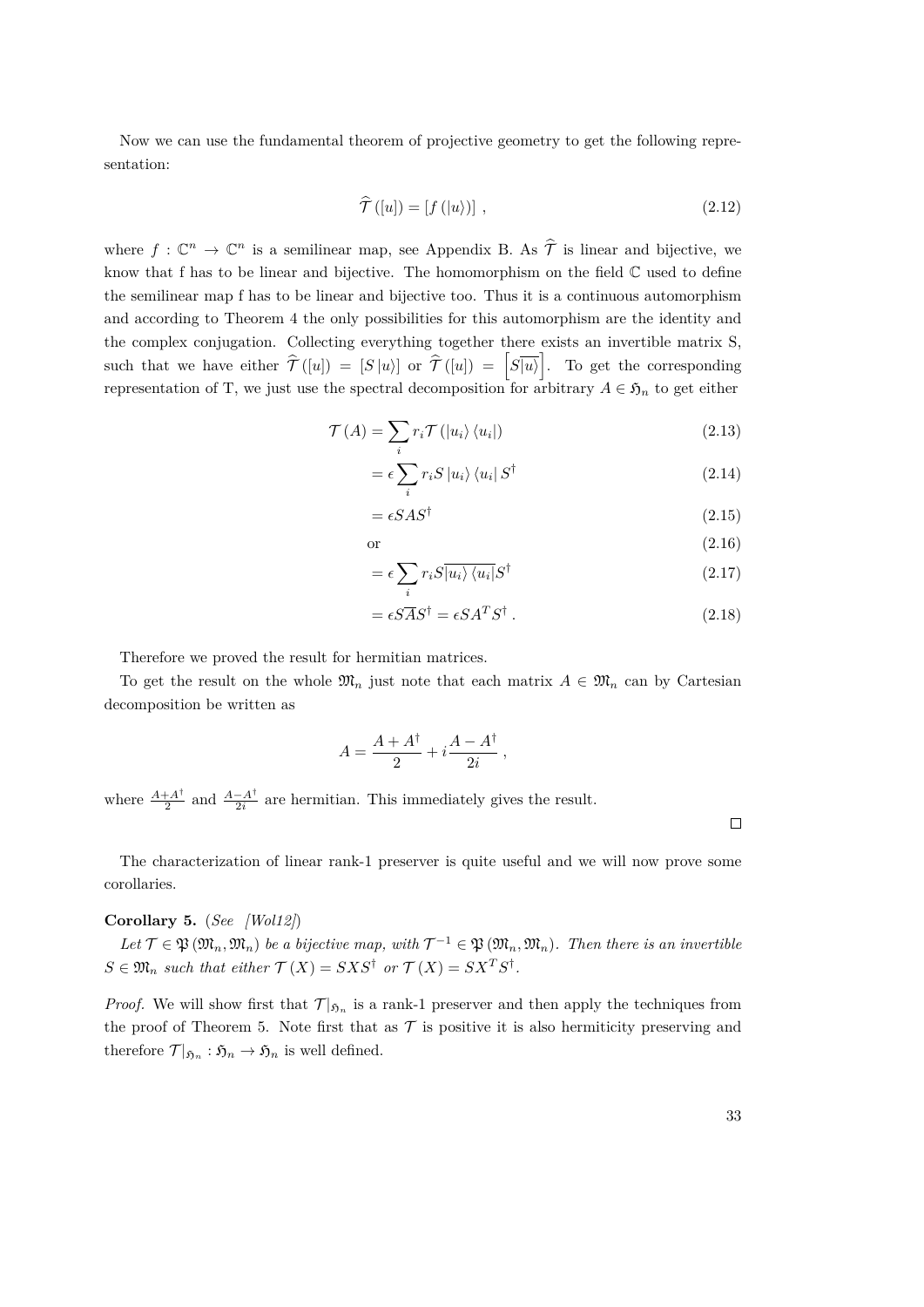Now we can use the fundamental theorem of projective geometry to get the following representation:

$$\widehat{\mathcal{T}}\left([u]\right) = \left[f\left(|u\rangle\right)\right] \,, \tag{2.12}$$

where $f : \mathbb{C}^n \to \mathbb{C}^n$ is a semilinear map, see Appendix B. As $\widehat{\mathcal{T}}$ is linear and bijective, we know that f has to be linear and bijective. The homomorphism on the field $\mathbb{C}$ used to define the semilinear map f has to be linear and bijective too. Thus it is a continuous automorphism and according to Theorem 4 the only possibilities for this automorphism are the identity and the complex conjugation. Collecting everything together there exists an invertible matrix S, such that we have either $\widehat{\mathcal{T}}\left([u]\right) = \left[S\,|u\rangle\right]$ or $\widehat{\mathcal{T}}\left([u]\right) = \left[S\overline{|u\rangle}\right]$. To get the corresponding representation of T, we just use the spectral decomposition for arbitrary $A \in \mathfrak{H}_n$ to get either

$$\begin{aligned}
\mathcal{T}\left(A\right) &= \sum_i r_i \mathcal{T}\left(|u_i\rangle\langle u_i|\right) && (2.13)\\
&= \epsilon \sum_i r_i S\,|u_i\rangle\langle u_i|\,S^\dagger && (2.14)\\
&= \epsilon SAS^\dagger && (2.15)\\
&\text{or} && (2.16)\\
&= \epsilon \sum_i r_i S\overline{|u_i\rangle\langle u_i|}S^\dagger && (2.17)\\
&= \epsilon S\overline{A}S^\dagger = \epsilon SA^TS^\dagger \,. && (2.18)
\end{aligned}$$

Therefore we proved the result for hermitian matrices.

To get the result on the whole $\mathfrak{M}_n$ just note that each matrix $A \in \mathfrak{M}_n$ can by Cartesian decomposition be written as

$$A = \frac{A + A^\dagger}{2} + i\frac{A - A^\dagger}{2i} \,,$$

where $\frac{A+A^\dagger}{2}$ and $\frac{A-A^\dagger}{2i}$ are hermitian. This immediately gives the result.

□

The characterization of linear rank-1 preserver is quite useful and we will now prove some corollaries.

**Corollary 5.** (*See [Wol12]*)

*Let $\mathcal{T} \in \mathfrak{P}\left(\mathfrak{M}_n, \mathfrak{M}_n\right)$ be a bijective map, with $\mathcal{T}^{-1} \in \mathfrak{P}\left(\mathfrak{M}_n, \mathfrak{M}_n\right)$. Then there is an invertible $S \in \mathfrak{M}_n$ such that either $\mathcal{T}\left(X\right) = SXS^\dagger$ or $\mathcal{T}\left(X\right) = SX^TS^\dagger$.*

*Proof.* We will show first that $\mathcal{T}|_{\mathfrak{H}_n}$ is a rank-1 preserver and then apply the techniques from the proof of Theorem 5. Note first that as $\mathcal{T}$ is positive it is also hermiticity preserving and therefore $\mathcal{T}|_{\mathfrak{H}_n} : \mathfrak{H}_n \to \mathfrak{H}_n$ is well defined.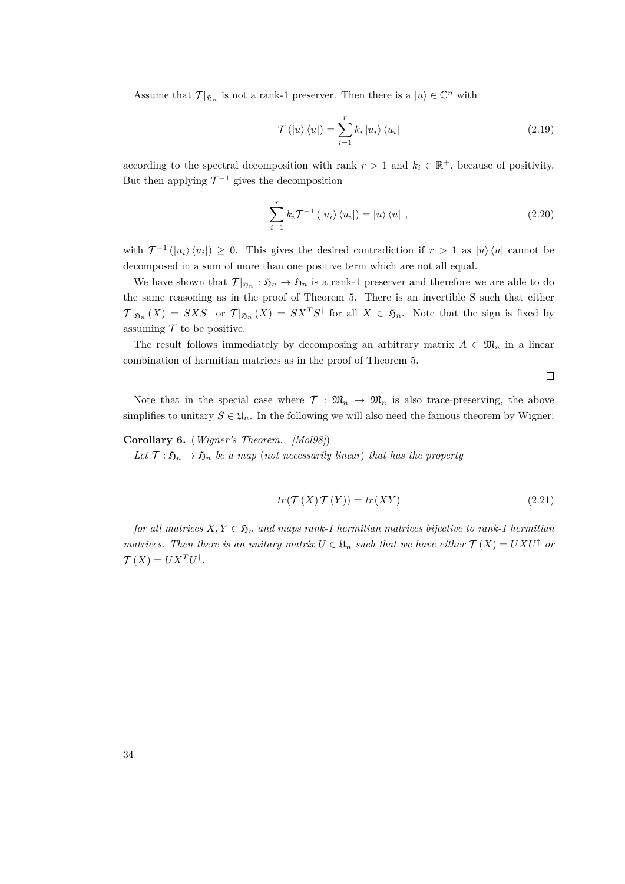Assume that $\mathcal{T}|_{\mathfrak{H}_n}$ is not a rank-1 preserver. Then there is a $|u\rangle \in \mathbb{C}^n$ with

$$\mathcal{T}\left(|u\rangle\langle u|\right) = \sum_{i=1}^{r} k_i \,|u_i\rangle\langle u_i| \tag{2.19}$$

according to the spectral decomposition with rank $r > 1$ and $k_i \in \mathbb{R}^+$, because of positivity. But then applying $\mathcal{T}^{-1}$ gives the decomposition

$$\sum_{i=1}^{r} k_i \mathcal{T}^{-1}\left(|u_i\rangle\langle u_i|\right) = |u\rangle\langle u| \ , \tag{2.20}$$

with $\mathcal{T}^{-1}\left(|u_i\rangle\langle u_i|\right) \geq 0$. This gives the desired contradiction if $r > 1$ as $|u\rangle\langle u|$ cannot be decomposed in a sum of more than one positive term which are not all equal.

We have shown that $\mathcal{T}|_{\mathfrak{H}_n} : \mathfrak{H}_n \to \mathfrak{H}_n$ is a rank-1 preserver and therefore we are able to do the same reasoning as in the proof of Theorem 5. There is an invertible S such that either $\mathcal{T}|_{\mathfrak{H}_n}(X) = SXS^\dagger$ or $\mathcal{T}|_{\mathfrak{H}_n}(X) = SX^TS^\dagger$ for all $X \in \mathfrak{H}_n$. Note that the sign is fixed by assuming $\mathcal{T}$ to be positive.

The result follows immediately by decomposing an arbitrary matrix $A \in \mathfrak{M}_n$ in a linear combination of hermitian matrices as in the proof of Theorem 5.

□

Note that in the special case where $\mathcal{T} : \mathfrak{M}_n \to \mathfrak{M}_n$ is also trace-preserving, the above simplifies to unitary $S \in \mathfrak{U}_n$. In the following we will also need the famous theorem by Wigner:

**Corollary 6.** (*Wigner's Theorem. [Mol98]*)
*Let $\mathcal{T} : \mathfrak{H}_n \to \mathfrak{H}_n$ be a map (not necessarily linear) that has the property*

$$tr(\mathcal{T}(X)\,\mathcal{T}(Y)) = tr(XY) \tag{2.21}$$

*for all matrices $X, Y \in \mathfrak{H}_n$ and maps rank-1 hermitian matrices bijective to rank-1 hermitian matrices. Then there is an unitary matrix $U \in \mathfrak{U}_n$ such that we have either $\mathcal{T}(X) = UXU^\dagger$ or $\mathcal{T}(X) = UX^TU^\dagger$.*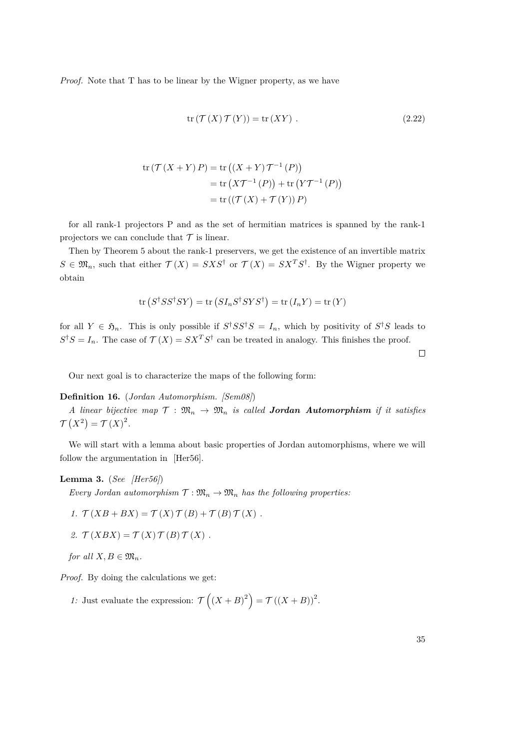*Proof.* Note that T has to be linear by the Wigner property, as we have

$$\operatorname{tr}\left(\mathcal{T}\left(X\right)\mathcal{T}\left(Y\right)\right) = \operatorname{tr}\left(XY\right)\ . \tag{2.22}$$

$$\begin{aligned}
\operatorname{tr}\left(\mathcal{T}\left(X+Y\right)P\right) &= \operatorname{tr}\left(\left(X+Y\right)\mathcal{T}^{-1}\left(P\right)\right) \\
&= \operatorname{tr}\left(X\mathcal{T}^{-1}\left(P\right)\right) + \operatorname{tr}\left(Y\mathcal{T}^{-1}\left(P\right)\right) \\
&= \operatorname{tr}\left(\left(\mathcal{T}\left(X\right)+\mathcal{T}\left(Y\right)\right)P\right)
\end{aligned}$$

for all rank-1 projectors P and as the set of hermitian matrices is spanned by the rank-1 projectors we can conclude that $\mathcal{T}$ is linear.

Then by Theorem 5 about the rank-1 preservers, we get the existence of an invertible matrix $S \in \mathfrak{M}_n$, such that either $\mathcal{T}\left(X\right) = SXS^\dagger$ or $\mathcal{T}\left(X\right) = SX^TS^\dagger$. By the Wigner property we obtain

$$\operatorname{tr}\left(S^\dagger SS^\dagger SY\right) = \operatorname{tr}\left(SI_nS^\dagger SYS^\dagger\right) = \operatorname{tr}\left(I_nY\right) = \operatorname{tr}\left(Y\right)$$

for all $Y \in \mathfrak{H}_n$. This is only possible if $S^\dagger SS^\dagger S = I_n$, which by positivity of $S^\dagger S$ leads to $S^\dagger S = I_n$. The case of $\mathcal{T}\left(X\right) = SX^TS^\dagger$ can be treated in analogy. This finishes the proof. □

Our next goal is to characterize the maps of the following form:

**Definition 16.** (*Jordan Automorphism. [Sem08]*)

*A linear bijective map $\mathcal{T} : \mathfrak{M}_n \to \mathfrak{M}_n$ is called **Jordan Automorphism** if it satisfies $\mathcal{T}\left(X^2\right) = \mathcal{T}\left(X\right)^2$.*

We will start with a lemma about basic properties of Jordan automorphisms, where we will follow the argumentation in [Her56].

**Lemma 3.** (*See [Her56]*)

*Every Jordan automorphism $\mathcal{T} : \mathfrak{M}_n \to \mathfrak{M}_n$ has the following properties:*

1. $\mathcal{T}\left(XB + BX\right) = \mathcal{T}\left(X\right)\mathcal{T}\left(B\right) + \mathcal{T}\left(B\right)\mathcal{T}\left(X\right)$ .
2. $\mathcal{T}\left(XBX\right) = \mathcal{T}\left(X\right)\mathcal{T}\left(B\right)\mathcal{T}\left(X\right)$ .

*for all $X, B \in \mathfrak{M}_n$.*

*Proof.* By doing the calculations we get:

*1:* Just evaluate the expression: $\mathcal{T}\left(\left(X+B\right)^2\right) = \mathcal{T}\left(\left(X+B\right)\right)^2$.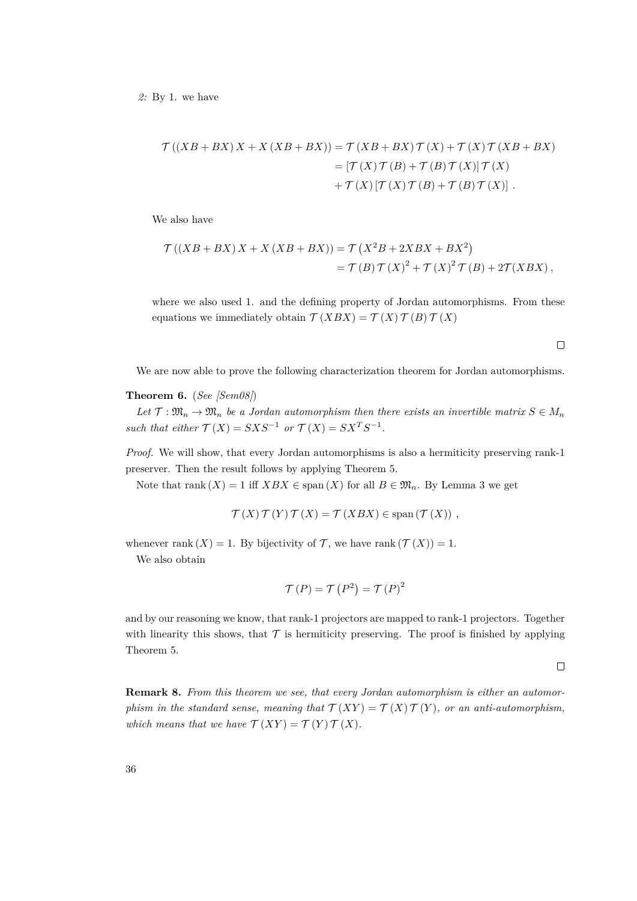*2:* By 1. we have

$$
\begin{aligned}
\mathcal{T}\left(\left(XB+BX\right)X+X\left(XB+BX\right)\right) &= \mathcal{T}\left(XB+BX\right)\mathcal{T}\left(X\right)+\mathcal{T}\left(X\right)\mathcal{T}\left(XB+BX\right)\\
&= \left[\mathcal{T}\left(X\right)\mathcal{T}\left(B\right)+\mathcal{T}\left(B\right)\mathcal{T}\left(X\right)\right]\mathcal{T}\left(X\right)\\
&\quad+\mathcal{T}\left(X\right)\left[\mathcal{T}\left(X\right)\mathcal{T}\left(B\right)+\mathcal{T}\left(B\right)\mathcal{T}\left(X\right)\right]\,.
\end{aligned}
$$

We also have

$$
\begin{aligned}
\mathcal{T}\left(\left(XB+BX\right)X+X\left(XB+BX\right)\right) &= \mathcal{T}\left(X^2B+2XBX+BX^2\right)\\
&= \mathcal{T}\left(B\right)\mathcal{T}\left(X\right)^2+\mathcal{T}\left(X\right)^2\mathcal{T}\left(B\right)+2\mathcal{T}(XBX)\,,
\end{aligned}
$$

where we also used 1. and the defining property of Jordan automorphisms. From these equations we immediately obtain $\mathcal{T}\left(XBX\right)=\mathcal{T}\left(X\right)\mathcal{T}\left(B\right)\mathcal{T}\left(X\right)$

□

We are now able to prove the following characterization theorem for Jordan automorphisms.

**Theorem 6.** (*See [Sem08]*)

*Let $\mathcal{T}:\mathfrak{M}_n\to\mathfrak{M}_n$ be a Jordan automorphism then there exists an invertible matrix $S\in M_n$ such that either $\mathcal{T}\left(X\right)=SXS^{-1}$ or $\mathcal{T}\left(X\right)=SX^TS^{-1}$.*

*Proof.* We will show, that every Jordan automorphisms is also a hermiticity preserving rank-1 preserver. Then the result follows by applying Theorem 5.

Note that $\operatorname{rank}\left(X\right)=1$ iff $XBX\in\operatorname{span}\left(X\right)$ for all $B\in\mathfrak{M}_n$. By Lemma 3 we get

$$
\mathcal{T}\left(X\right)\mathcal{T}\left(Y\right)\mathcal{T}\left(X\right)=\mathcal{T}\left(XBX\right)\in\operatorname{span}\left(\mathcal{T}\left(X\right)\right)\,,
$$

whenever $\operatorname{rank}\left(X\right)=1$. By bijectivity of $\mathcal{T}$, we have $\operatorname{rank}\left(\mathcal{T}\left(X\right)\right)=1$.

We also obtain

$$
\mathcal{T}\left(P\right)=\mathcal{T}\left(P^2\right)=\mathcal{T}\left(P\right)^2
$$

and by our reasoning we know, that rank-1 projectors are mapped to rank-1 projectors. Together with linearity this shows, that $\mathcal{T}$ is hermiticity preserving. The proof is finished by applying Theorem 5.

□

**Remark 8.** *From this theorem we see, that every Jordan automorphism is either an automorphism in the standard sense, meaning that $\mathcal{T}\left(XY\right)=\mathcal{T}\left(X\right)\mathcal{T}\left(Y\right)$, or an anti-automorphism, which means that we have $\mathcal{T}\left(XY\right)=\mathcal{T}\left(Y\right)\mathcal{T}\left(X\right)$.*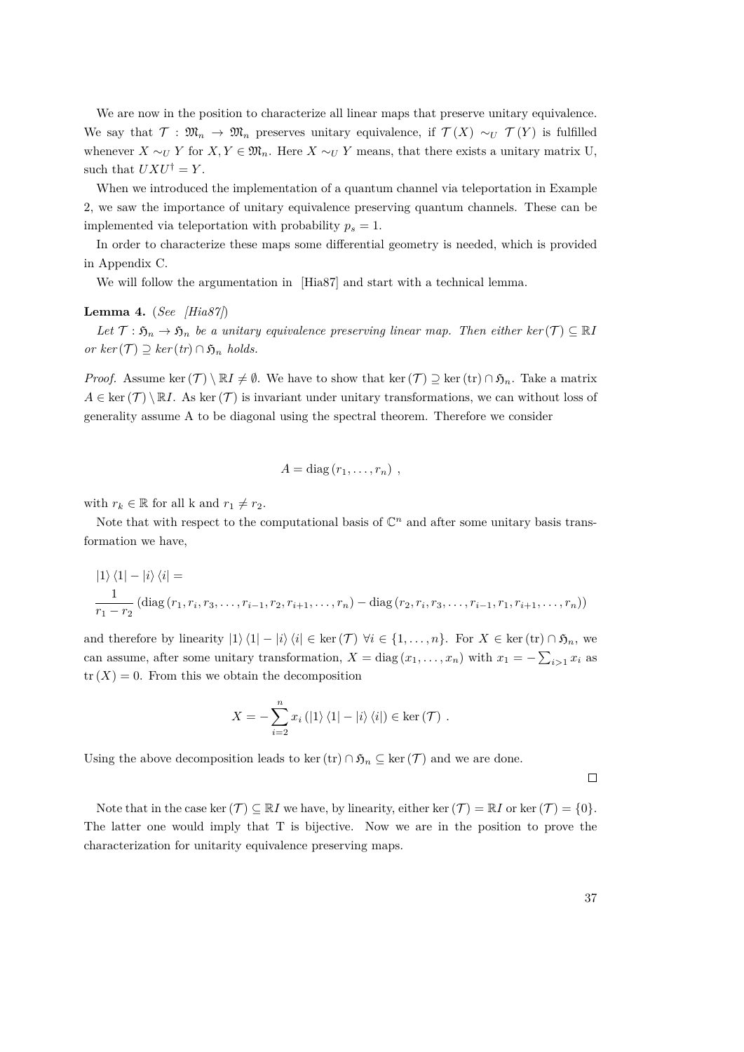We are now in the position to characterize all linear maps that preserve unitary equivalence. We say that $\mathcal{T} : \mathfrak{M}_n \to \mathfrak{M}_n$ preserves unitary equivalence, if $\mathcal{T}(X) \sim_U \mathcal{T}(Y)$ is fulfilled whenever $X \sim_U Y$ for $X, Y \in \mathfrak{M}_n$. Here $X \sim_U Y$ means, that there exists a unitary matrix U, such that $UXU^\dagger = Y$.

When we introduced the implementation of a quantum channel via teleportation in Example 2, we saw the importance of unitary equivalence preserving quantum channels. These can be implemented via teleportation with probability $p_s = 1$.

In order to characterize these maps some differential geometry is needed, which is provided in Appendix C.

We will follow the argumentation in [Hia87] and start with a technical lemma.

**Lemma 4.** (*See [Hia87]*)

*Let $\mathcal{T} : \mathfrak{H}_n \to \mathfrak{H}_n$ be a unitary equivalence preserving linear map. Then either $\ker(\mathcal{T}) \subseteq \mathbb{R}I$ or $\ker(\mathcal{T}) \supseteq \ker(tr) \cap \mathfrak{H}_n$ holds.*

*Proof.* Assume $\ker(\mathcal{T}) \setminus \mathbb{R}I \neq \emptyset$. We have to show that $\ker(\mathcal{T}) \supseteq \ker(\mathrm{tr}) \cap \mathfrak{H}_n$. Take a matrix $A \in \ker(\mathcal{T}) \setminus \mathbb{R}I$. As $\ker(\mathcal{T})$ is invariant under unitary transformations, we can without loss of generality assume A to be diagonal using the spectral theorem. Therefore we consider

$$A = \mathrm{diag}(r_1, \ldots, r_n) \ ,$$

with $r_k \in \mathbb{R}$ for all k and $r_1 \neq r_2$.

Note that with respect to the computational basis of $\mathbb{C}^n$ and after some unitary basis transformation we have,

$$|1\rangle\langle 1| - |i\rangle\langle i| = \frac{1}{r_1 - r_2}\left(\mathrm{diag}(r_1, r_i, r_3, \ldots, r_{i-1}, r_2, r_{i+1}, \ldots, r_n) - \mathrm{diag}(r_2, r_i, r_3, \ldots, r_{i-1}, r_1, r_{i+1}, \ldots, r_n)\right)$$

and therefore by linearity $|1\rangle\langle 1| - |i\rangle\langle i| \in \ker(\mathcal{T}) \ \forall i \in \{1, \ldots, n\}$. For $X \in \ker(\mathrm{tr}) \cap \mathfrak{H}_n$, we can assume, after some unitary transformation, $X = \mathrm{diag}(x_1, \ldots, x_n)$ with $x_1 = -\sum_{i>1} x_i$ as $\mathrm{tr}(X) = 0$. From this we obtain the decomposition

$$X = -\sum_{i=2}^{n} x_i \left(|1\rangle\langle 1| - |i\rangle\langle i|\right) \in \ker(\mathcal{T}) \ .$$

Using the above decomposition leads to $\ker(\mathrm{tr}) \cap \mathfrak{H}_n \subseteq \ker(\mathcal{T})$ and we are done.

□

Note that in the case $\ker(\mathcal{T}) \subseteq \mathbb{R}I$ we have, by linearity, either $\ker(\mathcal{T}) = \mathbb{R}I$ or $\ker(\mathcal{T}) = \{0\}$. The latter one would imply that T is bijective. Now we are in the position to prove the characterization for unitarity equivalence preserving maps.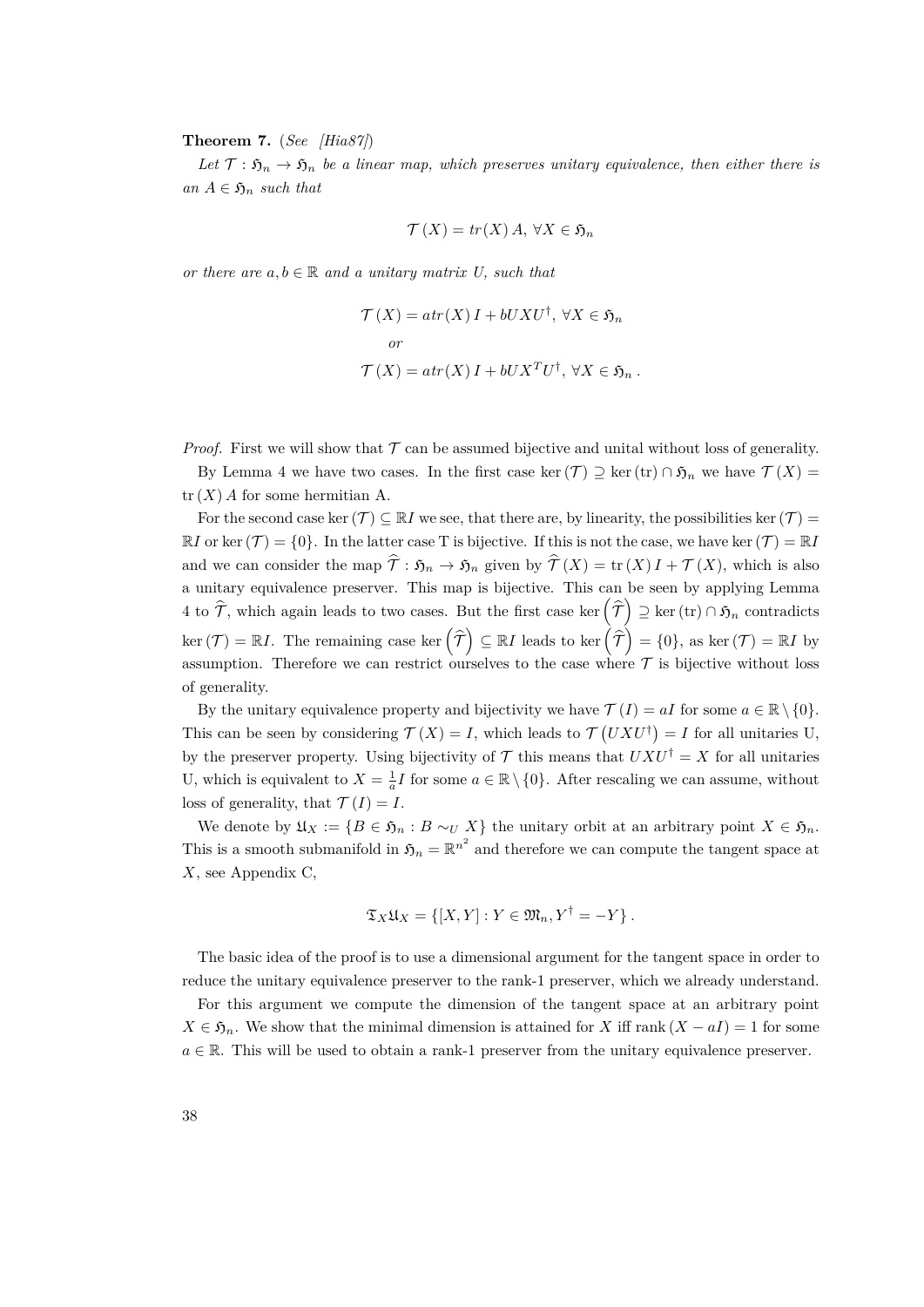**Theorem 7.** (*See [Hia87]*)

*Let $\mathcal{T} : \mathfrak{H}_n \to \mathfrak{H}_n$ be a linear map, which preserves unitary equivalence, then either there is an $A \in \mathfrak{H}_n$ such that*

$$\mathcal{T}(X) = tr(X)\,A,\ \forall X \in \mathfrak{H}_n$$

*or there are $a, b \in \mathbb{R}$ and a unitary matrix $U$, such that*

$$\begin{aligned}
&\mathcal{T}(X) = a\,tr(X)\,I + bUXU^{\dagger},\ \forall X \in \mathfrak{H}_n \\
&\quad or \\
&\mathcal{T}(X) = a\,tr(X)\,I + bUX^{T}U^{\dagger},\ \forall X \in \mathfrak{H}_n\,.
\end{aligned}$$

*Proof.* First we will show that $\mathcal{T}$ can be assumed bijective and unital without loss of generality.

By Lemma 4 we have two cases. In the first case $\ker(\mathcal{T}) \supseteq \ker(\mathrm{tr}) \cap \mathfrak{H}_n$ we have $\mathcal{T}(X) = \mathrm{tr}(X)\,A$ for some hermitian A.

For the second case $\ker(\mathcal{T}) \subseteq \mathbb{R}I$ we see, that there are, by linearity, the possibilities $\ker(\mathcal{T}) = \mathbb{R}I$ or $\ker(\mathcal{T}) = \{0\}$. In the latter case T is bijective. If this is not the case, we have $\ker(\mathcal{T}) = \mathbb{R}I$ and we consider the map $\widehat{\mathcal{T}} : \mathfrak{H}_n \to \mathfrak{H}_n$ given by $\widehat{\mathcal{T}}(X) = \mathrm{tr}(X)\,I + \mathcal{T}(X)$, which is also a unitary equivalence preserver. This map is bijective. This can be seen by applying Lemma 4 to $\widehat{\mathcal{T}}$, which again leads to two cases. But the first case $\ker\left(\widehat{\mathcal{T}}\right) \supseteq \ker(\mathrm{tr}) \cap \mathfrak{H}_n$ contradicts $\ker(\mathcal{T}) = \mathbb{R}I$. The remaining case $\ker\left(\widehat{\mathcal{T}}\right) \subseteq \mathbb{R}I$ leads to $\ker\left(\widehat{\mathcal{T}}\right) = \{0\}$, as $\ker(\mathcal{T}) = \mathbb{R}I$ by assumption. Therefore we can restrict ourselves to the case where $\mathcal{T}$ is bijective without loss of generality.

By the unitary equivalence property and bijectivity we have $\mathcal{T}(I) = aI$ for some $a \in \mathbb{R} \setminus \{0\}$. This can be seen by considering $\mathcal{T}(X) = I$, which leads to $\mathcal{T}\left(UXU^{\dagger}\right) = I$ for all unitaries U, by the preserver property. Using bijectivity of $\mathcal{T}$ this means that $UXU^{\dagger} = X$ for all unitaries U, which is equivalent to $X = \frac{1}{a}I$ for some $a \in \mathbb{R} \setminus \{0\}$. After rescaling we can assume, without loss of generality, that $\mathcal{T}(I) = I$.

We denote by $\mathfrak{U}_X := \{B \in \mathfrak{H}_n : B \sim_U X\}$ the unitary orbit at an arbitrary point $X \in \mathfrak{H}_n$. This is a smooth submanifold in $\mathfrak{H}_n = \mathbb{R}^{n^2}$ and therefore we can compute the tangent space at $X$, see Appendix C,

$$\mathfrak{T}_X \mathfrak{U}_X = \left\{[X, Y] : Y \in \mathfrak{M}_n, Y^{\dagger} = -Y\right\}.$$

The basic idea of the proof is to use a dimensional argument for the tangent space in order to reduce the unitary equivalence preserver to the rank-1 preserver, which we already understand.

For this argument we compute the dimension of the tangent space at an arbitrary point $X \in \mathfrak{H}_n$. We show that the minimal dimension is attained for $X$ iff $\mathrm{rank}(X - aI) = 1$ for some $a \in \mathbb{R}$. This will be used to obtain a rank-1 preserver from the unitary equivalence preserver.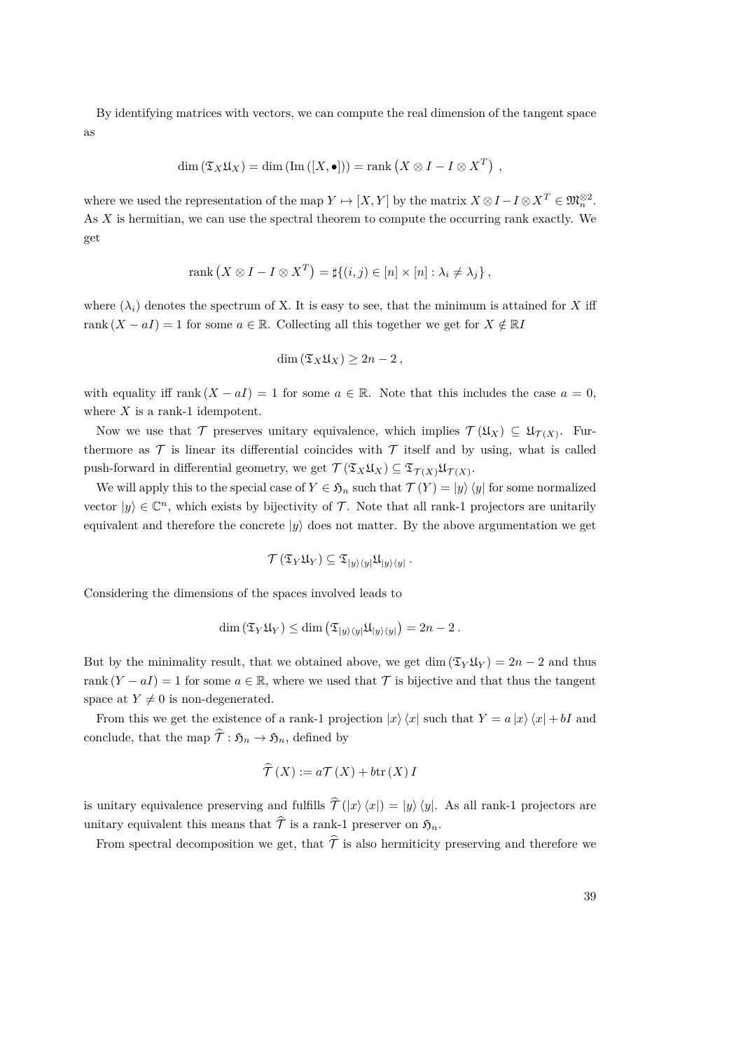By identifying matrices with vectors, we can compute the real dimension of the tangent space as

$$\dim\left(\mathfrak{T}_X \mathfrak{U}_X\right) = \dim\left(\mathrm{Im}\left([X, \bullet]\right)\right) = \mathrm{rank}\left(X \otimes I - I \otimes X^T\right) ,$$

where we used the representation of the map $Y \mapsto [X, Y]$ by the matrix $X \otimes I - I \otimes X^T \in \mathfrak{M}_n^{\otimes 2}$. As $X$ is hermitian, we can use the spectral theorem to compute the occurring rank exactly. We get

$$\mathrm{rank}\left(X \otimes I - I \otimes X^T\right) = \sharp\{(i,j) \in [n] \times [n] : \lambda_i \neq \lambda_j\} ,$$

where $(\lambda_i)$ denotes the spectrum of X. It is easy to see, that the minimum is attained for $X$ iff $\mathrm{rank}\left(X - aI\right) = 1$ for some $a \in \mathbb{R}$. Collecting all this together we get for $X \notin \mathbb{R}I$

$$\dim\left(\mathfrak{T}_X \mathfrak{U}_X\right) \geq 2n - 2 ,$$

with equality iff $\mathrm{rank}\left(X - aI\right) = 1$ for some $a \in \mathbb{R}$. Note that this includes the case $a = 0$, where $X$ is a rank-1 idempotent.

Now we use that $\mathcal{T}$ preserves unitary equivalence, which implies $\mathcal{T}\left(\mathfrak{U}_X\right) \subseteq \mathfrak{U}_{\mathcal{T}(X)}$. Furthermore as $\mathcal{T}$ is linear its differential coincides with $\mathcal{T}$ itself and by using, what is called push-forward in differential geometry, we get $\mathcal{T}\left(\mathfrak{T}_X \mathfrak{U}_X\right) \subseteq \mathfrak{T}_{\mathcal{T}(X)} \mathfrak{U}_{\mathcal{T}(X)}$.

We will apply this to the special case of $Y \in \mathfrak{H}_n$ such that $\mathcal{T}\left(Y\right) = |y\rangle\langle y|$ for some normalized vector $|y\rangle \in \mathbb{C}^n$, which exists by bijectivity of $\mathcal{T}$. Note that all rank-1 projectors are unitarily equivalent and therefore the concrete $|y\rangle$ does not matter. By the above argumentation we get

$$\mathcal{T}\left(\mathfrak{T}_Y \mathfrak{U}_Y\right) \subseteq \mathfrak{T}_{|y\rangle\langle y|} \mathfrak{U}_{|y\rangle\langle y|} .$$

Considering the dimensions of the spaces involved leads to

$$\dim\left(\mathfrak{T}_Y \mathfrak{U}_Y\right) \leq \dim\left(\mathfrak{T}_{|y\rangle\langle y|} \mathfrak{U}_{|y\rangle\langle y|}\right) = 2n - 2 .$$

But by the minimality result, that we obtained above, we get $\dim\left(\mathfrak{T}_Y \mathfrak{U}_Y\right) = 2n - 2$ and thus $\mathrm{rank}\left(Y - aI\right) = 1$ for some $a \in \mathbb{R}$, where we used that $\mathcal{T}$ is bijective and that thus the tangent space at $Y \neq 0$ is non-degenerated.

From this we get the existence of a rank-1 projection $|x\rangle\langle x|$ such that $Y = a\,|x\rangle\langle x| + bI$ and conclude, that the map $\widehat{\mathcal{T}} : \mathfrak{H}_n \to \mathfrak{H}_n$, defined by

$$\widehat{\mathcal{T}}\left(X\right) := a\mathcal{T}\left(X\right) + b\,\mathrm{tr}\left(X\right) I$$

is unitary equivalence preserving and fulfills $\widehat{\mathcal{T}}\left(|x\rangle\langle x|\right) = |y\rangle\langle y|$. As all rank-1 projectors are unitary equivalent this means that $\widehat{\mathcal{T}}$ is a rank-1 preserver on $\mathfrak{H}_n$.

From spectral decomposition we get, that $\widehat{\mathcal{T}}$ is also hermiticity preserving and therefore we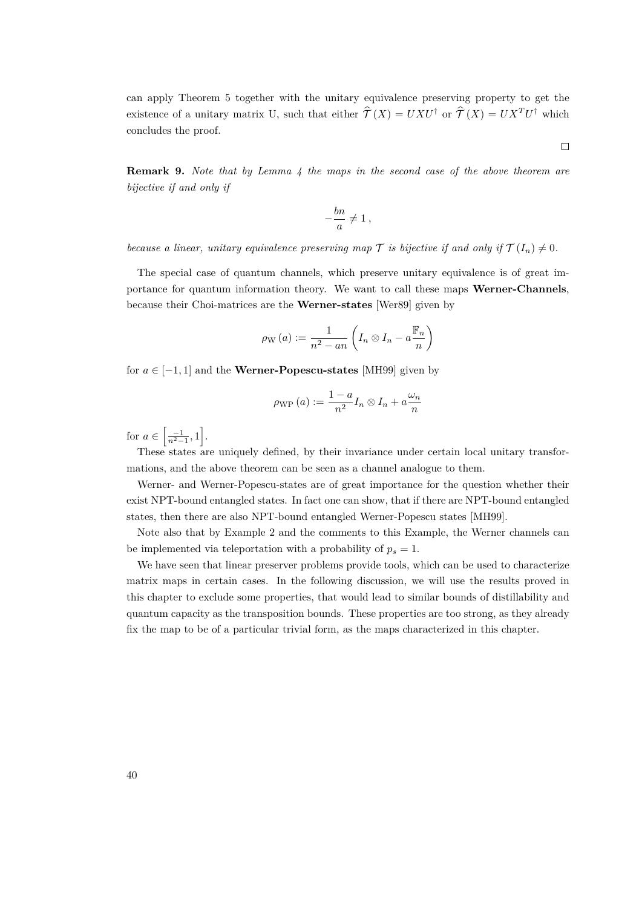can apply Theorem 5 together with the unitary equivalence preserving property to get the existence of a unitary matrix U, such that either $\widehat{\mathcal{T}}(X) = UXU^\dagger$ or $\widehat{\mathcal{T}}(X) = UX^TU^\dagger$ which concludes the proof.

□

**Remark 9.** *Note that by Lemma 4 the maps in the second case of the above theorem are bijective if and only if*

$$-\frac{bn}{a} \neq 1\,,$$

*because a linear, unitary equivalence preserving map $\mathcal{T}$ is bijective if and only if $\mathcal{T}(I_n) \neq 0$.*

The special case of quantum channels, which preserve unitary equivalence is of great importance for quantum information theory. We want to call these maps **Werner-Channels**, because their Choi-matrices are the **Werner-states** [Wer89] given by

$$\rho_{\mathrm{W}}(a) := \frac{1}{n^2 - an}\left(I_n \otimes I_n - a\frac{\mathbb{F}_n}{n}\right)$$

for $a \in [-1, 1]$ and the **Werner-Popescu-states** [MH99] given by

$$\rho_{\mathrm{WP}}(a) := \frac{1-a}{n^2} I_n \otimes I_n + a\frac{\omega_n}{n}$$

for $a \in \left[\frac{-1}{n^2-1}, 1\right]$.

These states are uniquely defined, by their invariance under certain local unitary transformations, and the above theorem can be seen as a channel analogue to them.

Werner- and Werner-Popescu-states are of great importance for the question whether their exist NPT-bound entangled states. In fact one can show, that if there are NPT-bound entangled states, then there are also NPT-bound entangled Werner-Popescu states [MH99].

Note also that by Example 2 and the comments to this Example, the Werner channels can be implemented via teleportation with a probability of $p_s = 1$.

We have seen that linear preserver problems provide tools, which can be used to characterize matrix maps in certain cases. In the following discussion, we will use the results proved in this chapter to exclude some properties, that would lead to similar bounds of distillability and quantum capacity as the transposition bounds. These properties are too strong, as they already fix the map to be of a particular trivial form, as the maps characterized in this chapter.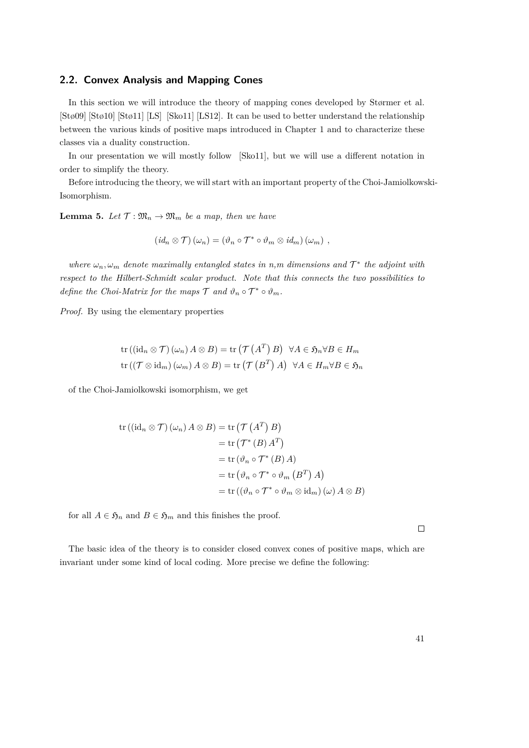## 2.2. Convex Analysis and Mapping Cones

In this section we will introduce the theory of mapping cones developed by Størmer et al. [Stø09] [Stø10] [Stø11] [LS] [Sko11] [LS12]. It can be used to better understand the relationship between the various kinds of positive maps introduced in Chapter 1 and to characterize these classes via a duality construction.

In our presentation we will mostly follow [Sko11], but we will use a different notation in order to simplify the theory.

Before introducing the theory, we will start with an important property of the Choi-Jamiolkowski-Isomorphism.

**Lemma 5.** *Let $\mathcal{T} : \mathfrak{M}_n \to \mathfrak{M}_m$ be a map, then we have*

$$\left(id_n \otimes \mathcal{T}\right)(\omega_n) = \left(\vartheta_n \circ \mathcal{T}^* \circ \vartheta_m \otimes id_m\right)(\omega_m) \ ,$$

*where $\omega_n, \omega_m$ denote maximally entangled states in n,m dimensions and $\mathcal{T}^*$ the adjoint with respect to the Hilbert-Schmidt scalar product. Note that this connects the two possibilities to define the Choi-Matrix for the maps $\mathcal{T}$ and $\vartheta_n \circ \mathcal{T}^* \circ \vartheta_m$.*

*Proof.* By using the elementary properties

$$\operatorname{tr}\left(\left(\mathrm{id}_n \otimes \mathcal{T}\right)(\omega_n)\, A \otimes B\right) = \operatorname{tr}\left(\mathcal{T}\left(A^T\right) B\right) \ \ \forall A \in \mathfrak{H}_n \forall B \in H_m$$
$$\operatorname{tr}\left(\left(\mathcal{T} \otimes \mathrm{id}_m\right)(\omega_m)\, A \otimes B\right) = \operatorname{tr}\left(\mathcal{T}\left(B^T\right) A\right) \ \ \forall A \in H_m \forall B \in \mathfrak{H}_n$$

of the Choi-Jamiolkowski isomorphism, we get

$$\begin{aligned}
\operatorname{tr}\left(\left(\mathrm{id}_n \otimes \mathcal{T}\right)(\omega_n)\, A \otimes B\right) &= \operatorname{tr}\left(\mathcal{T}\left(A^T\right) B\right) \\
&= \operatorname{tr}\left(\mathcal{T}^*\left(B\right) A^T\right) \\
&= \operatorname{tr}\left(\vartheta_n \circ \mathcal{T}^*\left(B\right) A\right) \\
&= \operatorname{tr}\left(\vartheta_n \circ \mathcal{T}^* \circ \vartheta_m\left(B^T\right) A\right) \\
&= \operatorname{tr}\left(\left(\vartheta_n \circ \mathcal{T}^* \circ \vartheta_m \otimes \mathrm{id}_m\right)(\omega)\, A \otimes B\right)
\end{aligned}$$

for all $A \in \mathfrak{H}_n$ and $B \in \mathfrak{H}_m$ and this finishes the proof. $\square$

The basic idea of the theory is to consider closed convex cones of positive maps, which are invariant under some kind of local coding. More precise we define the following: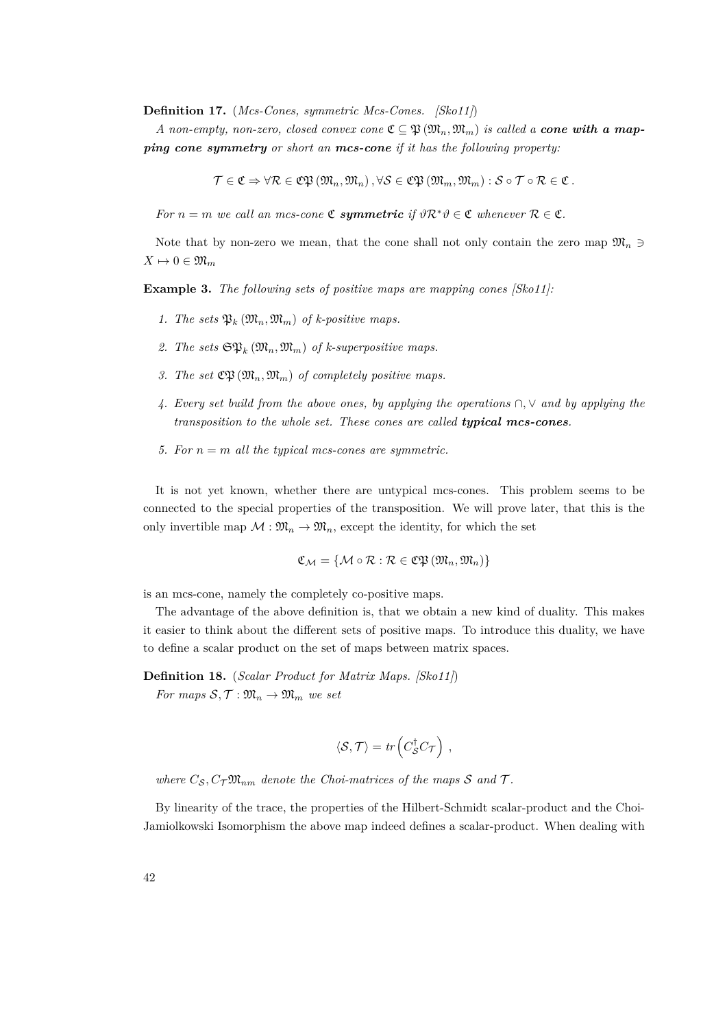**Definition 17.** (*Mcs-Cones, symmetric Mcs-Cones. [Sko11]*)

*A non-empty, non-zero, closed convex cone $\mathfrak{C} \subseteq \mathfrak{P}(\mathfrak{M}_n, \mathfrak{M}_m)$ is called a **cone with a mapping cone symmetry** or short an **mcs-cone** if it has the following property:*

$$\mathcal{T} \in \mathfrak{C} \Rightarrow \forall \mathcal{R} \in \mathfrak{CP}(\mathfrak{M}_n, \mathfrak{M}_n), \forall \mathcal{S} \in \mathfrak{CP}(\mathfrak{M}_m, \mathfrak{M}_m) : \mathcal{S} \circ \mathcal{T} \circ \mathcal{R} \in \mathfrak{C}.$$

*For $n = m$ we call an mcs-cone $\mathfrak{C}$ **symmetric** if $\vartheta \mathcal{R}^* \vartheta \in \mathfrak{C}$ whenever $\mathcal{R} \in \mathfrak{C}$.*

Note that by non-zero we mean, that the cone shall not only contain the zero map $\mathfrak{M}_n \ni X \mapsto 0 \in \mathfrak{M}_m$

**Example 3.** *The following sets of positive maps are mapping cones [Sko11]:*

1. *The sets $\mathfrak{P}_k(\mathfrak{M}_n, \mathfrak{M}_m)$ of k-positive maps.*
2. *The sets $\mathfrak{SP}_k(\mathfrak{M}_n, \mathfrak{M}_m)$ of k-superpositive maps.*
3. *The set $\mathfrak{CP}(\mathfrak{M}_n, \mathfrak{M}_m)$ of completely positive maps.*
4. *Every set build from the above ones, by applying the operations $\cap, \vee$ and by applying the transposition to the whole set. These cones are called **typical mcs-cones**.*
5. *For $n = m$ all the typical mcs-cones are symmetric.*

It is not yet known, whether there are untypical mcs-cones. This problem seems to be connected to the special properties of the transposition. We will prove later, that this is the only invertible map $\mathcal{M} : \mathfrak{M}_n \to \mathfrak{M}_n$, except the identity, for which the set

$$\mathfrak{C}_{\mathcal{M}} = \{\mathcal{M} \circ \mathcal{R} : \mathcal{R} \in \mathfrak{CP}(\mathfrak{M}_n, \mathfrak{M}_n)\}$$

is an mcs-cone, namely the completely co-positive maps.

The advantage of the above definition is, that we obtain a new kind of duality. This makes it easier to think about the different sets of positive maps. To introduce this duality, we have to define a scalar product on the set of maps between matrix spaces.

**Definition 18.** (*Scalar Product for Matrix Maps. [Sko11]*)

*For maps $\mathcal{S}, \mathcal{T} : \mathfrak{M}_n \to \mathfrak{M}_m$ we set*

$$\langle \mathcal{S}, \mathcal{T} \rangle = tr\left(C_{\mathcal{S}}^{\dagger} C_{\mathcal{T}}\right),$$

*where $C_{\mathcal{S}}, C_{\mathcal{T}} \mathfrak{M}_{nm}$ denote the Choi-matrices of the maps $\mathcal{S}$ and $\mathcal{T}$.*

By linearity of the trace, the properties of the Hilbert-Schmidt scalar-product and the Choi-Jamiolkowski Isomorphism the above map indeed defines a scalar-product. When dealing with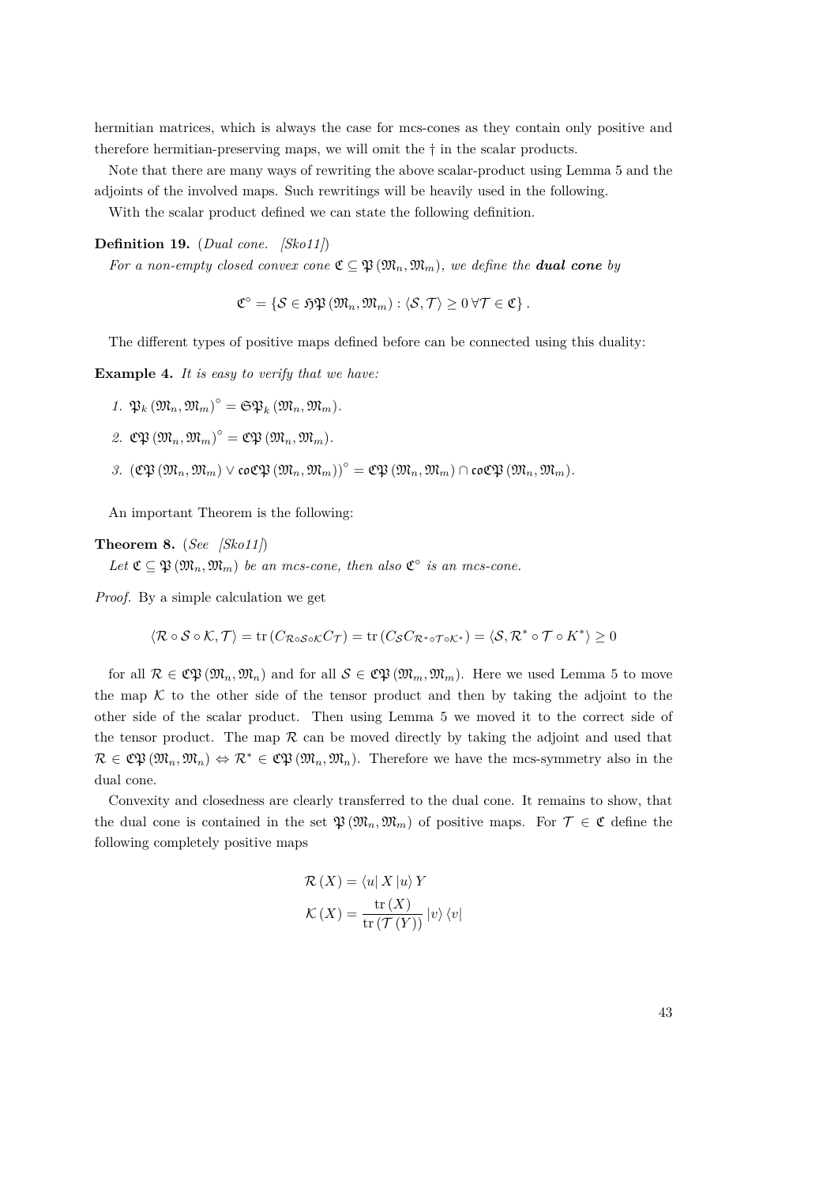hermitian matrices, which is always the case for mcs-cones as they contain only positive and therefore hermitian-preserving maps, we will omit the † in the scalar products.

Note that there are many ways of rewriting the above scalar-product using Lemma 5 and the adjoints of the involved maps. Such rewritings will be heavily used in the following.

With the scalar product defined we can state the following definition.

**Definition 19.** (*Dual cone. [Sko11]*)

*For a non-empty closed convex cone $\mathfrak{C} \subseteq \mathfrak{P}(\mathfrak{M}_n, \mathfrak{M}_m)$, we define the **dual cone** by*

$$\mathfrak{C}^{\circ} = \{\mathcal{S} \in \mathfrak{HP}(\mathfrak{M}_n, \mathfrak{M}_m) : \langle \mathcal{S}, \mathcal{T} \rangle \geq 0 \, \forall \mathcal{T} \in \mathfrak{C}\}.$$

The different types of positive maps defined before can be connected using this duality:

**Example 4.** *It is easy to verify that we have:*

1. $\mathfrak{P}_k(\mathfrak{M}_n, \mathfrak{M}_m)^{\circ} = \mathfrak{SP}_k(\mathfrak{M}_n, \mathfrak{M}_m)$.
2. $\mathfrak{CP}(\mathfrak{M}_n, \mathfrak{M}_m)^{\circ} = \mathfrak{CP}(\mathfrak{M}_n, \mathfrak{M}_m)$.
3. $(\mathfrak{CP}(\mathfrak{M}_n, \mathfrak{M}_m) \vee \mathfrak{coCP}(\mathfrak{M}_n, \mathfrak{M}_m))^{\circ} = \mathfrak{CP}(\mathfrak{M}_n, \mathfrak{M}_m) \cap \mathfrak{coCP}(\mathfrak{M}_n, \mathfrak{M}_m)$.

An important Theorem is the following:

**Theorem 8.** (*See [Sko11]*)

*Let $\mathfrak{C} \subseteq \mathfrak{P}(\mathfrak{M}_n, \mathfrak{M}_m)$ be an mcs-cone, then also $\mathfrak{C}^{\circ}$ is an mcs-cone.*

*Proof.* By a simple calculation we get

$$\langle \mathcal{R} \circ \mathcal{S} \circ \mathcal{K}, \mathcal{T} \rangle = \operatorname{tr}(C_{\mathcal{R} \circ \mathcal{S} \circ \mathcal{K}} C_{\mathcal{T}}) = \operatorname{tr}(C_{\mathcal{S}} C_{\mathcal{R}^* \circ \mathcal{T} \circ \mathcal{K}^*}) = \langle \mathcal{S}, \mathcal{R}^* \circ \mathcal{T} \circ K^* \rangle \geq 0$$

for all $\mathcal{R} \in \mathfrak{CP}(\mathfrak{M}_n, \mathfrak{M}_n)$ and for all $\mathcal{S} \in \mathfrak{CP}(\mathfrak{M}_m, \mathfrak{M}_m)$. Here we used Lemma 5 to move the map $\mathcal{K}$ to the other side of the tensor product and then by taking the adjoint to the other side of the scalar product. Then using Lemma 5 we moved it to the correct side of the tensor product. The map $\mathcal{R}$ can be moved directly by taking the adjoint and used that $\mathcal{R} \in \mathfrak{CP}(\mathfrak{M}_n, \mathfrak{M}_n) \Leftrightarrow \mathcal{R}^* \in \mathfrak{CP}(\mathfrak{M}_n, \mathfrak{M}_n)$. Therefore we have the mcs-symmetry also in the dual cone.

Convexity and closedness are clearly transferred to the dual cone. It remains to show, that the dual cone is contained in the set $\mathfrak{P}(\mathfrak{M}_n, \mathfrak{M}_m)$ of positive maps. For $\mathcal{T} \in \mathfrak{C}$ define the following completely positive maps

$$\mathcal{R}(X) = \langle u | X | u \rangle Y$$
$$\mathcal{K}(X) = \frac{\operatorname{tr}(X)}{\operatorname{tr}(\mathcal{T}(Y))} |v\rangle \langle v|$$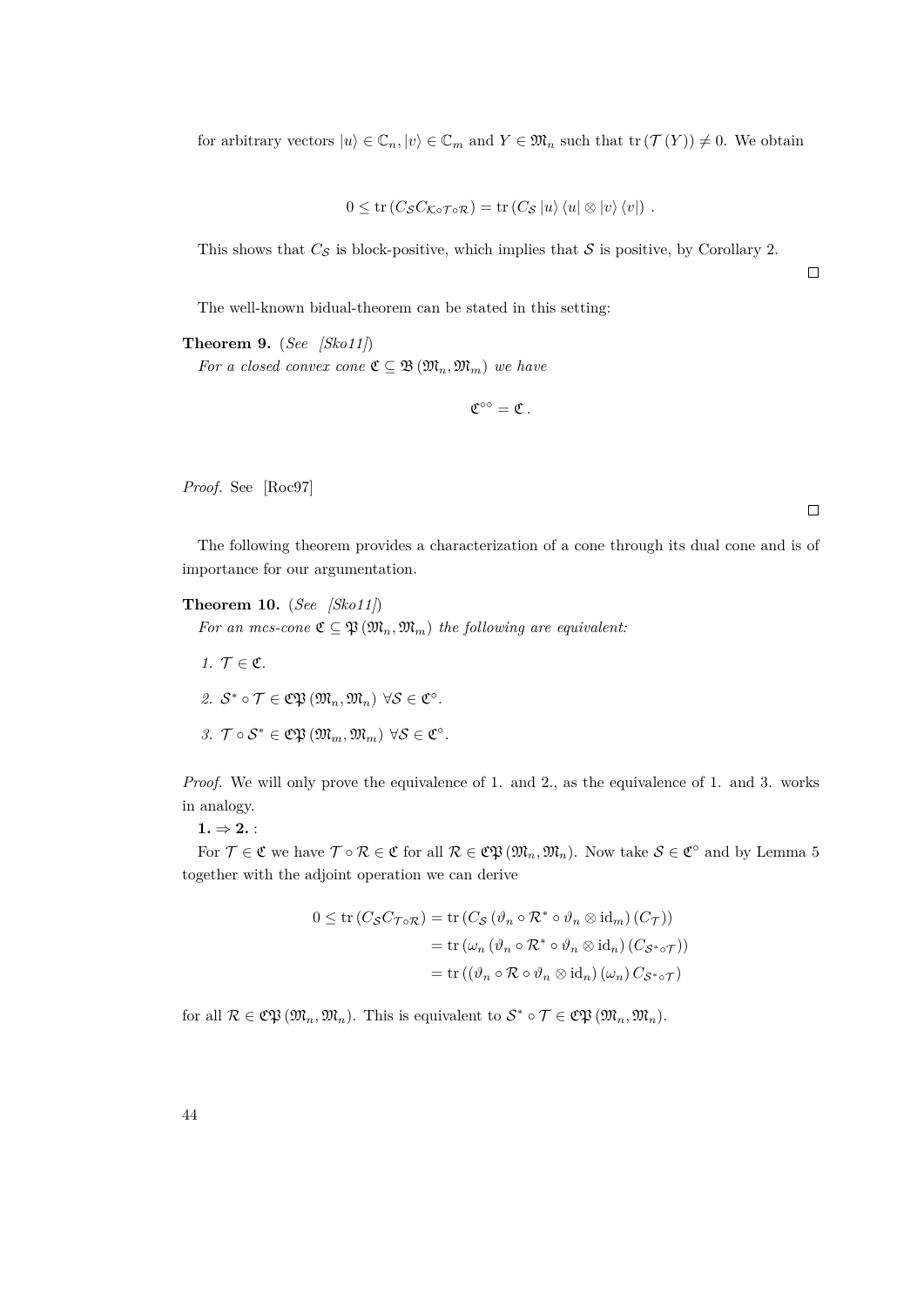for arbitrary vectors $|u\rangle \in \mathbb{C}_n, |v\rangle \in \mathbb{C}_m$ and $Y \in \mathfrak{M}_n$ such that $\operatorname{tr}(\mathcal{T}(Y)) \neq 0$. We obtain

$$0 \leq \operatorname{tr}(C_{\mathcal{S}} C_{\mathcal{K}\circ\mathcal{T}\circ\mathcal{R}}) = \operatorname{tr}(C_{\mathcal{S}} |u\rangle\langle u| \otimes |v\rangle\langle v|) .$$

This shows that $C_{\mathcal{S}}$ is block-positive, which implies that $\mathcal{S}$ is positive, by Corollary 2.

□

The well-known bidual-theorem can be stated in this setting:

**Theorem 9.** (*See [Sko11]*)
*For a closed convex cone $\mathfrak{C} \subseteq \mathfrak{B}(\mathfrak{M}_n, \mathfrak{M}_m)$ we have*

$$\mathfrak{C}^{\circ\circ} = \mathfrak{C} .$$

*Proof.* See [Roc97]

□

The following theorem provides a characterization of a cone through its dual cone and is of importance for our argumentation.

**Theorem 10.** (*See [Sko11]*)
*For an mcs-cone $\mathfrak{C} \subseteq \mathfrak{P}(\mathfrak{M}_n, \mathfrak{M}_m)$ the following are equivalent:*

1. $\mathcal{T} \in \mathfrak{C}$.
2. $\mathcal{S}^* \circ \mathcal{T} \in \mathfrak{CP}(\mathfrak{M}_n, \mathfrak{M}_n) \ \forall \mathcal{S} \in \mathfrak{C}^\circ$.
3. $\mathcal{T} \circ \mathcal{S}^* \in \mathfrak{CP}(\mathfrak{M}_m, \mathfrak{M}_m) \ \forall \mathcal{S} \in \mathfrak{C}^\circ$.

*Proof.* We will only prove the equivalence of 1. and 2., as the equivalence of 1. and 3. works in analogy.

**1. ⇒ 2.** :

For $\mathcal{T} \in \mathfrak{C}$ we have $\mathcal{T} \circ \mathcal{R} \in \mathfrak{C}$ for all $\mathcal{R} \in \mathfrak{CP}(\mathfrak{M}_n, \mathfrak{M}_n)$. Now take $\mathcal{S} \in \mathfrak{C}^\circ$ and by Lemma 5 together with the adjoint operation we can derive

$$\begin{aligned}
0 \leq \operatorname{tr}(C_{\mathcal{S}} C_{\mathcal{T}\circ\mathcal{R}}) &= \operatorname{tr}(C_{\mathcal{S}} (\vartheta_n \circ \mathcal{R}^* \circ \vartheta_n \otimes \mathrm{id}_m)(C_{\mathcal{T}})) \\
&= \operatorname{tr}(\omega_n (\vartheta_n \circ \mathcal{R}^* \circ \vartheta_n \otimes \mathrm{id}_n)(C_{\mathcal{S}^*\circ\mathcal{T}})) \\
&= \operatorname{tr}((\vartheta_n \circ \mathcal{R} \circ \vartheta_n \otimes \mathrm{id}_n)(\omega_n) C_{\mathcal{S}^*\circ\mathcal{T}})
\end{aligned}$$

for all $\mathcal{R} \in \mathfrak{CP}(\mathfrak{M}_n, \mathfrak{M}_n)$. This is equivalent to $\mathcal{S}^* \circ \mathcal{T} \in \mathfrak{CP}(\mathfrak{M}_n, \mathfrak{M}_n)$.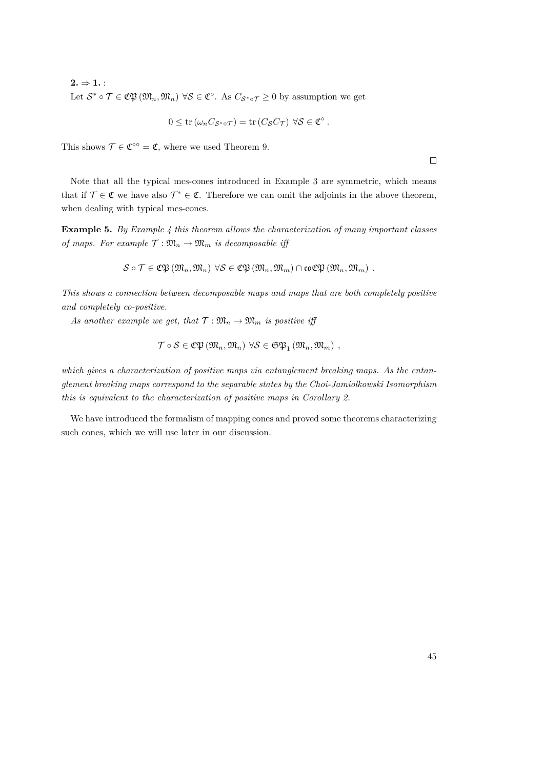**2.** $\Rightarrow$ **1.** :

Let $\mathcal{S}^* \circ \mathcal{T} \in \mathfrak{CP}(\mathfrak{M}_n, \mathfrak{M}_n)$ $\forall \mathcal{S} \in \mathfrak{C}^\circ$. As $C_{\mathcal{S}^* \circ \mathcal{T}} \geq 0$ by assumption we get

$$0 \leq \operatorname{tr}(\omega_n C_{\mathcal{S}^* \circ \mathcal{T}}) = \operatorname{tr}(C_{\mathcal{S}} C_{\mathcal{T}}) \ \forall \mathcal{S} \in \mathfrak{C}^\circ .$$

This shows $\mathcal{T} \in \mathfrak{C}^{\circ\circ} = \mathfrak{C}$, where we used Theorem 9.

□

Note that all the typical mcs-cones introduced in Example 3 are symmetric, which means that if $\mathcal{T} \in \mathfrak{C}$ we have also $\mathcal{T}^* \in \mathfrak{C}$. Therefore we can omit the adjoints in the above theorem, when dealing with typical mcs-cones.

**Example 5.** *By Example 4 this theorem allows the characterization of many important classes of maps. For example $\mathcal{T} : \mathfrak{M}_n \to \mathfrak{M}_m$ is decomposable iff*

$$\mathcal{S} \circ \mathcal{T} \in \mathfrak{CP}(\mathfrak{M}_n, \mathfrak{M}_n) \ \forall \mathcal{S} \in \mathfrak{CP}(\mathfrak{M}_n, \mathfrak{M}_m) \cap \mathfrak{coCP}(\mathfrak{M}_n, \mathfrak{M}_m) \ .$$

*This shows a connection between decomposable maps and maps that are both completely positive and completely co-positive.*

*As another example we get, that $\mathcal{T} : \mathfrak{M}_n \to \mathfrak{M}_m$ is positive iff*

$$\mathcal{T} \circ \mathcal{S} \in \mathfrak{CP}(\mathfrak{M}_n, \mathfrak{M}_n) \ \forall \mathcal{S} \in \mathfrak{SP}_1(\mathfrak{M}_n, \mathfrak{M}_m) \ ,$$

*which gives a characterization of positive maps via entanglement breaking maps. As the entanglement breaking maps correspond to the separable states by the Choi-Jamiolkowski Isomorphism this is equivalent to the characterization of positive maps in Corollary 2.*

We have introduced the formalism of mapping cones and proved some theorems characterizing such cones, which we will use later in our discussion.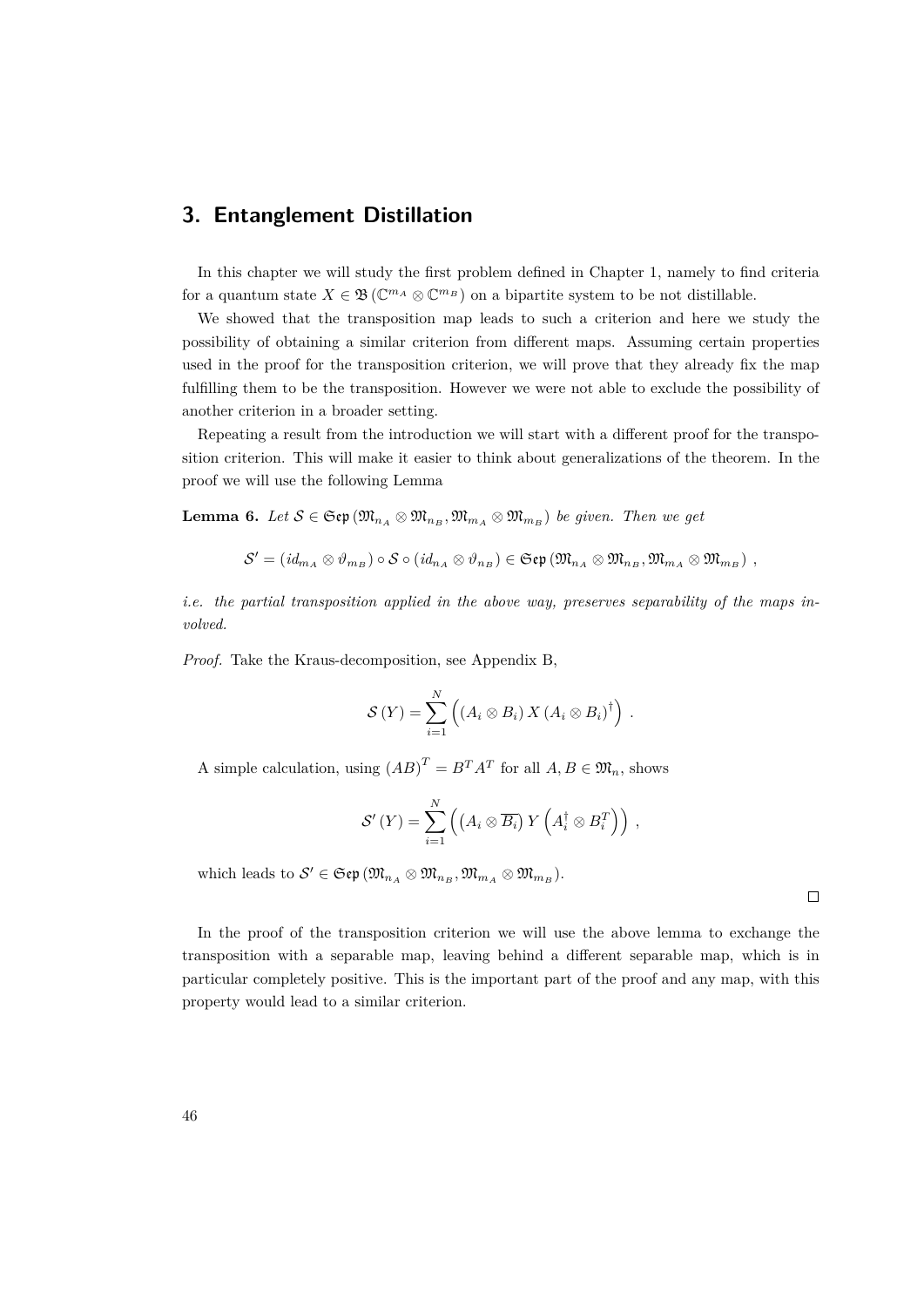# 3. Entanglement Distillation

In this chapter we will study the first problem defined in Chapter 1, namely to find criteria for a quantum state $X \in \mathfrak{B}(\mathbb{C}^{m_A} \otimes \mathbb{C}^{m_B})$ on a bipartite system to be not distillable.

We showed that the transposition map leads to such a criterion and here we study the possibility of obtaining a similar criterion from different maps. Assuming certain properties used in the proof for the transposition criterion, we will prove that they already fix the map fulfilling them to be the transposition. However we were not able to exclude the possibility of another criterion in a broader setting.

Repeating a result from the introduction we will start with a different proof for the transposition criterion. This will make it easier to think about generalizations of the theorem. In the proof we will use the following Lemma

**Lemma 6.** *Let $\mathcal{S} \in \mathfrak{Sep}(\mathfrak{M}_{n_A} \otimes \mathfrak{M}_{n_B}, \mathfrak{M}_{m_A} \otimes \mathfrak{M}_{m_B})$ be given. Then we get*

$$\mathcal{S}' = (id_{m_A} \otimes \vartheta_{m_B}) \circ \mathcal{S} \circ (id_{n_A} \otimes \vartheta_{n_B}) \in \mathfrak{Sep}(\mathfrak{M}_{n_A} \otimes \mathfrak{M}_{n_B}, \mathfrak{M}_{m_A} \otimes \mathfrak{M}_{m_B}) \ ,$$

*i.e. the partial transposition applied in the above way, preserves separability of the maps involved.*

*Proof.* Take the Kraus-decomposition, see Appendix B,

$$\mathcal{S}(Y) = \sum_{i=1}^{N} \left( (A_i \otimes B_i) X (A_i \otimes B_i)^\dagger \right) \ .$$

A simple calculation, using $(AB)^T = B^T A^T$ for all $A, B \in \mathfrak{M}_n$, shows

$$\mathcal{S}'(Y) = \sum_{i=1}^{N} \left( \left(A_i \otimes \overline{B_i}\right) Y \left(A_i^\dagger \otimes B_i^T\right) \right) \ ,$$

which leads to $\mathcal{S}' \in \mathfrak{Sep}(\mathfrak{M}_{n_A} \otimes \mathfrak{M}_{n_B}, \mathfrak{M}_{m_A} \otimes \mathfrak{M}_{m_B})$.

□

In the proof of the transposition criterion we will use the above lemma to exchange the transposition with a separable map, leaving behind a different separable map, which is in particular completely positive. This is the important part of the proof and any map, with this property would lead to a similar criterion.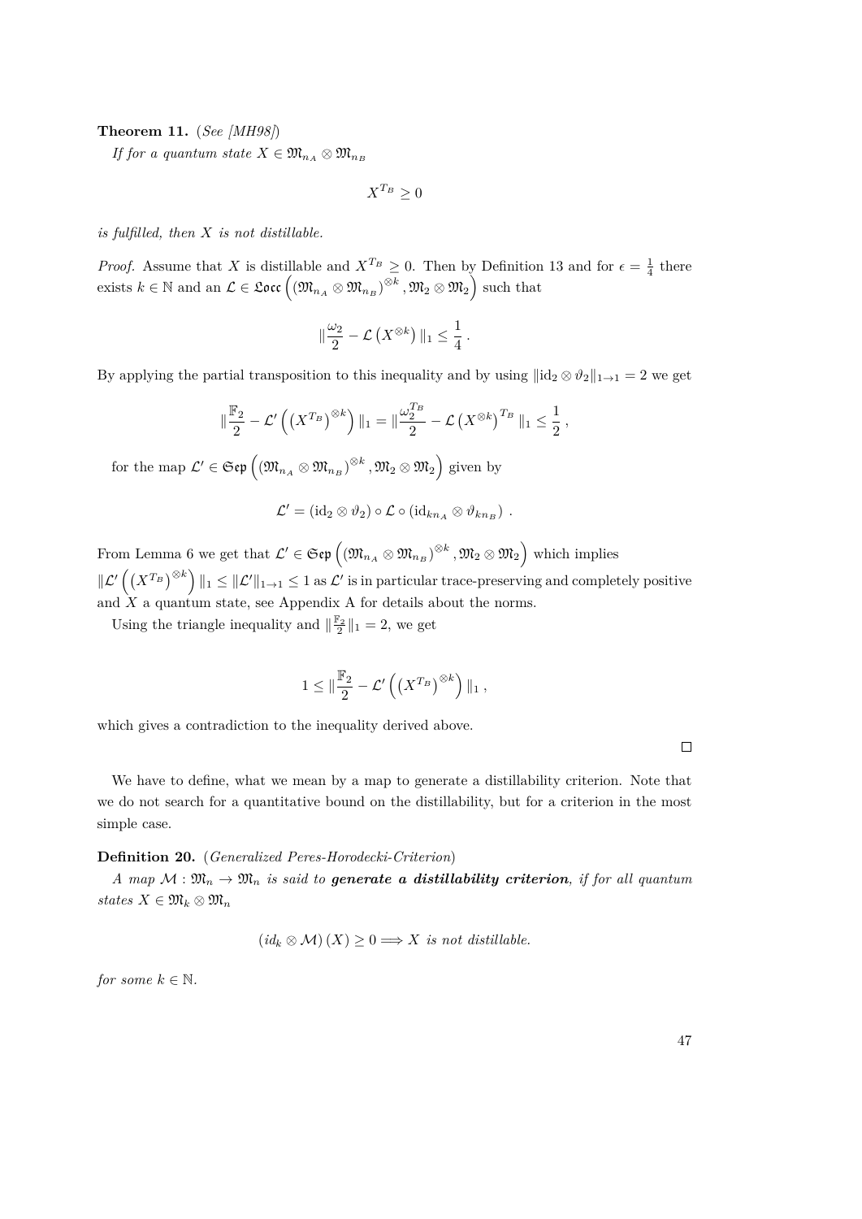**Theorem 11.** (*See [MH98]*)

*If for a quantum state $X \in \mathfrak{M}_{n_A} \otimes \mathfrak{M}_{n_B}$*

$$X^{T_B} \geq 0$$

*is fulfilled, then $X$ is not distillable.*

*Proof.* Assume that $X$ is distillable and $X^{T_B} \geq 0$. Then by Definition 13 and for $\epsilon = \frac{1}{4}$ there exists $k \in \mathbb{N}$ and an $\mathcal{L} \in \mathfrak{Locc}\left(\left(\mathfrak{M}_{n_A} \otimes \mathfrak{M}_{n_B}\right)^{\otimes k}, \mathfrak{M}_2 \otimes \mathfrak{M}_2\right)$ such that

$$\|\frac{\omega_2}{2} - \mathcal{L}\left(X^{\otimes k}\right)\|_1 \leq \frac{1}{4}\,.$$

By applying the partial transposition to this inequality and by using $\|\mathrm{id}_2 \otimes \vartheta_2\|_{1\to 1} = 2$ we get

$$\|\frac{\mathbb{F}_2}{2} - \mathcal{L}'\left(\left(X^{T_B}\right)^{\otimes k}\right)\|_1 = \|\frac{\omega_2^{T_B}}{2} - \mathcal{L}\left(X^{\otimes k}\right)^{T_B}\|_1 \leq \frac{1}{2}\,,$$

for the map $\mathcal{L}' \in \mathfrak{Sep}\left(\left(\mathfrak{M}_{n_A} \otimes \mathfrak{M}_{n_B}\right)^{\otimes k}, \mathfrak{M}_2 \otimes \mathfrak{M}_2\right)$ given by

$$\mathcal{L}' = \left(\mathrm{id}_2 \otimes \vartheta_2\right) \circ \mathcal{L} \circ \left(\mathrm{id}_{kn_A} \otimes \vartheta_{kn_B}\right)\,.$$

From Lemma 6 we get that $\mathcal{L}' \in \mathfrak{Sep}\left(\left(\mathfrak{M}_{n_A} \otimes \mathfrak{M}_{n_B}\right)^{\otimes k}, \mathfrak{M}_2 \otimes \mathfrak{M}_2\right)$ which implies $\|\mathcal{L}'\left(\left(X^{T_B}\right)^{\otimes k}\right)\|_1 \leq \|\mathcal{L}'\|_{1\to 1} \leq 1$ as $\mathcal{L}'$ is in particular trace-preserving and completely positive and $X$ a quantum state, see Appendix A for details about the norms.

Using the triangle inequality and $\|\frac{\mathbb{F}_2}{2}\|_1 = 2$, we get

$$1 \leq \|\frac{\mathbb{F}_2}{2} - \mathcal{L}'\left(\left(X^{T_B}\right)^{\otimes k}\right)\|_1\,,$$

which gives a contradiction to the inequality derived above. $\square$

We have to define, what we mean by a map to generate a distillability criterion. Note that we do not search for a quantitative bound on the distillability, but for a criterion in the most simple case.

**Definition 20.** (*Generalized Peres-Horodecki-Criterion*)

*A map $\mathcal{M} : \mathfrak{M}_n \to \mathfrak{M}_n$ is said to* ***generate a distillability criterion****, if for all quantum states $X \in \mathfrak{M}_k \otimes \mathfrak{M}_n$*

$$\left(id_k \otimes \mathcal{M}\right)(X) \geq 0 \Longrightarrow X \textit{ is not distillable.}$$

*for some $k \in \mathbb{N}$.*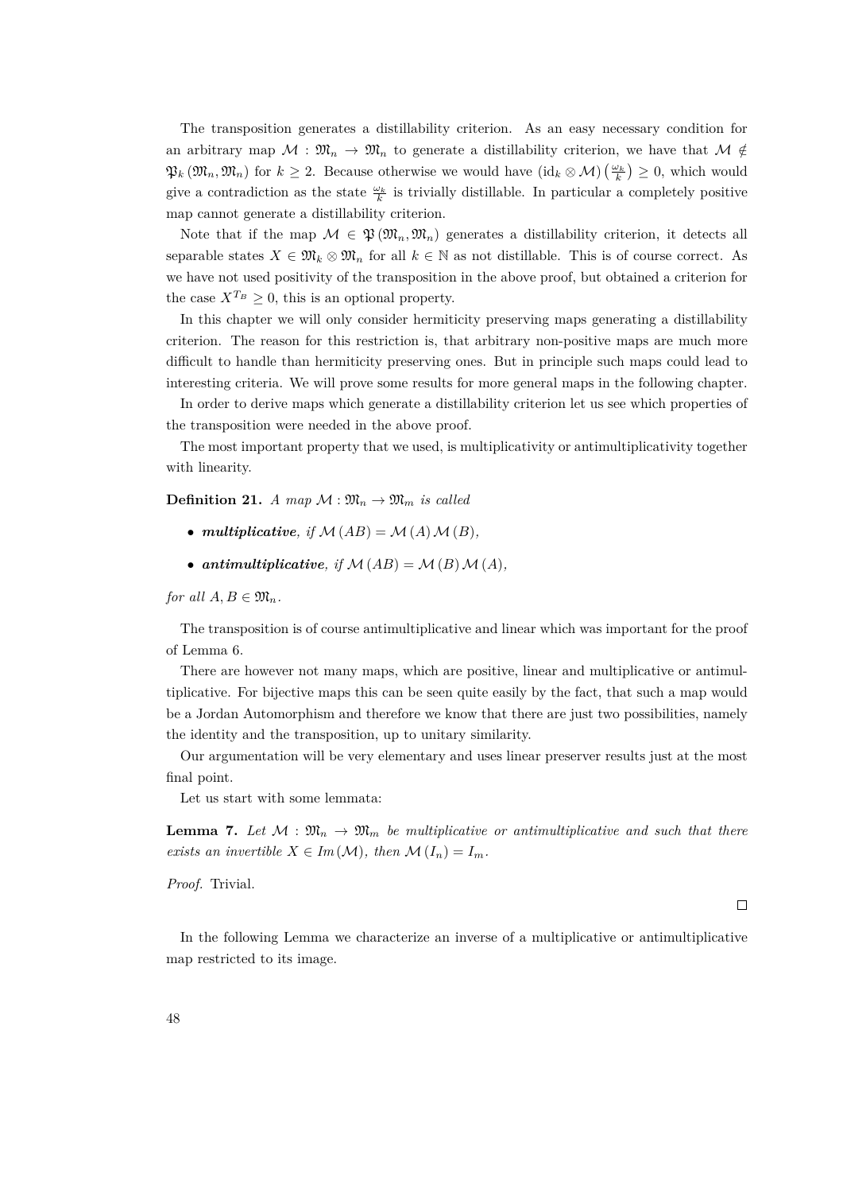The transposition generates a distillability criterion. As an easy necessary condition for an arbitrary map $\mathcal{M} : \mathfrak{M}_n \to \mathfrak{M}_n$ to generate a distillability criterion, we have that $\mathcal{M} \notin \mathfrak{P}_k(\mathfrak{M}_n, \mathfrak{M}_n)$ for $k \geq 2$. Because otherwise we would have $(\mathrm{id}_k \otimes \mathcal{M})\left(\frac{\omega_k}{k}\right) \geq 0$, which would give a contradiction as the state $\frac{\omega_k}{k}$ is trivially distillable. In particular a completely positive map cannot generate a distillability criterion.

Note that if the map $\mathcal{M} \in \mathfrak{P}(\mathfrak{M}_n, \mathfrak{M}_n)$ generates a distillability criterion, it detects all separable states $X \in \mathfrak{M}_k \otimes \mathfrak{M}_n$ for all $k \in \mathbb{N}$ as not distillable. This is of course correct. As we have not used positivity of the transposition in the above proof, but obtained a criterion for the case $X^{T_B} \geq 0$, this is an optional property.

In this chapter we will only consider hermiticity preserving maps generating a distillability criterion. The reason for this restriction is, that arbitrary non-positive maps are much more difficult to handle than hermiticity preserving ones. But in principle such maps could lead to interesting criteria. We will prove some results for more general maps in the following chapter.

In order to derive maps which generate a distillability criterion let us see which properties of the transposition were needed in the above proof.

The most important property that we used, is multiplicativity or antimultiplicativity together with linearity.

**Definition 21.** *A map $\mathcal{M} : \mathfrak{M}_n \to \mathfrak{M}_m$ is called*

- ***multiplicative**, if $\mathcal{M}(AB) = \mathcal{M}(A)\mathcal{M}(B)$,*
- ***antimultiplicative**, if $\mathcal{M}(AB) = \mathcal{M}(B)\mathcal{M}(A)$,*

*for all $A, B \in \mathfrak{M}_n$.*

The transposition is of course antimultiplicative and linear which was important for the proof of Lemma 6.

There are however not many maps, which are positive, linear and multiplicative or antimultiplicative. For bijective maps this can be seen quite easily by the fact, that such a map would be a Jordan Automorphism and therefore we know that there are just two possibilities, namely the identity and the transposition, up to unitary similarity.

Our argumentation will be very elementary and uses linear preserver results just at the most final point.

Let us start with some lemmata:

**Lemma 7.** *Let $\mathcal{M} : \mathfrak{M}_n \to \mathfrak{M}_m$ be multiplicative or antimultiplicative and such that there exists an invertible $X \in Im(\mathcal{M})$, then $\mathcal{M}(I_n) = I_m$.*

*Proof.* Trivial. □

In the following Lemma we characterize an inverse of a multiplicative or antimultiplicative map restricted to its image.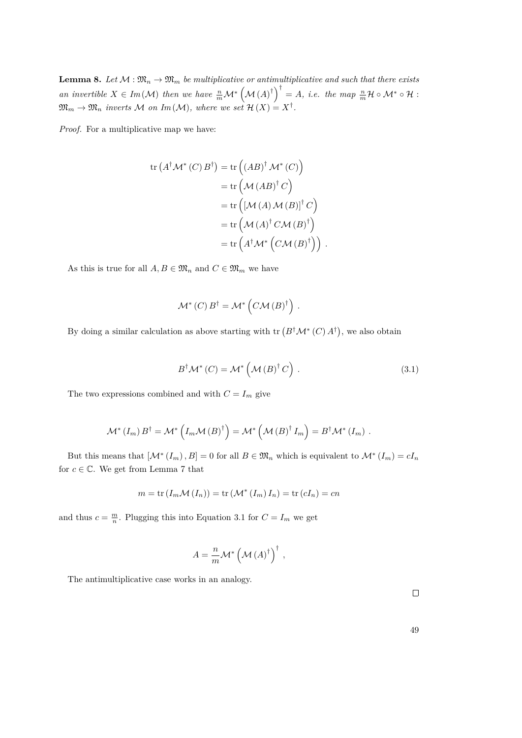**Lemma 8.** *Let $\mathcal{M} : \mathfrak{M}_n \to \mathfrak{M}_m$ be multiplicative or antimultiplicative and such that there exists an invertible $X \in Im(\mathcal{M})$ then we have $\frac{n}{m}\mathcal{M}^*\left(\mathcal{M}(A)^\dagger\right)^\dagger = A$, i.e. the map $\frac{n}{m}\mathcal{H} \circ \mathcal{M}^* \circ \mathcal{H} : \mathfrak{M}_m \to \mathfrak{M}_n$ inverts $\mathcal{M}$ on $Im(\mathcal{M})$, where we set $\mathcal{H}(X) = X^\dagger$.*

*Proof.* For a multiplicative map we have:

$$
\begin{aligned}
\operatorname{tr}\left(A^\dagger \mathcal{M}^*(C) B^\dagger\right) &= \operatorname{tr}\left((AB)^\dagger \mathcal{M}^*(C)\right) \\
&= \operatorname{tr}\left(\mathcal{M}(AB)^\dagger C\right) \\
&= \operatorname{tr}\left([\mathcal{M}(A)\mathcal{M}(B)]^\dagger C\right) \\
&= \operatorname{tr}\left(\mathcal{M}(A)^\dagger C \mathcal{M}(B)^\dagger\right) \\
&= \operatorname{tr}\left(A^\dagger \mathcal{M}^*\left(C\mathcal{M}(B)^\dagger\right)\right) .
\end{aligned}
$$

As this is true for all $A, B \in \mathfrak{M}_n$ and $C \in \mathfrak{M}_m$ we have

$$
\mathcal{M}^*(C) B^\dagger = \mathcal{M}^*\left(C\mathcal{M}(B)^\dagger\right) .
$$

By doing a similar calculation as above starting with $\operatorname{tr}\left(B^\dagger \mathcal{M}^*(C) A^\dagger\right)$, we also obtain

$$
B^\dagger \mathcal{M}^*(C) = \mathcal{M}^*\left(\mathcal{M}(B)^\dagger C\right) . \tag{3.1}
$$

The two expressions combined and with $C = I_m$ give

$$
\mathcal{M}^*(I_m) B^\dagger = \mathcal{M}^*\left(I_m \mathcal{M}(B)^\dagger\right) = \mathcal{M}^*\left(\mathcal{M}(B)^\dagger I_m\right) = B^\dagger \mathcal{M}^*(I_m) .
$$

But this means that $[\mathcal{M}^*(I_m), B] = 0$ for all $B \in \mathfrak{M}_n$ which is equivalent to $\mathcal{M}^*(I_m) = cI_n$ for $c \in \mathbb{C}$. We get from Lemma 7 that

$$
m = \operatorname{tr}(I_m \mathcal{M}(I_n)) = \operatorname{tr}(\mathcal{M}^*(I_m) I_n) = \operatorname{tr}(cI_n) = cn
$$

and thus $c = \frac{m}{n}$. Plugging this into Equation 3.1 for $C = I_m$ we get

$$
A = \frac{n}{m}\mathcal{M}^*\left(\mathcal{M}(A)^\dagger\right)^\dagger ,
$$

The antimultiplicative case works in an analogy.

□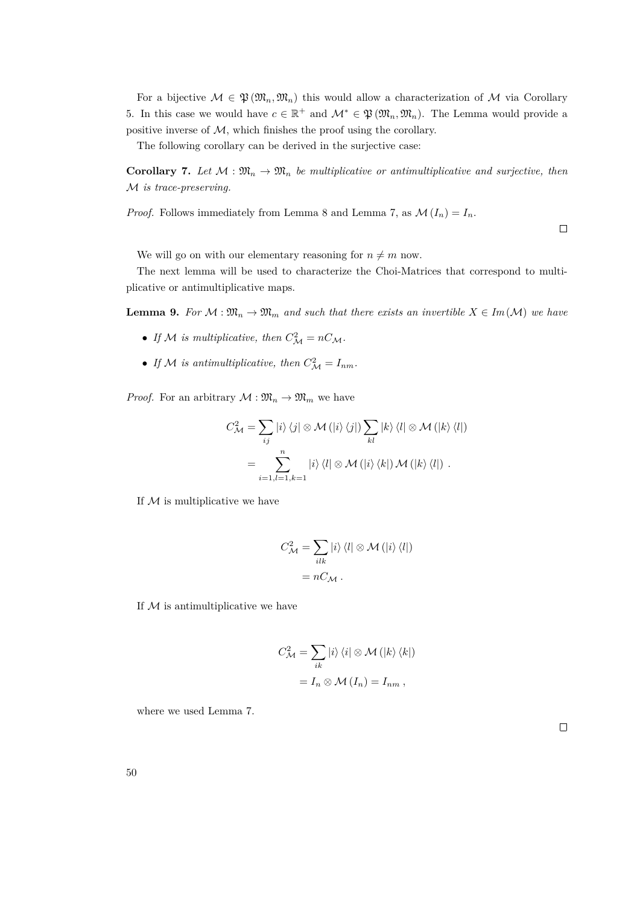For a bijective $\mathcal{M} \in \mathfrak{P}(\mathfrak{M}_n, \mathfrak{M}_n)$ this would allow a characterization of $\mathcal{M}$ via Corollary 5. In this case we would have $c \in \mathbb{R}^+$ and $\mathcal{M}^* \in \mathfrak{P}(\mathfrak{M}_n, \mathfrak{M}_n)$. The Lemma would provide a positive inverse of $\mathcal{M}$, which finishes the proof using the corollary.

The following corollary can be derived in the surjective case:

**Corollary 7.** *Let $\mathcal{M} : \mathfrak{M}_n \to \mathfrak{M}_n$ be multiplicative or antimultiplicative and surjective, then $\mathcal{M}$ is trace-preserving.*

*Proof.* Follows immediately from Lemma 8 and Lemma 7, as $\mathcal{M}(I_n) = I_n$. □

We will go on with our elementary reasoning for $n \neq m$ now.

The next lemma will be used to characterize the Choi-Matrices that correspond to multiplicative or antimultiplicative maps.

**Lemma 9.** *For $\mathcal{M} : \mathfrak{M}_n \to \mathfrak{M}_m$ and such that there exists an invertible $X \in Im(\mathcal{M})$ we have*

- *If $\mathcal{M}$ is multiplicative, then $C_{\mathcal{M}}^2 = nC_{\mathcal{M}}$.*
- *If $\mathcal{M}$ is antimultiplicative, then $C_{\mathcal{M}}^2 = I_{nm}$.*

*Proof.* For an arbitrary $\mathcal{M} : \mathfrak{M}_n \to \mathfrak{M}_m$ we have

$$
\begin{aligned}
C_{\mathcal{M}}^2 &= \sum_{ij} |i\rangle\langle j| \otimes \mathcal{M}(|i\rangle\langle j|) \sum_{kl} |k\rangle\langle l| \otimes \mathcal{M}(|k\rangle\langle l|) \\
&= \sum_{i=1,l=1,k=1}^{n} |i\rangle\langle l| \otimes \mathcal{M}(|i\rangle\langle k|)\,\mathcal{M}(|k\rangle\langle l|) \ .
\end{aligned}
$$

If $\mathcal{M}$ is multiplicative we have

$$
\begin{aligned}
C_{\mathcal{M}}^2 &= \sum_{ilk} |i\rangle\langle l| \otimes \mathcal{M}(|i\rangle\langle l|) \\
&= nC_{\mathcal{M}} \ .
\end{aligned}
$$

If $\mathcal{M}$ is antimultiplicative we have

$$
\begin{aligned}
C_{\mathcal{M}}^2 &= \sum_{ik} |i\rangle\langle i| \otimes \mathcal{M}(|k\rangle\langle k|) \\
&= I_n \otimes \mathcal{M}(I_n) = I_{nm} \ ,
\end{aligned}
$$

where we used Lemma 7. □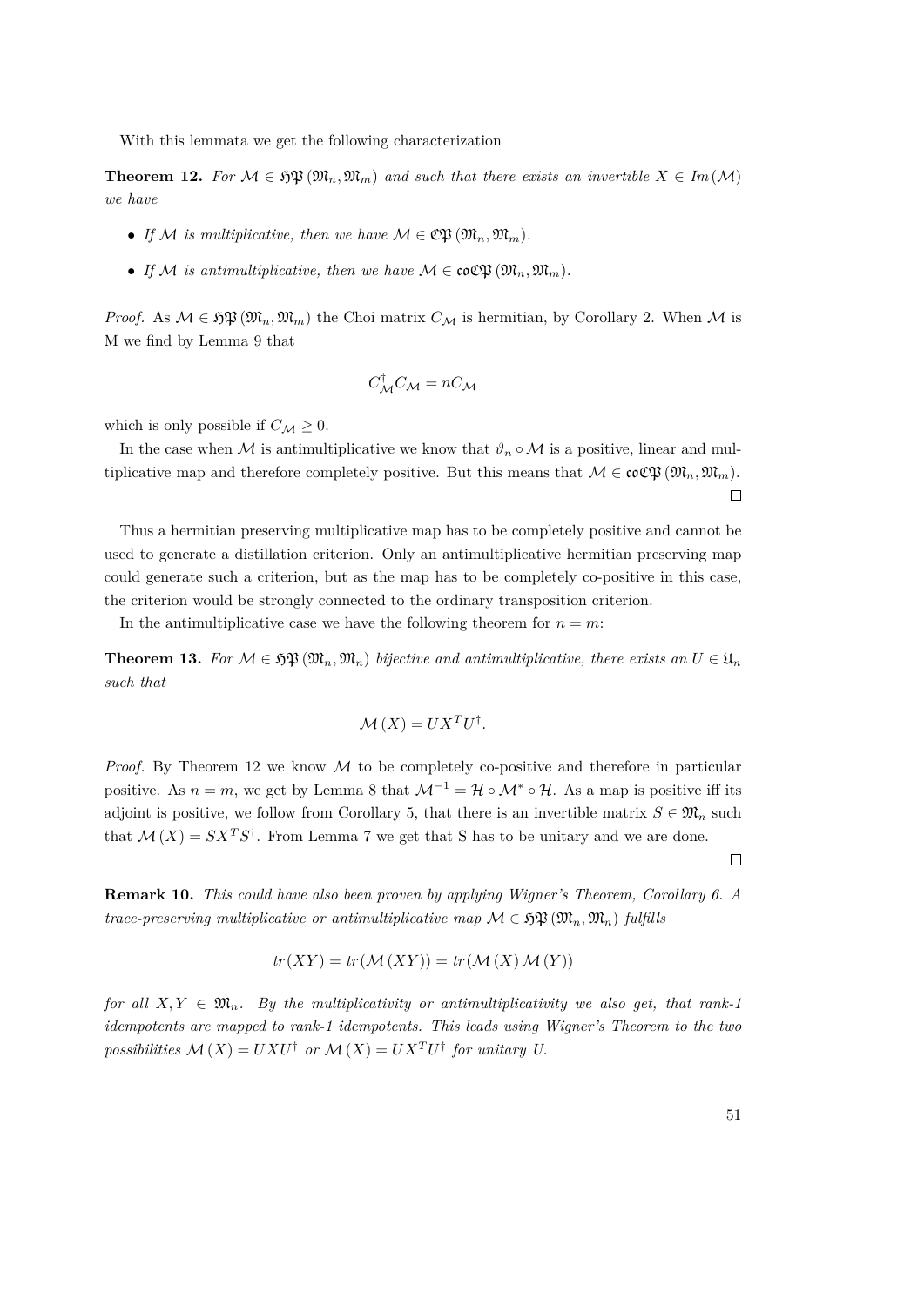With this lemmata we get the following characterization

**Theorem 12.** *For $\mathcal{M} \in \mathfrak{HP}(\mathfrak{M}_n, \mathfrak{M}_m)$ and such that there exists an invertible $X \in Im(\mathcal{M})$ we have*

- *If $\mathcal{M}$ is multiplicative, then we have $\mathcal{M} \in \mathfrak{CP}(\mathfrak{M}_n, \mathfrak{M}_m)$.*
- *If $\mathcal{M}$ is antimultiplicative, then we have $\mathcal{M} \in \mathfrak{coCP}(\mathfrak{M}_n, \mathfrak{M}_m)$.*

*Proof.* As $\mathcal{M} \in \mathfrak{HP}(\mathfrak{M}_n, \mathfrak{M}_m)$ the Choi matrix $C_\mathcal{M}$ is hermitian, by Corollary 2. When $\mathcal{M}$ is M we find by Lemma 9 that

$$C_\mathcal{M}^\dagger C_\mathcal{M} = nC_\mathcal{M}$$

which is only possible if $C_\mathcal{M} \geq 0$.

In the case when $\mathcal{M}$ is antimultiplicative we know that $\vartheta_n \circ \mathcal{M}$ is a positive, linear and multiplicative map and therefore completely positive. But this means that $\mathcal{M} \in \mathfrak{coCP}(\mathfrak{M}_n, \mathfrak{M}_m)$. □

Thus a hermitian preserving multiplicative map has to be completely positive and cannot be used to generate a distillation criterion. Only an antimultiplicative hermitian preserving map could generate such a criterion, but as the map has to be completely co-positive in this case, the criterion would be strongly connected to the ordinary transposition criterion.

In the antimultiplicative case we have the following theorem for $n = m$:

**Theorem 13.** *For $\mathcal{M} \in \mathfrak{HP}(\mathfrak{M}_n, \mathfrak{M}_n)$ bijective and antimultiplicative, there exists an $U \in \mathfrak{U}_n$ such that*

$$\mathcal{M}(X) = UX^TU^\dagger.$$

*Proof.* By Theorem 12 we know $\mathcal{M}$ to be completely co-positive and therefore in particular positive. As $n = m$, we get by Lemma 8 that $\mathcal{M}^{-1} = \mathcal{H} \circ \mathcal{M}^* \circ \mathcal{H}$. As a map is positive iff its adjoint is positive, we follow from Corollary 5, that there is an invertible matrix $S \in \mathfrak{M}_n$ such that $\mathcal{M}(X) = SX^TS^\dagger$. From Lemma 7 we get that S has to be unitary and we are done. □

**Remark 10.** *This could have also been proven by applying Wigner's Theorem, Corollary 6. A trace-preserving multiplicative or antimultiplicative map $\mathcal{M} \in \mathfrak{HP}(\mathfrak{M}_n, \mathfrak{M}_n)$ fulfills*

$$tr(XY) = tr(\mathcal{M}(XY)) = tr(\mathcal{M}(X)\mathcal{M}(Y))$$

*for all $X, Y \in \mathfrak{M}_n$. By the multiplicativity or antimultiplicativity we also get, that rank-1 idempotents are mapped to rank-1 idempotents. This leads using Wigner's Theorem to the two possibilities $\mathcal{M}(X) = UXU^\dagger$ or $\mathcal{M}(X) = UX^TU^\dagger$ for unitary U.*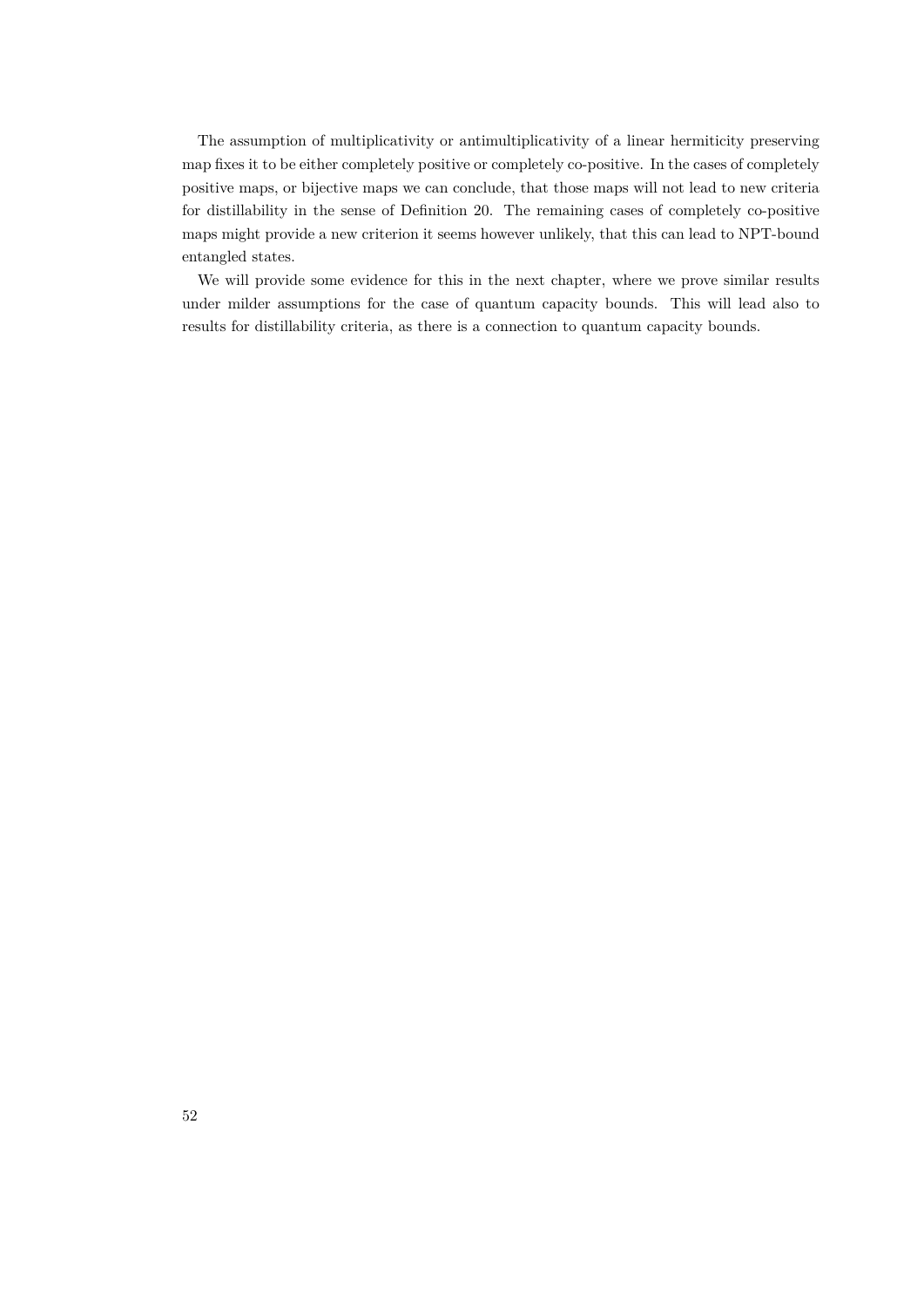The assumption of multiplicativity or antimultiplicativity of a linear hermiticity preserving map fixes it to be either completely positive or completely co-positive. In the cases of completely positive maps, or bijective maps we can conclude, that those maps will not lead to new criteria for distillability in the sense of Definition 20. The remaining cases of completely co-positive maps might provide a new criterion it seems however unlikely, that this can lead to NPT-bound entangled states.

We will provide some evidence for this in the next chapter, where we prove similar results under milder assumptions for the case of quantum capacity bounds. This will lead also to results for distillability criteria, as there is a connection to quantum capacity bounds.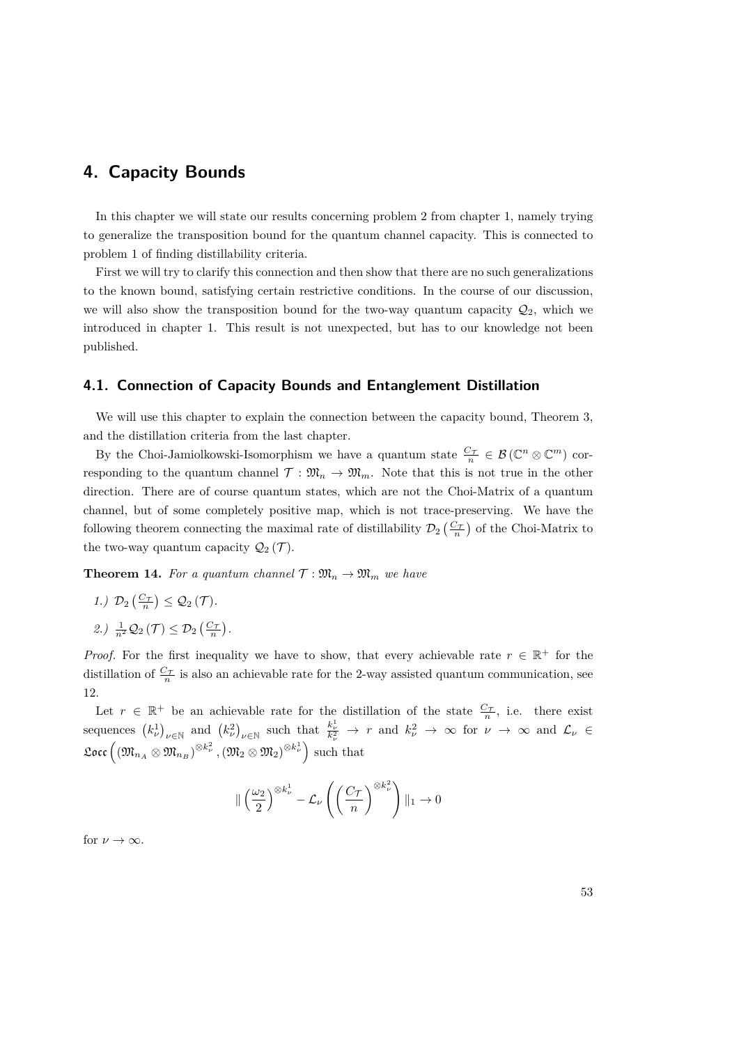# 4. Capacity Bounds

In this chapter we will state our results concerning problem 2 from chapter 1, namely trying to generalize the transposition bound for the quantum channel capacity. This is connected to problem 1 of finding distillability criteria.

First we will try to clarify this connection and then show that there are no such generalizations to the known bound, satisfying certain restrictive conditions. In the course of our discussion, we will also show the transposition bound for the two-way quantum capacity $\mathcal{Q}_2$, which we introduced in chapter 1. This result is not unexpected, but has to our knowledge not been published.

## 4.1. Connection of Capacity Bounds and Entanglement Distillation

We will use this chapter to explain the connection between the capacity bound, Theorem 3, and the distillation criteria from the last chapter.

By the Choi-Jamiolkowski-Isomorphism we have a quantum state $\frac{C_{\mathcal{T}}}{n} \in \mathcal{B}\left(\mathbb{C}^n \otimes \mathbb{C}^m\right)$ corresponding to the quantum channel $\mathcal{T} : \mathfrak{M}_n \to \mathfrak{M}_m$. Note that this is not true in the other direction. There are of course quantum states, which are not the Choi-Matrix of a quantum channel, but of some completely positive map, which is not trace-preserving. We have the following theorem connecting the maximal rate of distillability $\mathcal{D}_2\left(\frac{C_{\mathcal{T}}}{n}\right)$ of the Choi-Matrix to the two-way quantum capacity $\mathcal{Q}_2\left(\mathcal{T}\right)$.

**Theorem 14.** *For a quantum channel $\mathcal{T} : \mathfrak{M}_n \to \mathfrak{M}_m$ we have*

*1.) $\mathcal{D}_2\left(\frac{C_{\mathcal{T}}}{n}\right) \leq \mathcal{Q}_2\left(\mathcal{T}\right)$.*

*2.) $\frac{1}{n^2}\mathcal{Q}_2\left(\mathcal{T}\right) \leq \mathcal{D}_2\left(\frac{C_{\mathcal{T}}}{n}\right)$.*

*Proof.* For the first inequality we have to show, that every achievable rate $r \in \mathbb{R}^+$ for the distillation of $\frac{C_{\mathcal{T}}}{n}$ is also an achievable rate for the 2-way assisted quantum communication, see 12.

Let $r \in \mathbb{R}^+$ be an achievable rate for the distillation of the state $\frac{C_{\mathcal{T}}}{n}$, i.e. there exist sequences $\left(k^1_\nu\right)_{\nu\in\mathbb{N}}$ and $\left(k^2_\nu\right)_{\nu\in\mathbb{N}}$ such that $\frac{k^1_\nu}{k^2_\nu} \to r$ and $k^2_\nu \to \infty$ for $\nu \to \infty$ and $\mathcal{L}_\nu \in \mathfrak{Locc}\left(\left(\mathfrak{M}_{n_A} \otimes \mathfrak{M}_{n_B}\right)^{\otimes k^2_\nu}, \left(\mathfrak{M}_2 \otimes \mathfrak{M}_2\right)^{\otimes k^1_\nu}\right)$ such that

$$\| \left(\frac{\omega_2}{2}\right)^{\otimes k^1_\nu} - \mathcal{L}_\nu\left(\left(\frac{C_{\mathcal{T}}}{n}\right)^{\otimes k^2_\nu}\right) \|_1 \to 0$$

for $\nu \to \infty$.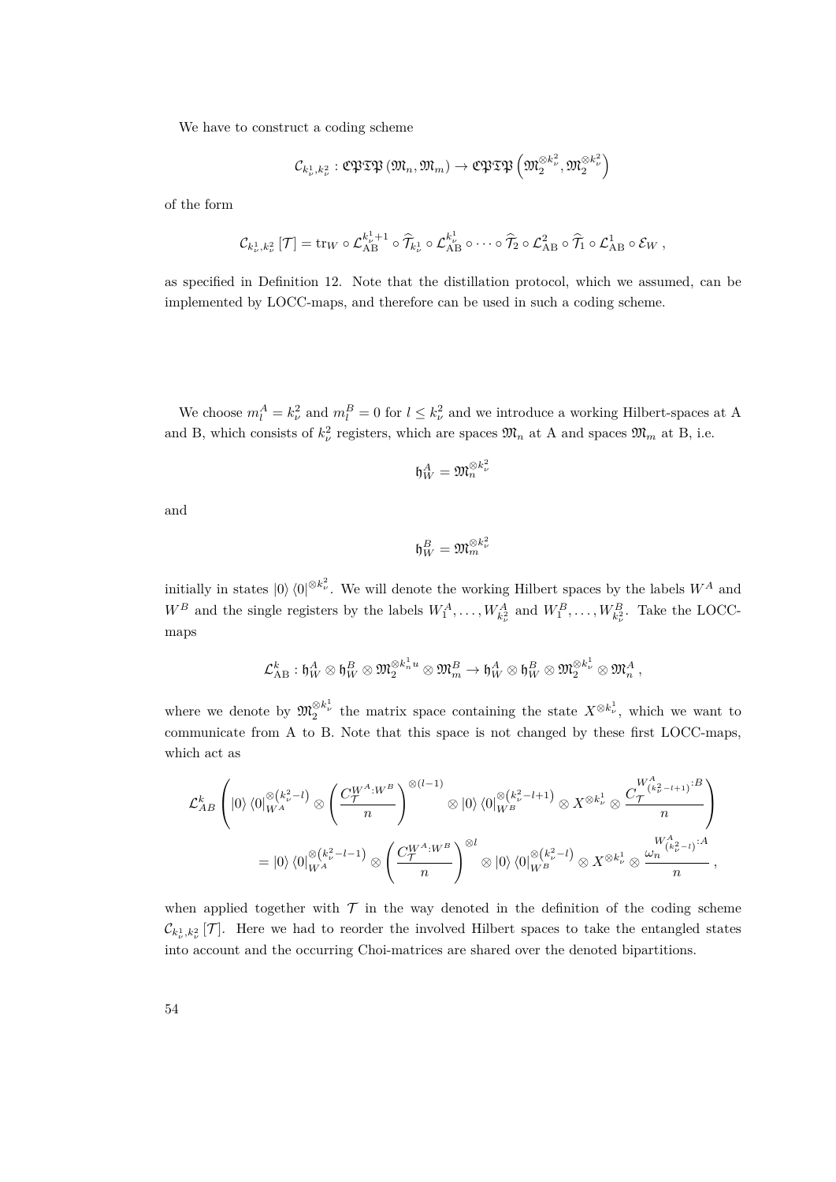We have to construct a coding scheme

$$\mathcal{C}_{k_\nu^1,k_\nu^2} : \mathfrak{CPTP}\left(\mathfrak{M}_n, \mathfrak{M}_m\right) \to \mathfrak{CPTP}\left(\mathfrak{M}_2^{\otimes k_\nu^2}, \mathfrak{M}_2^{\otimes k_\nu^2}\right)$$

of the form

$$\mathcal{C}_{k_\nu^1,k_\nu^2}\left[\mathcal{T}\right] = \mathrm{tr}_W \circ \mathcal{L}_{\mathrm{AB}}^{k_\nu^1+1} \circ \widehat{\mathcal{T}}_{k_\nu^1} \circ \mathcal{L}_{\mathrm{AB}}^{k_\nu^1} \circ \cdots \circ \widehat{\mathcal{T}}_2 \circ \mathcal{L}_{\mathrm{AB}}^{2} \circ \widehat{\mathcal{T}}_1 \circ \mathcal{L}_{\mathrm{AB}}^{1} \circ \mathcal{E}_W \ ,$$

as specified in Definition 12. Note that the distillation protocol, which we assumed, can be implemented by LOCC-maps, and therefore can be used in such a coding scheme.

We choose $m_l^A = k_\nu^2$ and $m_l^B = 0$ for $l \leq k_\nu^2$ and we introduce a working Hilbert-spaces at A and B, which consists of $k_\nu^2$ registers, which are spaces $\mathfrak{M}_n$ at A and spaces $\mathfrak{M}_m$ at B, i.e.

$$\mathfrak{h}_W^A = \mathfrak{M}_n^{\otimes k_\nu^2}$$

and

$$\mathfrak{h}_W^B = \mathfrak{M}_m^{\otimes k_\nu^2}$$

initially in states $|0\rangle\langle 0|^{\otimes k_\nu^2}$. We will denote the working Hilbert spaces by the labels $W^A$ and $W^B$ and the single registers by the labels $W_1^A, \ldots, W_{k_\nu^2}^A$ and $W_1^B, \ldots, W_{k_\nu^2}^B$. Take the LOCC-maps

$$\mathcal{L}_{\mathrm{AB}}^k : \mathfrak{h}_W^A \otimes \mathfrak{h}_W^B \otimes \mathfrak{M}_2^{\otimes k_n^1 u} \otimes \mathfrak{M}_m^B \to \mathfrak{h}_W^A \otimes \mathfrak{h}_W^B \otimes \mathfrak{M}_2^{\otimes k_\nu^1} \otimes \mathfrak{M}_n^A \ ,$$

where we denote by $\mathfrak{M}_2^{\otimes k_\nu^1}$ the matrix space containing the state $X^{\otimes k_\nu^1}$, which we want to communicate from A to B. Note that this space is not changed by these first LOCC-maps, which act as

$$\begin{aligned}
\mathcal{L}_{AB}^k &\left( |0\rangle\langle 0|_{W^A}^{\otimes\left(k_\nu^2 - l\right)} \otimes \left(\frac{C_{\mathcal{T}}^{W^A:W^B}}{n}\right)^{\otimes(l-1)} \otimes |0\rangle\langle 0|_{W^B}^{\otimes\left(k_\nu^2-l+1\right)} \otimes X^{\otimes k_\nu^1} \otimes \frac{C_{\mathcal{T}}^{W^A_{\left(k_\nu^2-l+1\right)}:B}}{n} \right) \\
&= |0\rangle\langle 0|_{W^A}^{\otimes\left(k_\nu^2-l-1\right)} \otimes \left(\frac{C_{\mathcal{T}}^{W^A:W^B}}{n}\right)^{\otimes l} \otimes |0\rangle\langle 0|_{W^B}^{\otimes\left(k_\nu^2-l\right)} \otimes X^{\otimes k_\nu^1} \otimes \frac{\omega_n^{W^A_{\left(k_\nu^2-l\right)}:A}}{n} \ ,
\end{aligned}$$

when applied together with $\mathcal{T}$ in the way denoted in the definition of the coding scheme $\mathcal{C}_{k_\nu^1,k_\nu^2}\left[\mathcal{T}\right]$. Here we had to reorder the involved Hilbert spaces to take the entangled states into account and the occurring Choi-matrices are shared over the denoted bipartitions.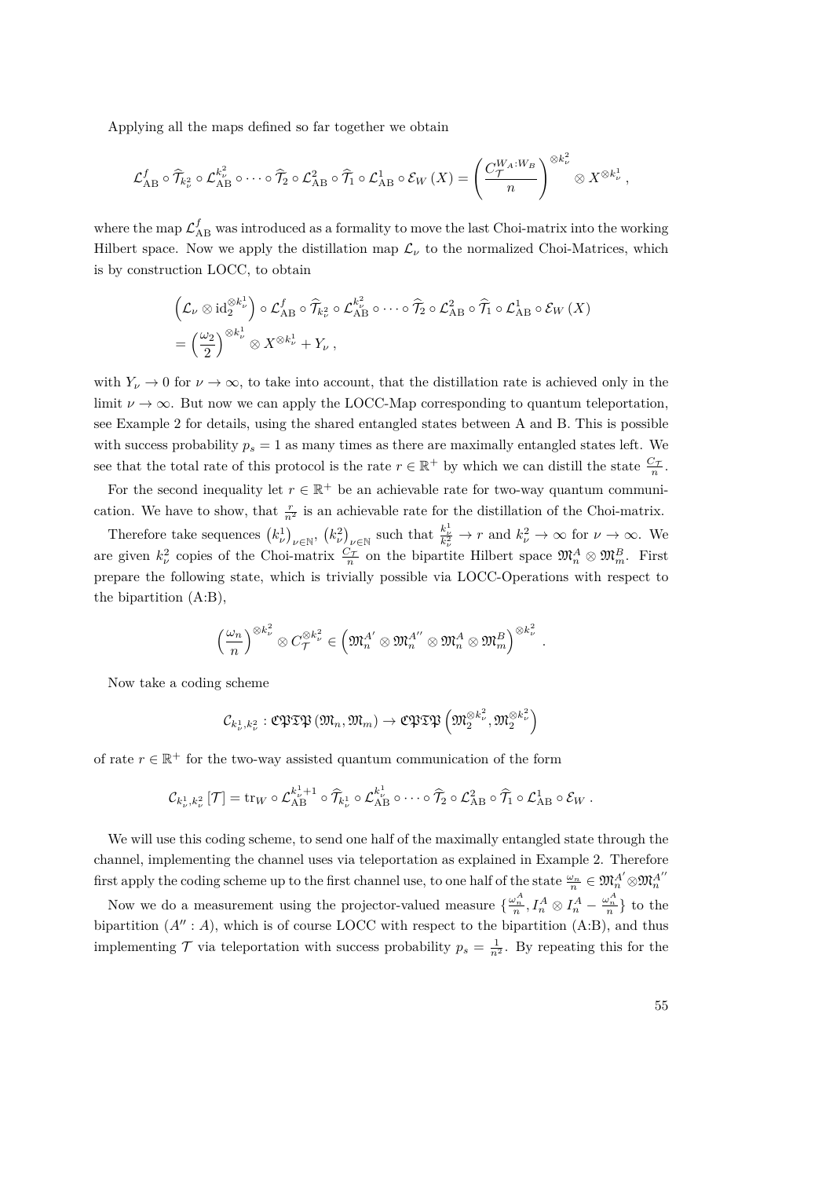Applying all the maps defined so far together we obtain

$$\mathcal{L}_{\text{AB}}^{f} \circ \widehat{\mathcal{T}}_{k_\nu^2} \circ \mathcal{L}_{\text{AB}}^{k_\nu^2} \circ \cdots \circ \widehat{\mathcal{T}}_2 \circ \mathcal{L}_{\text{AB}}^{2} \circ \widehat{\mathcal{T}}_1 \circ \mathcal{L}_{\text{AB}}^{1} \circ \mathcal{E}_W \left(X\right) = \left(\frac{C_{\mathcal{T}}^{W_A:W_B}}{n}\right)^{\otimes k_\nu^2} \otimes X^{\otimes k_\nu^1} \,,$$

where the map $\mathcal{L}_{\text{AB}}^{f}$ was introduced as a formality to move the last Choi-matrix into the working Hilbert space. Now we apply the distillation map $\mathcal{L}_\nu$ to the normalized Choi-Matrices, which is by construction LOCC, to obtain

$$\begin{aligned}
&\left(\mathcal{L}_\nu \otimes \text{id}_2^{\otimes k_\nu^1}\right) \circ \mathcal{L}_{\text{AB}}^{f} \circ \widehat{\mathcal{T}}_{k_\nu^2} \circ \mathcal{L}_{\text{AB}}^{k_\nu^2} \circ \cdots \circ \widehat{\mathcal{T}}_2 \circ \mathcal{L}_{\text{AB}}^{2} \circ \widehat{\mathcal{T}}_1 \circ \mathcal{L}_{\text{AB}}^{1} \circ \mathcal{E}_W \left(X\right) \\
&= \left(\frac{\omega_2}{2}\right)^{\otimes k_\nu^1} \otimes X^{\otimes k_\nu^1} + Y_\nu \,,
\end{aligned}$$

with $Y_\nu \to 0$ for $\nu \to \infty$, to take into account, that the distillation rate is achieved only in the limit $\nu \to \infty$. But now we can apply the LOCC-Map corresponding to quantum teleportation, see Example 2 for details, using the shared entangled states between A and B. This is possible with success probability $p_s = 1$ as many times as there are maximally entangled states left. We see that the total rate of this protocol is the rate $r \in \mathbb{R}^+$ by which we can distill the state $\frac{C_{\mathcal{T}}}{n}$.

For the second inequality let $r \in \mathbb{R}^+$ be an achievable rate for two-way quantum communication. We have to show, that $\frac{r}{n^2}$ is an achievable rate for the distillation of the Choi-matrix.

Therefore take sequences $\left(k_\nu^1\right)_{\nu \in \mathbb{N}}$, $\left(k_\nu^2\right)_{\nu \in \mathbb{N}}$ such that $\frac{k_\nu^1}{k_\nu^2} \to r$ and $k_\nu^2 \to \infty$ for $\nu \to \infty$. We are given $k_\nu^2$ copies of the Choi-matrix $\frac{C_{\mathcal{T}}}{n}$ on the bipartite Hilbert space $\mathfrak{M}_n^A \otimes \mathfrak{M}_m^B$. First prepare the following state, which is trivially possible via LOCC-Operations with respect to the bipartition (A:B),

$$\left(\frac{\omega_n}{n}\right)^{\otimes k_\nu^2} \otimes C_{\mathcal{T}}^{\otimes k_\nu^2} \in \left(\mathfrak{M}_n^{A'} \otimes \mathfrak{M}_n^{A''} \otimes \mathfrak{M}_n^{A} \otimes \mathfrak{M}_m^{B}\right)^{\otimes k_\nu^2} \,.$$

Now take a coding scheme

$$\mathcal{C}_{k_\nu^1, k_\nu^2} : \mathfrak{CPTP}\left(\mathfrak{M}_n, \mathfrak{M}_m\right) \to \mathfrak{CPTP}\left(\mathfrak{M}_2^{\otimes k_\nu^2}, \mathfrak{M}_2^{\otimes k_\nu^2}\right)$$

of rate $r \in \mathbb{R}^+$ for the two-way assisted quantum communication of the form

$$\mathcal{C}_{k_\nu^1, k_\nu^2}\left[\mathcal{T}\right] = \text{tr}_W \circ \mathcal{L}_{\text{AB}}^{k_\nu^1+1} \circ \widehat{\mathcal{T}}_{k_\nu^1} \circ \mathcal{L}_{\text{AB}}^{k_\nu^1} \circ \cdots \circ \widehat{\mathcal{T}}_2 \circ \mathcal{L}_{\text{AB}}^{2} \circ \widehat{\mathcal{T}}_1 \circ \mathcal{L}_{\text{AB}}^{1} \circ \mathcal{E}_W \,.$$

We will use this coding scheme, to send one half of the maximally entangled state through the channel, implementing the channel uses via teleportation as explained in Example 2. Therefore first apply the coding scheme up to the first channel use, to one half of the state $\frac{\omega_n}{n} \in \mathfrak{M}_n^{A'} \otimes \mathfrak{M}_n^{A''}$

Now we do a measurement using the projector-valued measure $\{\frac{\omega_n^A}{n}, I_n^A \otimes I_n^A - \frac{\omega_n^A}{n}\}$ to the bipartition $(A'' : A)$, which is of course LOCC with respect to the bipartition (A:B), and thus implementing $\mathcal{T}$ via teleportation with success probability $p_s = \frac{1}{n^2}$. By repeating this for the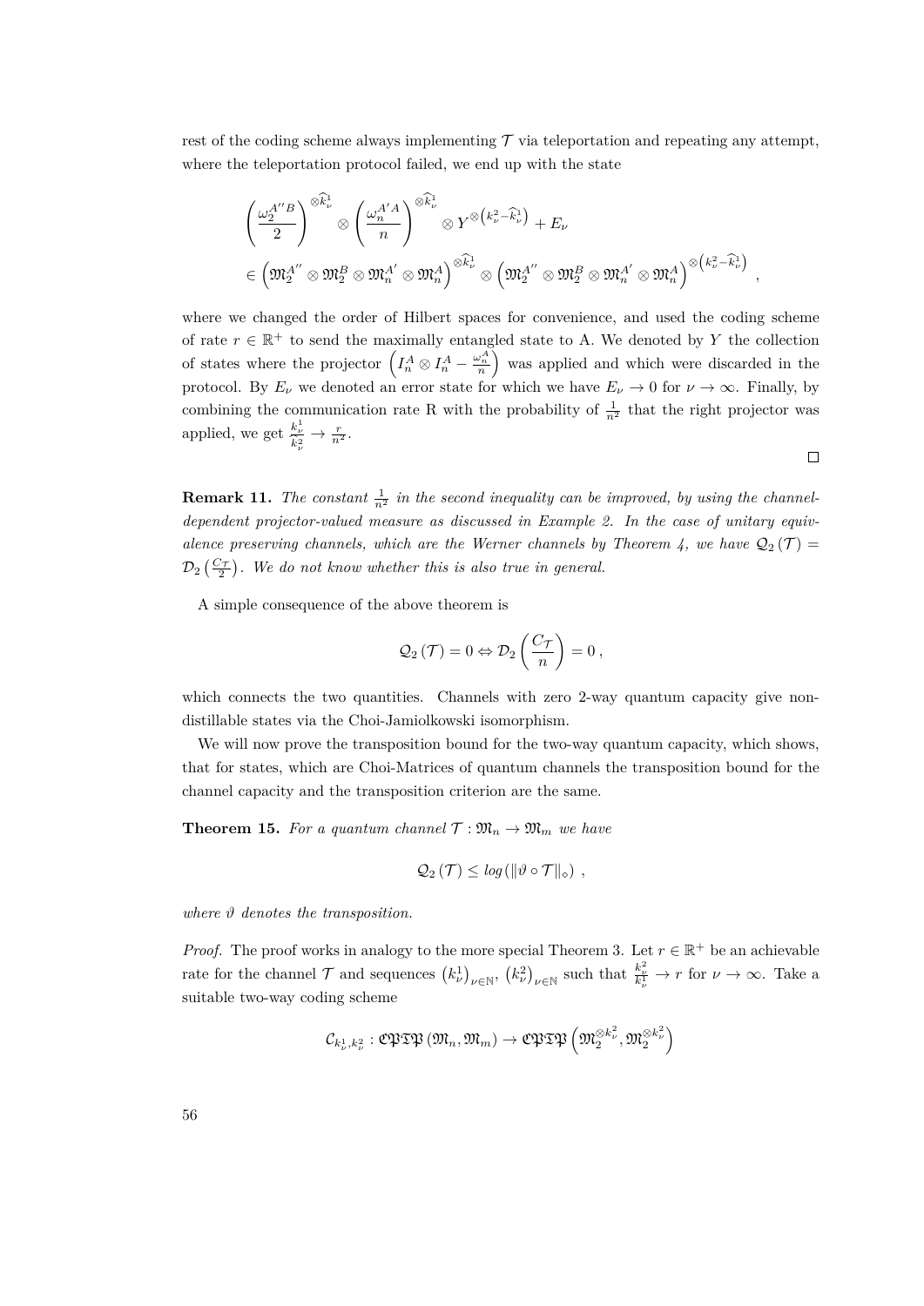rest of the coding scheme always implementing $\mathcal{T}$ via teleportation and repeating any attempt, where the teleportation protocol failed, we end up with the state

$$
\begin{aligned}
&\left(\frac{\omega_2^{A''B}}{2}\right)^{\otimes \widehat{k}_\nu^1} \otimes \left(\frac{\omega_n^{A'A}}{n}\right)^{\otimes \widehat{k}_\nu^1} \otimes Y^{\otimes \left(k_\nu^2 - \widehat{k}_\nu^1\right)} + E_\nu \\
&\in \left(\mathfrak{M}_2^{A''} \otimes \mathfrak{M}_2^{B} \otimes \mathfrak{M}_n^{A'} \otimes \mathfrak{M}_n^{A}\right)^{\otimes \widehat{k}_\nu^1} \otimes \left(\mathfrak{M}_2^{A''} \otimes \mathfrak{M}_2^{B} \otimes \mathfrak{M}_n^{A'} \otimes \mathfrak{M}_n^{A}\right)^{\otimes \left(k_\nu^2 - \widehat{k}_\nu^1\right)} ,
\end{aligned}
$$

where we changed the order of Hilbert spaces for convenience, and used the coding scheme of rate $r \in \mathbb{R}^+$ to send the maximally entangled state to A. We denoted by $Y$ the collection of states where the projector $\left(I_n^A \otimes I_n^A - \frac{\omega_n^A}{n}\right)$ was applied and which were discarded in the protocol. By $E_\nu$ we denoted an error state for which we have $E_\nu \to 0$ for $\nu \to \infty$. Finally, by combining the communication rate R with the probability of $\frac{1}{n^2}$ that the right projector was applied, we get $\frac{k_\nu^1}{k_\nu^2} \to \frac{r}{n^2}$.

$\square$

**Remark 11.** *The constant $\frac{1}{n^2}$ in the second inequality can be improved, by using the channel-dependent projector-valued measure as discussed in Example 2. In the case of unitary equivalence preserving channels, which are the Werner channels by Theorem 4, we have $\mathcal{Q}_2(\mathcal{T}) = \mathcal{D}_2\left(\frac{C_\mathcal{T}}{2}\right)$. We do not know whether this is also true in general.*

A simple consequence of the above theorem is

$$
\mathcal{Q}_2(\mathcal{T}) = 0 \Leftrightarrow \mathcal{D}_2\left(\frac{C_\mathcal{T}}{n}\right) = 0 \,,
$$

which connects the two quantities. Channels with zero 2-way quantum capacity give non-distillable states via the Choi-Jamiolkowski isomorphism.

We will now prove the transposition bound for the two-way quantum capacity, which shows, that for states, which are Choi-Matrices of quantum channels the transposition bound for the channel capacity and the transposition criterion are the same.

**Theorem 15.** *For a quantum channel $\mathcal{T} : \mathfrak{M}_n \to \mathfrak{M}_m$ we have*

$$
\mathcal{Q}_2(\mathcal{T}) \leq \log\left(\|\vartheta \circ \mathcal{T}\|_\diamond\right) \,,
$$

*where $\vartheta$ denotes the transposition.*

*Proof.* The proof works in analogy to the more special Theorem 3. Let $r \in \mathbb{R}^+$ be an achievable rate for the channel $\mathcal{T}$ and sequences $\left(k_\nu^1\right)_{\nu\in\mathbb{N}}$, $\left(k_\nu^2\right)_{\nu\in\mathbb{N}}$ such that $\frac{k_\nu^2}{k_\nu^1} \to r$ for $\nu \to \infty$. Take a suitable two-way coding scheme

$$
\mathcal{C}_{k_\nu^1, k_\nu^2} : \mathfrak{CPTP}\left(\mathfrak{M}_n, \mathfrak{M}_m\right) \to \mathfrak{CPTP}\left(\mathfrak{M}_2^{\otimes k_\nu^2}, \mathfrak{M}_2^{\otimes k_\nu^2}\right)
$$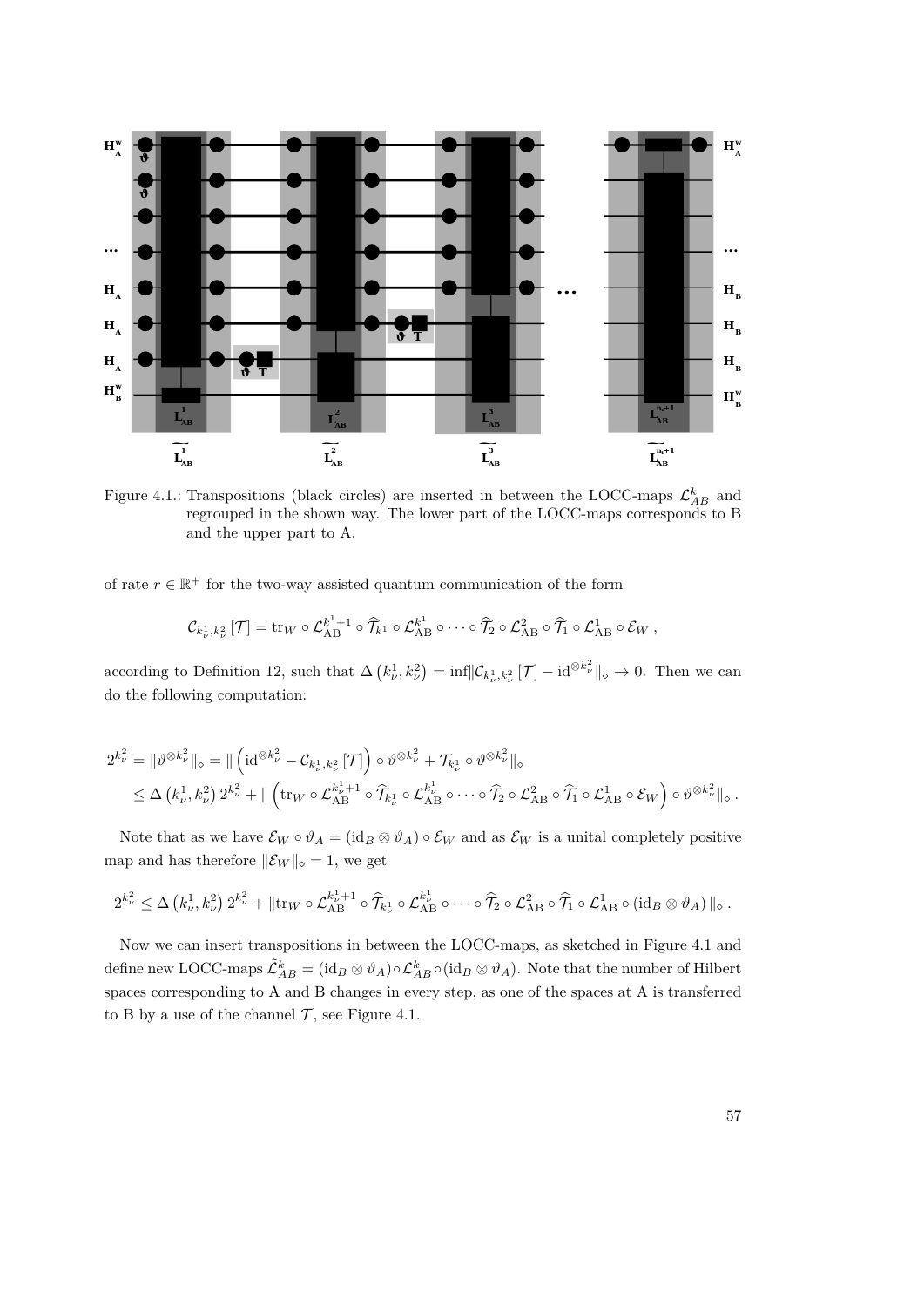Figure 4.1.: Transpositions (black circles) are inserted in between the LOCC-maps $\mathcal{L}_{AB}^k$ and regrouped in the shown way. The lower part of the LOCC-maps corresponds to B and the upper part to A.

of rate $r \in \mathbb{R}^+$ for the two-way assisted quantum communication of the form

$$\mathcal{C}_{k_\nu^1,k_\nu^2}[\mathcal{T}] = \mathrm{tr}_W \circ \mathcal{L}_{\mathrm{AB}}^{k^1+1} \circ \widehat{\mathcal{T}}_{k^1} \circ \mathcal{L}_{\mathrm{AB}}^{k^1} \circ \cdots \circ \widehat{\mathcal{T}}_2 \circ \mathcal{L}_{\mathrm{AB}}^2 \circ \widehat{\mathcal{T}}_1 \circ \mathcal{L}_{\mathrm{AB}}^1 \circ \mathcal{E}_W ,$$

according to Definition 12, such that $\Delta\left(k_\nu^1, k_\nu^2\right) = \inf \|\mathcal{C}_{k_\nu^1,k_\nu^2}[\mathcal{T}] - \mathrm{id}^{\otimes k_\nu^2}\|_\diamond \to 0$. Then we can do the following computation:

$$\begin{aligned}
2^{k_\nu^2} &= \|\vartheta^{\otimes k_\nu^2}\|_\diamond = \|\left(\mathrm{id}^{\otimes k_\nu^2} - \mathcal{C}_{k_\nu^1,k_\nu^2}[\mathcal{T}]\right) \circ \vartheta^{\otimes k_\nu^2} + \mathcal{T}_{k_\nu^1} \circ \vartheta^{\otimes k_\nu^2}\|_\diamond \\
&\leq \Delta\left(k_\nu^1, k_\nu^2\right) 2^{k_\nu^2} + \|\left(\mathrm{tr}_W \circ \mathcal{L}_{\mathrm{AB}}^{k_\nu^1+1} \circ \widehat{\mathcal{T}}_{k_\nu^1} \circ \mathcal{L}_{\mathrm{AB}}^{k_\nu^1} \circ \cdots \circ \widehat{\mathcal{T}}_2 \circ \mathcal{L}_{\mathrm{AB}}^2 \circ \widehat{\mathcal{T}}_1 \circ \mathcal{L}_{\mathrm{AB}}^1 \circ \mathcal{E}_W\right) \circ \vartheta^{\otimes k_\nu^2}\|_\diamond .
\end{aligned}$$

Note that as we have $\mathcal{E}_W \circ \vartheta_A = (\mathrm{id}_B \otimes \vartheta_A) \circ \mathcal{E}_W$ and as $\mathcal{E}_W$ is a unital completely positive map and has therefore $\|\mathcal{E}_W\|_\diamond = 1$, we get

$$2^{k_\nu^2} \leq \Delta\left(k_\nu^1, k_\nu^2\right) 2^{k_\nu^2} + \|\mathrm{tr}_W \circ \mathcal{L}_{\mathrm{AB}}^{k_\nu^1+1} \circ \widehat{\mathcal{T}}_{k_\nu^1} \circ \mathcal{L}_{\mathrm{AB}}^{k_\nu^1} \circ \cdots \circ \widehat{\mathcal{T}}_2 \circ \mathcal{L}_{\mathrm{AB}}^2 \circ \widehat{\mathcal{T}}_1 \circ \mathcal{L}_{\mathrm{AB}}^1 \circ (\mathrm{id}_B \otimes \vartheta_A)\|_\diamond .$$

Now we can insert transpositions in between the LOCC-maps, as sketched in Figure 4.1 and define new LOCC-maps $\tilde{\mathcal{L}}_{AB}^k = (\mathrm{id}_B \otimes \vartheta_A) \circ \mathcal{L}_{AB}^k \circ (\mathrm{id}_B \otimes \vartheta_A)$. Note that the number of Hilbert spaces corresponding to A and B changes in every step, as one of the spaces at A is transferred to B by a use of the channel $\mathcal{T}$, see Figure 4.1.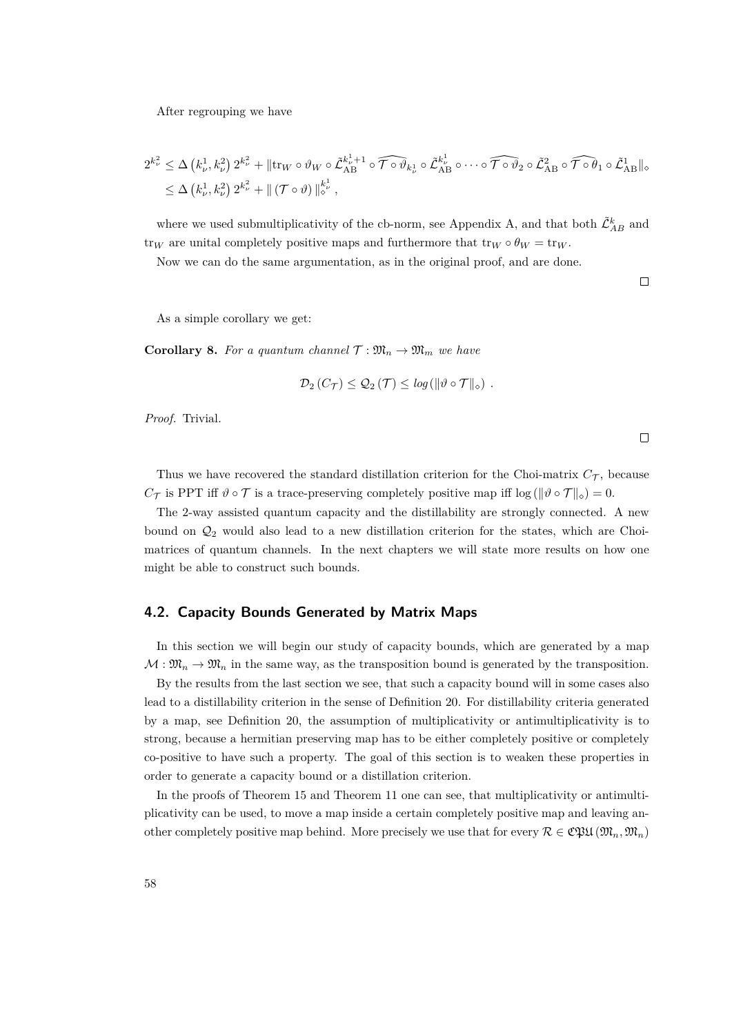After regrouping we have

$$
\begin{aligned}
2^{k_\nu^2} &\leq \Delta\left(k_\nu^1, k_\nu^2\right) 2^{k_\nu^2} + \|\mathrm{tr}_W \circ \vartheta_W \circ \tilde{\mathcal{L}}_{\mathrm{AB}}^{k_\nu^1+1} \circ \widehat{\mathcal{T} \circ \vartheta}_{k_\nu^1} \circ \tilde{\mathcal{L}}_{\mathrm{AB}}^{k_\nu^1} \circ \cdots \circ \widehat{\mathcal{T} \circ \vartheta}_2 \circ \tilde{\mathcal{L}}_{\mathrm{AB}}^{2} \circ \widehat{\mathcal{T} \circ \theta}_1 \circ \tilde{\mathcal{L}}_{\mathrm{AB}}^{1}\|_\diamond \\
&\leq \Delta\left(k_\nu^1, k_\nu^2\right) 2^{k_\nu^2} + \|\left(\mathcal{T} \circ \vartheta\right)\|_\diamond^{k_\nu^1} ,
\end{aligned}
$$

where we used submultiplicativity of the cb-norm, see Appendix A, and that both $\tilde{\mathcal{L}}_{AB}^k$ and $\mathrm{tr}_W$ are unital completely positive maps and furthermore that $\mathrm{tr}_W \circ \theta_W = \mathrm{tr}_W$.

Now we can do the same argumentation, as in the original proof, and are done.

□

As a simple corollary we get:

**Corollary 8.** *For a quantum channel $\mathcal{T} : \mathfrak{M}_n \to \mathfrak{M}_m$ we have*

$$
\mathcal{D}_2\left(C_{\mathcal{T}}\right) \leq \mathcal{Q}_2\left(\mathcal{T}\right) \leq \log\left(\|\vartheta \circ \mathcal{T}\|_\diamond\right) .
$$

*Proof.* Trivial.

□

Thus we have recovered the standard distillation criterion for the Choi-matrix $C_{\mathcal{T}}$, because $C_{\mathcal{T}}$ is PPT iff $\vartheta \circ \mathcal{T}$ is a trace-preserving completely positive map iff $\log\left(\|\vartheta \circ \mathcal{T}\|_\diamond\right) = 0$.

The 2-way assisted quantum capacity and the distillability are strongly connected. A new bound on $\mathcal{Q}_2$ would also lead to a new distillation criterion for the states, which are Choi-matrices of quantum channels. In the next chapters we will state more results on how one might be able to construct such bounds.

## 4.2. Capacity Bounds Generated by Matrix Maps

In this section we will begin our study of capacity bounds, which are generated by a map $\mathcal{M} : \mathfrak{M}_n \to \mathfrak{M}_n$ in the same way, as the transposition bound is generated by the transposition.

By the results from the last section we see, that such a capacity bound will in some cases also lead to a distillability criterion in the sense of Definition 20. For distillability criteria generated by a map, see Definition 20, the assumption of multiplicativity or antimultiplicativity is to strong, because a hermitian preserving map has to be either completely positive or completely co-positive to have such a property. The goal of this section is to weaken these properties in order to generate a capacity bound or a distillation criterion.

In the proofs of Theorem 15 and Theorem 11 one can see, that multiplicativity or antimultiplicativity can be used, to move a map inside a certain completely positive map and leaving another completely positive map behind. More precisely we use that for every $\mathcal{R} \in \mathfrak{CPU}\left(\mathfrak{M}_n, \mathfrak{M}_n\right)$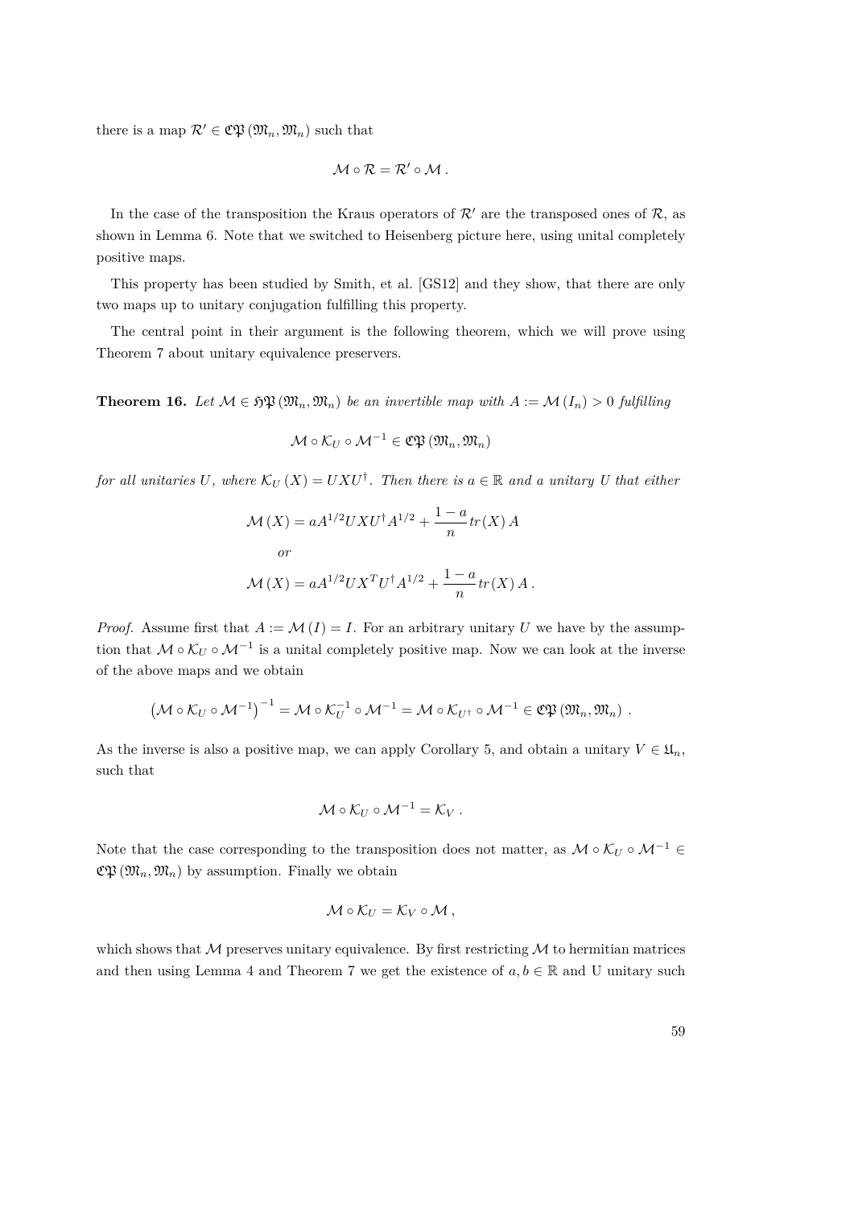there is a map $\mathcal{R}' \in \mathfrak{CP}(\mathfrak{M}_n, \mathfrak{M}_n)$ such that

$$\mathcal{M} \circ \mathcal{R} = \mathcal{R}' \circ \mathcal{M}\,.$$

In the case of the transposition the Kraus operators of $\mathcal{R}'$ are the transposed ones of $\mathcal{R}$, as shown in Lemma 6. Note that we switched to Heisenberg picture here, using unital completely positive maps.

This property has been studied by Smith, et al. [GS12] and they show, that there are only two maps up to unitary conjugation fulfilling this property.

The central point in their argument is the following theorem, which we will prove using Theorem 7 about unitary equivalence preservers.

**Theorem 16.** *Let $\mathcal{M} \in \mathfrak{HP}(\mathfrak{M}_n, \mathfrak{M}_n)$ be an invertible map with $A := \mathcal{M}(I_n) > 0$ fulfilling*

$$\mathcal{M} \circ \mathcal{K}_U \circ \mathcal{M}^{-1} \in \mathfrak{CP}(\mathfrak{M}_n, \mathfrak{M}_n)$$

*for all unitaries $U$, where $\mathcal{K}_U(X) = UXU^\dagger$. Then there is $a \in \mathbb{R}$ and a unitary $U$ that either*

$$\mathcal{M}(X) = aA^{1/2}UXU^\dagger A^{1/2} + \frac{1-a}{n} tr(X)\, A$$

*or*

$$\mathcal{M}(X) = aA^{1/2}UX^TU^\dagger A^{1/2} + \frac{1-a}{n} tr(X)\, A\,.$$

*Proof.* Assume first that $A := \mathcal{M}(I) = I$. For an arbitrary unitary $U$ we have by the assumption that $\mathcal{M} \circ \mathcal{K}_U \circ \mathcal{M}^{-1}$ is a unital completely positive map. Now we can look at the inverse of the above maps and we obtain

$$\left(\mathcal{M} \circ \mathcal{K}_U \circ \mathcal{M}^{-1}\right)^{-1} = \mathcal{M} \circ \mathcal{K}_U^{-1} \circ \mathcal{M}^{-1} = \mathcal{M} \circ \mathcal{K}_{U^\dagger} \circ \mathcal{M}^{-1} \in \mathfrak{CP}(\mathfrak{M}_n, \mathfrak{M}_n)\,.$$

As the inverse is also a positive map, we can apply Corollary 5, and obtain a unitary $V \in \mathfrak{U}_n$, such that

$$\mathcal{M} \circ \mathcal{K}_U \circ \mathcal{M}^{-1} = \mathcal{K}_V\,.$$

Note that the case corresponding to the transposition does not matter, as $\mathcal{M} \circ \mathcal{K}_U \circ \mathcal{M}^{-1} \in \mathfrak{CP}(\mathfrak{M}_n, \mathfrak{M}_n)$ by assumption. Finally we obtain

$$\mathcal{M} \circ \mathcal{K}_U = \mathcal{K}_V \circ \mathcal{M}\,,$$

which shows that $\mathcal{M}$ preserves unitary equivalence. By first restricting $\mathcal{M}$ to hermitian matrices and then using Lemma 4 and Theorem 7 we get the existence of $a, b \in \mathbb{R}$ and U unitary such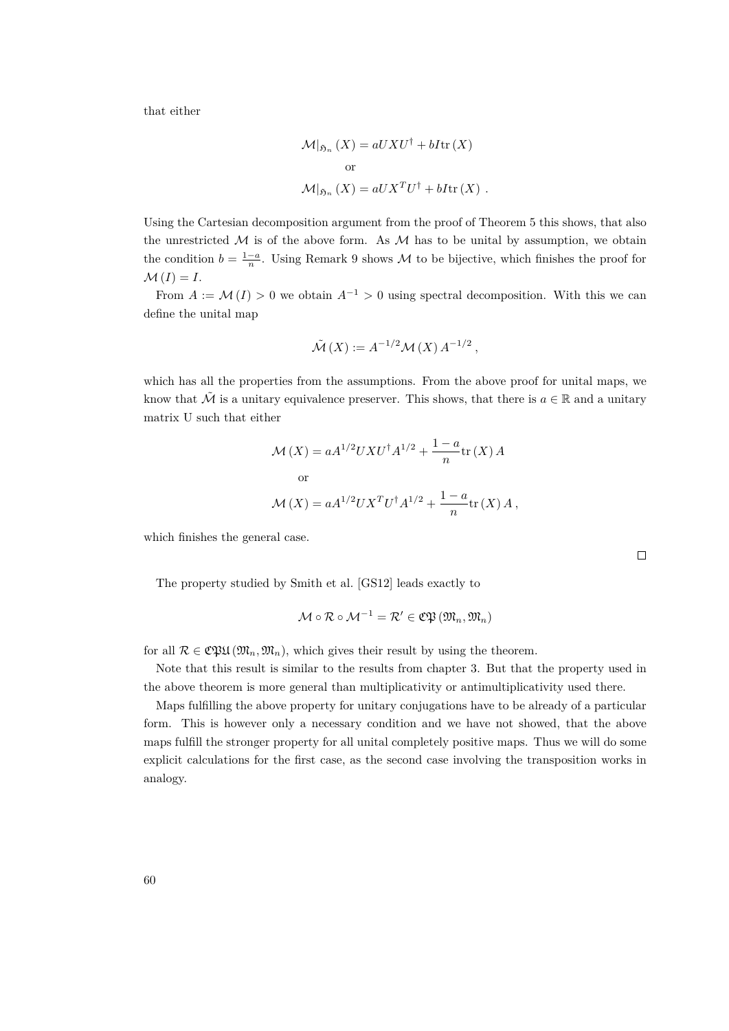that either

$$\mathcal{M}|_{\mathfrak{H}_n}(X) = aUXU^\dagger + bI\mathrm{tr}(X)$$

or

$$\mathcal{M}|_{\mathfrak{H}_n}(X) = aUX^TU^\dagger + bI\mathrm{tr}(X)\ .$$

Using the Cartesian decomposition argument from the proof of Theorem 5 this shows, that also the unrestricted $\mathcal{M}$ is of the above form. As $\mathcal{M}$ has to be unital by assumption, we obtain the condition $b = \frac{1-a}{n}$. Using Remark 9 shows $\mathcal{M}$ to be bijective, which finishes the proof for $\mathcal{M}(I) = I$.

From $A := \mathcal{M}(I) > 0$ we obtain $A^{-1} > 0$ using spectral decomposition. With this we can define the unital map

$$\tilde{\mathcal{M}}(X) := A^{-1/2}\mathcal{M}(X)A^{-1/2}\,,$$

which has all the properties from the assumptions. From the above proof for unital maps, we know that $\tilde{\mathcal{M}}$ is a unitary equivalence preserver. This shows, that there is $a \in \mathbb{R}$ and a unitary matrix U such that either

$$\mathcal{M}(X) = aA^{1/2}UXU^\dagger A^{1/2} + \frac{1-a}{n}\mathrm{tr}(X)A$$

or

$$\mathcal{M}(X) = aA^{1/2}UX^TU^\dagger A^{1/2} + \frac{1-a}{n}\mathrm{tr}(X)A\,,$$

which finishes the general case.

□

The property studied by Smith et al. [GS12] leads exactly to

$$\mathcal{M} \circ \mathcal{R} \circ \mathcal{M}^{-1} = \mathcal{R}' \in \mathfrak{CP}(\mathfrak{M}_n, \mathfrak{M}_n)$$

for all $\mathcal{R} \in \mathfrak{CPU}(\mathfrak{M}_n, \mathfrak{M}_n)$, which gives their result by using the theorem.

Note that this result is similar to the results from chapter 3. But that the property used in the above theorem is more general than multiplicativity or antimultiplicativity used there.

Maps fulfilling the above property for unitary conjugations have to be already of a particular form. This is however only a necessary condition and we have not showed, that the above maps fulfill the stronger property for all unital completely positive maps. Thus we will do some explicit calculations for the first case, as the second case involving the transposition works in analogy.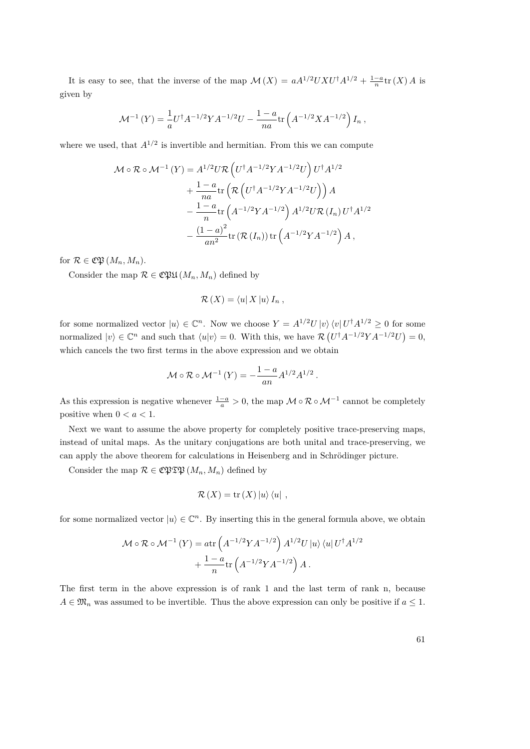It is easy to see, that the inverse of the map $\mathcal{M}(X) = aA^{1/2}UXU^{\dagger}A^{1/2} + \frac{1-a}{n}\mathrm{tr}(X)A$ is given by

$$\mathcal{M}^{-1}(Y) = \frac{1}{a}U^{\dagger}A^{-1/2}YA^{-1/2}U - \frac{1-a}{na}\mathrm{tr}\left(A^{-1/2}XA^{-1/2}\right)I_n\,,$$

where we used, that $A^{1/2}$ is invertible and hermitian. From this we can compute

$$\begin{aligned}
\mathcal{M}\circ\mathcal{R}\circ\mathcal{M}^{-1}(Y) &= A^{1/2}U\mathcal{R}\left(U^{\dagger}A^{-1/2}YA^{-1/2}U\right)U^{\dagger}A^{1/2} \\
&+ \frac{1-a}{na}\mathrm{tr}\left(\mathcal{R}\left(U^{\dagger}A^{-1/2}YA^{-1/2}U\right)\right)A \\
&- \frac{1-a}{n}\mathrm{tr}\left(A^{-1/2}YA^{-1/2}\right)A^{1/2}U\mathcal{R}(I_n)U^{\dagger}A^{1/2} \\
&- \frac{(1-a)^2}{an^2}\mathrm{tr}\left(\mathcal{R}(I_n)\right)\mathrm{tr}\left(A^{-1/2}YA^{-1/2}\right)A\,,
\end{aligned}$$

for $\mathcal{R} \in \mathfrak{CP}(M_n, M_n)$.

Consider the map $\mathcal{R} \in \mathfrak{CPU}(M_n, M_n)$ defined by

$$\mathcal{R}(X) = \langle u|X|u\rangle I_n\,,$$

for some normalized vector $|u\rangle \in \mathbb{C}^n$. Now we choose $Y = A^{1/2}U|v\rangle\langle v|U^{\dagger}A^{1/2} \geq 0$ for some normalized $|v\rangle \in \mathbb{C}^n$ and such that $\langle u|v\rangle = 0$. With this, we have $\mathcal{R}\left(U^{\dagger}A^{-1/2}YA^{-1/2}U\right) = 0$, which cancels the two first terms in the above expression and we obtain

$$\mathcal{M}\circ\mathcal{R}\circ\mathcal{M}^{-1}(Y) = -\frac{1-a}{an}A^{1/2}A^{1/2}\,.$$

As this expression is negative whenever $\frac{1-a}{a} > 0$, the map $\mathcal{M}\circ\mathcal{R}\circ\mathcal{M}^{-1}$ cannot be completely positive when $0 < a < 1$.

Next we want to assume the above property for completely positive trace-preserving maps, instead of unital maps. As the unitary conjugations are both unital and trace-preserving, we can apply the above theorem for calculations in Heisenberg and in Schrödinger picture.

Consider the map $\mathcal{R} \in \mathfrak{CPTP}(M_n, M_n)$ defined by

$$\mathcal{R}(X) = \mathrm{tr}(X)|u\rangle\langle u|\,,$$

for some normalized vector $|u\rangle \in \mathbb{C}^n$. By inserting this in the general formula above, we obtain

$$\begin{aligned}
\mathcal{M}\circ\mathcal{R}\circ\mathcal{M}^{-1}(Y) &= a\mathrm{tr}\left(A^{-1/2}YA^{-1/2}\right)A^{1/2}U|u\rangle\langle u|U^{\dagger}A^{1/2} \\
&+ \frac{1-a}{n}\mathrm{tr}\left(A^{-1/2}YA^{-1/2}\right)A\,.
\end{aligned}$$

The first term in the above expression is of rank 1 and the last term of rank n, because $A \in \mathfrak{M}_n$ was assumed to be invertible. Thus the above expression can only be positive if $a \leq 1$.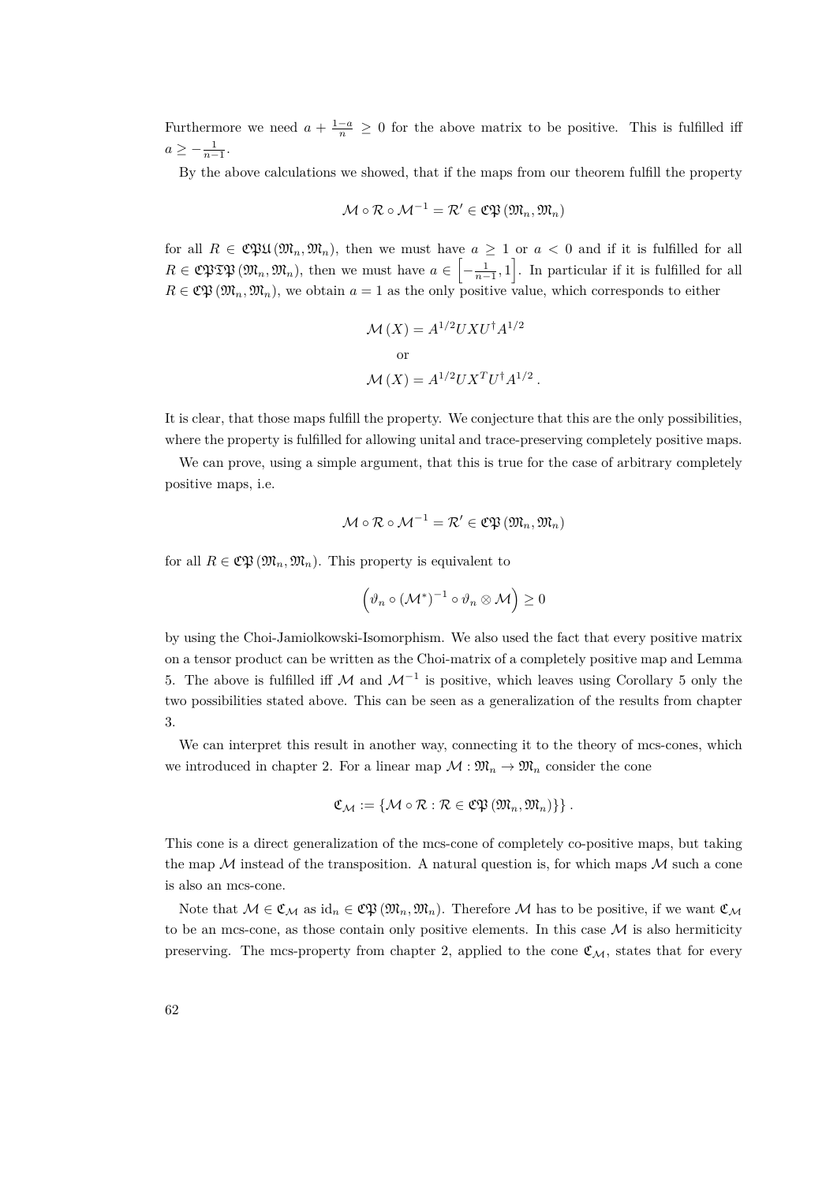Furthermore we need $a + \frac{1-a}{n} \geq 0$ for the above matrix to be positive. This is fulfilled iff $a \geq -\frac{1}{n-1}$.

By the above calculations we showed, that if the maps from our theorem fulfill the property

$$\mathcal{M} \circ \mathcal{R} \circ \mathcal{M}^{-1} = \mathcal{R}' \in \mathfrak{CP}\left(\mathfrak{M}_n, \mathfrak{M}_n\right)$$

for all $R \in \mathfrak{CPU}\left(\mathfrak{M}_n, \mathfrak{M}_n\right)$, then we must have $a \geq 1$ or $a < 0$ and if it is fulfilled for all $R \in \mathfrak{CPTP}\left(\mathfrak{M}_n, \mathfrak{M}_n\right)$, then we must have $a \in \left[-\frac{1}{n-1}, 1\right]$. In particular if it is fulfilled for all $R \in \mathfrak{CP}\left(\mathfrak{M}_n, \mathfrak{M}_n\right)$, we obtain $a = 1$ as the only positive value, which corresponds to either

$$\mathcal{M}\left(X\right) = A^{1/2} U X U^{\dagger} A^{1/2}$$
$$\text{or}$$
$$\mathcal{M}\left(X\right) = A^{1/2} U X^{T} U^{\dagger} A^{1/2}\,.$$

It is clear, that those maps fulfill the property. We conjecture that this are the only possibilities, where the property is fulfilled for allowing unital and trace-preserving completely positive maps.

We can prove, using a simple argument, that this is true for the case of arbitrary completely positive maps, i.e.

$$\mathcal{M} \circ \mathcal{R} \circ \mathcal{M}^{-1} = \mathcal{R}' \in \mathfrak{CP}\left(\mathfrak{M}_n, \mathfrak{M}_n\right)$$

for all $R \in \mathfrak{CP}\left(\mathfrak{M}_n, \mathfrak{M}_n\right)$. This property is equivalent to

$$\left(\vartheta_n \circ \left(\mathcal{M}^*\right)^{-1} \circ \vartheta_n \otimes \mathcal{M}\right) \geq 0$$

by using the Choi-Jamiolkowski-Isomorphism. We also used the fact that every positive matrix on a tensor product can be written as the Choi-matrix of a completely positive map and Lemma 5. The above is fulfilled iff $\mathcal{M}$ and $\mathcal{M}^{-1}$ is positive, which leaves using Corollary 5 only the two possibilities stated above. This can be seen as a generalization of the results from chapter 3.

We can interpret this result in another way, connecting it to the theory of mcs-cones, which we introduced in chapter 2. For a linear map $\mathcal{M} : \mathfrak{M}_n \to \mathfrak{M}_n$ consider the cone

$$\mathfrak{C}_{\mathcal{M}} := \left\{\mathcal{M} \circ \mathcal{R} : \mathcal{R} \in \mathfrak{CP}\left(\mathfrak{M}_n, \mathfrak{M}_n\right)\right\}\right\}.$$

This cone is a direct generalization of the mcs-cone of completely co-positive maps, but taking the map $\mathcal{M}$ instead of the transposition. A natural question is, for which maps $\mathcal{M}$ such a cone is also an mcs-cone.

Note that $\mathcal{M} \in \mathfrak{C}_{\mathcal{M}}$ as $\text{id}_n \in \mathfrak{CP}\left(\mathfrak{M}_n, \mathfrak{M}_n\right)$. Therefore $\mathcal{M}$ has to be positive, if we want $\mathfrak{C}_{\mathcal{M}}$ to be an mcs-cone, as those contain only positive elements. In this case $\mathcal{M}$ is also hermiticity preserving. The mcs-property from chapter 2, applied to the cone $\mathfrak{C}_{\mathcal{M}}$, states that for every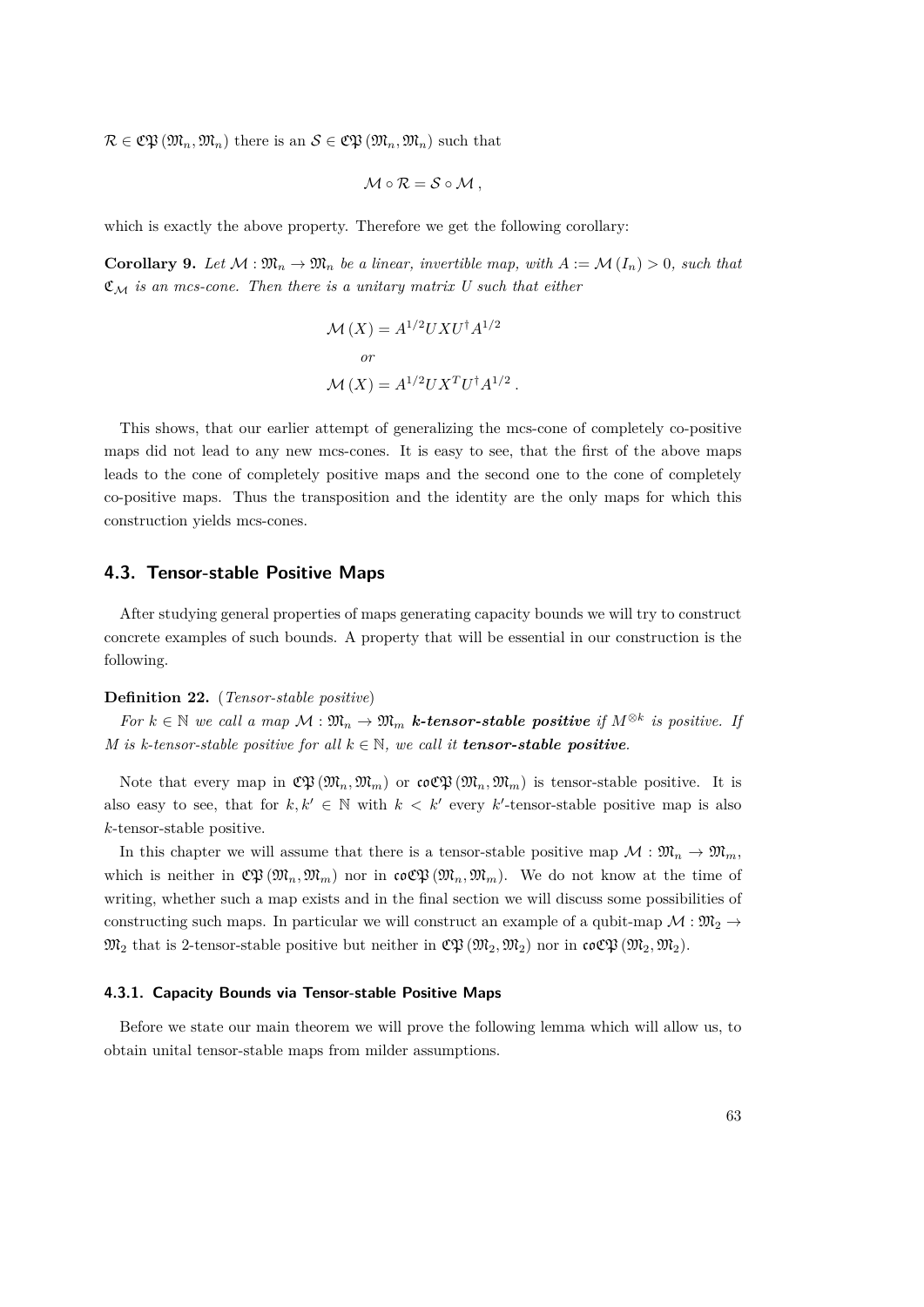$\mathcal{R} \in \mathfrak{CP}(\mathfrak{M}_n, \mathfrak{M}_n)$ there is an $\mathcal{S} \in \mathfrak{CP}(\mathfrak{M}_n, \mathfrak{M}_n)$ such that

$$\mathcal{M} \circ \mathcal{R} = \mathcal{S} \circ \mathcal{M}\,,$$

which is exactly the above property. Therefore we get the following corollary:

**Corollary 9.** *Let $\mathcal{M} : \mathfrak{M}_n \to \mathfrak{M}_n$ be a linear, invertible map, with $A := \mathcal{M}(I_n) > 0$, such that $\mathfrak{C}_{\mathcal{M}}$ is an mcs-cone. Then there is a unitary matrix $U$ such that either*

$$\mathcal{M}(X) = A^{1/2} U X U^\dagger A^{1/2}$$

*or*

$$\mathcal{M}(X) = A^{1/2} U X^T U^\dagger A^{1/2}\,.$$

This shows, that our earlier attempt of generalizing the mcs-cone of completely co-positive maps did not lead to any new mcs-cones. It is easy to see, that the first of the above maps leads to the cone of completely positive maps and the second one to the cone of completely co-positive maps. Thus the transposition and the identity are the only maps for which this construction yields mcs-cones.

## 4.3. Tensor-stable Positive Maps

After studying general properties of maps generating capacity bounds we will try to construct concrete examples of such bounds. A property that will be essential in our construction is the following.

**Definition 22.** (*Tensor-stable positive*)

*For $k \in \mathbb{N}$ we call a map $\mathcal{M} : \mathfrak{M}_n \to \mathfrak{M}_m$ **k-tensor-stable positive** if $M^{\otimes k}$ is positive. If $M$ is k-tensor-stable positive for all $k \in \mathbb{N}$, we call it **tensor-stable positive**.*

Note that every map in $\mathfrak{CP}(\mathfrak{M}_n, \mathfrak{M}_m)$ or $\mathfrak{coCP}(\mathfrak{M}_n, \mathfrak{M}_m)$ is tensor-stable positive. It is also easy to see, that for $k, k' \in \mathbb{N}$ with $k < k'$ every $k'$-tensor-stable positive map is also $k$-tensor-stable positive.

In this chapter we will assume that there is a tensor-stable positive map $\mathcal{M} : \mathfrak{M}_n \to \mathfrak{M}_m$, which is neither in $\mathfrak{CP}(\mathfrak{M}_n, \mathfrak{M}_m)$ nor in $\mathfrak{coCP}(\mathfrak{M}_n, \mathfrak{M}_m)$. We do not know at the time of writing, whether such a map exists and in the final section we will discuss some possibilities of constructing such maps. In particular we will construct an example of a qubit-map $\mathcal{M} : \mathfrak{M}_2 \to \mathfrak{M}_2$ that is 2-tensor-stable positive but neither in $\mathfrak{CP}(\mathfrak{M}_2, \mathfrak{M}_2)$ nor in $\mathfrak{coCP}(\mathfrak{M}_2, \mathfrak{M}_2)$.

### 4.3.1. Capacity Bounds via Tensor-stable Positive Maps

Before we state our main theorem we will prove the following lemma which will allow us, to obtain unital tensor-stable maps from milder assumptions.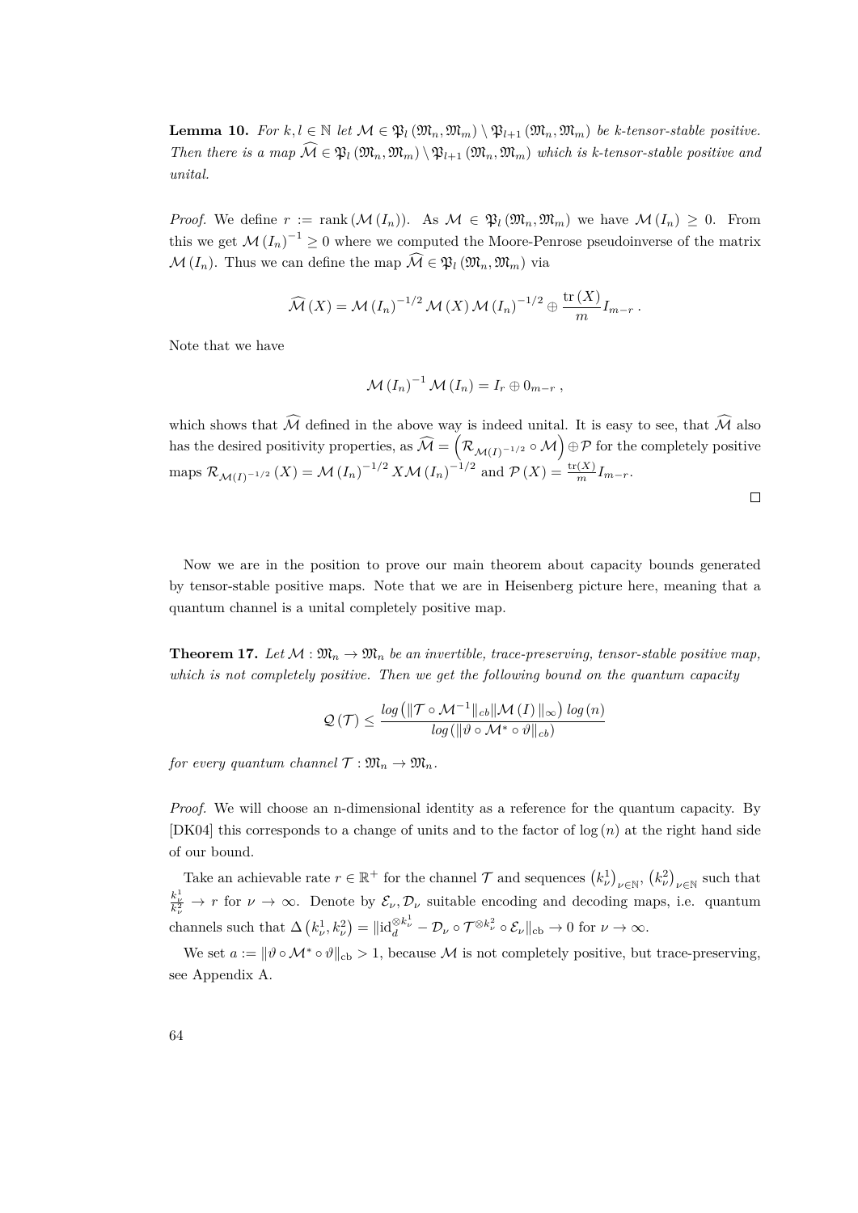**Lemma 10.** *For $k, l \in \mathbb{N}$ let $\mathcal{M} \in \mathfrak{P}_l(\mathfrak{M}_n, \mathfrak{M}_m) \setminus \mathfrak{P}_{l+1}(\mathfrak{M}_n, \mathfrak{M}_m)$ be k-tensor-stable positive. Then there is a map $\widehat{\mathcal{M}} \in \mathfrak{P}_l(\mathfrak{M}_n, \mathfrak{M}_m) \setminus \mathfrak{P}_{l+1}(\mathfrak{M}_n, \mathfrak{M}_m)$ which is k-tensor-stable positive and unital.*

*Proof.* We define $r := \operatorname{rank}(\mathcal{M}(I_n))$. As $\mathcal{M} \in \mathfrak{P}_l(\mathfrak{M}_n, \mathfrak{M}_m)$ we have $\mathcal{M}(I_n) \geq 0$. From this we get $\mathcal{M}(I_n)^{-1} \geq 0$ where we computed the Moore-Penrose pseudoinverse of the matrix $\mathcal{M}(I_n)$. Thus we can define the map $\widehat{\mathcal{M}} \in \mathfrak{P}_l(\mathfrak{M}_n, \mathfrak{M}_m)$ via

$$\widehat{\mathcal{M}}(X) = \mathcal{M}(I_n)^{-1/2} \mathcal{M}(X) \mathcal{M}(I_n)^{-1/2} \oplus \frac{\operatorname{tr}(X)}{m} I_{m-r} .$$

Note that we have

$$\mathcal{M}(I_n)^{-1} \mathcal{M}(I_n) = I_r \oplus 0_{m-r} ,$$

which shows that $\widehat{\mathcal{M}}$ defined in the above way is indeed unital. It is easy to see, that $\widehat{\mathcal{M}}$ also has the desired positivity properties, as $\widehat{\mathcal{M}} = \left(\mathcal{R}_{\mathcal{M}(I)^{-1/2}} \circ \mathcal{M}\right) \oplus \mathcal{P}$ for the completely positive maps $\mathcal{R}_{\mathcal{M}(I)^{-1/2}}(X) = \mathcal{M}(I_n)^{-1/2} X \mathcal{M}(I_n)^{-1/2}$ and $\mathcal{P}(X) = \frac{\operatorname{tr}(X)}{m} I_{m-r}$. $\square$

Now we are in the position to prove our main theorem about capacity bounds generated by tensor-stable positive maps. Note that we are in Heisenberg picture here, meaning that a quantum channel is a unital completely positive map.

**Theorem 17.** *Let $\mathcal{M} : \mathfrak{M}_n \to \mathfrak{M}_n$ be an invertible, trace-preserving, tensor-stable positive map, which is not completely positive. Then we get the following bound on the quantum capacity*

$$\mathcal{Q}(\mathcal{T}) \leq \frac{\log\left(\|\mathcal{T} \circ \mathcal{M}^{-1}\|_{cb} \|\mathcal{M}(I)\|_\infty\right) \log(n)}{\log\left(\|\vartheta \circ \mathcal{M}^* \circ \vartheta\|_{cb}\right)}$$

*for every quantum channel $\mathcal{T} : \mathfrak{M}_n \to \mathfrak{M}_n$.*

*Proof.* We will choose an n-dimensional identity as a reference for the quantum capacity. By [DK04] this corresponds to a change of units and to the factor of $\log(n)$ at the right hand side of our bound.

Take an achievable rate $r \in \mathbb{R}^+$ for the channel $\mathcal{T}$ and sequences $\left(k_\nu^1\right)_{\nu \in \mathbb{N}}$, $\left(k_\nu^2\right)_{\nu \in \mathbb{N}}$ such that $\frac{k_\nu^1}{k_\nu^2} \to r$ for $\nu \to \infty$. Denote by $\mathcal{E}_\nu, \mathcal{D}_\nu$ suitable encoding and decoding maps, i.e. quantum channels such that $\Delta\left(k_\nu^1, k_\nu^2\right) = \|\mathrm{id}_d^{\otimes k_\nu^1} - \mathcal{D}_\nu \circ \mathcal{T}^{\otimes k_\nu^2} \circ \mathcal{E}_\nu\|_{\mathrm{cb}} \to 0$ for $\nu \to \infty$.

We set $a := \|\vartheta \circ \mathcal{M}^* \circ \vartheta\|_{\mathrm{cb}} > 1$, because $\mathcal{M}$ is not completely positive, but trace-preserving, see Appendix A.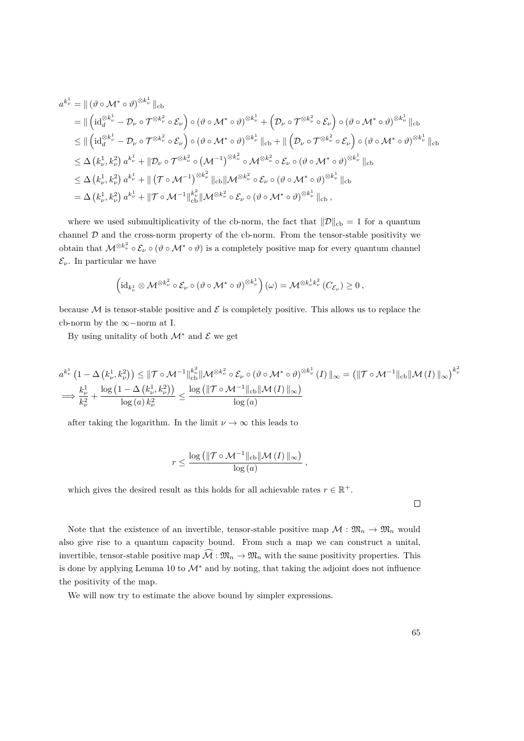$$
\begin{aligned}
a^{k_\nu^1} &= \| \left(\vartheta \circ \mathcal{M}^* \circ \vartheta\right)^{\otimes k_\nu^1} \|_{\text{cb}} \\
&= \| \left(\text{id}_d^{\otimes k_\nu^1} - \mathcal{D}_\nu \circ \mathcal{T}^{\otimes k_\nu^2} \circ \mathcal{E}_\nu\right) \circ \left(\vartheta \circ \mathcal{M}^* \circ \vartheta\right)^{\otimes k_\nu^1} + \left(\mathcal{D}_\nu \circ \mathcal{T}^{\otimes k_\nu^2} \circ \mathcal{E}_\nu\right) \circ \left(\vartheta \circ \mathcal{M}^* \circ \vartheta\right)^{\otimes k_\nu^1} \|_{\text{cb}} \\
&\leq \| \left(\text{id}_d^{\otimes k_\nu^1} - \mathcal{D}_\nu \circ \mathcal{T}^{\otimes k_\nu^2} \circ \mathcal{E}_\nu\right) \circ \left(\vartheta \circ \mathcal{M}^* \circ \vartheta\right)^{\otimes k_\nu^1} \|_{\text{cb}} + \| \left(\mathcal{D}_\nu \circ \mathcal{T}^{\otimes k_\nu^2} \circ \mathcal{E}_\nu\right) \circ \left(\vartheta \circ \mathcal{M}^* \circ \vartheta\right)^{\otimes k_\nu^1} \|_{\text{cb}} \\
&\leq \Delta\left(k_\nu^1, k_\nu^2\right) a^{k_\nu^1} + \|\mathcal{D}_\nu \circ \mathcal{T}^{\otimes k_\nu^2} \circ \left(\mathcal{M}^{-1}\right)^{\otimes k_\nu^2} \circ \mathcal{M}^{\otimes k_\nu^2} \circ \mathcal{E}_\nu \circ \left(\vartheta \circ \mathcal{M}^* \circ \vartheta\right)^{\otimes k_\nu^1} \|_{\text{cb}} \\
&\leq \Delta\left(k_\nu^1, k_\nu^2\right) a^{k_\nu^1} + \| \left(\mathcal{T} \circ \mathcal{M}^{-1}\right)^{\otimes k_\nu^2} \|_{\text{cb}} \| \mathcal{M}^{\otimes k_\nu^2} \circ \mathcal{E}_\nu \circ \left(\vartheta \circ \mathcal{M}^* \circ \vartheta\right)^{\otimes k_\nu^1} \|_{\text{cb}} \\
&= \Delta\left(k_\nu^1, k_\nu^2\right) a^{k_\nu^1} + \|\mathcal{T} \circ \mathcal{M}^{-1}\|_{\text{cb}}^{k_\nu^2} \| \mathcal{M}^{\otimes k_\nu^2} \circ \mathcal{E}_\nu \circ \left(\vartheta \circ \mathcal{M}^* \circ \vartheta\right)^{\otimes k_\nu^1} \|_{\text{cb}} \,,
\end{aligned}
$$

where we used submultiplicativity of the cb-norm, the fact that $\|\mathcal{D}\|_{\text{cb}} = 1$ for a quantum channel $\mathcal{D}$ and the cross-norm property of the cb-norm. From the tensor-stable positivity we obtain that $\mathcal{M}^{\otimes k_\nu^2} \circ \mathcal{E}_\nu \circ (\vartheta \circ \mathcal{M}^* \circ \vartheta)$ is a completely positive map for every quantum channel $\mathcal{E}_\nu$. In particular we have

$$
\left(\text{id}_{k_\nu^1} \otimes \mathcal{M}^{\otimes k_\nu^2} \circ \mathcal{E}_\nu \circ \left(\vartheta \circ \mathcal{M}^* \circ \vartheta\right)^{\otimes k_\nu^1}\right)(\omega) = \mathcal{M}^{\otimes k_\nu^1 k_\nu^2}\left(C_{\mathcal{E}_\nu}\right) \geq 0 \,,
$$

because $\mathcal{M}$ is tensor-stable positive and $\mathcal{E}$ is completely positive. This allows us to replace the cb-norm by the $\infty-$norm at I.

By using unitality of both $\mathcal{M}^*$ and $\mathcal{E}$ we get

$$
\begin{aligned}
& a^{k_\nu^1}\left(1 - \Delta\left(k_\nu^1, k_\nu^2\right)\right) \leq \|\mathcal{T} \circ \mathcal{M}^{-1}\|_{\text{cb}}^{k_\nu^2} \| \mathcal{M}^{\otimes k_\nu^2} \circ \mathcal{E}_\nu \circ \left(\vartheta \circ \mathcal{M}^* \circ \vartheta\right)^{\otimes k_\nu^1}(I) \|_\infty = \left(\|\mathcal{T} \circ \mathcal{M}^{-1}\|_{\text{cb}} \|\mathcal{M}(I)\|_\infty\right)^{k_\nu^2} \\
\implies & \frac{k_\nu^1}{k_\nu^2} + \frac{\log\left(1 - \Delta\left(k_\nu^1, k_\nu^2\right)\right)}{\log(a)\, k_\nu^2} \leq \frac{\log\left(\|\mathcal{T} \circ \mathcal{M}^{-1}\|_{\text{cb}} \|\mathcal{M}(I)\|_\infty\right)}{\log(a)}
\end{aligned}
$$

after taking the logarithm. In the limit $\nu \to \infty$ this leads to

$$
r \leq \frac{\log\left(\|\mathcal{T} \circ \mathcal{M}^{-1}\|_{\text{cb}} \|\mathcal{M}(I)\|_\infty\right)}{\log(a)} \,,
$$

which gives the desired result as this holds for all achievable rates $r \in \mathbb{R}^+$.

□

Note that the existence of an invertible, tensor-stable positive map $\mathcal{M} : \mathfrak{M}_n \to \mathfrak{M}_n$ would also give rise to a quantum capacity bound. From such a map we can construct a unital, invertible, tensor-stable positive map $\widehat{\mathcal{M}} : \mathfrak{M}_n \to \mathfrak{M}_n$ with the same positivity properties. This is done by applying Lemma 10 to $\mathcal{M}^*$ and by noting, that taking the adjoint does not influence the positivity of the map.

We will now try to estimate the above bound by simpler expressions.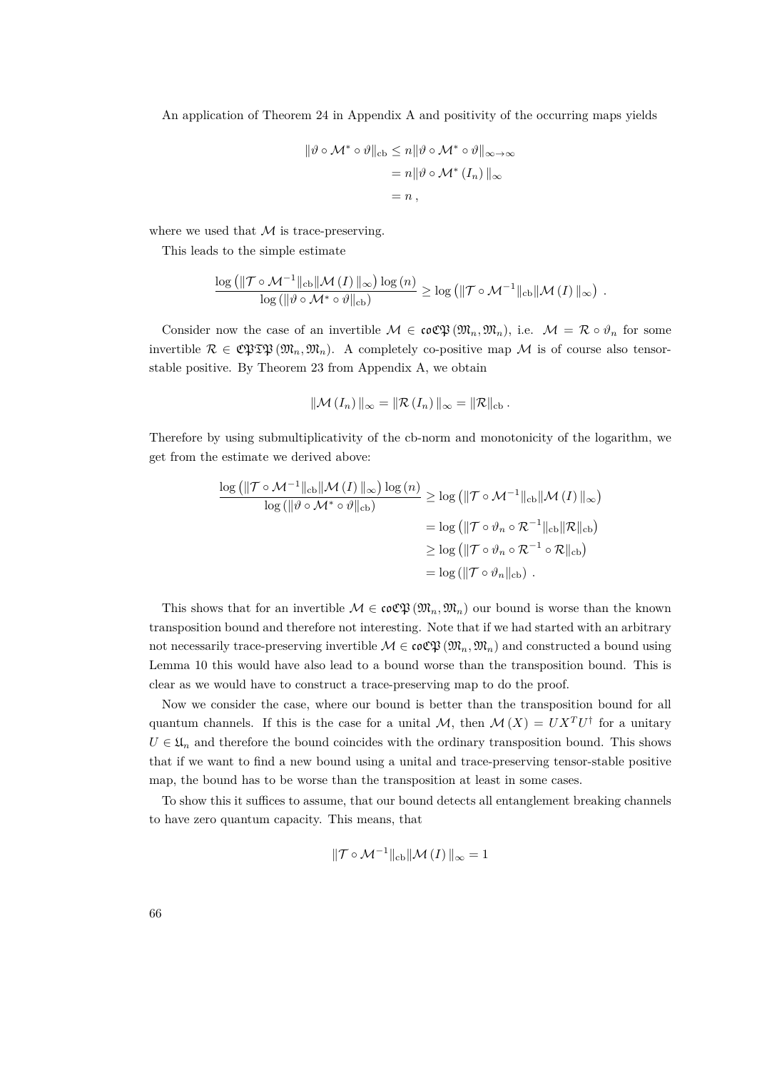An application of Theorem 24 in Appendix A and positivity of the occurring maps yields

$$
\begin{aligned}
\|\vartheta \circ \mathcal{M}^* \circ \vartheta\|_{\text{cb}} &\leq n \|\vartheta \circ \mathcal{M}^* \circ \vartheta\|_{\infty \to \infty} \\
&= n \|\vartheta \circ \mathcal{M}^* (I_n) \|_{\infty} \\
&= n \,,
\end{aligned}
$$

where we used that $\mathcal{M}$ is trace-preserving.

This leads to the simple estimate

$$
\frac{\log \left( \|\mathcal{T} \circ \mathcal{M}^{-1}\|_{\text{cb}} \|\mathcal{M}(I)\|_{\infty} \right) \log (n)}{\log \left( \|\vartheta \circ \mathcal{M}^* \circ \vartheta\|_{\text{cb}} \right)} \geq \log \left( \|\mathcal{T} \circ \mathcal{M}^{-1}\|_{\text{cb}} \|\mathcal{M}(I)\|_{\infty} \right) \,.
$$

Consider now the case of an invertible $\mathcal{M} \in \mathfrak{coCP}(\mathfrak{M}_n, \mathfrak{M}_n)$, i.e. $\mathcal{M} = \mathcal{R} \circ \vartheta_n$ for some invertible $\mathcal{R} \in \mathfrak{CPTP}(\mathfrak{M}_n, \mathfrak{M}_n)$. A completely co-positive map $\mathcal{M}$ is of course also tensor-stable positive. By Theorem 23 from Appendix A, we obtain

$$
\|\mathcal{M}(I_n)\|_{\infty} = \|\mathcal{R}(I_n)\|_{\infty} = \|\mathcal{R}\|_{\text{cb}} \,.
$$

Therefore by using submultiplicativity of the cb-norm and monotonicity of the logarithm, we get from the estimate we derived above:

$$
\begin{aligned}
\frac{\log \left( \|\mathcal{T} \circ \mathcal{M}^{-1}\|_{\text{cb}} \|\mathcal{M}(I)\|_{\infty} \right) \log (n)}{\log \left( \|\vartheta \circ \mathcal{M}^* \circ \vartheta\|_{\text{cb}} \right)} &\geq \log \left( \|\mathcal{T} \circ \mathcal{M}^{-1}\|_{\text{cb}} \|\mathcal{M}(I)\|_{\infty} \right) \\
&= \log \left( \|\mathcal{T} \circ \vartheta_n \circ \mathcal{R}^{-1}\|_{\text{cb}} \|\mathcal{R}\|_{\text{cb}} \right) \\
&\geq \log \left( \|\mathcal{T} \circ \vartheta_n \circ \mathcal{R}^{-1} \circ \mathcal{R}\|_{\text{cb}} \right) \\
&= \log \left( \|\mathcal{T} \circ \vartheta_n\|_{\text{cb}} \right) \,.
\end{aligned}
$$

This shows that for an invertible $\mathcal{M} \in \mathfrak{coCP}(\mathfrak{M}_n, \mathfrak{M}_n)$ our bound is worse than the known transposition bound and therefore not interesting. Note that if we had started with an arbitrary not necessarily trace-preserving invertible $\mathcal{M} \in \mathfrak{coCP}(\mathfrak{M}_n, \mathfrak{M}_n)$ and constructed a bound using Lemma 10 this would have also lead to a bound worse than the transposition bound. This is clear as we would have to construct a trace-preserving map to do the proof.

Now we consider the case, where our bound is better than the transposition bound for all quantum channels. If this is the case for a unital $\mathcal{M}$, then $\mathcal{M}(X) = UX^T U^\dagger$ for a unitary $U \in \mathfrak{U}_n$ and therefore the bound coincides with the ordinary transposition bound. This shows that if we want to find a new bound using a unital and trace-preserving tensor-stable positive map, the bound has to be worse than the transposition at least in some cases.

To show this it suffices to assume, that our bound detects all entanglement breaking channels to have zero quantum capacity. This means, that

$$
\|\mathcal{T} \circ \mathcal{M}^{-1}\|_{\text{cb}} \|\mathcal{M}(I)\|_{\infty} = 1
$$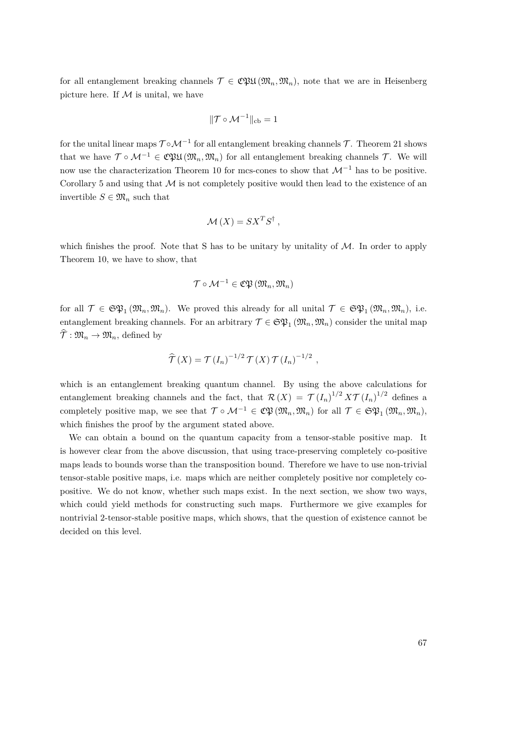for all entanglement breaking channels $\mathcal{T} \in \mathfrak{CPU}(\mathfrak{M}_n, \mathfrak{M}_n)$, note that we are in Heisenberg picture here. If $\mathcal{M}$ is unital, we have

$$\|\mathcal{T} \circ \mathcal{M}^{-1}\|_{\text{cb}} = 1$$

for the unital linear maps $\mathcal{T} \circ \mathcal{M}^{-1}$ for all entanglement breaking channels $\mathcal{T}$. Theorem 21 shows that we have $\mathcal{T} \circ \mathcal{M}^{-1} \in \mathfrak{CPU}(\mathfrak{M}_n, \mathfrak{M}_n)$ for all entanglement breaking channels $\mathcal{T}$. We will now use the characterization Theorem 10 for mcs-cones to show that $\mathcal{M}^{-1}$ has to be positive. Corollary 5 and using that $\mathcal{M}$ is not completely positive would then lead to the existence of an invertible $S \in \mathfrak{M}_n$ such that

$$\mathcal{M}(X) = SX^T S^\dagger \, ,$$

which finishes the proof. Note that S has to be unitary by unitality of $\mathcal{M}$. In order to apply Theorem 10, we have to show, that

$$\mathcal{T} \circ \mathcal{M}^{-1} \in \mathfrak{CP}(\mathfrak{M}_n, \mathfrak{M}_n)$$

for all $\mathcal{T} \in \mathfrak{SP}_1(\mathfrak{M}_n, \mathfrak{M}_n)$. We proved this already for all unital $\mathcal{T} \in \mathfrak{SP}_1(\mathfrak{M}_n, \mathfrak{M}_n)$, i.e. entanglement breaking channels. For an arbitrary $\mathcal{T} \in \mathfrak{SP}_1(\mathfrak{M}_n, \mathfrak{M}_n)$ consider the unital map $\widehat{\mathcal{T}} : \mathfrak{M}_n \to \mathfrak{M}_n$, defined by

$$\widehat{\mathcal{T}}(X) = \mathcal{T}(I_n)^{-1/2} \, \mathcal{T}(X) \, \mathcal{T}(I_n)^{-1/2} \, ,$$

which is an entanglement breaking quantum channel. By using the above calculations for entanglement breaking channels and the fact, that $\mathcal{R}(X) = \mathcal{T}(I_n)^{1/2} X \mathcal{T}(I_n)^{1/2}$ defines a completely positive map, we see that $\mathcal{T} \circ \mathcal{M}^{-1} \in \mathfrak{CP}(\mathfrak{M}_n, \mathfrak{M}_n)$ for all $\mathcal{T} \in \mathfrak{SP}_1(\mathfrak{M}_n, \mathfrak{M}_n)$, which finishes the proof by the argument stated above.

We can obtain a bound on the quantum capacity from a tensor-stable positive map. It is however clear from the above discussion, that using trace-preserving completely co-positive maps leads to bounds worse than the transposition bound. Therefore we have to use non-trivial tensor-stable positive maps, i.e. maps which are neither completely positive nor completely co-positive. We do not know, whether such maps exist. In the next section, we show two ways, which could yield methods for constructing such maps. Furthermore we give examples for nontrivial 2-tensor-stable positive maps, which shows, that the question of existence cannot be decided on this level.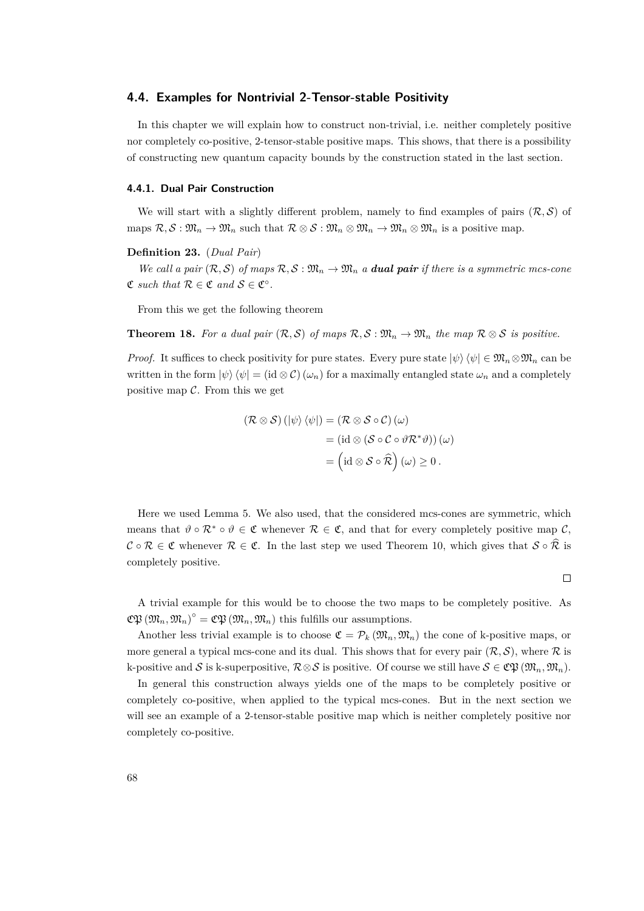## 4.4. Examples for Nontrivial 2-Tensor-stable Positivity

In this chapter we will explain how to construct non-trivial, i.e. neither completely positive nor completely co-positive, 2-tensor-stable positive maps. This shows, that there is a possibility of constructing new quantum capacity bounds by the construction stated in the last section.

### 4.4.1. Dual Pair Construction

We will start with a slightly different problem, namely to find examples of pairs $(\mathcal{R}, \mathcal{S})$ of maps $\mathcal{R}, \mathcal{S} : \mathfrak{M}_n \to \mathfrak{M}_n$ such that $\mathcal{R} \otimes \mathcal{S} : \mathfrak{M}_n \otimes \mathfrak{M}_n \to \mathfrak{M}_n \otimes \mathfrak{M}_n$ is a positive map.

**Definition 23.** (*Dual Pair*)

*We call a pair $(\mathcal{R}, \mathcal{S})$ of maps $\mathcal{R}, \mathcal{S} : \mathfrak{M}_n \to \mathfrak{M}_n$ a **dual pair** if there is a symmetric mcs-cone $\mathfrak{C}$ such that $\mathcal{R} \in \mathfrak{C}$ and $\mathcal{S} \in \mathfrak{C}^\circ$.*

From this we get the following theorem

**Theorem 18.** *For a dual pair $(\mathcal{R}, \mathcal{S})$ of maps $\mathcal{R}, \mathcal{S} : \mathfrak{M}_n \to \mathfrak{M}_n$ the map $\mathcal{R} \otimes \mathcal{S}$ is positive.*

*Proof.* It suffices to check positivity for pure states. Every pure state $|\psi\rangle\langle\psi| \in \mathfrak{M}_n \otimes \mathfrak{M}_n$ can be written in the form $|\psi\rangle\langle\psi| = (\mathrm{id} \otimes \mathcal{C})(\omega_n)$ for a maximally entangled state $\omega_n$ and a completely positive map $\mathcal{C}$. From this we get

$$
\begin{aligned}
(\mathcal{R} \otimes \mathcal{S})(|\psi\rangle\langle\psi|) &= (\mathcal{R} \otimes \mathcal{S} \circ \mathcal{C})(\omega) \\
&= (\mathrm{id} \otimes (\mathcal{S} \circ \mathcal{C} \circ \vartheta \mathcal{R}^* \vartheta))(\omega) \\
&= \left(\mathrm{id} \otimes \mathcal{S} \circ \widehat{\mathcal{R}}\right)(\omega) \geq 0 \,.
\end{aligned}
$$

Here we used Lemma 5. We also used, that the considered mcs-cones are symmetric, which means that $\vartheta \circ \mathcal{R}^* \circ \vartheta \in \mathfrak{C}$ whenever $\mathcal{R} \in \mathfrak{C}$, and that for every completely positive map $\mathcal{C}$, $\mathcal{C} \circ \mathcal{R} \in \mathfrak{C}$ whenever $\mathcal{R} \in \mathfrak{C}$. In the last step we used Theorem 10, which gives that $\mathcal{S} \circ \widehat{\mathcal{R}}$ is completely positive.

□

A trivial example for this would be to choose the two maps to be completely positive. As $\mathfrak{CP}(\mathfrak{M}_n, \mathfrak{M}_n)^\circ = \mathfrak{CP}(\mathfrak{M}_n, \mathfrak{M}_n)$ this fulfills our assumptions.

Another less trivial example is to choose $\mathfrak{C} = \mathcal{P}_k(\mathfrak{M}_n, \mathfrak{M}_n)$ the cone of k-positive maps, or more general a typical mcs-cone and its dual. This shows that for every pair $(\mathcal{R}, \mathcal{S})$, where $\mathcal{R}$ is k-positive and $\mathcal{S}$ is k-superpositive, $\mathcal{R} \otimes \mathcal{S}$ is positive. Of course we still have $\mathcal{S} \in \mathfrak{CP}(\mathfrak{M}_n, \mathfrak{M}_n)$.

In general this construction always yields one of the maps to be completely positive or completely co-positive, when applied to the typical mcs-cones. But in the next section we will see an example of a 2-tensor-stable positive map which is neither completely positive nor completely co-positive.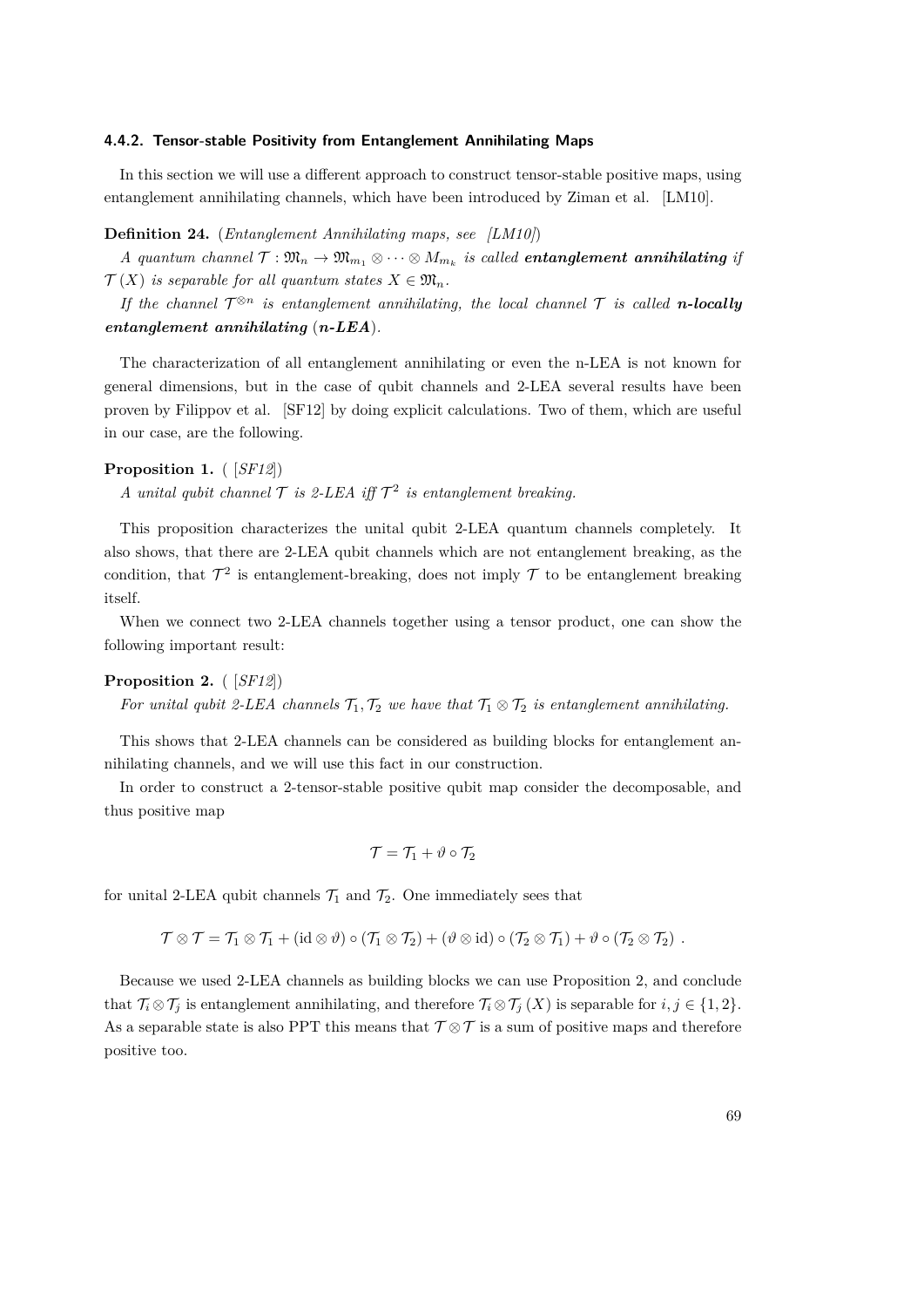#### 4.4.2. Tensor-stable Positivity from Entanglement Annihilating Maps

In this section we will use a different approach to construct tensor-stable positive maps, using entanglement annihilating channels, which have been introduced by Ziman et al. [LM10].

**Definition 24.** (*Entanglement Annihilating maps, see [LM10]*)

*A quantum channel $\mathcal{T} : \mathfrak{M}_n \to \mathfrak{M}_{m_1} \otimes \cdots \otimes M_{m_k}$ is called **entanglement annihilating** if $\mathcal{T}(X)$ is separable for all quantum states $X \in \mathfrak{M}_n$.*

*If the channel $\mathcal{T}^{\otimes n}$ is entanglement annihilating, the local channel $\mathcal{T}$ is called **n-locally entanglement annihilating** (**n-LEA**).*

The characterization of all entanglement annihilating or even the n-LEA is not known for general dimensions, but in the case of qubit channels and 2-LEA several results have been proven by Filippov et al. [SF12] by doing explicit calculations. Two of them, which are useful in our case, are the following.

**Proposition 1.** ( [*SF12*])

*A unital qubit channel $\mathcal{T}$ is 2-LEA iff $\mathcal{T}^2$ is entanglement breaking.*

This proposition characterizes the unital qubit 2-LEA quantum channels completely. It also shows, that there are 2-LEA qubit channels which are not entanglement breaking, as the condition, that $\mathcal{T}^2$ is entanglement-breaking, does not imply $\mathcal{T}$ to be entanglement breaking itself.

When we connect two 2-LEA channels together using a tensor product, one can show the following important result:

**Proposition 2.** ( [*SF12*])

*For unital qubit 2-LEA channels $\mathcal{T}_1, \mathcal{T}_2$ we have that $\mathcal{T}_1 \otimes \mathcal{T}_2$ is entanglement annihilating.*

This shows that 2-LEA channels can be considered as building blocks for entanglement annihilating channels, and we will use this fact in our construction.

In order to construct a 2-tensor-stable positive qubit map consider the decomposable, and thus positive map

$$\mathcal{T} = \mathcal{T}_1 + \vartheta \circ \mathcal{T}_2$$

for unital 2-LEA qubit channels $\mathcal{T}_1$ and $\mathcal{T}_2$. One immediately sees that

$$\mathcal{T} \otimes \mathcal{T} = \mathcal{T}_1 \otimes \mathcal{T}_1 + (\mathrm{id} \otimes \vartheta) \circ (\mathcal{T}_1 \otimes \mathcal{T}_2) + (\vartheta \otimes \mathrm{id}) \circ (\mathcal{T}_2 \otimes \mathcal{T}_1) + \vartheta \circ (\mathcal{T}_2 \otimes \mathcal{T}_2) \ .$$

Because we used 2-LEA channels as building blocks we can use Proposition 2, and conclude that $\mathcal{T}_i \otimes \mathcal{T}_j$ is entanglement annihilating, and therefore $\mathcal{T}_i \otimes \mathcal{T}_j(X)$ is separable for $i, j \in \{1, 2\}$. As a separable state is also PPT this means that $\mathcal{T} \otimes \mathcal{T}$ is a sum of positive maps and therefore positive too.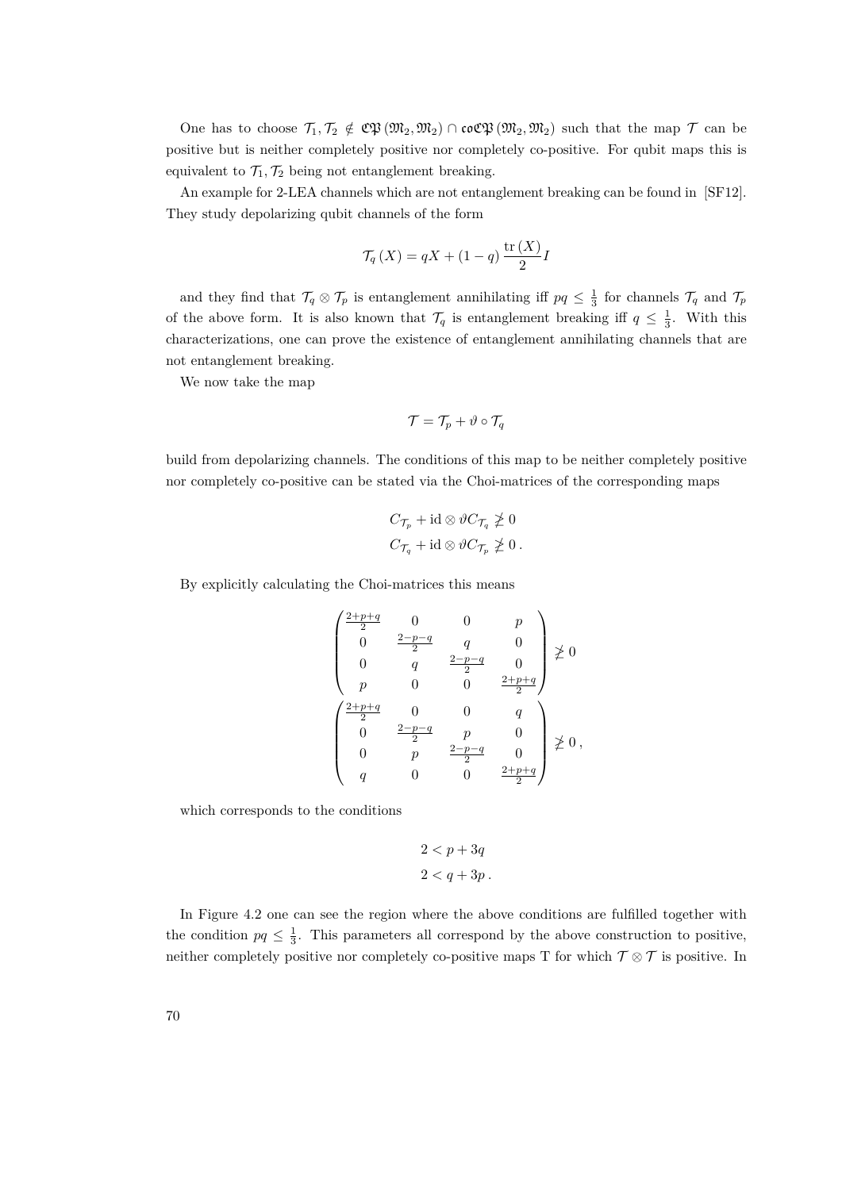One has to choose $\mathcal{T}_1, \mathcal{T}_2 \notin \mathfrak{CP}(\mathfrak{M}_2, \mathfrak{M}_2) \cap \mathfrak{coCP}(\mathfrak{M}_2, \mathfrak{M}_2)$ such that the map $\mathcal{T}$ can be positive but is neither completely positive nor completely co-positive. For qubit maps this is equivalent to $\mathcal{T}_1, \mathcal{T}_2$ being not entanglement breaking.

An example for 2-LEA channels which are not entanglement breaking can be found in [SF12]. They study depolarizing qubit channels of the form

$$\mathcal{T}_q(X) = qX + (1-q)\frac{\operatorname{tr}(X)}{2} I$$

and they find that $\mathcal{T}_q \otimes \mathcal{T}_p$ is entanglement annihilating iff $pq \leq \frac{1}{3}$ for channels $\mathcal{T}_q$ and $\mathcal{T}_p$ of the above form. It is also known that $\mathcal{T}_q$ is entanglement breaking iff $q \leq \frac{1}{3}$. With this characterizations, one can prove the existence of entanglement annihilating channels that are not entanglement breaking.

We now take the map

$$\mathcal{T} = \mathcal{T}_p + \vartheta \circ \mathcal{T}_q$$

build from depolarizing channels. The conditions of this map to be neither completely positive nor completely co-positive can be stated via the Choi-matrices of the corresponding maps

$$\begin{aligned} C_{\mathcal{T}_p} + \operatorname{id} \otimes \vartheta C_{\mathcal{T}_q} &\ngeq 0 \\ C_{\mathcal{T}_q} + \operatorname{id} \otimes \vartheta C_{\mathcal{T}_p} &\ngeq 0 \,. \end{aligned}$$

By explicitly calculating the Choi-matrices this means

$$\begin{pmatrix} \frac{2+p+q}{2} & 0 & 0 & p \\ 0 & \frac{2-p-q}{2} & q & 0 \\ 0 & q & \frac{2-p-q}{2} & 0 \\ p & 0 & 0 & \frac{2+p+q}{2} \end{pmatrix} \ngeq 0$$

$$\begin{pmatrix} \frac{2+p+q}{2} & 0 & 0 & q \\ 0 & \frac{2-p-q}{2} & p & 0 \\ 0 & p & \frac{2-p-q}{2} & 0 \\ q & 0 & 0 & \frac{2+p+q}{2} \end{pmatrix} \ngeq 0 \,,$$

which corresponds to the conditions

$$\begin{aligned} 2 &< p + 3q \\ 2 &< q + 3p \,. \end{aligned}$$

In Figure 4.2 one can see the region where the above conditions are fulfilled together with the condition $pq \leq \frac{1}{3}$. This parameters all correspond by the above construction to positive, neither completely positive nor completely co-positive maps T for which $\mathcal{T} \otimes \mathcal{T}$ is positive. In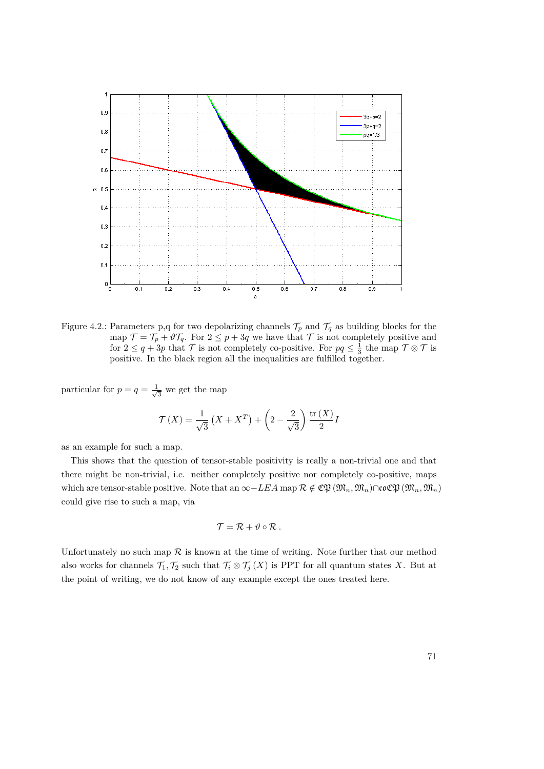Figure 4.2.: Parameters p,q for two depolarizing channels $\mathcal{T}_p$ and $\mathcal{T}_q$ as building blocks for the map $\mathcal{T} = \mathcal{T}_p + \vartheta\mathcal{T}_q$. For $2 \leq p + 3q$ we have that $\mathcal{T}$ is not completely positive and for $2 \leq q + 3p$ that $\mathcal{T}$ is not completely co-positive. For $pq \leq \frac{1}{3}$ the map $\mathcal{T} \otimes \mathcal{T}$ is positive. In the black region all the inequalities are fulfilled together.

particular for $p = q = \frac{1}{\sqrt{3}}$ we get the map

$$\mathcal{T}(X) = \frac{1}{\sqrt{3}}\left(X + X^T\right) + \left(2 - \frac{2}{\sqrt{3}}\right)\frac{\operatorname{tr}(X)}{2}I$$

as an example for such a map.

This shows that the question of tensor-stable positivity is really a non-trivial one and that there might be non-trivial, i.e. neither completely positive nor completely co-positive, maps which are tensor-stable positive. Note that an $\infty-LEA$ map $\mathcal{R} \notin \mathfrak{CP}(\mathfrak{M}_n, \mathfrak{M}_n) \cap \mathfrak{coCP}(\mathfrak{M}_n, \mathfrak{M}_n)$ could give rise to such a map, via

$$\mathcal{T} = \mathcal{R} + \vartheta \circ \mathcal{R}\,.$$

Unfortunately no such map $\mathcal{R}$ is known at the time of writing. Note further that our method also works for channels $\mathcal{T}_1, \mathcal{T}_2$ such that $\mathcal{T}_i \otimes \mathcal{T}_j(X)$ is PPT for all quantum states $X$. But at the point of writing, we do not know of any example except the ones treated here.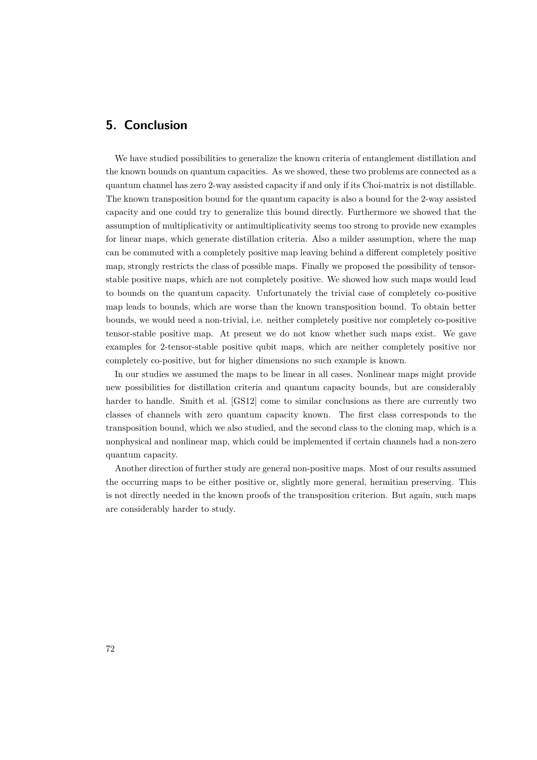# 5. Conclusion

We have studied possibilities to generalize the known criteria of entanglement distillation and the known bounds on quantum capacities. As we showed, these two problems are connected as a quantum channel has zero 2-way assisted capacity if and only if its Choi-matrix is not distillable. The known transposition bound for the quantum capacity is also a bound for the 2-way assisted capacity and one could try to generalize this bound directly. Furthermore we showed that the assumption of multiplicativity or antimultiplicativity seems too strong to provide new examples for linear maps, which generate distillation criteria. Also a milder assumption, where the map can be commuted with a completely positive map leaving behind a different completely positive map, strongly restricts the class of possible maps. Finally we proposed the possibility of tensor-stable positive maps, which are not completely positive. We showed how such maps would lead to bounds on the quantum capacity. Unfortunately the trivial case of completely co-positive map leads to bounds, which are worse than the known transposition bound. To obtain better bounds, we would need a non-trivial, i.e. neither completely positive nor completely co-positive tensor-stable positive map. At present we do not know whether such maps exist. We gave examples for 2-tensor-stable positive qubit maps, which are neither completely positive nor completely co-positive, but for higher dimensions no such example is known.

In our studies we assumed the maps to be linear in all cases. Nonlinear maps might provide new possibilities for distillation criteria and quantum capacity bounds, but are considerably harder to handle. Smith et al. [GS12] come to similar conclusions as there are currently two classes of channels with zero quantum capacity known. The first class corresponds to the transposition bound, which we also studied, and the second class to the cloning map, which is a nonphysical and nonlinear map, which could be implemented if certain channels had a non-zero quantum capacity.

Another direction of further study are general non-positive maps. Most of our results assumed the occurring maps to be either positive or, slightly more general, hermitian preserving. This is not directly needed in the known proofs of the transposition criterion. But again, such maps are considerably harder to study.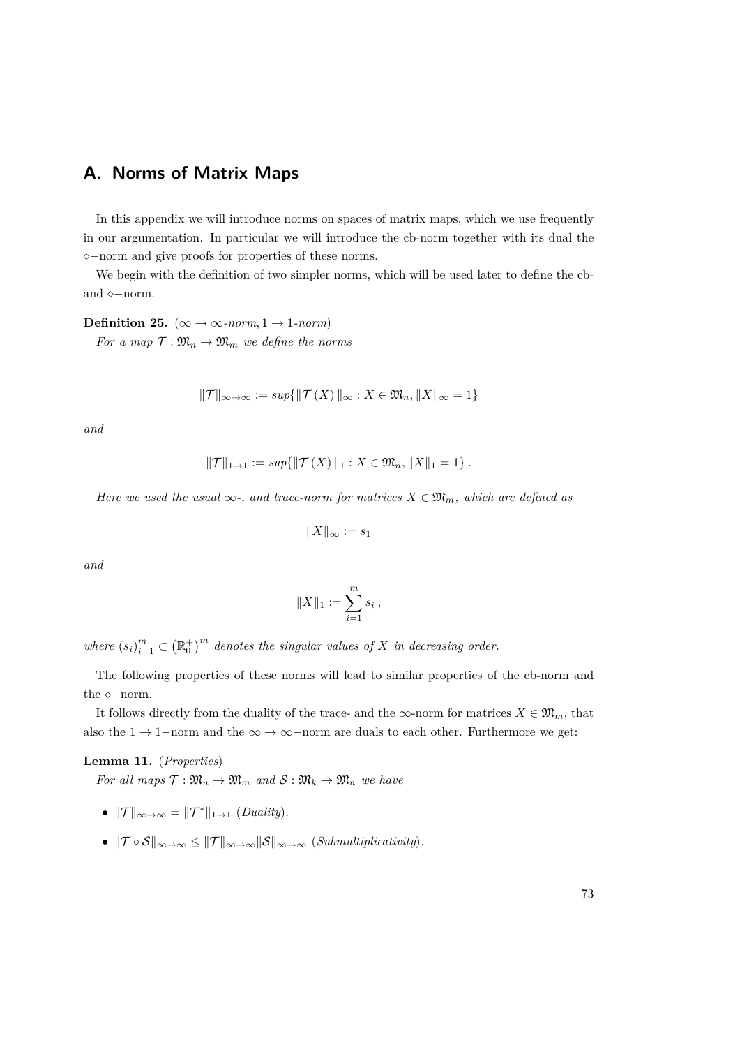# A. Norms of Matrix Maps

In this appendix we will introduce norms on spaces of matrix maps, which we use frequently in our argumentation. In particular we will introduce the cb-norm together with its dual the $\diamond$−norm and give proofs for properties of these norms.

We begin with the definition of two simpler norms, which will be used later to define the cb- and $\diamond$−norm.

**Definition 25.** ($\infty \to \infty$*-norm*, $1 \to 1$*-norm*)

*For a map $\mathcal{T} : \mathfrak{M}_n \to \mathfrak{M}_m$ we define the norms*

$$\|\mathcal{T}\|_{\infty\to\infty} := sup\{\|\mathcal{T}(X)\|_\infty : X \in \mathfrak{M}_n, \|X\|_\infty = 1\}$$

*and*

$$\|\mathcal{T}\|_{1\to 1} := sup\{\|\mathcal{T}(X)\|_1 : X \in \mathfrak{M}_n, \|X\|_1 = 1\}\,.$$

*Here we used the usual $\infty$-, and trace-norm for matrices $X \in \mathfrak{M}_m$, which are defined as*

$$\|X\|_\infty := s_1$$

*and*

$$\|X\|_1 := \sum_{i=1}^{m} s_i\,,$$

*where $(s_i)_{i=1}^m \subset \left(\mathbb{R}_0^+\right)^m$ denotes the singular values of $X$ in decreasing order.*

The following properties of these norms will lead to similar properties of the cb-norm and the $\diamond$−norm.

It follows directly from the duality of the trace- and the $\infty$-norm for matrices $X \in \mathfrak{M}_m$, that also the $1 \to 1$−norm and the $\infty \to \infty$−norm are duals to each other. Furthermore we get:

**Lemma 11.** (*Properties*)

*For all maps $\mathcal{T} : \mathfrak{M}_n \to \mathfrak{M}_m$ and $\mathcal{S} : \mathfrak{M}_k \to \mathfrak{M}_n$ we have*

- $\|\mathcal{T}\|_{\infty\to\infty} = \|\mathcal{T}^*\|_{1\to 1}$ (*Duality*).
- $\|\mathcal{T} \circ \mathcal{S}\|_{\infty\to\infty} \leq \|\mathcal{T}\|_{\infty\to\infty}\|\mathcal{S}\|_{\infty\to\infty}$ (*Submultiplicativity*).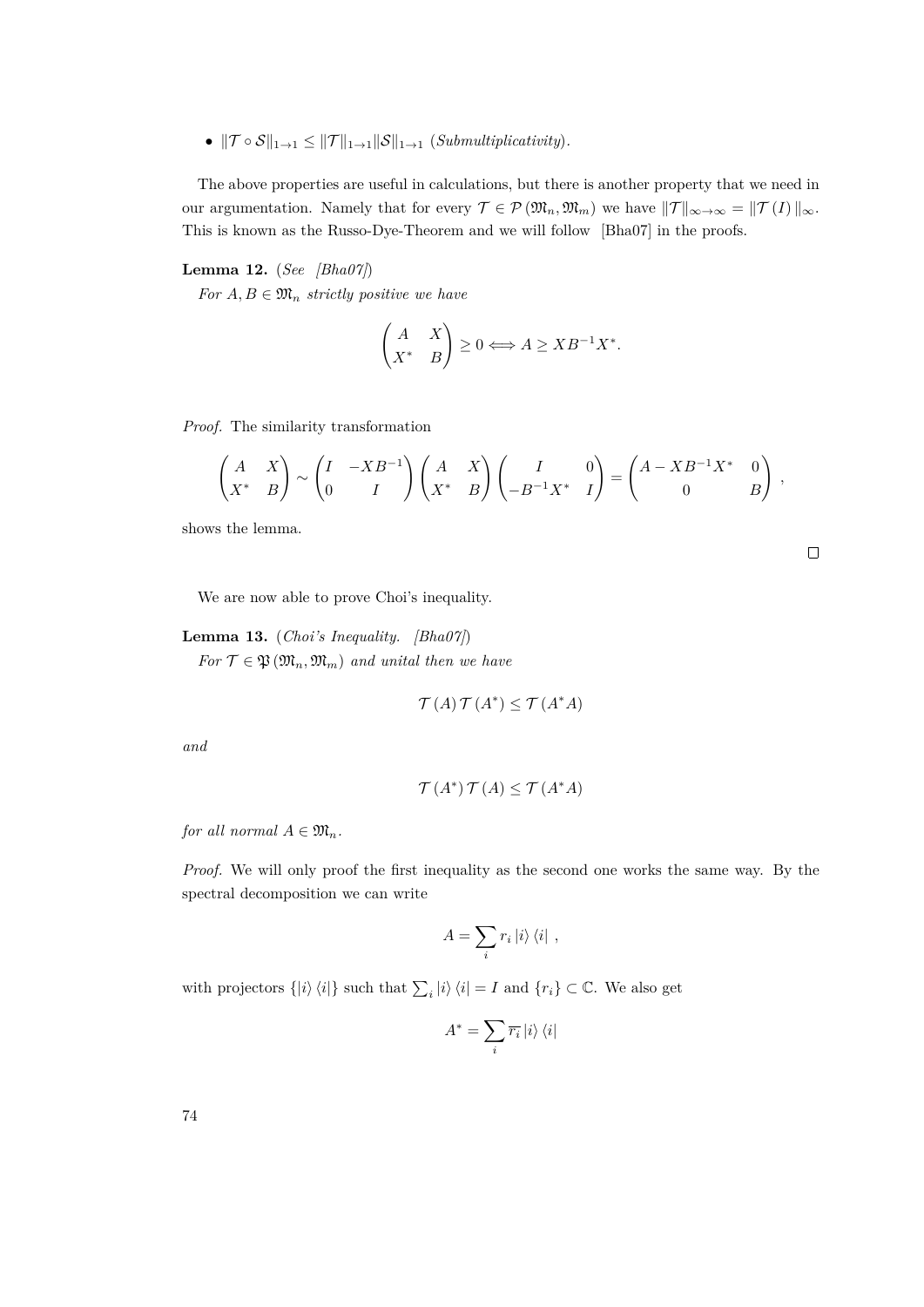- $\|\mathcal{T} \circ \mathcal{S}\|_{1\to 1} \leq \|\mathcal{T}\|_{1\to 1}\|\mathcal{S}\|_{1\to 1}$ (*Submultiplicativity*).

The above properties are useful in calculations, but there is another property that we need in our argumentation. Namely that for every $\mathcal{T} \in \mathcal{P}(\mathfrak{M}_n, \mathfrak{M}_m)$ we have $\|\mathcal{T}\|_{\infty\to\infty} = \|\mathcal{T}(I)\|_\infty$. This is known as the Russo-Dye-Theorem and we will follow [Bha07] in the proofs.

**Lemma 12.** (*See [Bha07]*)

*For $A, B \in \mathfrak{M}_n$ strictly positive we have*

$$\begin{pmatrix} A & X \\ X^* & B \end{pmatrix} \geq 0 \Longleftrightarrow A \geq XB^{-1}X^*.$$

*Proof.* The similarity transformation

$$\begin{pmatrix} A & X \\ X^* & B \end{pmatrix} \sim \begin{pmatrix} I & -XB^{-1} \\ 0 & I \end{pmatrix} \begin{pmatrix} A & X \\ X^* & B \end{pmatrix} \begin{pmatrix} I & 0 \\ -B^{-1}X^* & I \end{pmatrix} = \begin{pmatrix} A - XB^{-1}X^* & 0 \\ 0 & B \end{pmatrix},$$

shows the lemma. □

We are now able to prove Choi's inequality.

**Lemma 13.** (*Choi's Inequality. [Bha07]*)

*For $\mathcal{T} \in \mathfrak{P}(\mathfrak{M}_n, \mathfrak{M}_m)$ and unital then we have*

$$\mathcal{T}(A)\,\mathcal{T}(A^*) \leq \mathcal{T}(A^*A)$$

*and*

$$\mathcal{T}(A^*)\,\mathcal{T}(A) \leq \mathcal{T}(A^*A)$$

*for all normal $A \in \mathfrak{M}_n$.*

*Proof.* We will only proof the first inequality as the second one works the same way. By the spectral decomposition we can write

$$A = \sum_i r_i \left|i\right\rangle\left\langle i\right|,$$

with projectors $\{\left|i\right\rangle\left\langle i\right|\}$ such that $\sum_i \left|i\right\rangle\left\langle i\right| = I$ and $\{r_i\} \subset \mathbb{C}$. We also get

$$A^* = \sum_i \overline{r_i} \left|i\right\rangle\left\langle i\right|$$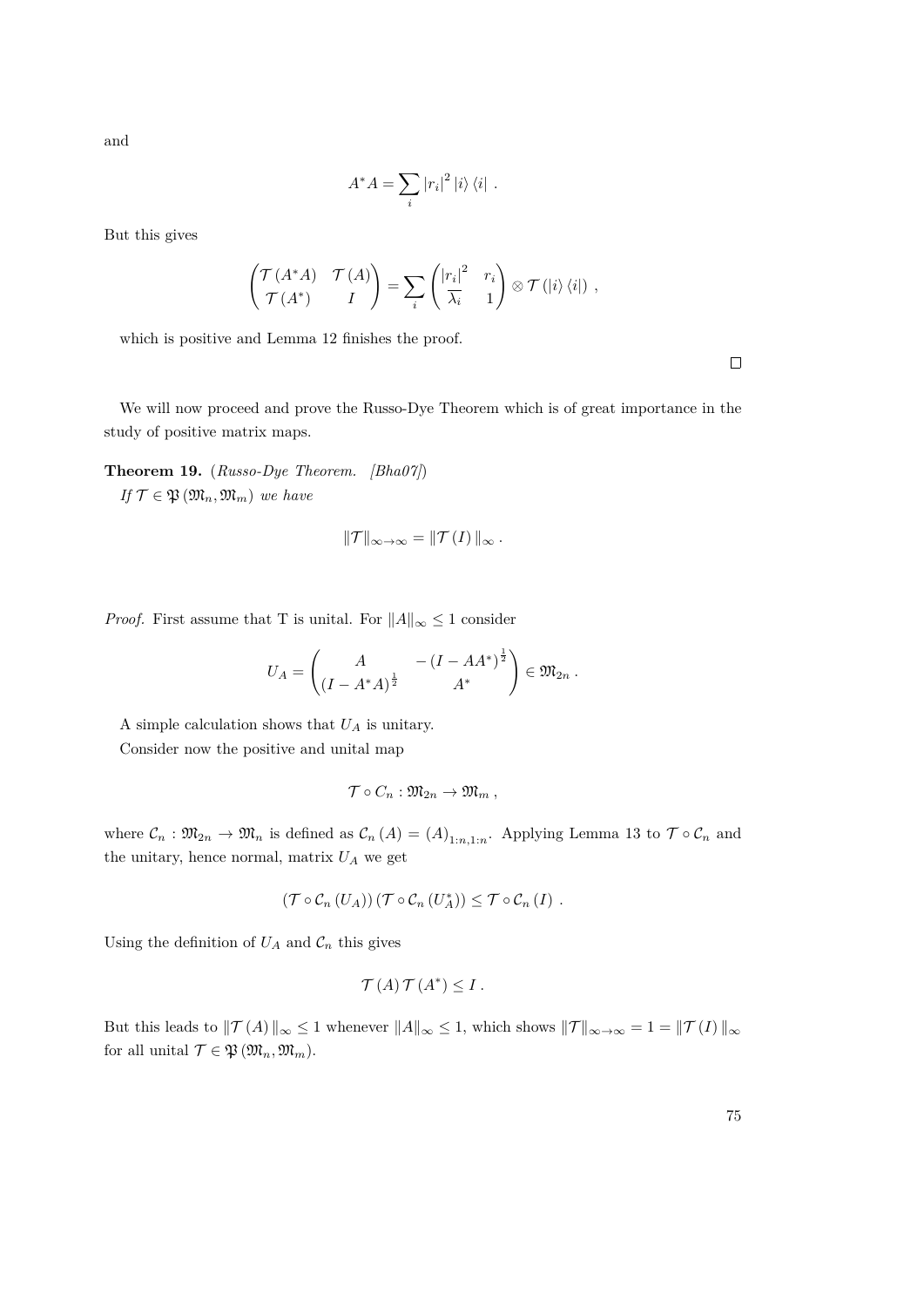and

$$A^*A = \sum_i |r_i|^2 |i\rangle \langle i| \ .$$

But this gives

$$\begin{pmatrix} \mathcal{T}(A^*A) & \mathcal{T}(A) \\ \mathcal{T}(A^*) & I \end{pmatrix} = \sum_i \begin{pmatrix} |r_i|^2 & r_i \\ \overline{\lambda_i} & 1 \end{pmatrix} \otimes \mathcal{T}(|i\rangle \langle i|) \ ,$$

which is positive and Lemma 12 finishes the proof.

□

We will now proceed and prove the Russo-Dye Theorem which is of great importance in the study of positive matrix maps.

**Theorem 19.** (*Russo-Dye Theorem. [Bha07]*)
*If $\mathcal{T} \in \mathfrak{P}(\mathfrak{M}_n, \mathfrak{M}_m)$ we have*

$$\|\mathcal{T}\|_{\infty\to\infty} = \|\mathcal{T}(I)\|_\infty \ .$$

*Proof.* First assume that T is unital. For $\|A\|_\infty \leq 1$ consider

$$U_A = \begin{pmatrix} A & -(I - AA^*)^{\frac{1}{2}} \\ (I - A^*A)^{\frac{1}{2}} & A^* \end{pmatrix} \in \mathfrak{M}_{2n} \ .$$

A simple calculation shows that $U_A$ is unitary.

Consider now the positive and unital map

$$\mathcal{T} \circ C_n : \mathfrak{M}_{2n} \to \mathfrak{M}_m \ ,$$

where $\mathcal{C}_n : \mathfrak{M}_{2n} \to \mathfrak{M}_n$ is defined as $\mathcal{C}_n(A) = (A)_{1:n,1:n}$. Applying Lemma 13 to $\mathcal{T} \circ \mathcal{C}_n$ and the unitary, hence normal, matrix $U_A$ we get

$$(\mathcal{T} \circ \mathcal{C}_n(U_A))(\mathcal{T} \circ \mathcal{C}_n(U_A^*)) \leq \mathcal{T} \circ \mathcal{C}_n(I) \ .$$

Using the definition of $U_A$ and $\mathcal{C}_n$ this gives

$$\mathcal{T}(A)\mathcal{T}(A^*) \leq I \ .$$

But this leads to $\|\mathcal{T}(A)\|_\infty \leq 1$ whenever $\|A\|_\infty \leq 1$, which shows $\|\mathcal{T}\|_{\infty\to\infty} = 1 = \|\mathcal{T}(I)\|_\infty$ for all unital $\mathcal{T} \in \mathfrak{P}(\mathfrak{M}_n, \mathfrak{M}_m)$.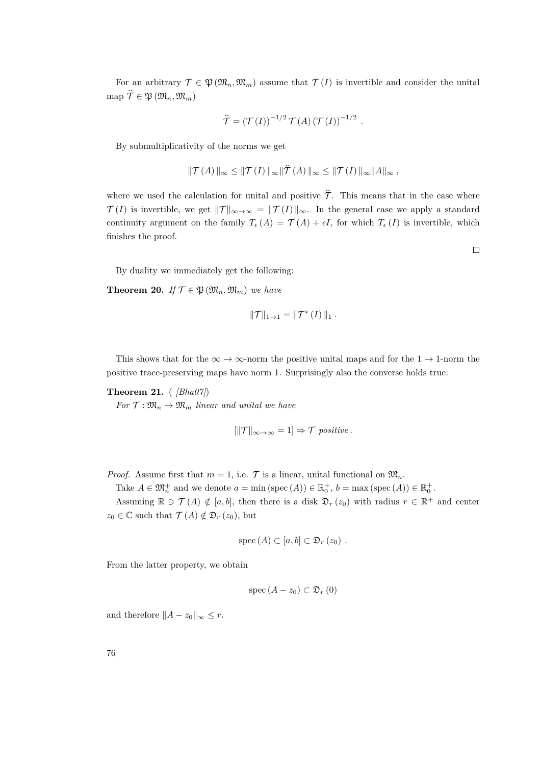For an arbitrary $\mathcal{T} \in \mathfrak{P}(\mathfrak{M}_n, \mathfrak{M}_m)$ assume that $\mathcal{T}(I)$ is invertible and consider the unital map $\widehat{\mathcal{T}} \in \mathfrak{P}(\mathfrak{M}_n, \mathfrak{M}_m)$

$$\widehat{\mathcal{T}} = (\mathcal{T}(I))^{-1/2} \, \mathcal{T}(A) \, (\mathcal{T}(I))^{-1/2} \; .$$

By submultiplicativity of the norms we get

$$\|\mathcal{T}(A)\|_\infty \leq \|\mathcal{T}(I)\|_\infty \|\widehat{\mathcal{T}}(A)\|_\infty \leq \|\mathcal{T}(I)\|_\infty \|A\|_\infty \, ,$$

where we used the calculation for unital and positive $\widehat{\mathcal{T}}$. This means that in the case where $\mathcal{T}(I)$ is invertible, we get $\|\mathcal{T}\|_{\infty\to\infty} = \|\mathcal{T}(I)\|_\infty$. In the general case we apply a standard continuity argument on the family $T_\epsilon(A) = \mathcal{T}(A) + \epsilon I$, for which $T_\epsilon(I)$ is invertible, which finishes the proof.

□

By duality we immediately get the following:

**Theorem 20.** *If $\mathcal{T} \in \mathfrak{P}(\mathfrak{M}_n, \mathfrak{M}_m)$ we have*

$$\|\mathcal{T}\|_{1\to 1} = \|\mathcal{T}^*(I)\|_1 \, .$$

This shows that for the $\infty \to \infty$-norm the positive unital maps and for the $1 \to 1$-norm the positive trace-preserving maps have norm 1. Surprisingly also the converse holds true:

**Theorem 21.** ( *[Bha07]*)
*For $\mathcal{T} : \mathfrak{M}_n \to \mathfrak{M}_m$ linear and unital we have*

$$[\|\mathcal{T}\|_{\infty\to\infty} = 1] \Rightarrow \mathcal{T} \textit{ positive} \, .$$

*Proof.* Assume first that $m = 1$, i.e. $\mathcal{T}$ is a linear, unital functional on $\mathfrak{M}_n$.

Take $A \in \mathfrak{M}_n^+$ and we denote $a = \min(\operatorname{spec}(A)) \in \mathbb{R}_0^+$, $b = \max(\operatorname{spec}(A)) \in \mathbb{R}_0^+$.

Assuming $\mathbb{R} \ni \mathcal{T}(A) \notin [a,b]$, then there is a disk $\mathfrak{D}_r(z_0)$ with radius $r \in \mathbb{R}^+$ and center $z_0 \in \mathbb{C}$ such that $\mathcal{T}(A) \notin \mathfrak{D}_r(z_0)$, but

$$\operatorname{spec}(A) \subset [a,b] \subset \mathfrak{D}_r(z_0) \; .$$

From the latter property, we obtain

$$\operatorname{spec}(A - z_0) \subset \mathfrak{D}_r(0)$$

and therefore $\|A - z_0\|_\infty \leq r$.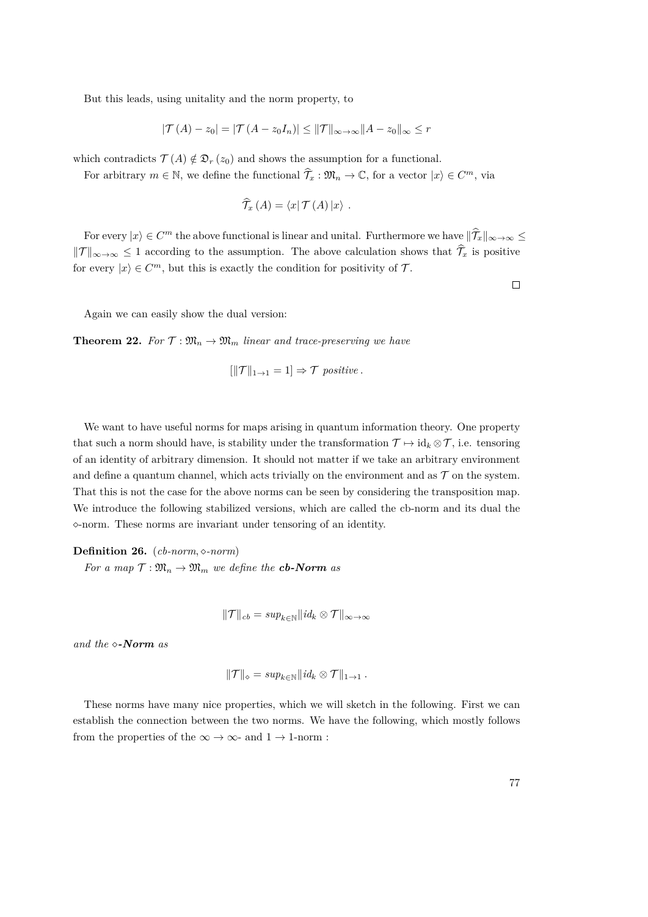But this leads, using unitality and the norm property, to

$$|\mathcal{T}(A) - z_0| = |\mathcal{T}(A - z_0 I_n)| \leq \|\mathcal{T}\|_{\infty\to\infty} \|A - z_0\|_\infty \leq r$$

which contradicts $\mathcal{T}(A) \notin \mathfrak{D}_r(z_0)$ and shows the assumption for a functional.

For arbitrary $m \in \mathbb{N}$, we define the functional $\widehat{\mathcal{T}}_x : \mathfrak{M}_n \to \mathbb{C}$, for a vector $|x\rangle \in C^m$, via

$$\widehat{\mathcal{T}}_x(A) = \langle x| \mathcal{T}(A) |x\rangle \ .$$

For every $|x\rangle \in C^m$ the above functional is linear and unital. Furthermore we have $\|\widehat{\mathcal{T}}_x\|_{\infty\to\infty} \leq \|\mathcal{T}\|_{\infty\to\infty} \leq 1$ according to the assumption. The above calculation shows that $\widehat{\mathcal{T}}_x$ is positive for every $|x\rangle \in C^m$, but this is exactly the condition for positivity of $\mathcal{T}$.

□

Again we can easily show the dual version:

**Theorem 22.** *For $\mathcal{T} : \mathfrak{M}_n \to \mathfrak{M}_m$ linear and trace-preserving we have*

$$[\|\mathcal{T}\|_{1\to1} = 1] \Rightarrow \mathcal{T} \textit{ positive}\,.$$

We want to have useful norms for maps arising in quantum information theory. One property that such a norm should have, is stability under the transformation $\mathcal{T} \mapsto \mathrm{id}_k \otimes \mathcal{T}$, i.e. tensoring of an identity of arbitrary dimension. It should not matter if we take an arbitrary environment and define a quantum channel, which acts trivially on the environment and as $\mathcal{T}$ on the system. That this is not the case for the above norms can be seen by considering the transposition map. We introduce the following stabilized versions, which are called the cb-norm and its dual the $\diamond$-norm. These norms are invariant under tensoring of an identity.

**Definition 26.** (*cb-norm, $\diamond$-norm*)

*For a map $\mathcal{T} : \mathfrak{M}_n \to \mathfrak{M}_m$ we define the **cb-Norm** as*

$$\|\mathcal{T}\|_{cb} = sup_{k\in\mathbb{N}} \|id_k \otimes \mathcal{T}\|_{\infty\to\infty}$$

*and the **$\diamond$-Norm** as*

$$\|\mathcal{T}\|_\diamond = sup_{k\in\mathbb{N}} \|id_k \otimes \mathcal{T}\|_{1\to1}\,.$$

These norms have many nice properties, which we will sketch in the following. First we can establish the connection between the two norms. We have the following, which mostly follows from the properties of the $\infty \to \infty$- and $1 \to 1$-norm :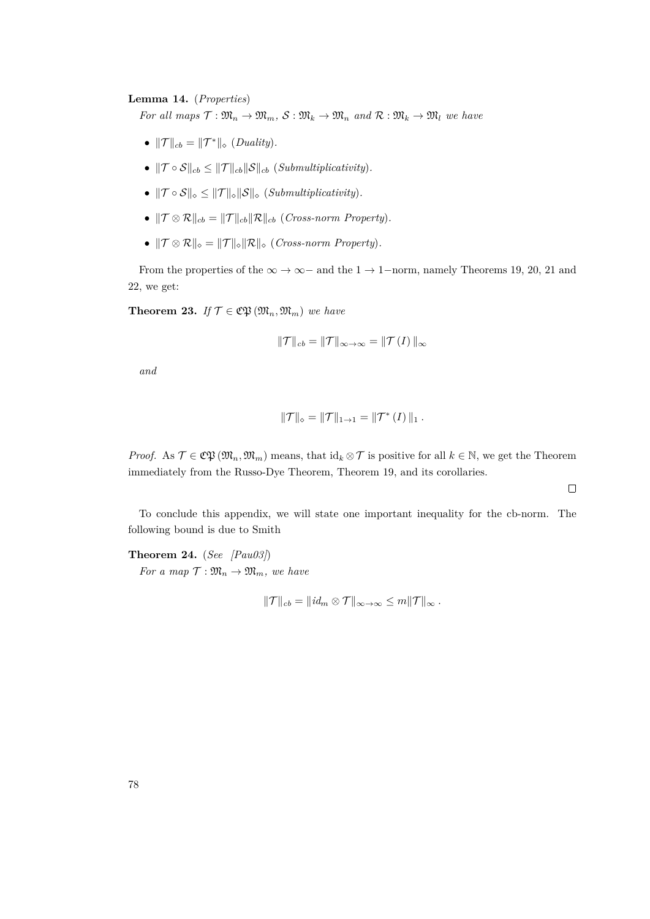**Lemma 14.** (*Properties*)

*For all maps $\mathcal{T} : \mathfrak{M}_n \to \mathfrak{M}_m$, $\mathcal{S} : \mathfrak{M}_k \to \mathfrak{M}_n$ and $\mathcal{R} : \mathfrak{M}_k \to \mathfrak{M}_l$ we have*

- $\|\mathcal{T}\|_{cb} = \|\mathcal{T}^*\|_\diamond$ (*Duality*).
- $\|\mathcal{T} \circ \mathcal{S}\|_{cb} \leq \|\mathcal{T}\|_{cb}\|\mathcal{S}\|_{cb}$ (*Submultiplicativity*).
- $\|\mathcal{T} \circ \mathcal{S}\|_\diamond \leq \|\mathcal{T}\|_\diamond\|\mathcal{S}\|_\diamond$ (*Submultiplicativity*).
- $\|\mathcal{T} \otimes \mathcal{R}\|_{cb} = \|\mathcal{T}\|_{cb}\|\mathcal{R}\|_{cb}$ (*Cross-norm Property*).
- $\|\mathcal{T} \otimes \mathcal{R}\|_\diamond = \|\mathcal{T}\|_\diamond\|\mathcal{R}\|_\diamond$ (*Cross-norm Property*).

From the properties of the $\infty \to \infty-$ and the $1 \to 1-$norm, namely Theorems 19, 20, 21 and 22, we get:

**Theorem 23.** *If $\mathcal{T} \in \mathfrak{CP}(\mathfrak{M}_n, \mathfrak{M}_m)$ we have*

$$\|\mathcal{T}\|_{cb} = \|\mathcal{T}\|_{\infty\to\infty} = \|\mathcal{T}(I)\|_\infty$$

*and*

$$\|\mathcal{T}\|_\diamond = \|\mathcal{T}\|_{1\to1} = \|\mathcal{T}^*(I)\|_1 .$$

*Proof.* As $\mathcal{T} \in \mathfrak{CP}(\mathfrak{M}_n, \mathfrak{M}_m)$ means, that $\mathrm{id}_k \otimes \mathcal{T}$ is positive for all $k \in \mathbb{N}$, we get the Theorem immediately from the Russo-Dye Theorem, Theorem 19, and its corollaries. □

To conclude this appendix, we will state one important inequality for the cb-norm. The following bound is due to Smith

**Theorem 24.** (*See [Pau03]*)

*For a map $\mathcal{T} : \mathfrak{M}_n \to \mathfrak{M}_m$, we have*

$$\|\mathcal{T}\|_{cb} = \|id_m \otimes \mathcal{T}\|_{\infty\to\infty} \leq m\|\mathcal{T}\|_\infty .$$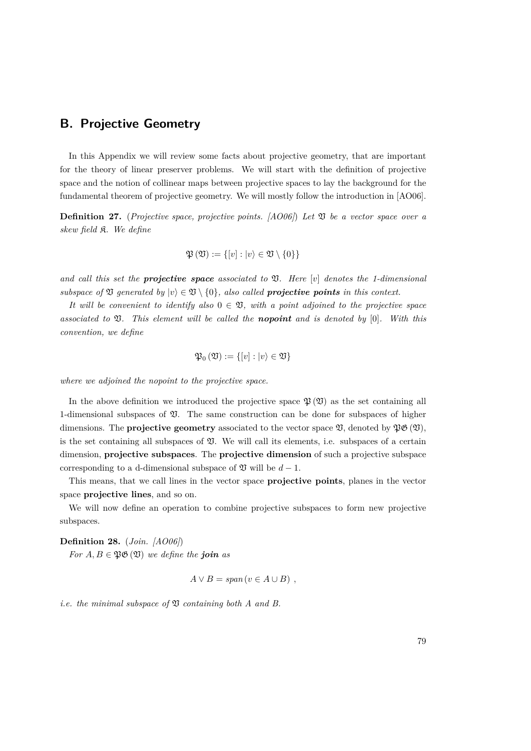# B. Projective Geometry

In this Appendix we will review some facts about projective geometry, that are important for the theory of linear preserver problems. We will start with the definition of projective space and the notion of collinear maps between projective spaces to lay the background for the fundamental theorem of projective geometry. We will mostly follow the introduction in [AO06].

**Definition 27.** (*Projective space, projective points. [AO06]*) *Let $\mathfrak{V}$ be a vector space over a skew field $\mathfrak{K}$. We define*

$$\mathfrak{P}(\mathfrak{V}) := \{[v] : |v\rangle \in \mathfrak{V} \setminus \{0\}\}$$

*and call this set the* ***projective space*** *associated to $\mathfrak{V}$. Here $[v]$ denotes the 1-dimensional subspace of $\mathfrak{V}$ generated by $|v\rangle \in \mathfrak{V} \setminus \{0\}$, also called* ***projective points*** *in this context.*

*It will be convenient to identify also $0 \in \mathfrak{V}$, with a point adjoined to the projective space associated to $\mathfrak{V}$. This element will be called the* ***nopoint*** *and is denoted by $[0]$. With this convention, we define*

$$\mathfrak{P}_0(\mathfrak{V}) := \{[v] : |v\rangle \in \mathfrak{V}\}$$

*where we adjoined the nopoint to the projective space.*

In the above definition we introduced the projective space $\mathfrak{P}(\mathfrak{V})$ as the set containing all 1-dimensional subspaces of $\mathfrak{V}$. The same construction can be done for subspaces of higher dimensions. The **projective geometry** associated to the vector space $\mathfrak{V}$, denoted by $\mathfrak{PG}(\mathfrak{V})$, is the set containing all subspaces of $\mathfrak{V}$. We will call its elements, i.e. subspaces of a certain dimension, **projective subspaces**. The **projective dimension** of such a projective subspace corresponding to a d-dimensional subspace of $\mathfrak{V}$ will be $d-1$.

This means, that we call lines in the vector space **projective points**, planes in the vector space **projective lines**, and so on.

We will now define an operation to combine projective subspaces to form new projective subspaces.

**Definition 28.** (*Join. [AO06]*)

*For $A, B \in \mathfrak{PG}(\mathfrak{V})$ we define the* ***join*** *as*

$$A \vee B = span\,(v \in A \cup B)\ ,$$

*i.e. the minimal subspace of $\mathfrak{V}$ containing both $A$ and $B$.*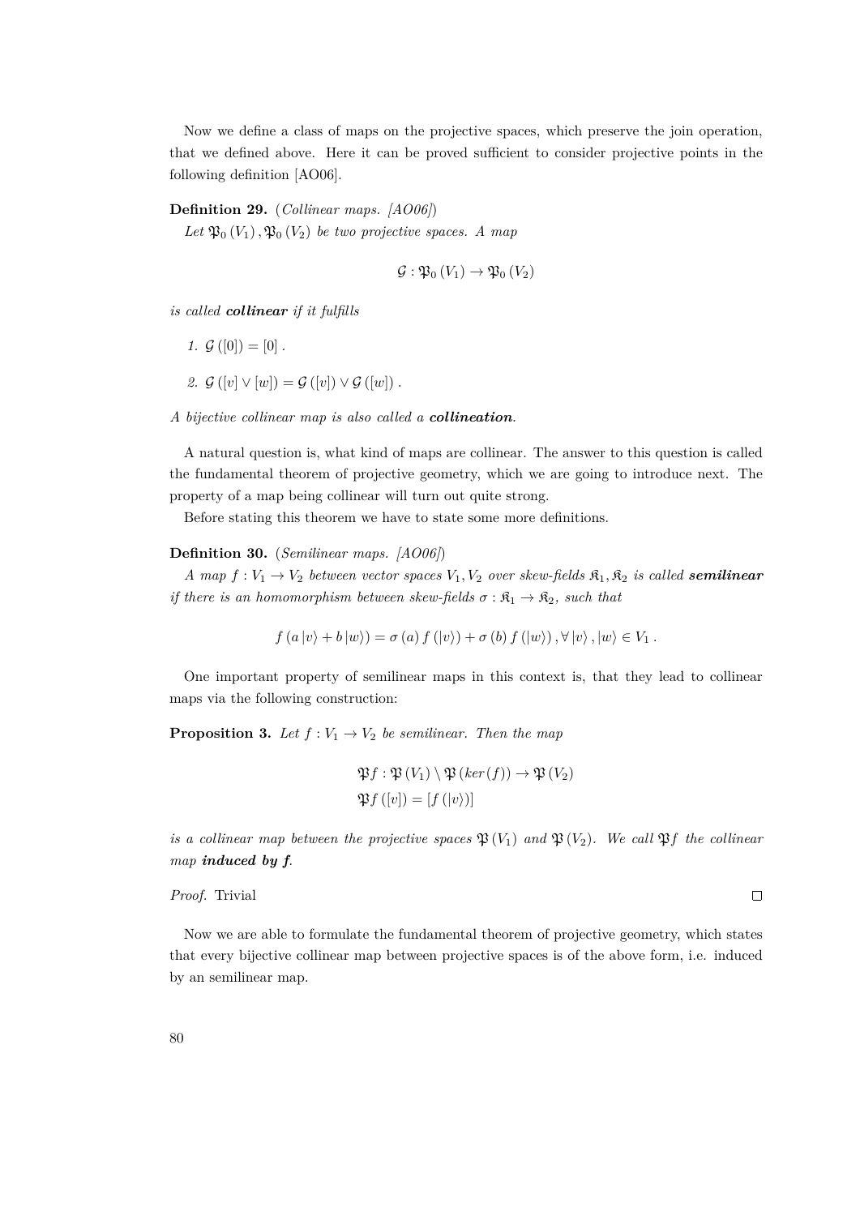Now we define a class of maps on the projective spaces, which preserve the join operation, that we defined above. Here it can be proved sufficient to consider projective points in the following definition [AO06].

**Definition 29.** (*Collinear maps. [AO06]*)

*Let $\mathfrak{P}_0(V_1), \mathfrak{P}_0(V_2)$ be two projective spaces. A map*

$$\mathcal{G} : \mathfrak{P}_0(V_1) \to \mathfrak{P}_0(V_2)$$

*is called* ***collinear*** *if it fulfills*

1. $\mathcal{G}([0]) = [0]$ .
2. $\mathcal{G}([v] \vee [w]) = \mathcal{G}([v]) \vee \mathcal{G}([w])$ .

*A bijective collinear map is also called a* ***collineation****.*

A natural question is, what kind of maps are collinear. The answer to this question is called the fundamental theorem of projective geometry, which we are going to introduce next. The property of a map being collinear will turn out quite strong.

Before stating this theorem we have to state some more definitions.

**Definition 30.** (*Semilinear maps. [AO06]*)

*A map $f : V_1 \to V_2$ between vector spaces $V_1, V_2$ over skew-fields $\mathfrak{K}_1, \mathfrak{K}_2$ is called* ***semilinear*** *if there is an homomorphism between skew-fields $\sigma : \mathfrak{K}_1 \to \mathfrak{K}_2$, such that*

$$f(a|v\rangle + b|w\rangle) = \sigma(a) f(|v\rangle) + \sigma(b) f(|w\rangle), \forall |v\rangle, |w\rangle \in V_1 .$$

One important property of semilinear maps in this context is, that they lead to collinear maps via the following construction:

**Proposition 3.** *Let $f : V_1 \to V_2$ be semilinear. Then the map*

$$\mathfrak{P}f : \mathfrak{P}(V_1) \setminus \mathfrak{P}(ker(f)) \to \mathfrak{P}(V_2)$$
$$\mathfrak{P}f([v]) = [f(|v\rangle)]$$

*is a collinear map between the projective spaces $\mathfrak{P}(V_1)$ and $\mathfrak{P}(V_2)$. We call $\mathfrak{P}f$ the collinear map* ***induced by f****.*

*Proof.* Trivial □

Now we are able to formulate the fundamental theorem of projective geometry, which states that every bijective collinear map between projective spaces is of the above form, i.e. induced by an semilinear map.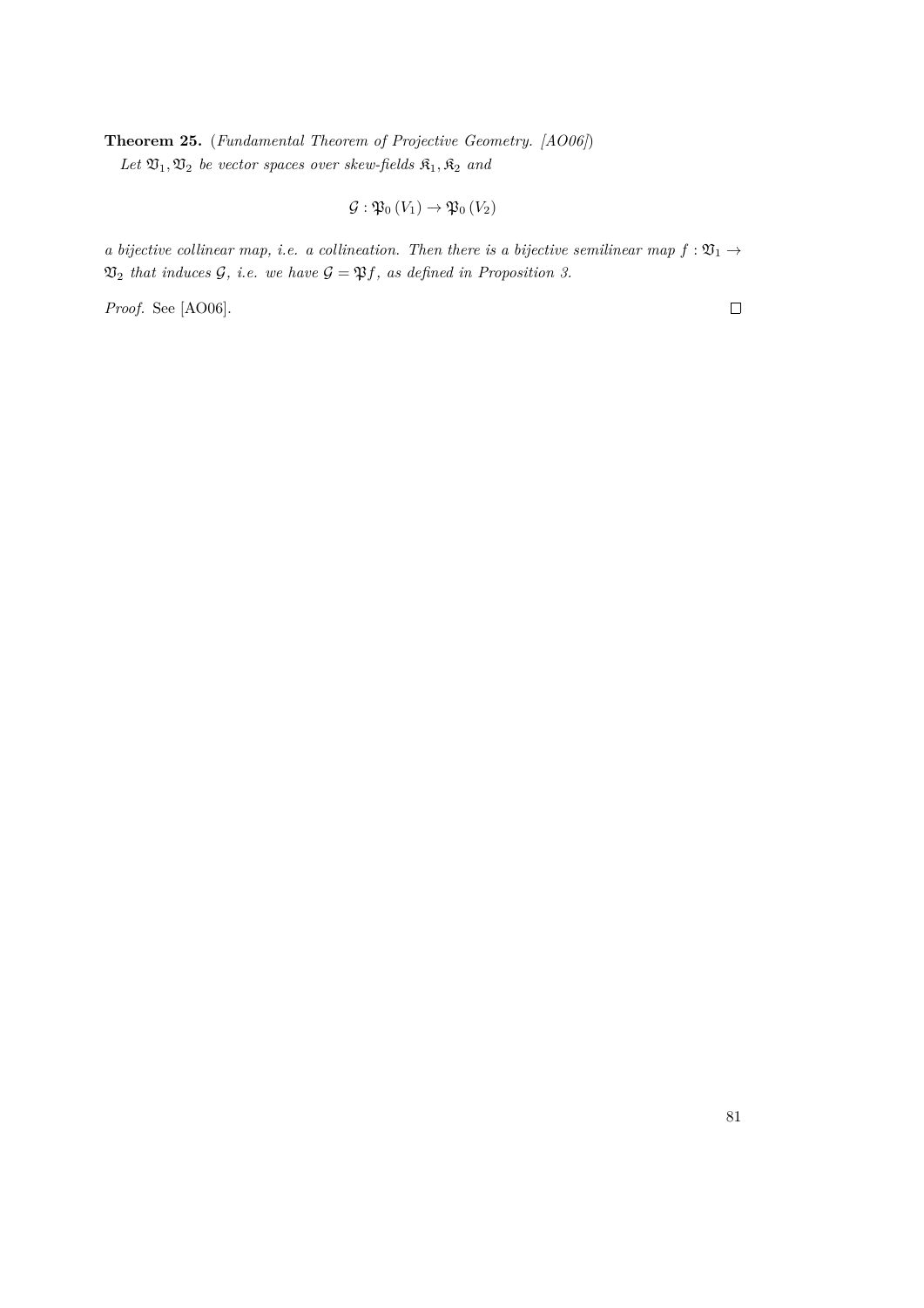**Theorem 25.** (*Fundamental Theorem of Projective Geometry. [AO06]*)
*Let $\mathfrak{V}_1, \mathfrak{V}_2$ be vector spaces over skew-fields $\mathfrak{K}_1, \mathfrak{K}_2$ and*

$$\mathcal{G} : \mathfrak{P}_0 (V_1) \to \mathfrak{P}_0 (V_2)$$

*a bijective collinear map, i.e. a collineation. Then there is a bijective semilinear map $f : \mathfrak{V}_1 \to \mathfrak{V}_2$ that induces $\mathcal{G}$, i.e. we have $\mathcal{G} = \mathfrak{P}f$, as defined in Proposition 3.*

*Proof.* See [AO06]. $\square$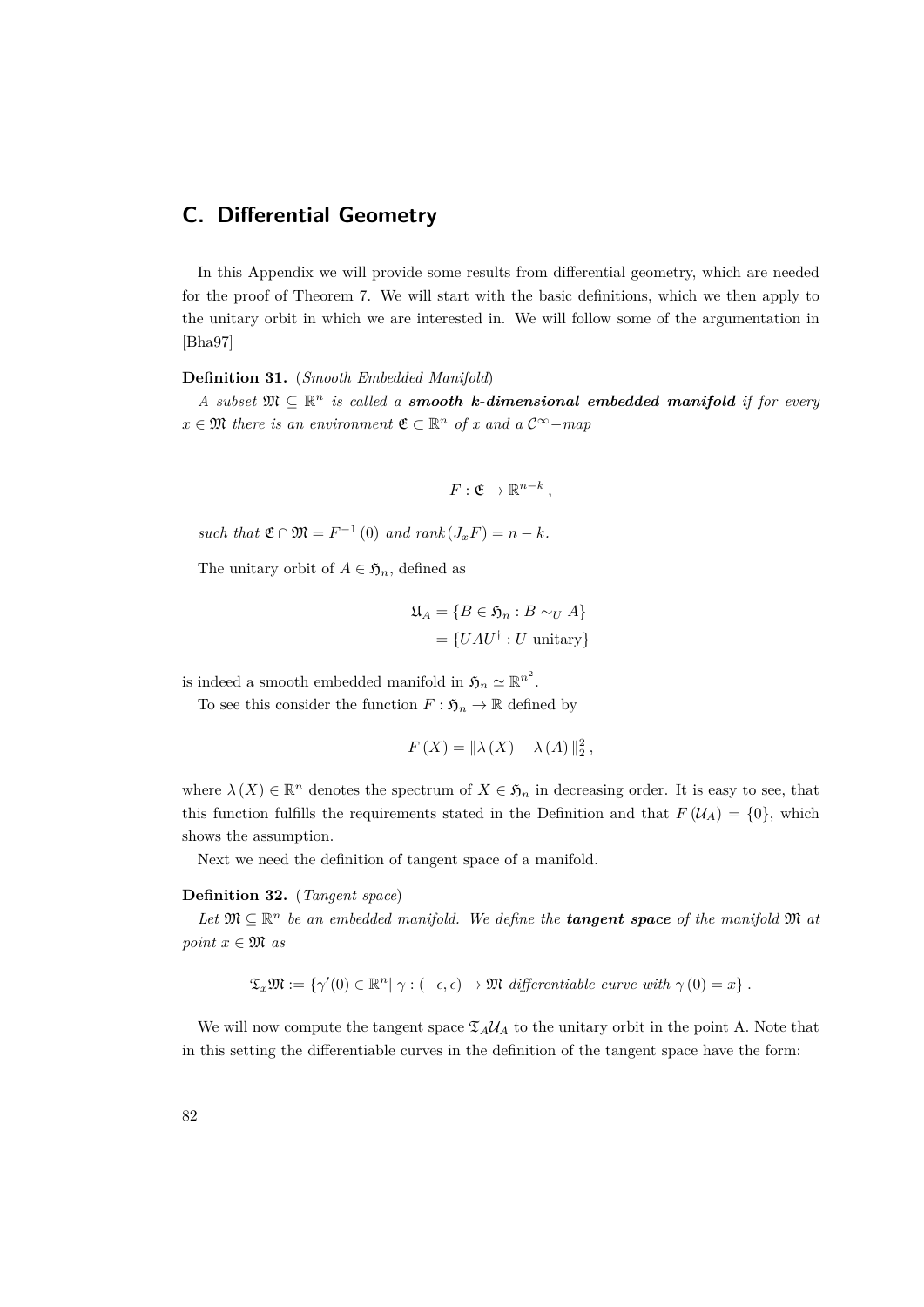# C. Differential Geometry

In this Appendix we will provide some results from differential geometry, which are needed for the proof of Theorem 7. We will start with the basic definitions, which we then apply to the unitary orbit in which we are interested in. We will follow some of the argumentation in [Bha97]

**Definition 31.** (*Smooth Embedded Manifold*)

*A subset $\mathfrak{M} \subseteq \mathbb{R}^n$ is called a **smooth k-dimensional embedded manifold** if for every $x \in \mathfrak{M}$ there is an environment $\mathfrak{E} \subset \mathbb{R}^n$ of $x$ and a $\mathcal{C}^\infty-$map*

$$F : \mathfrak{E} \to \mathbb{R}^{n-k},$$

*such that $\mathfrak{E} \cap \mathfrak{M} = F^{-1}(0)$ and rank$(J_x F) = n - k$.*

The unitary orbit of $A \in \mathfrak{H}_n$, defined as

$$\begin{aligned}\mathfrak{U}_A &= \{B \in \mathfrak{H}_n : B \sim_U A\} \\ &= \{UAU^\dagger : U \text{ unitary}\}\end{aligned}$$

is indeed a smooth embedded manifold in $\mathfrak{H}_n \simeq \mathbb{R}^{n^2}$.

To see this consider the function $F : \mathfrak{H}_n \to \mathbb{R}$ defined by

$$F(X) = \|\lambda(X) - \lambda(A)\|_2^2,$$

where $\lambda(X) \in \mathbb{R}^n$ denotes the spectrum of $X \in \mathfrak{H}_n$ in decreasing order. It is easy to see, that this function fulfills the requirements stated in the Definition and that $F(\mathcal{U}_A) = \{0\}$, which shows the assumption.

Next we need the definition of tangent space of a manifold.

**Definition 32.** (*Tangent space*)

*Let $\mathfrak{M} \subseteq \mathbb{R}^n$ be an embedded manifold. We define the **tangent space** of the manifold $\mathfrak{M}$ at point $x \in \mathfrak{M}$ as*

$$\mathfrak{T}_x\mathfrak{M} := \{\gamma'(0) \in \mathbb{R}^n | \, \gamma : (-\epsilon, \epsilon) \to \mathfrak{M} \text{ differentiable curve with } \gamma(0) = x\}.$$

We will now compute the tangent space $\mathfrak{T}_A\mathcal{U}_A$ to the unitary orbit in the point A. Note that in this setting the differentiable curves in the definition of the tangent space have the form: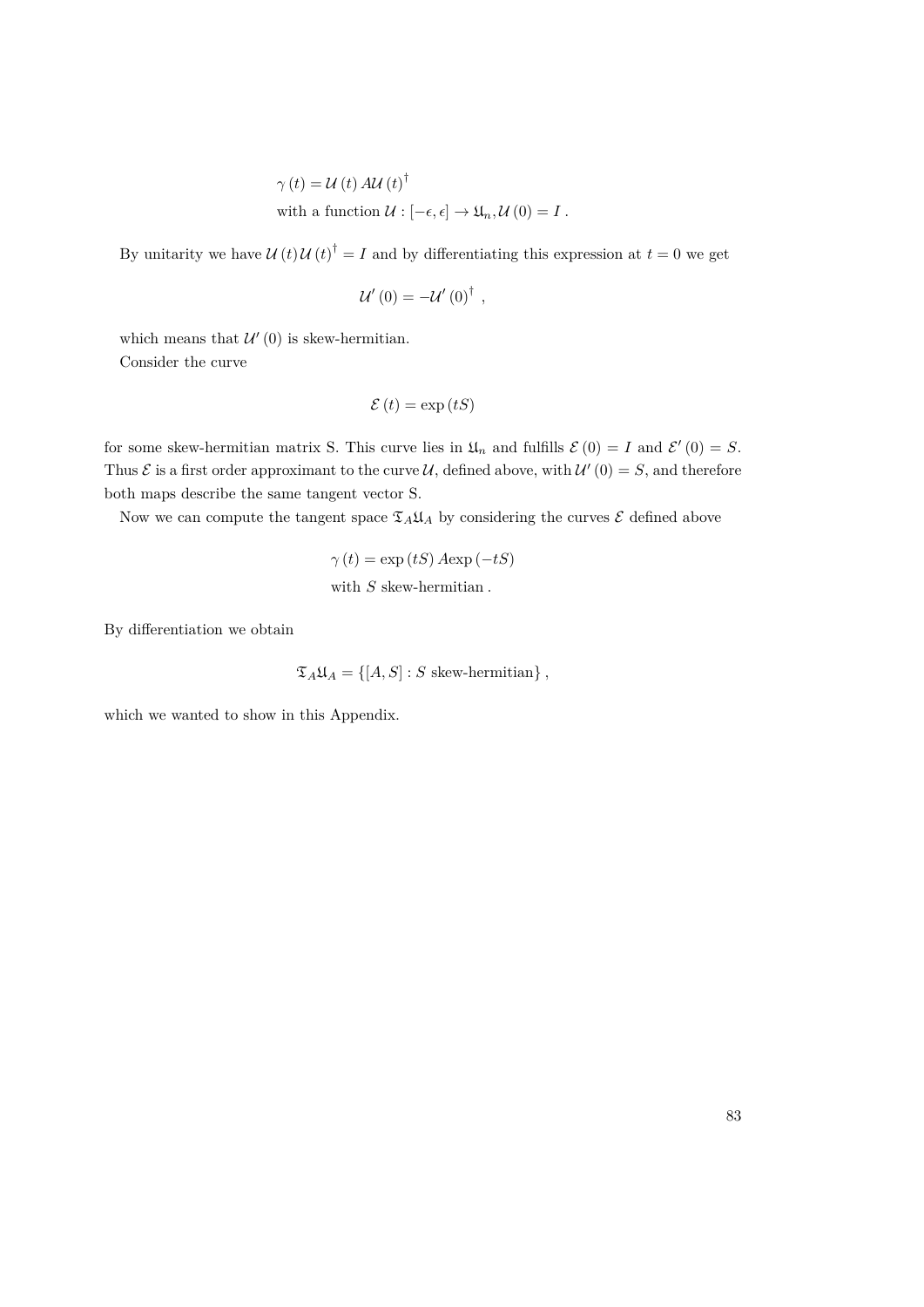$$\gamma(t) = \mathcal{U}(t)\, A\, \mathcal{U}(t)^{\dagger}$$
$$\text{with a function } \mathcal{U} : [-\epsilon, \epsilon] \to \mathfrak{U}_n, \mathcal{U}(0) = I \ .$$

By unitarity we have $\mathcal{U}(t)\mathcal{U}(t)^{\dagger} = I$ and by differentiating this expression at $t = 0$ we get

$$\mathcal{U}'(0) = -\mathcal{U}'(0)^{\dagger} \ ,$$

which means that $\mathcal{U}'(0)$ is skew-hermitian.

Consider the curve

$$\mathcal{E}(t) = \exp(tS)$$

for some skew-hermitian matrix S. This curve lies in $\mathfrak{U}_n$ and fulfills $\mathcal{E}(0) = I$ and $\mathcal{E}'(0) = S$. Thus $\mathcal{E}$ is a first order approximant to the curve $\mathcal{U}$, defined above, with $\mathcal{U}'(0) = S$, and therefore both maps describe the same tangent vector S.

Now we can compute the tangent space $\mathfrak{T}_A\mathfrak{U}_A$ by considering the curves $\mathcal{E}$ defined above

$$\gamma(t) = \exp(tS)\, A \exp(-tS)$$
$$\text{with } S \text{ skew-hermitian} \ .$$

By differentiation we obtain

$$\mathfrak{T}_A\mathfrak{U}_A = \{[A, S] : S \text{ skew-hermitian}\} \ ,$$

which we wanted to show in this Appendix.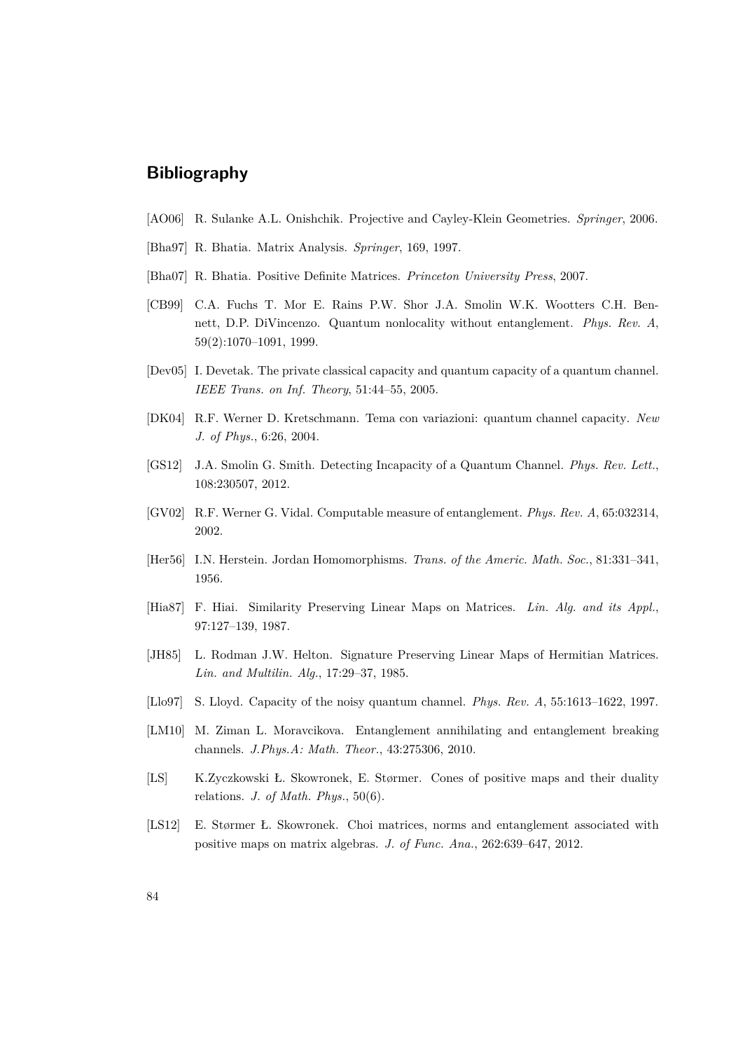## Bibliography

[AO06] R. Sulanke A.L. Onishchik. Projective and Cayley-Klein Geometries. *Springer*, 2006.

[Bha97] R. Bhatia. Matrix Analysis. *Springer*, 169, 1997.

[Bha07] R. Bhatia. Positive Definite Matrices. *Princeton University Press*, 2007.

[CB99] C.A. Fuchs T. Mor E. Rains P.W. Shor J.A. Smolin W.K. Wootters C.H. Bennett, D.P. DiVincenzo. Quantum nonlocality without entanglement. *Phys. Rev. A*, 59(2):1070–1091, 1999.

[Dev05] I. Devetak. The private classical capacity and quantum capacity of a quantum channel. *IEEE Trans. on Inf. Theory*, 51:44–55, 2005.

[DK04] R.F. Werner D. Kretschmann. Tema con variazioni: quantum channel capacity. *New J. of Phys.*, 6:26, 2004.

[GS12] J.A. Smolin G. Smith. Detecting Incapacity of a Quantum Channel. *Phys. Rev. Lett.*, 108:230507, 2012.

[GV02] R.F. Werner G. Vidal. Computable measure of entanglement. *Phys. Rev. A*, 65:032314, 2002.

[Her56] I.N. Herstein. Jordan Homomorphisms. *Trans. of the Americ. Math. Soc.*, 81:331–341, 1956.

[Hia87] F. Hiai. Similarity Preserving Linear Maps on Matrices. *Lin. Alg. and its Appl.*, 97:127–139, 1987.

[JH85] L. Rodman J.W. Helton. Signature Preserving Linear Maps of Hermitian Matrices. *Lin. and Multilin. Alg.*, 17:29–37, 1985.

[Llo97] S. Lloyd. Capacity of the noisy quantum channel. *Phys. Rev. A*, 55:1613–1622, 1997.

[LM10] M. Ziman L. Moravcikova. Entanglement annihilating and entanglement breaking channels. *J.Phys.A: Math. Theor.*, 43:275306, 2010.

[LS] K.Zyczkowski Ł. Skowronek, E. Størmer. Cones of positive maps and their duality relations. *J. of Math. Phys.*, 50(6).

[LS12] E. Størmer Ł. Skowronek. Choi matrices, norms and entanglement associated with positive maps on matrix algebras. *J. of Func. Ana.*, 262:639–647, 2012.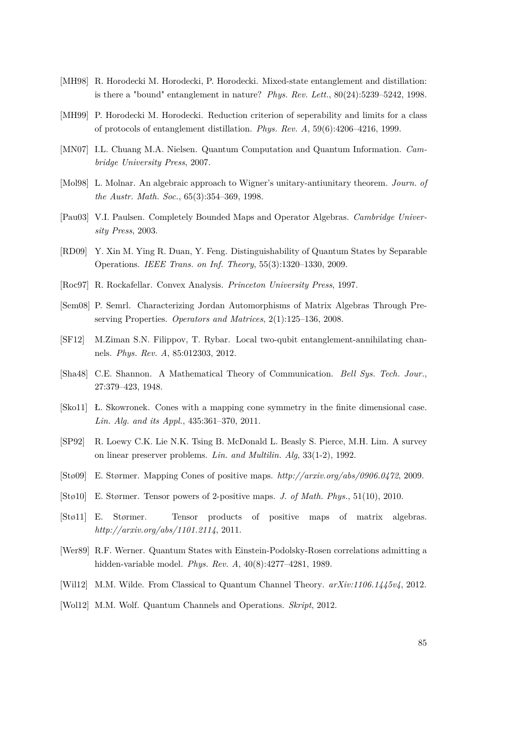[MH98] R. Horodecki M. Horodecki, P. Horodecki. Mixed-state entanglement and distillation: is there a "bound" entanglement in nature? *Phys. Rev. Lett.*, 80(24):5239–5242, 1998.

[MH99] P. Horodecki M. Horodecki. Reduction criterion of seperability and limits for a class of protocols of entanglement distillation. *Phys. Rev. A*, 59(6):4206–4216, 1999.

[MN07] I.L. Chuang M.A. Nielsen. Quantum Computation and Quantum Information. *Cambridge University Press*, 2007.

[Mol98] L. Molnar. An algebraic approach to Wigner's unitary-antiunitary theorem. *Journ. of the Austr. Math. Soc.*, 65(3):354–369, 1998.

[Pau03] V.I. Paulsen. Completely Bounded Maps and Operator Algebras. *Cambridge University Press*, 2003.

[RD09] Y. Xin M. Ying R. Duan, Y. Feng. Distinguishability of Quantum States by Separable Operations. *IEEE Trans. on Inf. Theory*, 55(3):1320–1330, 2009.

[Roc97] R. Rockafellar. Convex Analysis. *Princeton University Press*, 1997.

[Sem08] P. Semrl. Characterizing Jordan Automorphisms of Matrix Algebras Through Preserving Properties. *Operators and Matrices*, 2(1):125–136, 2008.

[SF12] M.Ziman S.N. Filippov, T. Rybar. Local two-qubit entanglement-annihilating channels. *Phys. Rev. A*, 85:012303, 2012.

[Sha48] C.E. Shannon. A Mathematical Theory of Communication. *Bell Sys. Tech. Jour.*, 27:379–423, 1948.

[Sko11] Ł. Skowronek. Cones with a mapping cone symmetry in the finite dimensional case. *Lin. Alg. and its Appl.*, 435:361–370, 2011.

[SP92] R. Loewy C.K. Lie N.K. Tsing B. McDonald L. Beasly S. Pierce, M.H. Lim. A survey on linear preserver problems. *Lin. and Multilin. Alg*, 33(1-2), 1992.

[Stø09] E. Størmer. Mapping Cones of positive maps. *http://arxiv.org/abs/0906.0472*, 2009.

[Stø10] E. Størmer. Tensor powers of 2-positive maps. *J. of Math. Phys.*, 51(10), 2010.

[Stø11] E. Størmer. Tensor products of positive maps of matrix algebras. *http://arxiv.org/abs/1101.2114*, 2011.

[Wer89] R.F. Werner. Quantum States with Einstein-Podolsky-Rosen correlations admitting a hidden-variable model. *Phys. Rev. A*, 40(8):4277–4281, 1989.

[Wil12] M.M. Wilde. From Classical to Quantum Channel Theory. *arXiv:1106.1445v4*, 2012.

[Wol12] M.M. Wolf. Quantum Channels and Operations. *Skript*, 2012.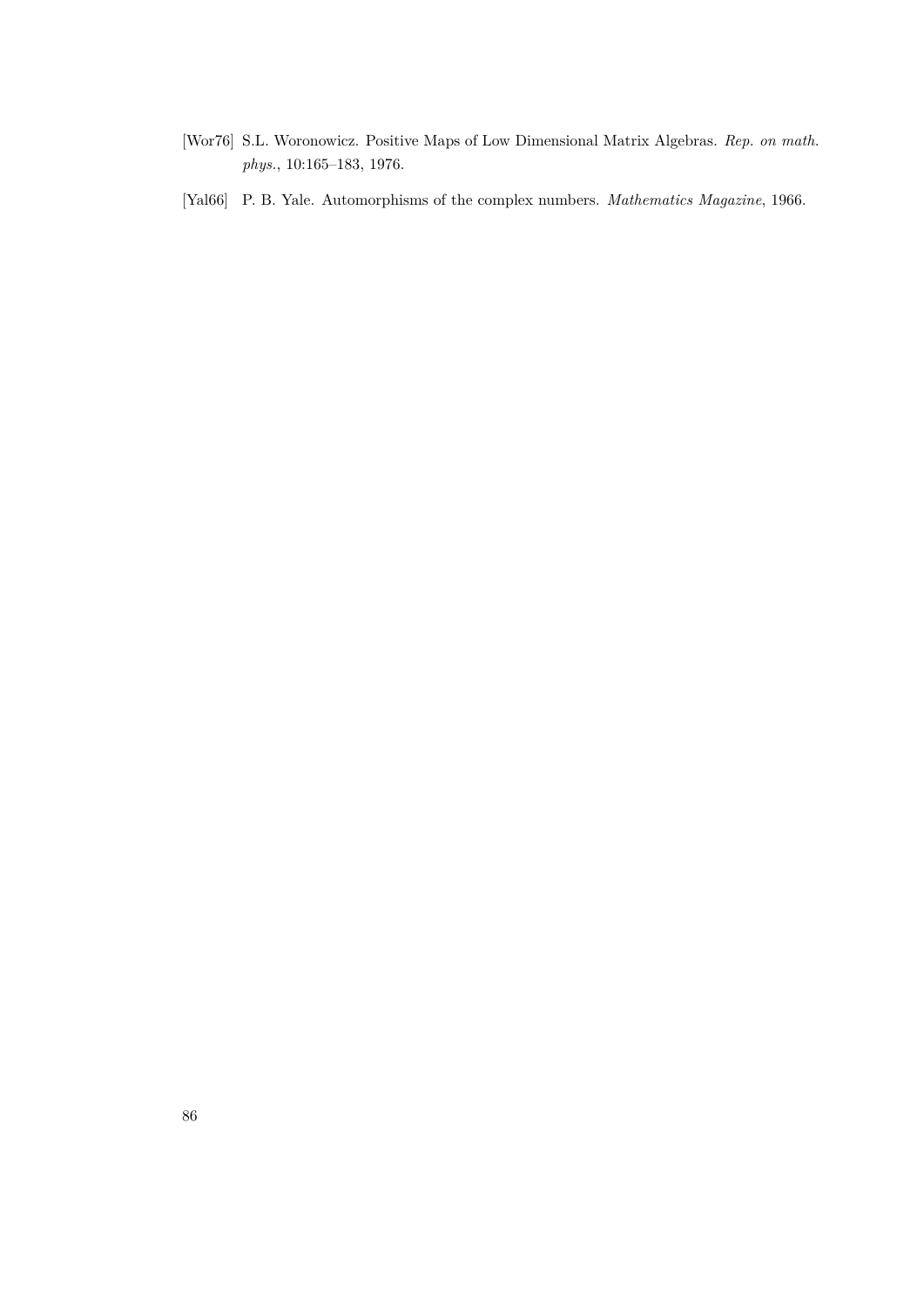[Wor76] S.L. Woronowicz. Positive Maps of Low Dimensional Matrix Algebras. *Rep. on math. phys.*, 10:165–183, 1976.

[Yal66] P. B. Yale. Automorphisms of the complex numbers. *Mathematics Magazine*, 1966.